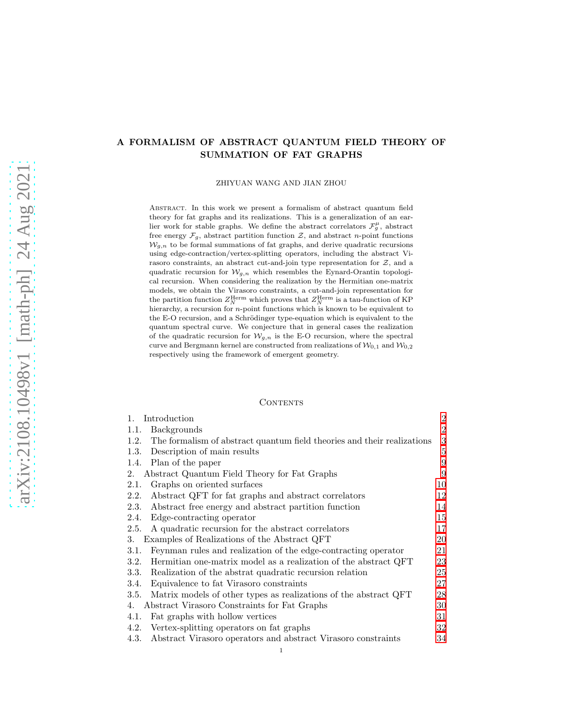# A FORMALISM OF ABSTRACT QUANTUM FIELD THEORY OF SUMMATION OF FAT GRAPHS

ZHIYUAN WANG AND JIAN ZHOU

Abstract. In this work we present a formalism of abstract quantum field theory for fat graphs and its realizations. This is a generalization of an earlier work for stable graphs. We define the abstract correlators $\mathcal{F}_g^\mu$, abstract free energy $\mathcal{F}_g$, abstract partition function $\mathcal{Z}$, and abstract $n$-point functions $\mathcal{W}_{g,n}$ to be formal summations of fat graphs, and derive quadratic recursions using edge-contraction/vertex-splitting operators, including the abstract Virasoro constraints, an abstract cut-and-join type representation for $\mathcal{Z}$, and a quadratic recursion for $\mathcal{W}_{g,n}$ which resembles the Eynard-Orantin topological recursion. When considering the realization by the Hermitian one-matrix models, we obtain the Virasoro constraints, a cut-and-join representation for the partition function $Z_N^{\text{Herm}}$ which proves that $Z_N^{\text{Herm}}$ is a tau-function of KP hierarchy, a recursion for $n$-point functions which is known to be equivalent to the E-O recursion, and a Schrödinger type-equation which is equivalent to the quantum spectral curve. We conjecture that in general cases the realization of the quadratic recursion for $\mathcal{W}_{g,n}$ is the E-O recursion, where the spectral curve and Bergmann kernel are constructed from realizations of $\mathcal{W}_{0,1}$ and $\mathcal{W}_{0,2}$ respectively using the framework of emergent geometry.

## Contents

1. Introduction — 2
   - 1.1. Backgrounds — 2
   - 1.2. The formalism of abstract quantum field theories and their realizations — 3
   - 1.3. Description of main results — 5
   - 1.4. Plan of the paper — 9
2. Abstract Quantum Field Theory for Fat Graphs — 9
   - 2.1. Graphs on oriented surfaces — 10
   - 2.2. Abstract QFT for fat graphs and abstract correlators — 12
   - 2.3. Abstract free energy and abstract partition function — 14
   - 2.4. Edge-contracting operator — 15
   - 2.5. A quadratic recursion for the abstract correlators — 17
3. Examples of Realizations of the Abstract QFT — 20
   - 3.1. Feynman rules and realization of the edge-contracting operator — 21
   - 3.2. Hermitian one-matrix model as a realization of the abstract QFT — 23
   - 3.3. Realization of the abstrat quadratic recursion relation — 25
   - 3.4. Equivalence to fat Virasoro constraints — 27
   - 3.5. Matrix models of other types as realizations of the abstract QFT — 28
4. Abstract Virasoro Constraints for Fat Graphs — 30
   - 4.1. Fat graphs with hollow vertices — 31
   - 4.2. Vertex-splitting operators on fat graphs — 32
   - 4.3. Abstract Virasoro operators and abstract Virasoro constraints — 34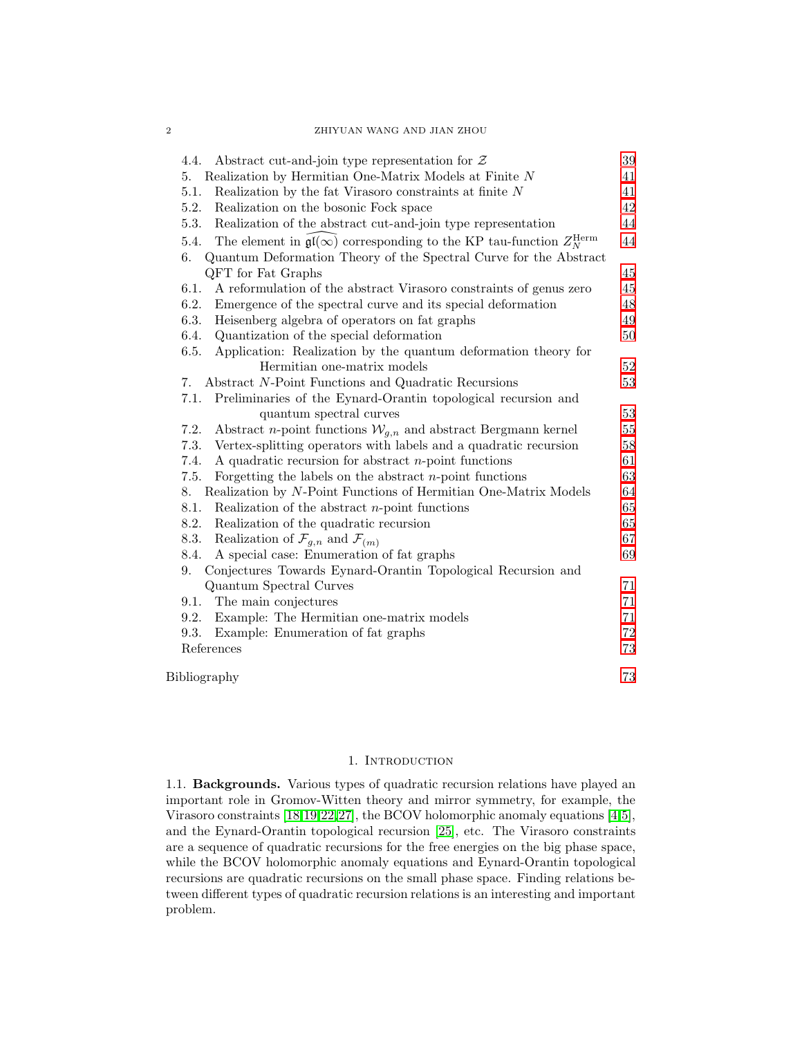4.4. Abstract cut-and-join type representation for $\mathcal{Z}$ 39
5. Realization by Hermitian One-Matrix Models at Finite $N$ 41
5.1. Realization by the fat Virasoro constraints at finite $N$ 41
5.2. Realization on the bosonic Fock space 42
5.3. Realization of the abstract cut-and-join type representation 44
5.4. The element in $\widehat{\mathfrak{gl}(\infty)}$ corresponding to the KP tau-function $Z_N^{\text{Herm}}$ 44
6. Quantum Deformation Theory of the Spectral Curve for the Abstract QFT for Fat Graphs 45
6.1. A reformulation of the abstract Virasoro constraints of genus zero 45
6.2. Emergence of the spectral curve and its special deformation 48
6.3. Heisenberg algebra of operators on fat graphs 49
6.4. Quantization of the special deformation 50
6.5. Application: Realization by the quantum deformation theory for Hermitian one-matrix models 52
7. Abstract $N$-Point Functions and Quadratic Recursions 53
7.1. Preliminaries of the Eynard-Orantin topological recursion and quantum spectral curves 53
7.2. Abstract $n$-point functions $\mathcal{W}_{g,n}$ and abstract Bergmann kernel 55
7.3. Vertex-splitting operators with labels and a quadratic recursion 58
7.4. A quadratic recursion for abstract $n$-point functions 61
7.5. Forgetting the labels on the abstract $n$-point functions 63
8. Realization by $N$-Point Functions of Hermitian One-Matrix Models 64
8.1. Realization of the abstract $n$-point functions 65
8.2. Realization of the quadratic recursion 65
8.3. Realization of $\mathcal{F}_{g,n}$ and $\mathcal{F}_{(m)}$ 67
8.4. A special case: Enumeration of fat graphs 69
9. Conjectures Towards Eynard-Orantin Topological Recursion and Quantum Spectral Curves 71
9.1. The main conjectures 71
9.2. Example: The Hermitian one-matrix models 71
9.3. Example: Enumeration of fat graphs 72
References 73

Bibliography 73

## 1. Introduction

1.1. **Backgrounds.** Various types of quadratic recursion relations have played an important role in Gromov-Witten theory and mirror symmetry, for example, the Virasoro constraints [18,19,22,27], the BCOV holomorphic anomaly equations [4,5], and the Eynard-Orantin topological recursion [25], etc. The Virasoro constraints are a sequence of quadratic recursions for the free energies on the big phase space, while the BCOV holomorphic anomaly equations and Eynard-Orantin topological recursions are quadratic recursions on the small phase space. Finding relations between different types of quadratic recursion relations is an interesting and important problem.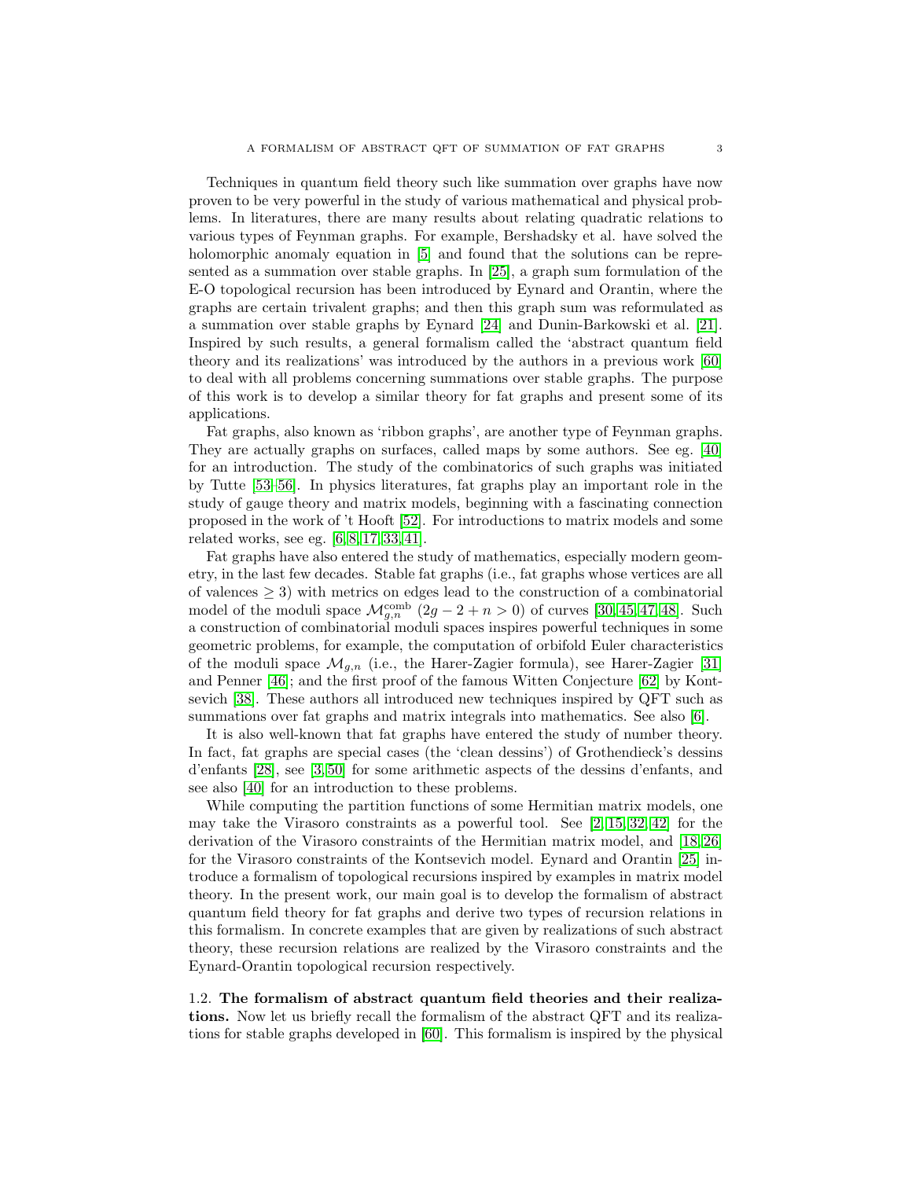Techniques in quantum field theory such like summation over graphs have now proven to be very powerful in the study of various mathematical and physical problems. In literatures, there are many results about relating quadratic relations to various types of Feynman graphs. For example, Bershadsky et al. have solved the holomorphic anomaly equation in [5] and found that the solutions can be represented as a summation over stable graphs. In [25], a graph sum formulation of the E-O topological recursion has been introduced by Eynard and Orantin, where the graphs are certain trivalent graphs; and then this graph sum was reformulated as a summation over stable graphs by Eynard [24] and Dunin-Barkowski et al. [21]. Inspired by such results, a general formalism called the 'abstract quantum field theory and its realizations' was introduced by the authors in a previous work [60] to deal with all problems concerning summations over stable graphs. The purpose of this work is to develop a similar theory for fat graphs and present some of its applications.

Fat graphs, also known as 'ribbon graphs', are another type of Feynman graphs. They are actually graphs on surfaces, called maps by some authors. See eg. [40] for an introduction. The study of the combinatorics of such graphs was initiated by Tutte [53–56]. In physics literatures, fat graphs play an important role in the study of gauge theory and matrix models, beginning with a fascinating connection proposed in the work of 't Hooft [52]. For introductions to matrix models and some related works, see eg. [6,8,17,33,41].

Fat graphs have also entered the study of mathematics, especially modern geometry, in the last few decades. Stable fat graphs (i.e., fat graphs whose vertices are all of valences $\geq 3$) with metrics on edges lead to the construction of a combinatorial model of the moduli space $\mathcal{M}_{g,n}^{\text{comb}}$ $(2g-2+n>0)$ of curves [30,45,47,48]. Such a construction of combinatorial moduli spaces inspires powerful techniques in some geometric problems, for example, the computation of orbifold Euler characteristics of the moduli space $\mathcal{M}_{g,n}$ (i.e., the Harer-Zagier formula), see Harer-Zagier [31] and Penner [46]; and the first proof of the famous Witten Conjecture [62] by Kontsevich [38]. These authors all introduced new techniques inspired by QFT such as summations over fat graphs and matrix integrals into mathematics. See also [6].

It is also well-known that fat graphs have entered the study of number theory. In fact, fat graphs are special cases (the 'clean dessins') of Grothendieck's dessins d'enfants [28], see [3,50] for some arithmetic aspects of the dessins d'enfants, and see also [40] for an introduction to these problems.

While computing the partition functions of some Hermitian matrix models, one may take the Virasoro constraints as a powerful tool. See [2,15,32,42] for the derivation of the Virasoro constraints of the Hermitian matrix model, and [18,26] for the Virasoro constraints of the Kontsevich model. Eynard and Orantin [25] introduce a formalism of topological recursions inspired by examples in matrix model theory. In the present work, our main goal is to develop the formalism of abstract quantum field theory for fat graphs and derive two types of recursion relations in this formalism. In concrete examples that are given by realizations of such abstract theory, these recursion relations are realized by the Virasoro constraints and the Eynard-Orantin topological recursion respectively.

### 1.2. The formalism of abstract quantum field theories and their realizations.

Now let us briefly recall the formalism of the abstract QFT and its realizations for stable graphs developed in [60]. This formalism is inspired by the physical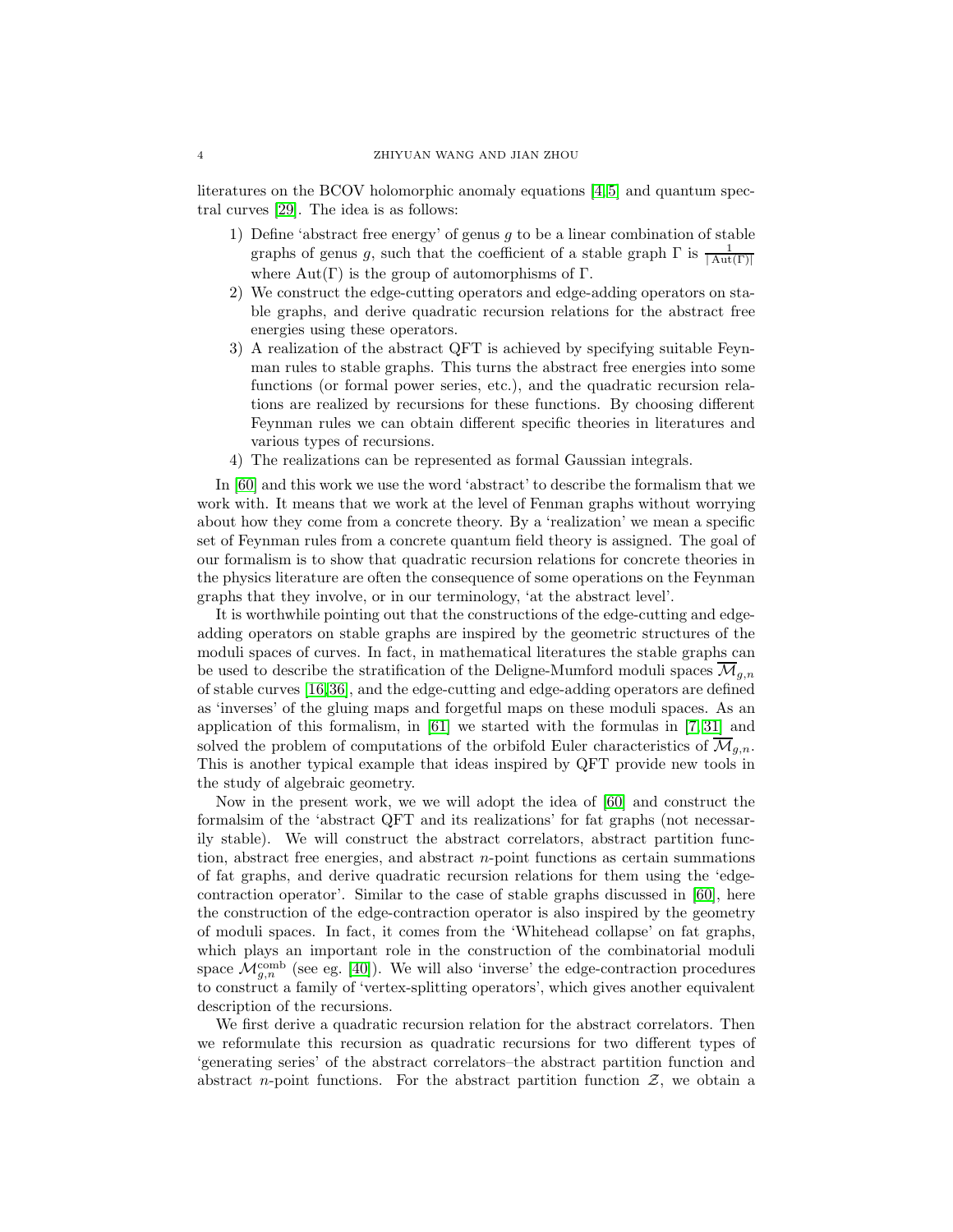literatures on the BCOV holomorphic anomaly equations [4,5] and quantum spectral curves [29]. The idea is as follows:

1) Define 'abstract free energy' of genus $g$ to be a linear combination of stable graphs of genus $g$, such that the coefficient of a stable graph $\Gamma$ is $\frac{1}{|\mathrm{Aut}(\Gamma)|}$ where $\mathrm{Aut}(\Gamma)$ is the group of automorphisms of $\Gamma$.
2) We construct the edge-cutting operators and edge-adding operators on stable graphs, and derive quadratic recursion relations for the abstract free energies using these operators.
3) A realization of the abstract QFT is achieved by specifying suitable Feynman rules to stable graphs. This turns the abstract free energies into some functions (or formal power series, etc.), and the quadratic recursion relations are realized by recursions for these functions. By choosing different Feynman rules we can obtain different specific theories in literatures and various types of recursions.
4) The realizations can be represented as formal Gaussian integrals.

In [60] and this work we use the word 'abstract' to describe the formalism that we work with. It means that we work at the level of Fenman graphs without worrying about how they come from a concrete theory. By a 'realization' we mean a specific set of Feynman rules from a concrete quantum field theory is assigned. The goal of our formalism is to show that quadratic recursion relations for concrete theories in the physics literature are often the consequence of some operations on the Feynman graphs that they involve, or in our terminology, 'at the abstract level'.

It is worthwhile pointing out that the constructions of the edge-cutting and edge-adding operators on stable graphs are inspired by the geometric structures of the moduli spaces of curves. In fact, in mathematical literatures the stable graphs can be used to describe the stratification of the Deligne-Mumford moduli spaces $\overline{\mathcal{M}}_{g,n}$ of stable curves [16,36], and the edge-cutting and edge-adding operators are defined as 'inverses' of the gluing maps and forgetful maps on these moduli spaces. As an application of this formalism, in [61] we started with the formulas in [7,31] and solved the problem of computations of the orbifold Euler characteristics of $\overline{\mathcal{M}}_{g,n}$. This is another typical example that ideas inspired by QFT provide new tools in the study of algebraic geometry.

Now in the present work, we we will adopt the idea of [60] and construct the formalsim of the 'abstract QFT and its realizations' for fat graphs (not necessarily stable). We will construct the abstract correlators, abstract partition function, abstract free energies, and abstract $n$-point functions as certain summations of fat graphs, and derive quadratic recursion relations for them using the 'edge-contraction operator'. Similar to the case of stable graphs discussed in [60], here the construction of the edge-contraction operator is also inspired by the geometry of moduli spaces. In fact, it comes from the 'Whitehead collapse' on fat graphs, which plays an important role in the construction of the combinatorial moduli space $\mathcal{M}_{g,n}^{\mathrm{comb}}$ (see eg. [40]). We will also 'inverse' the edge-contraction procedures to construct a family of 'vertex-splitting operators', which gives another equivalent description of the recursions.

We first derive a quadratic recursion relation for the abstract correlators. Then we reformulate this recursion as quadratic recursions for two different types of 'generating series' of the abstract correlators–the abstract partition function and abstract $n$-point functions. For the abstract partition function $\mathcal{Z}$, we obtain a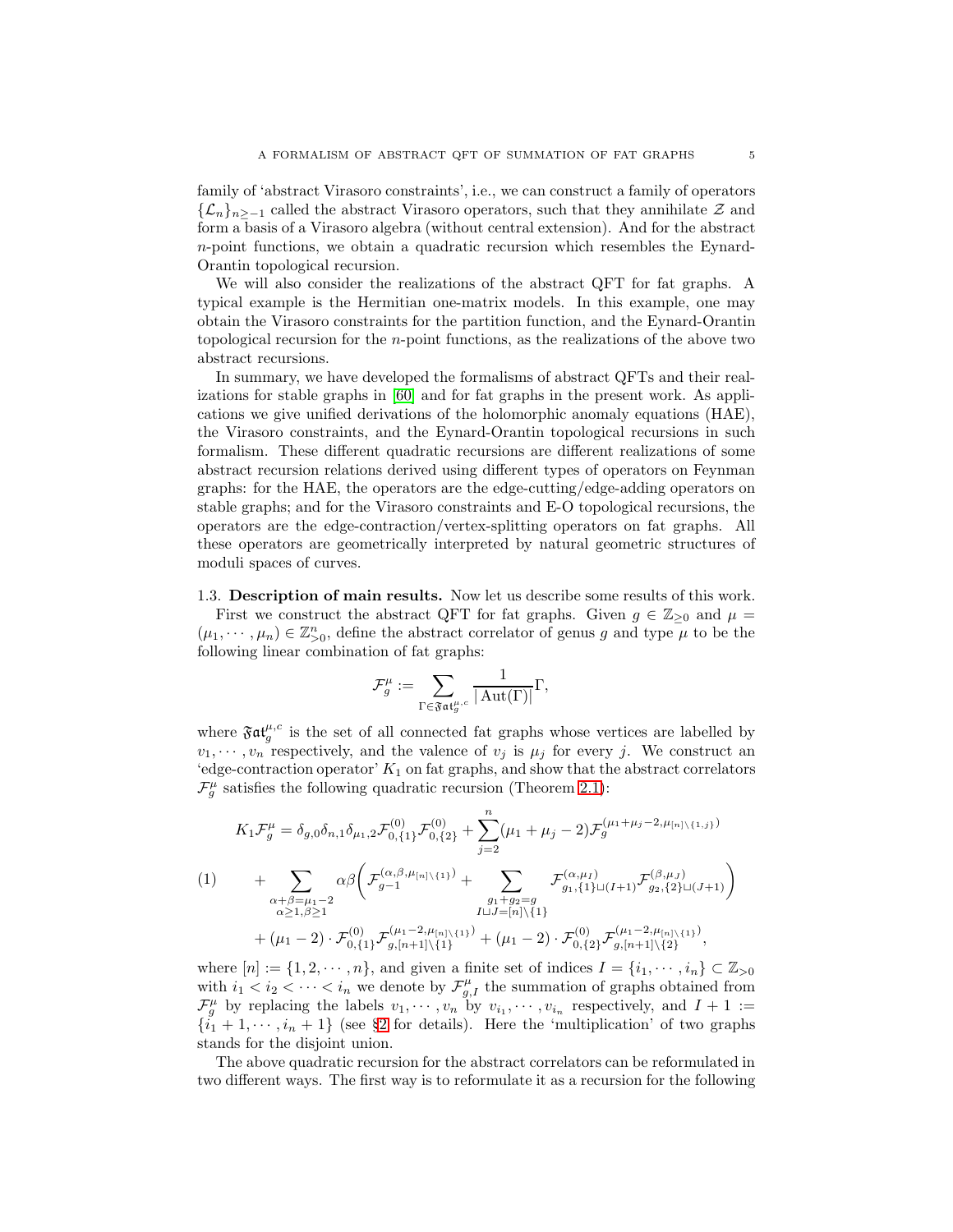family of 'abstract Virasoro constraints', i.e., we can construct a family of operators $\{\mathcal{L}_n\}_{n\geq -1}$ called the abstract Virasoro operators, such that they annihilate $\mathcal{Z}$ and form a basis of a Virasoro algebra (without central extension). And for the abstract $n$-point functions, we obtain a quadratic recursion which resembles the Eynard-Orantin topological recursion.

We will also consider the realizations of the abstract QFT for fat graphs. A typical example is the Hermitian one-matrix models. In this example, one may obtain the Virasoro constraints for the partition function, and the Eynard-Orantin topological recursion for the $n$-point functions, as the realizations of the above two abstract recursions.

In summary, we have developed the formalisms of abstract QFTs and their realizations for stable graphs in [60] and for fat graphs in the present work. As applications we give unified derivations of the holomorphic anomaly equations (HAE), the Virasoro constraints, and the Eynard-Orantin topological recursions in such formalism. These different quadratic recursions are different realizations of some abstract recursion relations derived using different types of operators on Feynman graphs: for the HAE, the operators are the edge-cutting/edge-adding operators on stable graphs; and for the Virasoro constraints and E-O topological recursions, the operators are the edge-contraction/vertex-splitting operators on fat graphs. All these operators are geometrically interpreted by natural geometric structures of moduli spaces of curves.

1.3. **Description of main results.** Now let us describe some results of this work.

First we construct the abstract QFT for fat graphs. Given $g\in\mathbb{Z}_{\geq 0}$ and $\mu=(\mu_1,\cdots,\mu_n)\in\mathbb{Z}^n_{>0}$, define the abstract correlator of genus $g$ and type $\mu$ to be the following linear combination of fat graphs:

$$\mathcal{F}^{\mu}_g := \sum_{\Gamma\in\mathfrak{Fat}^{\mu,c}_g}\frac{1}{|\operatorname{Aut}(\Gamma)|}\Gamma,$$

where $\mathfrak{Fat}^{\mu,c}_g$ is the set of all connected fat graphs whose vertices are labelled by $v_1,\cdots,v_n$ respectively, and the valence of $v_j$ is $\mu_j$ for every $j$. We construct an 'edge-contraction operator' $K_1$ on fat graphs, and show that the abstract correlators $\mathcal{F}^{\mu}_g$ satisfies the following quadratic recursion (Theorem 2.1):

$$\begin{aligned}
K_1\mathcal{F}^{\mu}_g =& \delta_{g,0}\delta_{n,1}\delta_{\mu_1,2}\mathcal{F}^{(0)}_{0,\{1\}}\mathcal{F}^{(0)}_{0,\{2\}}+\sum_{j=2}^{n}(\mu_1+\mu_j-2)\mathcal{F}_g^{(\mu_1+\mu_j-2,\mu_{[n]\backslash\{1,j\}})}\\
&+\sum_{\substack{\alpha+\beta=\mu_1-2\\ \alpha\geq 1,\beta\geq 1}}\alpha\beta\bigg(\mathcal{F}_{g-1}^{(\alpha,\beta,\mu_{[n]\backslash\{1\}})}+\sum_{\substack{g_1+g_2=g\\ I\sqcup J=[n]\backslash\{1\}}}\mathcal{F}^{(\alpha,\mu_I)}_{g_1,\{1\}\sqcup(I+1)}\mathcal{F}^{(\beta,\mu_J)}_{g_2,\{2\}\sqcup(J+1)}\bigg)\\
&+(\mu_1-2)\cdot\mathcal{F}^{(0)}_{0,\{1\}}\mathcal{F}^{(\mu_1-2,\mu_{[n]\backslash\{1\}})}_{g,[n+1]\backslash\{1\}}+(\mu_1-2)\cdot\mathcal{F}^{(0)}_{0,\{2\}}\mathcal{F}^{(\mu_1-2,\mu_{[n]\backslash\{1\}})}_{g,[n+1]\backslash\{2\}},
\end{aligned}\tag{1}$$

where $[n]:=\{1,2,\cdots,n\}$, and given a finite set of indices $I=\{i_1,\cdots,i_n\}\subset\mathbb{Z}_{>0}$ with $i_1<i_2<\cdots<i_n$ we denote by $\mathcal{F}^{\mu}_{g,I}$ the summation of graphs obtained from $\mathcal{F}^{\mu}_g$ by replacing the labels $v_1,\cdots,v_n$ by $v_{i_1},\cdots,v_{i_n}$ respectively, and $I+1:=\{i_1+1,\cdots,i_n+1\}$ (see §2 for details). Here the 'multiplication' of two graphs stands for the disjoint union.

The above quadratic recursion for the abstract correlators can be reformulated in two different ways. The first way is to reformulate it as a recursion for the following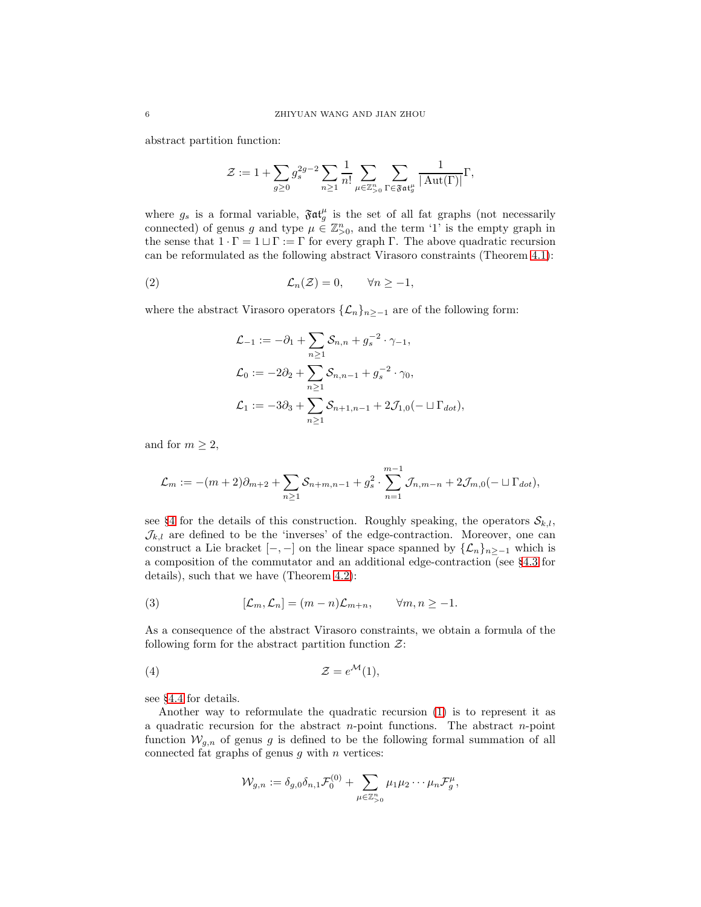abstract partition function:

$$\mathcal{Z} := 1 + \sum_{g\geq 0} g_s^{2g-2} \sum_{n\geq 1} \frac{1}{n!} \sum_{\mu\in\mathbb{Z}_{>0}^n} \sum_{\Gamma\in\mathfrak{Fat}_g^\mu} \frac{1}{|\operatorname{Aut}(\Gamma)|}\Gamma,$$

where $g_s$ is a formal variable, $\mathfrak{Fat}_g^\mu$ is the set of all fat graphs (not necessarily connected) of genus $g$ and type $\mu \in \mathbb{Z}_{>0}^n$, and the term '1' is the empty graph in the sense that $1 \cdot \Gamma = 1 \sqcup \Gamma := \Gamma$ for every graph $\Gamma$. The above quadratic recursion can be reformulated as the following abstract Virasoro constraints (Theorem 4.1):

$$\mathcal{L}_n(\mathcal{Z}) = 0, \qquad \forall n \geq -1, \tag{2}$$

where the abstract Virasoro operators $\{\mathcal{L}_n\}_{n\geq -1}$ are of the following form:

$$\begin{aligned}
\mathcal{L}_{-1} &:= -\partial_1 + \sum_{n\geq 1} \mathcal{S}_{n,n} + g_s^{-2} \cdot \gamma_{-1}, \\
\mathcal{L}_0 &:= -2\partial_2 + \sum_{n\geq 1} \mathcal{S}_{n,n-1} + g_s^{-2} \cdot \gamma_0, \\
\mathcal{L}_1 &:= -3\partial_3 + \sum_{n\geq 1} \mathcal{S}_{n+1,n-1} + 2\mathcal{J}_{1,0}(- \sqcup \Gamma_{dot}),
\end{aligned}$$

and for $m \geq 2$,

$$\mathcal{L}_m := -(m+2)\partial_{m+2} + \sum_{n\geq 1} \mathcal{S}_{n+m,n-1} + g_s^2 \cdot \sum_{n=1}^{m-1} \mathcal{J}_{n,m-n} + 2\mathcal{J}_{m,0}(- \sqcup \Gamma_{dot}),$$

see §4 for the details of this construction. Roughly speaking, the operators $\mathcal{S}_{k,l}$, $\mathcal{J}_{k,l}$ are defined to be the 'inverses' of the edge-contraction. Moreover, one can construct a Lie bracket $[-,-]$ on the linear space spanned by $\{\mathcal{L}_n\}_{n\geq -1}$ which is a composition of the commutator and an additional edge-contraction (see §4.3 for details), such that we have (Theorem 4.2):

$$[\mathcal{L}_m, \mathcal{L}_n] = (m-n)\mathcal{L}_{m+n}, \qquad \forall m,n \geq -1. \tag{3}$$

As a consequence of the abstract Virasoro constraints, we obtain a formula of the following form for the abstract partition function $\mathcal{Z}$:

$$\mathcal{Z} = e^{\mathcal{M}}(1), \tag{4}$$

see §4.4 for details.

Another way to reformulate the quadratic recursion (1) is to represent it as a quadratic recursion for the abstract $n$-point functions. The abstract $n$-point function $\mathcal{W}_{g,n}$ of genus $g$ is defined to be the following formal summation of all connected fat graphs of genus $g$ with $n$ vertices:

$$\mathcal{W}_{g,n} := \delta_{g,0}\delta_{n,1}\mathcal{F}_0^{(0)} + \sum_{\mu\in\mathbb{Z}_{>0}^n} \mu_1\mu_2\cdots\mu_n \mathcal{F}_g^\mu,$$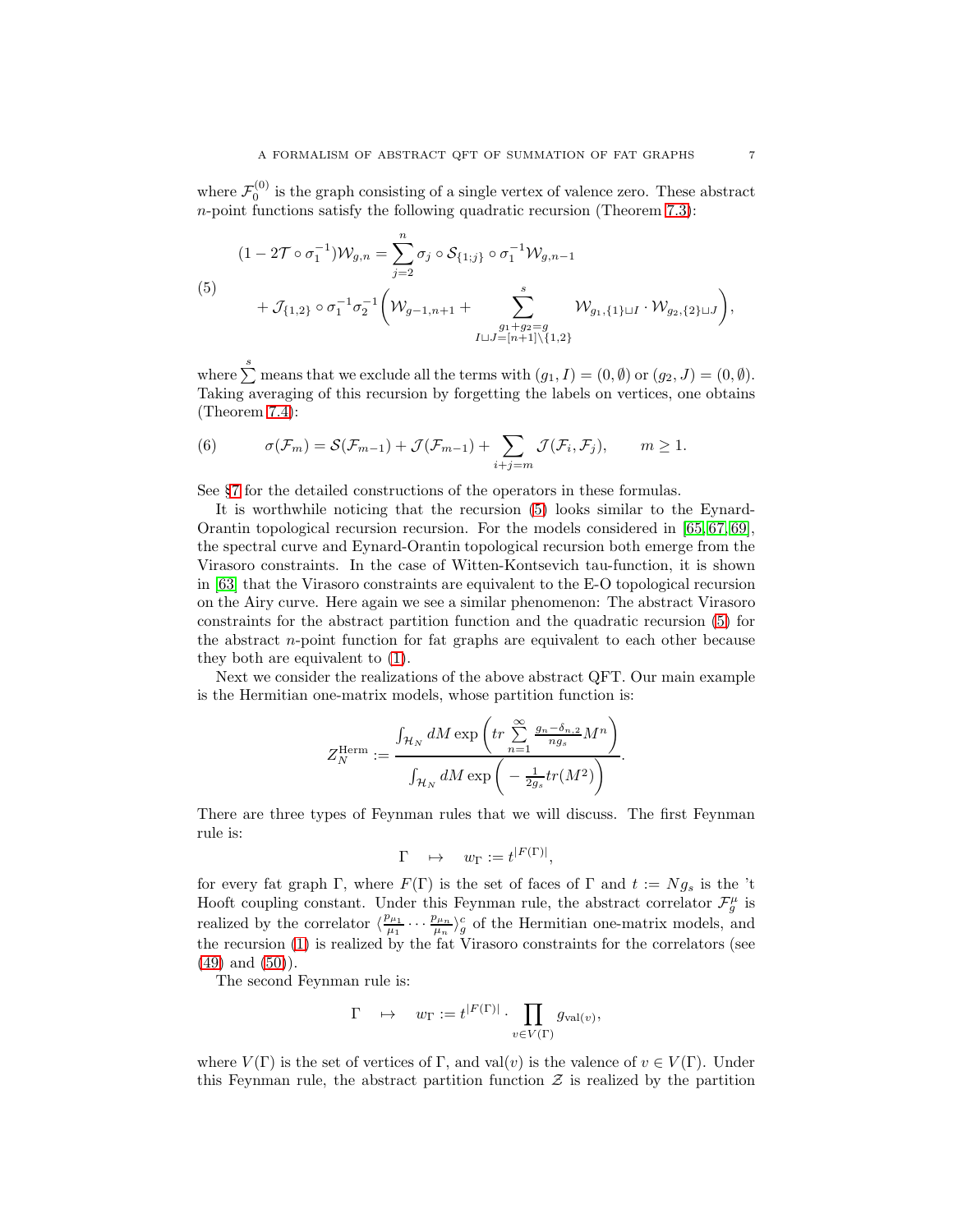where $\mathcal{F}_0^{(0)}$ is the graph consisting of a single vertex of valence zero. These abstract $n$-point functions satisfy the following quadratic recursion (Theorem 7.3):

$$
\begin{aligned}
(1-2\mathcal{T}\circ\sigma_1^{-1})\mathcal{W}_{g,n} =& \sum_{j=2}^{n}\sigma_j\circ\mathcal{S}_{\{1;j\}}\circ\sigma_1^{-1}\mathcal{W}_{g,n-1}\\
&+\mathcal{J}_{\{1,2\}}\circ\sigma_1^{-1}\sigma_2^{-1}\Bigg(\mathcal{W}_{g-1,n+1}+\sideset{}{^s}\sum_{\substack{g_1+g_2=g\\ I\sqcup J=[n+1]\backslash\{1,2\}}}\mathcal{W}_{g_1,\{1\}\sqcup I}\cdot\mathcal{W}_{g_2,\{2\}\sqcup J}\Bigg),
\end{aligned} \tag{5}
$$

where $\sum^s$ means that we exclude all the terms with $(g_1, I) = (0, \emptyset)$ or $(g_2, J) = (0, \emptyset)$. Taking averaging of this recursion by forgetting the labels on vertices, one obtains (Theorem 7.4):

$$
\sigma(\mathcal{F}_m) = \mathcal{S}(\mathcal{F}_{m-1}) + \mathcal{J}(\mathcal{F}_{m-1}) + \sum_{i+j=m}\mathcal{J}(\mathcal{F}_i,\mathcal{F}_j), \qquad m \geq 1. \tag{6}
$$

See §7 for the detailed constructions of the operators in these formulas.

It is worthwhile noticing that the recursion (5) looks similar to the Eynard-Orantin topological recursion recursion. For the models considered in [65, 67, 69], the spectral curve and Eynard-Orantin topological recursion both emerge from the Virasoro constraints. In the case of Witten-Kontsevich tau-function, it is shown in [63] that the Virasoro constraints are equivalent to the E-O topological recursion on the Airy curve. Here again we see a similar phenomenon: The abstract Virasoro constraints for the abstract partition function and the quadratic recursion (5) for the abstract $n$-point function for fat graphs are equivalent to each other because they both are equivalent to (1).

Next we consider the realizations of the above abstract QFT. Our main example is the Hermitian one-matrix models, whose partition function is:

$$
Z_N^{\text{Herm}} := \frac{\int_{\mathcal{H}_N} dM \exp\left(tr\sum_{n=1}^{\infty}\frac{g_n-\delta_{n,2}}{ng_s}M^n\right)}{\int_{\mathcal{H}_N} dM\exp\left(-\frac{1}{2g_s}tr(M^2)\right)}.
$$

There are three types of Feynman rules that we will discuss. The first Feynman rule is:

$$
\Gamma \quad \mapsto \quad w_\Gamma := t^{|F(\Gamma)|},
$$

for every fat graph $\Gamma$, where $F(\Gamma)$ is the set of faces of $\Gamma$ and $t := Ng_s$ is the 't Hooft coupling constant. Under this Feynman rule, the abstract correlator $\mathcal{F}_g^\mu$ is realized by the correlator $\langle\frac{p_{\mu_1}}{\mu_1}\cdots\frac{p_{\mu_n}}{\mu_n}\rangle_g^c$ of the Hermitian one-matrix models, and the recursion (1) is realized by the fat Virasoro constraints for the correlators (see (49) and (50)).

The second Feynman rule is:

$$
\Gamma \quad \mapsto \quad w_\Gamma := t^{|F(\Gamma)|}\cdot\prod_{v\in V(\Gamma)} g_{\text{val}(v)},
$$

where $V(\Gamma)$ is the set of vertices of $\Gamma$, and $\text{val}(v)$ is the valence of $v \in V(\Gamma)$. Under this Feynman rule, the abstract partition function $\mathcal{Z}$ is realized by the partition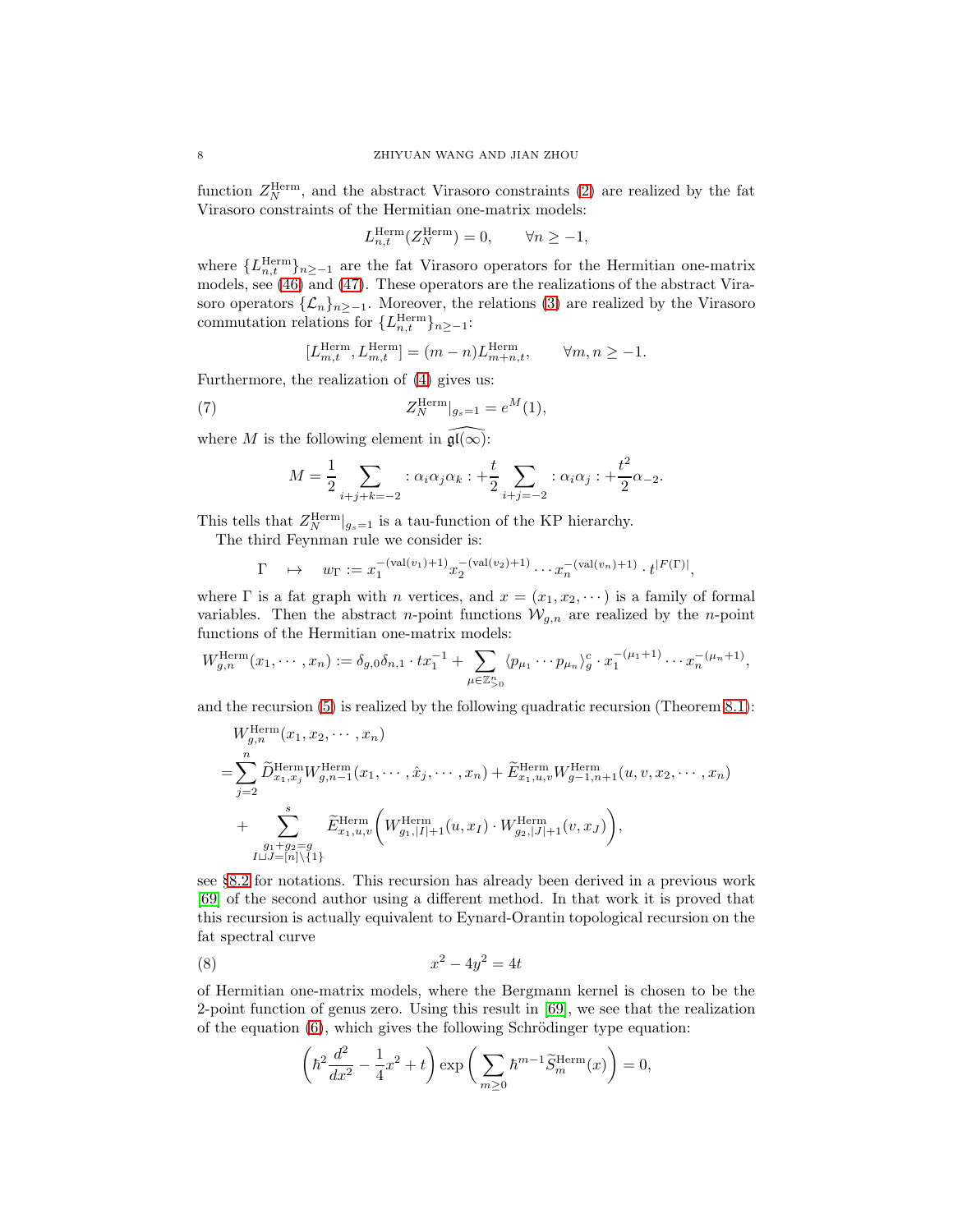function $Z_N^{\text{Herm}}$, and the abstract Virasoro constraints (2) are realized by the fat Virasoro constraints of the Hermitian one-matrix models:

$$L_{n,t}^{\text{Herm}}(Z_N^{\text{Herm}}) = 0, \qquad \forall n \geq -1,$$

where $\{L_{n,t}^{\text{Herm}}\}_{n\geq -1}$ are the fat Virasoro operators for the Hermitian one-matrix models, see (46) and (47). These operators are the realizations of the abstract Virasoro operators $\{\mathcal{L}_n\}_{n\geq -1}$. Moreover, the relations (3) are realized by the Virasoro commutation relations for $\{L_{n,t}^{\text{Herm}}\}_{n\geq -1}$:

$$[L_{m,t}^{\text{Herm}}, L_{m,t}^{\text{Herm}}] = (m-n)L_{m+n,t}^{\text{Herm}}, \qquad \forall m,n \geq -1.$$

Furthermore, the realization of (4) gives us:

$$Z_N^{\text{Herm}}|_{g_s=1} = e^M(1), \tag{7}$$

where $M$ is the following element in $\widehat{\mathfrak{gl}(\infty)}$:

$$M = \frac{1}{2}\sum_{i+j+k=-2} :\alpha_i\alpha_j\alpha_k: + \frac{t}{2}\sum_{i+j=-2} :\alpha_i\alpha_j: + \frac{t^2}{2}\alpha_{-2}.$$

This tells that $Z_N^{\text{Herm}}|_{g_s=1}$ is a tau-function of the KP hierarchy.

The third Feynman rule we consider is:

$$\Gamma \quad \mapsto \quad w_\Gamma := x_1^{-(\text{val}(v_1)+1)}x_2^{-(\text{val}(v_2)+1)}\cdots x_n^{-(\text{val}(v_n)+1)}\cdot t^{|F(\Gamma)|},$$

where $\Gamma$ is a fat graph with $n$ vertices, and $x = (x_1, x_2, \cdots)$ is a family of formal variables. Then the abstract $n$-point functions $\mathcal{W}_{g,n}$ are realized by the $n$-point functions of the Hermitian one-matrix models:

$$W_{g,n}^{\text{Herm}}(x_1,\cdots,x_n) := \delta_{g,0}\delta_{n,1}\cdot tx_1^{-1} + \sum_{\mu\in\mathbb{Z}_{>0}^n}\langle p_{\mu_1}\cdots p_{\mu_n}\rangle_g^c \cdot x_1^{-(\mu_1+1)}\cdots x_n^{-(\mu_n+1)},$$

and the recursion (5) is realized by the following quadratic recursion (Theorem 8.1):

$$\begin{aligned}
&W_{g,n}^{\text{Herm}}(x_1,x_2,\cdots,x_n)\\
=&\sum_{j=2}^n \widetilde{D}_{x_1,x_j}^{\text{Herm}} W_{g,n-1}^{\text{Herm}}(x_1,\cdots,\hat{x}_j,\cdots,x_n) + \widetilde{E}_{x_1,u,v}^{\text{Herm}} W_{g-1,n+1}^{\text{Herm}}(u,v,x_2,\cdots,x_n)\\
&+ \sum_{\substack{g_1+g_2=g\\ I\sqcup J=[n]\backslash\{1\}}}^{s} \widetilde{E}_{x_1,u,v}^{\text{Herm}}\bigg(W_{g_1,|I|+1}^{\text{Herm}}(u,x_I)\cdot W_{g_2,|J|+1}^{\text{Herm}}(v,x_J)\bigg),
\end{aligned}$$

see §8.2 for notations. This recursion has already been derived in a previous work [69] of the second author using a different method. In that work it is proved that this recursion is actually equivalent to Eynard-Orantin topological recursion on the fat spectral curve

$$x^2 - 4y^2 = 4t \tag{8}$$

of Hermitian one-matrix models, where the Bergmann kernel is chosen to be the 2-point function of genus zero. Using this result in [69], we see that the realization of the equation (6), which gives the following Schrödinger type equation:

$$\left(\hbar^2\frac{d^2}{dx^2} - \frac{1}{4}x^2 + t\right)\exp\left(\sum_{m\geq 0}\hbar^{m-1}\widetilde{S}_m^{\text{Herm}}(x)\right) = 0,$$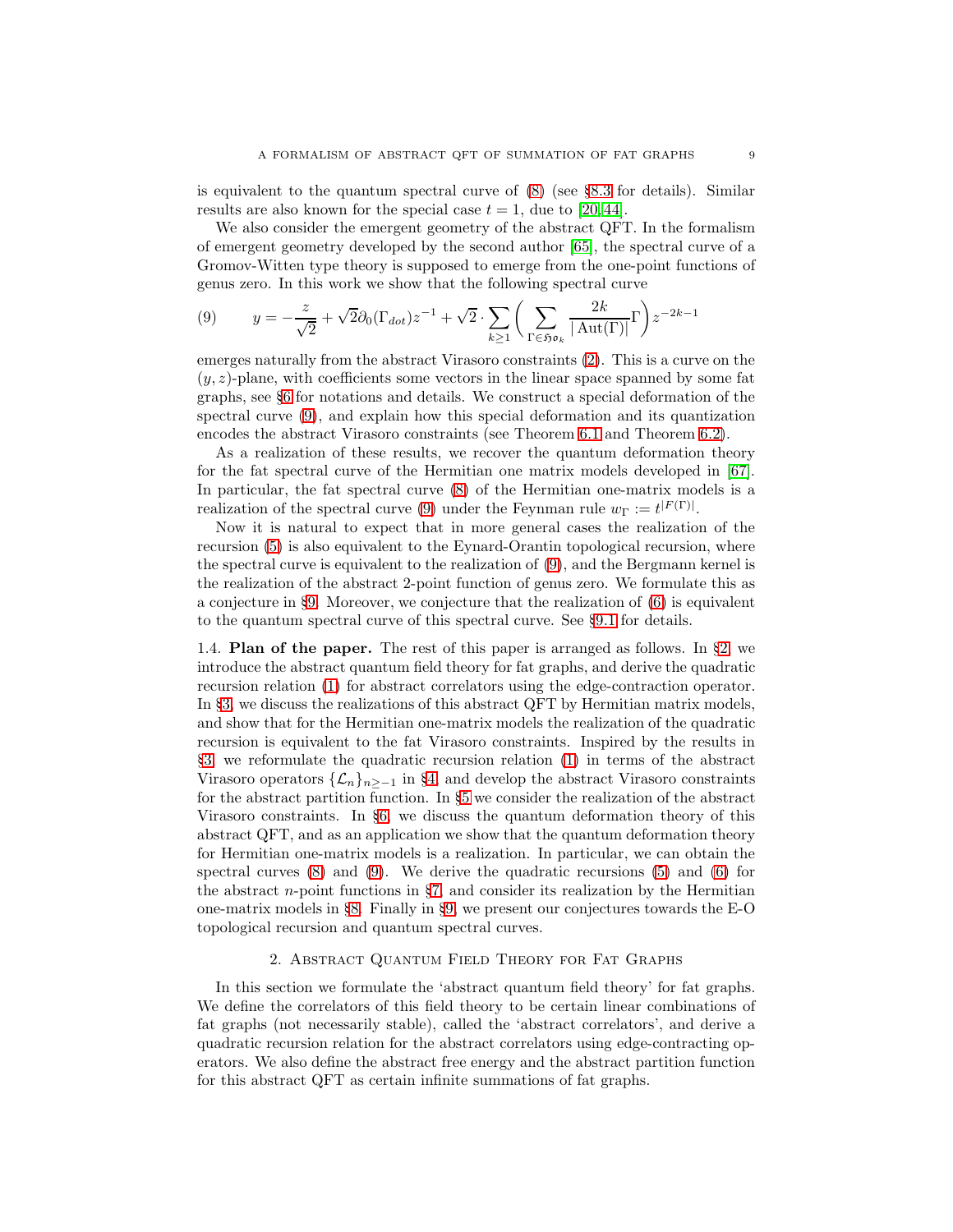is equivalent to the quantum spectral curve of (8) (see §8.3 for details). Similar results are also known for the special case $t = 1$, due to [20, 44].

We also consider the emergent geometry of the abstract QFT. In the formalism of emergent geometry developed by the second author [65], the spectral curve of a Gromov-Witten type theory is supposed to emerge from the one-point functions of genus zero. In this work we show that the following spectral curve

$$
(9) \qquad y = -\frac{z}{\sqrt{2}} + \sqrt{2}\partial_0(\Gamma_{dot})z^{-1} + \sqrt{2}\cdot\sum_{k\geq 1}\bigg(\sum_{\Gamma\in\mathfrak{Ho}_k}\frac{2k}{|\operatorname{Aut}(\Gamma)|}\Gamma\bigg)z^{-2k-1}
$$

emerges naturally from the abstract Virasoro constraints (2). This is a curve on the $(y, z)$-plane, with coefficients some vectors in the linear space spanned by some fat graphs, see §6 for notations and details. We construct a special deformation of the spectral curve (9), and explain how this special deformation and its quantization encodes the abstract Virasoro constraints (see Theorem 6.1 and Theorem 6.2).

As a realization of these results, we recover the quantum deformation theory for the fat spectral curve of the Hermitian one matrix models developed in [67]. In particular, the fat spectral curve (8) of the Hermitian one-matrix models is a realization of the spectral curve (9) under the Feynman rule $w_\Gamma := t^{|F(\Gamma)|}$.

Now it is natural to expect that in more general cases the realization of the recursion (5) is also equivalent to the Eynard-Orantin topological recursion, where the spectral curve is equivalent to the realization of (9), and the Bergmann kernel is the realization of the abstract 2-point function of genus zero. We formulate this as a conjecture in §9. Moreover, we conjecture that the realization of (6) is equivalent to the quantum spectral curve of this spectral curve. See §9.1 for details.

1.4. **Plan of the paper.** The rest of this paper is arranged as follows. In §2, we introduce the abstract quantum field theory for fat graphs, and derive the quadratic recursion relation (1) for abstract correlators using the edge-contraction operator. In §3, we discuss the realizations of this abstract QFT by Hermitian matrix models, and show that for the Hermitian one-matrix models the realization of the quadratic recursion is equivalent to the fat Virasoro constraints. Inspired by the results in §3, we reformulate the quadratic recursion relation (1) in terms of the abstract Virasoro operators $\{\mathcal{L}_n\}_{n\geq -1}$ in §4, and develop the abstract Virasoro constraints for the abstract partition function. In §5 we consider the realization of the abstract Virasoro constraints. In §6, we discuss the quantum deformation theory of this abstract QFT, and as an application we show that the quantum deformation theory for Hermitian one-matrix models is a realization. In particular, we can obtain the spectral curves (8) and (9). We derive the quadratic recursions (5) and (6) for the abstract $n$-point functions in §7, and consider its realization by the Hermitian one-matrix models in §8. Finally in §9, we present our conjectures towards the E-O topological recursion and quantum spectral curves.

## 2. Abstract Quantum Field Theory for Fat Graphs

In this section we formulate the 'abstract quantum field theory' for fat graphs. We define the correlators of this field theory to be certain linear combinations of fat graphs (not necessarily stable), called the 'abstract correlators', and derive a quadratic recursion relation for the abstract correlators using edge-contracting operators. We also define the abstract free energy and the abstract partition function for this abstract QFT as certain infinite summations of fat graphs.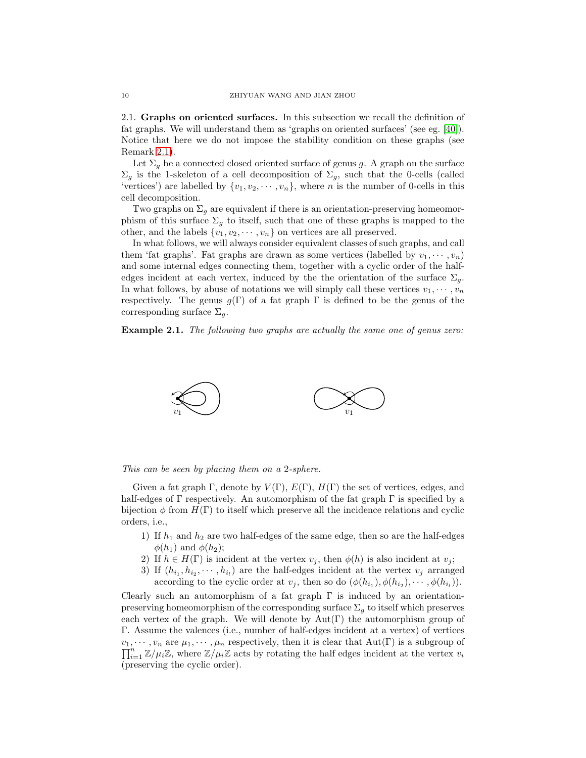2.1. **Graphs on oriented surfaces.** In this subsection we recall the definition of fat graphs. We will understand them as 'graphs on oriented surfaces' (see eg. [40]). Notice that here we do not impose the stability condition on these graphs (see Remark 2.1).

Let $\Sigma_g$ be a connected closed oriented surface of genus $g$. A graph on the surface $\Sigma_g$ is the 1-skeleton of a cell decomposition of $\Sigma_g$, such that the 0-cells (called 'vertices') are labelled by $\{v_1, v_2, \cdots, v_n\}$, where $n$ is the number of 0-cells in this cell decomposition.

Two graphs on $\Sigma_g$ are equivalent if there is an orientation-preserving homeomorphism of this surface $\Sigma_g$ to itself, such that one of these graphs is mapped to the other, and the labels $\{v_1, v_2, \cdots, v_n\}$ on vertices are all preserved.

In what follows, we will always consider equivalent classes of such graphs, and call them 'fat graphs'. Fat graphs are drawn as some vertices (labelled by $v_1, \cdots, v_n$) and some internal edges connecting them, together with a cyclic order of the half-edges incident at each vertex, induced by the the orientation of the surface $\Sigma_g$. In what follows, by abuse of notations we will simply call these vertices $v_1, \cdots, v_n$ respectively. The genus $g(\Gamma)$ of a fat graph $\Gamma$ is defined to be the genus of the corresponding surface $\Sigma_g$.

**Example 2.1.** *The following two graphs are actually the same one of genus zero:*

$v_1$ $v_1$

*This can be seen by placing them on a 2-sphere.*

Given a fat graph $\Gamma$, denote by $V(\Gamma)$, $E(\Gamma)$, $H(\Gamma)$ the set of vertices, edges, and half-edges of $\Gamma$ respectively. An automorphism of the fat graph $\Gamma$ is specified by a bijection $\phi$ from $H(\Gamma)$ to itself which preserve all the incidence relations and cyclic orders, i.e.,

1) If $h_1$ and $h_2$ are two half-edges of the same edge, then so are the half-edges $\phi(h_1)$ and $\phi(h_2)$;
2) If $h \in H(\Gamma)$ is incident at the vertex $v_j$, then $\phi(h)$ is also incident at $v_j$;
3) If $(h_{i_1}, h_{i_2}, \cdots, h_{i_l})$ are the half-edges incident at the vertex $v_j$ arranged according to the cyclic order at $v_j$, then so do $(\phi(h_{i_1}), \phi(h_{i_2}), \cdots, \phi(h_{i_l}))$.

Clearly such an automorphism of a fat graph $\Gamma$ is induced by an orientation-preserving homeomorphism of the corresponding surface $\Sigma_g$ to itself which preserves each vertex of the graph. We will denote by $\mathrm{Aut}(\Gamma)$ the automorphism group of $\Gamma$. Assume the valences (i.e., number of half-edges incident at a vertex) of vertices $v_1, \cdots, v_n$ are $\mu_1, \cdots, \mu_n$ respectively, then it is clear that $\mathrm{Aut}(\Gamma)$ is a subgroup of $\prod_{i=1}^{n} \mathbb{Z}/\mu_i\mathbb{Z}$, where $\mathbb{Z}/\mu_i\mathbb{Z}$ acts by rotating the half edges incident at the vertex $v_i$ (preserving the cyclic order).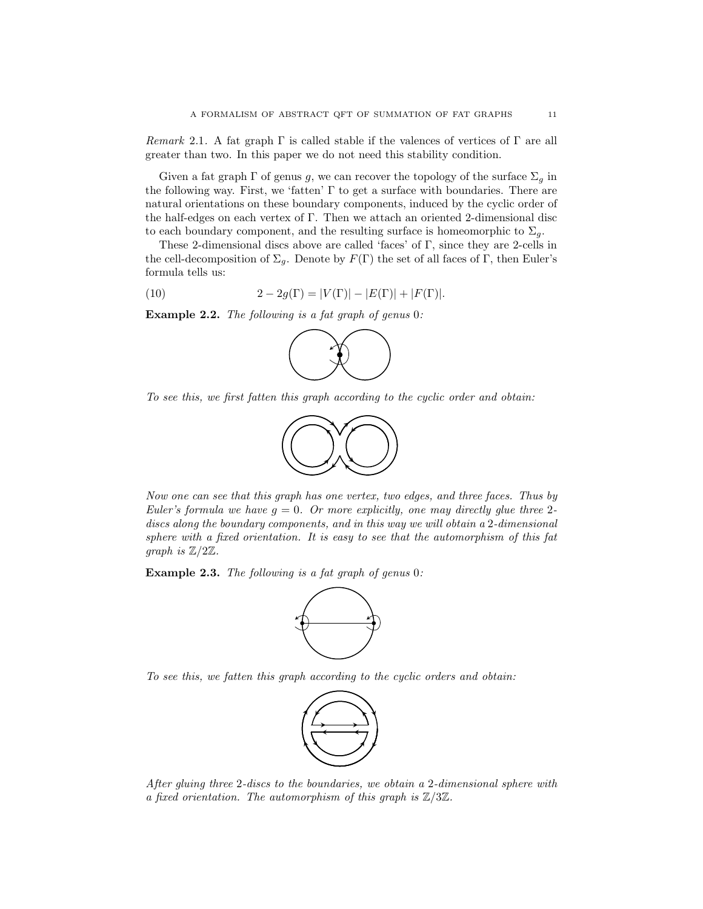*Remark* 2.1. A fat graph $\Gamma$ is called stable if the valences of vertices of $\Gamma$ are all greater than two. In this paper we do not need this stability condition.

Given a fat graph $\Gamma$ of genus $g$, we can recover the topology of the surface $\Sigma_g$ in the following way. First, we 'fatten' $\Gamma$ to get a surface with boundaries. There are natural orientations on these boundary components, induced by the cyclic order of the half-edges on each vertex of $\Gamma$. Then we attach an oriented 2-dimensional disc to each boundary component, and the resulting surface is homeomorphic to $\Sigma_g$.

These 2-dimensional discs above are called 'faces' of $\Gamma$, since they are 2-cells in the cell-decomposition of $\Sigma_g$. Denote by $F(\Gamma)$ the set of all faces of $\Gamma$, then Euler's formula tells us:

$$2 - 2g(\Gamma) = |V(\Gamma)| - |E(\Gamma)| + |F(\Gamma)|. \tag{10}$$

**Example 2.2.** *The following is a fat graph of genus 0:*

*To see this, we first fatten this graph according to the cyclic order and obtain:*

*Now one can see that this graph has one vertex, two edges, and three faces. Thus by Euler's formula we have $g = 0$. Or more explicitly, one may directly glue three 2-discs along the boundary components, and in this way we will obtain a 2-dimensional sphere with a fixed orientation. It is easy to see that the automorphism of this fat graph is $\mathbb{Z}/2\mathbb{Z}$.*

**Example 2.3.** *The following is a fat graph of genus 0:*

*To see this, we fatten this graph according to the cyclic orders and obtain:*

*After gluing three 2-discs to the boundaries, we obtain a 2-dimensional sphere with a fixed orientation. The automorphism of this graph is $\mathbb{Z}/3\mathbb{Z}$.*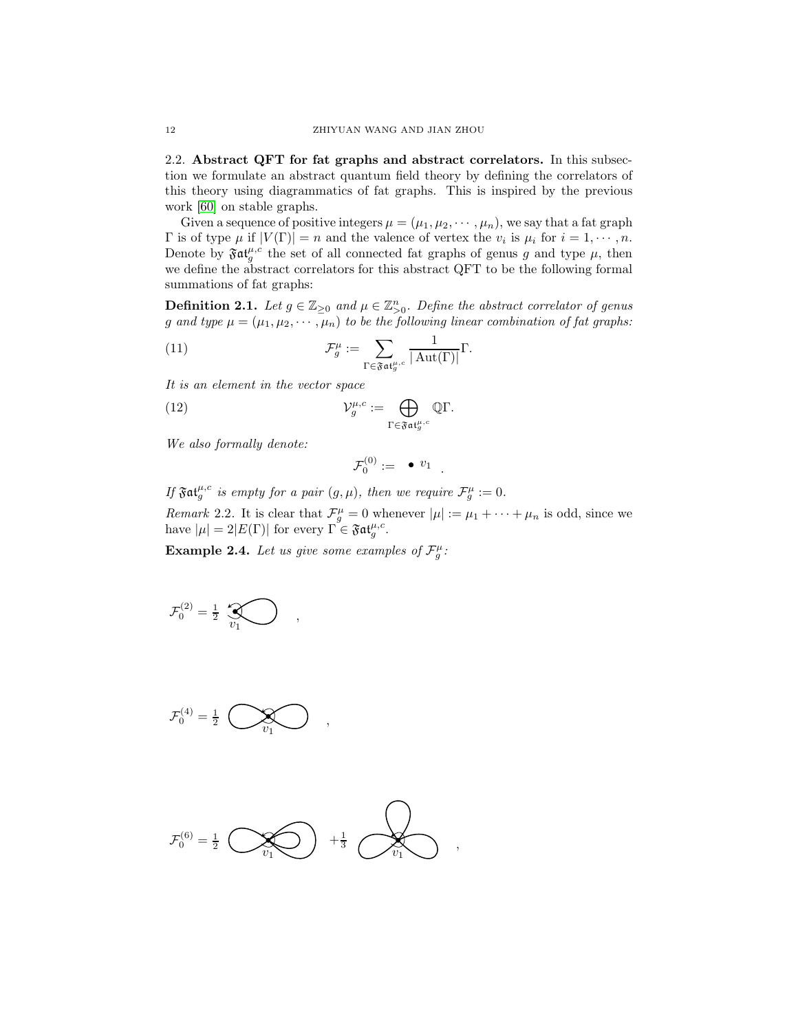2.2. **Abstract QFT for fat graphs and abstract correlators.** In this subsection we formulate an abstract quantum field theory by defining the correlators of this theory using diagrammatics of fat graphs. This is inspired by the previous work [60] on stable graphs.

Given a sequence of positive integers $\mu = (\mu_1, \mu_2, \cdots, \mu_n)$, we say that a fat graph $\Gamma$ is of type $\mu$ if $|V(\Gamma)| = n$ and the valence of vertex the $v_i$ is $\mu_i$ for $i = 1, \cdots, n$. Denote by $\mathfrak{Fat}_g^{\mu,c}$ the set of all connected fat graphs of genus $g$ and type $\mu$, then we define the abstract correlators for this abstract QFT to be the following formal summations of fat graphs:

**Definition 2.1.** *Let $g \in \mathbb{Z}_{\geq 0}$ and $\mu \in \mathbb{Z}_{>0}^n$. Define the abstract correlator of genus $g$ and type $\mu = (\mu_1, \mu_2, \cdots, \mu_n)$ to be the following linear combination of fat graphs:*

$$\mathcal{F}_g^{\mu} := \sum_{\Gamma \in \mathfrak{Fat}_g^{\mu,c}} \frac{1}{|\operatorname{Aut}(\Gamma)|} \Gamma. \tag{11}$$

*It is an element in the vector space*

$$\mathcal{V}_g^{\mu,c} := \bigoplus_{\Gamma \in \mathfrak{Fat}_g^{\mu,c}} \mathbb{Q}\Gamma. \tag{12}$$

*We also formally denote:*

$$\mathcal{F}_0^{(0)} := \bullet \, v_1 .$$

*If $\mathfrak{Fat}_g^{\mu,c}$ is empty for a pair $(g, \mu)$, then we require $\mathcal{F}_g^{\mu} := 0$.*

*Remark* 2.2. It is clear that $\mathcal{F}_g^{\mu} = 0$ whenever $|\mu| := \mu_1 + \cdots + \mu_n$ is odd, since we have $|\mu| = 2|E(\Gamma)|$ for every $\Gamma \in \mathfrak{Fat}_g^{\mu,c}$.

**Example 2.4.** *Let us give some examples of $\mathcal{F}_g^{\mu}$:*

$\mathcal{F}_0^{(2)} = \frac{1}{2}$ [graph: one loop at $v_1$] ,

$\mathcal{F}_0^{(4)} = \frac{1}{2}$ [graph: two loops at $v_1$] ,

$\mathcal{F}_0^{(6)} = \frac{1}{2}$ [graph: three loops at $v_1$, nested] $+ \frac{1}{3}$ [graph: three loops at $v_1$, petals] ,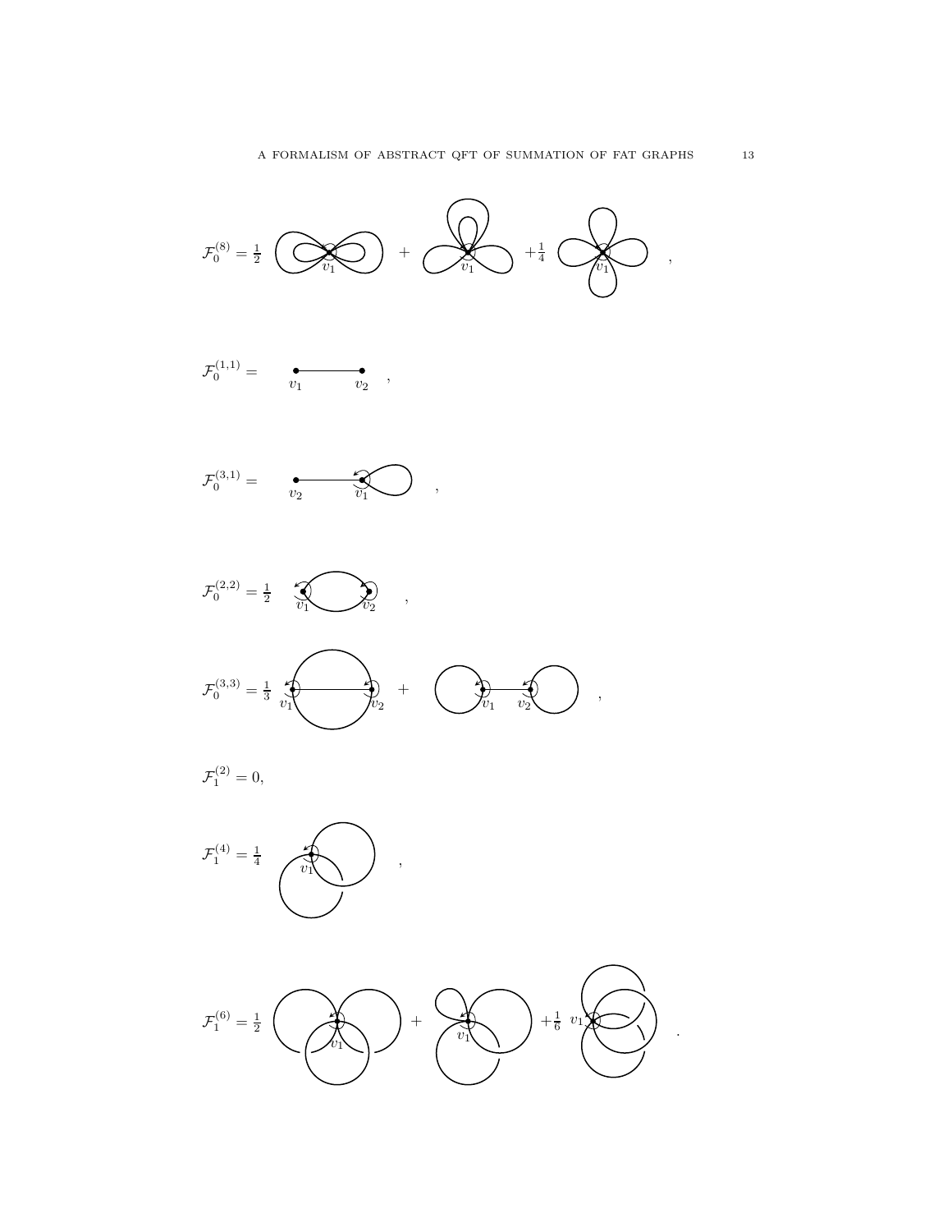$\mathcal{F}_0^{(8)} = \frac{1}{2}$ $v_1$ $+$ $v_1$ $+\frac{1}{4}$ $v_1$ ,

$\mathcal{F}_0^{(1,1)} =$ $v_1$ $v_2$ ,

$\mathcal{F}_0^{(3,1)} =$ $v_2$ $v_1$ ,

$\mathcal{F}_0^{(2,2)} = \frac{1}{2}$ $v_1$ $v_2$ ,

$\mathcal{F}_0^{(3,3)} = \frac{1}{3}$ $v_1$ $v_2$ $+$ $v_1$ $v_2$ ,

$\mathcal{F}_1^{(2)} = 0,$

$\mathcal{F}_1^{(4)} = \frac{1}{4}$ $v_1$ ,

$\mathcal{F}_1^{(6)} = \frac{1}{2}$ $v_1$ $+$ $v_1$ $+\frac{1}{6}$ $v_1$ .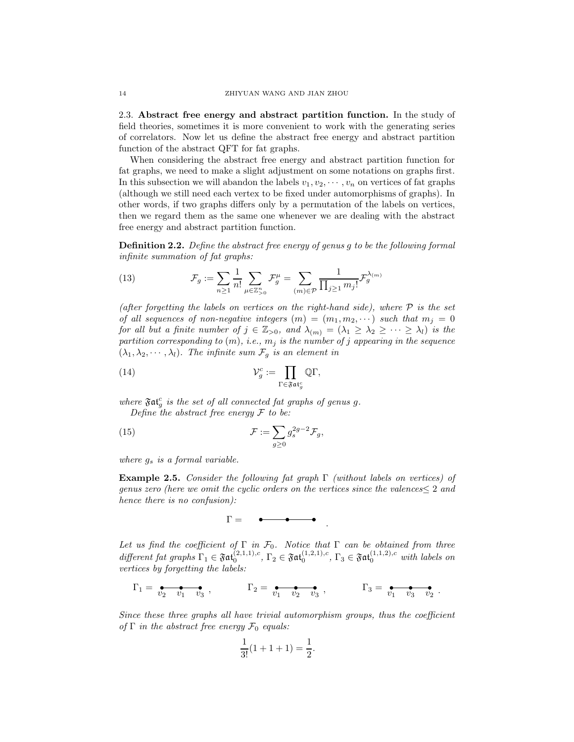2.3. **Abstract free energy and abstract partition function.** In the study of field theories, sometimes it is more convenient to work with the generating series of correlators. Now let us define the abstract free energy and abstract partition function of the abstract QFT for fat graphs.

When considering the abstract free energy and abstract partition function for fat graphs, we need to make a slight adjustment on some notations on graphs first. In this subsection we will abandon the labels $v_1, v_2, \cdots, v_n$ on vertices of fat graphs (although we still need each vertex to be fixed under automorphisms of graphs). In other words, if two graphs differs only by a permutation of the labels on vertices, then we regard them as the same one whenever we are dealing with the abstract free energy and abstract partition function.

**Definition 2.2.** *Define the abstract free energy of genus $g$ to be the following formal infinite summation of fat graphs:*

$$\mathcal{F}_g := \sum_{n\geq 1} \frac{1}{n!} \sum_{\mu \in \mathbb{Z}^n_{>0}} \mathcal{F}^\mu_g = \sum_{(m)\in\mathcal{P}} \frac{1}{\prod_{j\geq 1} m_j!} \mathcal{F}_g^{\lambda_{(m)}} \tag{13}$$

*(after forgetting the labels on vertices on the right-hand side), where $\mathcal{P}$ is the set of all sequences of non-negative integers $(m) = (m_1, m_2, \cdots)$ such that $m_j = 0$ for all but a finite number of $j \in \mathbb{Z}_{>0}$, and $\lambda_{(m)} = (\lambda_1 \geq \lambda_2 \geq \cdots \geq \lambda_l)$ is the partition corresponding to $(m)$, i.e., $m_j$ is the number of $j$ appearing in the sequence $(\lambda_1, \lambda_2, \cdots, \lambda_l)$. The infinite sum $\mathcal{F}_g$ is an element in*

$$\mathcal{V}^c_g := \prod_{\Gamma \in \mathfrak{Fat}^c_g} \mathbb{Q}\Gamma, \tag{14}$$

*where $\mathfrak{Fat}^c_g$ is the set of all connected fat graphs of genus $g$.*

*Define the abstract free energy $\mathcal{F}$ to be:*

$$\mathcal{F} := \sum_{g\geq 0} g_s^{2g-2} \mathcal{F}_g, \tag{15}$$

*where $g_s$ is a formal variable.*

**Example 2.5.** *Consider the following fat graph $\Gamma$ (without labels on vertices) of genus zero (here we omit the cyclic orders on the vertices since the valences$\leq 2$ and hence there is no confusion):*

$$\Gamma = \quad \bullet\!\!-\!\!\!-\!\!\!-\!\!\bullet\!\!-\!\!\!-\!\!\!-\!\!\bullet \quad .$$

*Let us find the coefficient of $\Gamma$ in $\mathcal{F}_0$. Notice that $\Gamma$ can be obtained from three different fat graphs $\Gamma_1 \in \mathfrak{Fat}_0^{(2,1,1),c}$, $\Gamma_2 \in \mathfrak{Fat}_0^{(1,2,1),c}$, $\Gamma_3 \in \mathfrak{Fat}_0^{(1,1,2),c}$ with labels on vertices by forgetting the labels:*

$$\Gamma_1 = \underset{v_2}{\bullet}\!\!-\!\!\!-\!\!\underset{v_1}{\bullet}\!\!-\!\!\!-\!\!\underset{v_3}{\bullet}\ , \qquad \Gamma_2 = \underset{v_1}{\bullet}\!\!-\!\!\!-\!\!\underset{v_2}{\bullet}\!\!-\!\!\!-\!\!\underset{v_3}{\bullet}\ , \qquad \Gamma_3 = \underset{v_1}{\bullet}\!\!-\!\!\!-\!\!\underset{v_3}{\bullet}\!\!-\!\!\!-\!\!\underset{v_2}{\bullet}\ .$$

*Since these three graphs all have trivial automorphism groups, thus the coefficient of $\Gamma$ in the abstract free energy $\mathcal{F}_0$ equals:*

$$\frac{1}{3!}(1+1+1) = \frac{1}{2}.$$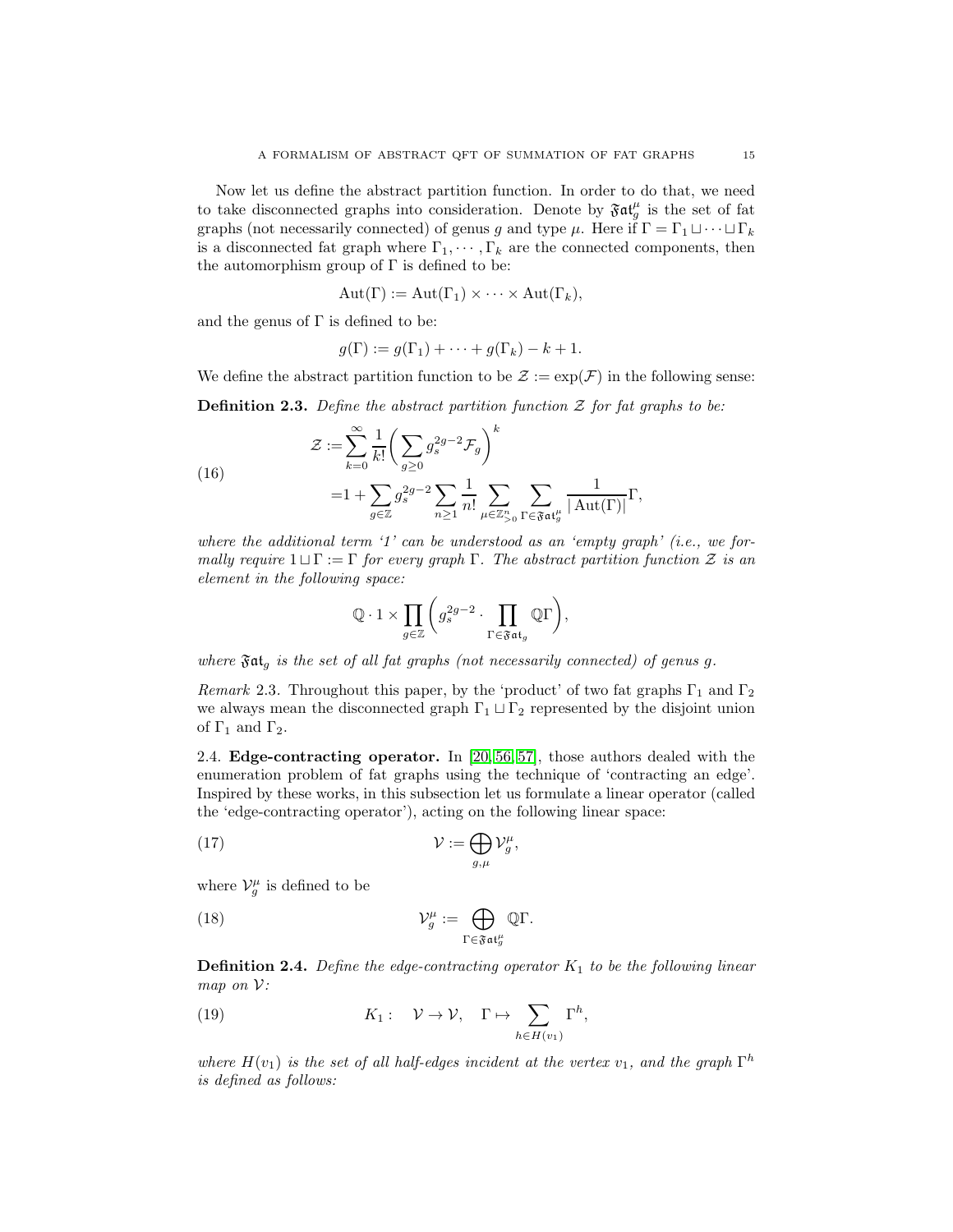Now let us define the abstract partition function. In order to do that, we need to take disconnected graphs into consideration. Denote by $\mathfrak{Fat}_g^\mu$ is the set of fat graphs (not necessarily connected) of genus $g$ and type $\mu$. Here if $\Gamma = \Gamma_1 \sqcup \cdots \sqcup \Gamma_k$ is a disconnected fat graph where $\Gamma_1, \cdots, \Gamma_k$ are the connected components, then the automorphism group of $\Gamma$ is defined to be:

$$\mathrm{Aut}(\Gamma) := \mathrm{Aut}(\Gamma_1) \times \cdots \times \mathrm{Aut}(\Gamma_k),$$

and the genus of $\Gamma$ is defined to be:

$$g(\Gamma) := g(\Gamma_1) + \cdots + g(\Gamma_k) - k + 1.$$

We define the abstract partition function to be $\mathcal{Z} := \exp(\mathcal{F})$ in the following sense:

**Definition 2.3.** *Define the abstract partition function $\mathcal{Z}$ for fat graphs to be:*

$$\begin{aligned}
\mathcal{Z} :=& \sum_{k=0}^{\infty} \frac{1}{k!} \bigg( \sum_{g \geq 0} g_s^{2g-2} \mathcal{F}_g \bigg)^k \\
=& 1 + \sum_{g \in \mathbb{Z}} g_s^{2g-2} \sum_{n \geq 1} \frac{1}{n!} \sum_{\mu \in \mathbb{Z}_{>0}^n} \sum_{\Gamma \in \mathfrak{Fat}_g^\mu} \frac{1}{|\mathrm{Aut}(\Gamma)|} \Gamma,
\end{aligned} \tag{16}$$

*where the additional term '1' can be understood as an 'empty graph' (i.e., we formally require $1 \sqcup \Gamma := \Gamma$ for every graph $\Gamma$. The abstract partition function $\mathcal{Z}$ is an element in the following space:*

$$\mathbb{Q} \cdot 1 \times \prod_{g \in \mathbb{Z}} \bigg( g_s^{2g-2} \cdot \prod_{\Gamma \in \mathfrak{Fat}_g} \mathbb{Q}\Gamma \bigg),$$

*where $\mathfrak{Fat}_g$ is the set of all fat graphs (not necessarily connected) of genus $g$.*

*Remark* 2.3. Throughout this paper, by the 'product' of two fat graphs $\Gamma_1$ and $\Gamma_2$ we always mean the disconnected graph $\Gamma_1 \sqcup \Gamma_2$ represented by the disjoint union of $\Gamma_1$ and $\Gamma_2$.

## 2.4. Edge-contracting operator.

In [20, 56, 57], those authors dealt with the enumeration problem of fat graphs using the technique of 'contracting an edge'. Inspired by these works, in this subsection let us formulate a linear operator (called the 'edge-contracting operator'), acting on the following linear space:

$$\mathcal{V} := \bigoplus_{g,\mu} \mathcal{V}_g^\mu, \tag{17}$$

where $\mathcal{V}_g^\mu$ is defined to be

$$\mathcal{V}_g^\mu := \bigoplus_{\Gamma \in \mathfrak{Fat}_g^\mu} \mathbb{Q}\Gamma. \tag{18}$$

**Definition 2.4.** *Define the edge-contracting operator $K_1$ to be the following linear map on $\mathcal{V}$:*

$$K_1 : \quad \mathcal{V} \to \mathcal{V}, \quad \Gamma \mapsto \sum_{h \in H(v_1)} \Gamma^h, \tag{19}$$

*where $H(v_1)$ is the set of all half-edges incident at the vertex $v_1$, and the graph $\Gamma^h$ is defined as follows:*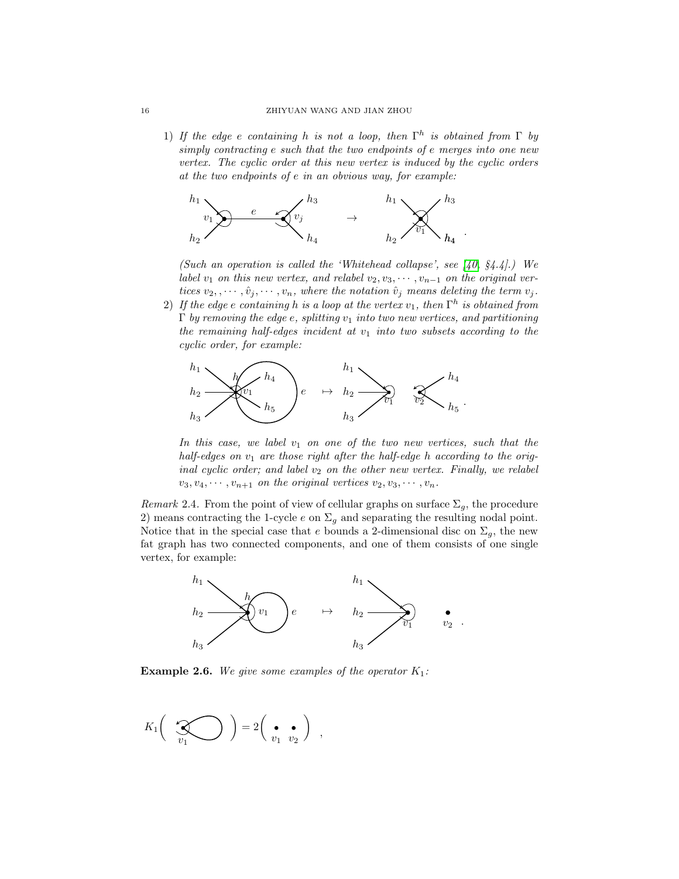1) *If the edge $e$ containing $h$ is not a loop, then $\Gamma^h$ is obtained from $\Gamma$ by simply contracting $e$ such that the two endpoints of $e$ merges into one new vertex. The cyclic order at this new vertex is induced by the cyclic orders at the two endpoints of $e$ in an obvious way, for example:*

   *(Such an operation is called the 'Whitehead collapse', see [40, §4.4].) We label $v_1$ on this new vertex, and relabel $v_2, v_3, \cdots, v_{n-1}$ on the original vertices $v_2, , \cdots, \hat{v}_j, \cdots, v_n$, where the notation $\hat{v}_j$ means deleting the term $v_j$.*

2) *If the edge $e$ containing $h$ is a loop at the vertex $v_1$, then $\Gamma^h$ is obtained from $\Gamma$ by removing the edge $e$, splitting $v_1$ into two new vertices, and partitioning the remaining half-edges incident at $v_1$ into two subsets according to the cyclic order, for example:*

   *In this case, we label $v_1$ on one of the two new vertices, such that the half-edges on $v_1$ are those right after the half-edge $h$ according to the original cyclic order; and label $v_2$ on the other new vertex. Finally, we relabel $v_3, v_4, \cdots, v_{n+1}$ on the original vertices $v_2, v_3, \cdots, v_n$.*

*Remark* 2.4. From the point of view of cellular graphs on surface $\Sigma_g$, the procedure 2) means contracting the 1-cycle $e$ on $\Sigma_g$ and separating the resulting nodal point. Notice that in the special case that $e$ bounds a 2-dimensional disc on $\Sigma_g$, the new fat graph has two connected components, and one of them consists of one single vertex, for example:

**Example 2.6.** *We give some examples of the operator $K_1$:*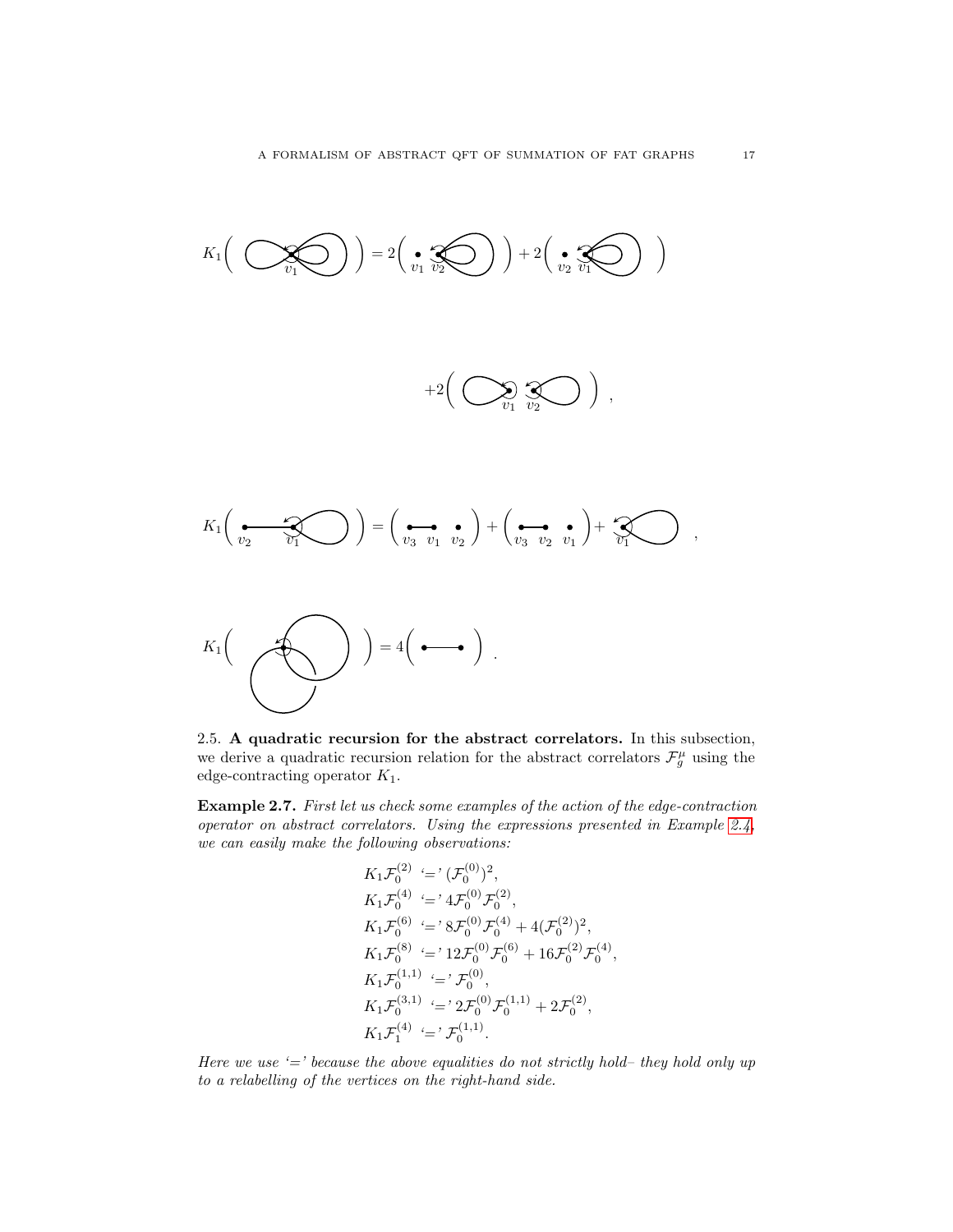$K_1\Big($ [fat graph diagram] $\Big) = 2\Big($ [fat graph diagram] $\Big) + 2\Big($ [fat graph diagram] $\Big)$

$+2\Big($ [fat graph diagram] $\Big)$ ,

$K_1\Big($ [fat graph diagram] $\Big) = \Big($ [fat graph diagram] $\Big) + \Big($ [fat graph diagram] $\Big) +$ [fat graph diagram] ,

$K_1\Big($ [fat graph diagram] $\Big) = 4\Big($ [fat graph diagram] $\Big)$ .

2.5. **A quadratic recursion for the abstract correlators.** In this subsection, we derive a quadratic recursion relation for the abstract correlators $\mathcal{F}_g^{\mu}$ using the edge-contracting operator $K_1$.

**Example 2.7.** *First let us check some examples of the action of the edge-contraction operator on abstract correlators. Using the expressions presented in Example 2.4, we can easily make the following observations:*

$$
\begin{aligned}
&K_1\mathcal{F}_0^{(2)} \ \text{`='}\ (\mathcal{F}_0^{(0)})^2,\\
&K_1\mathcal{F}_0^{(4)} \ \text{`='}\ 4\mathcal{F}_0^{(0)}\mathcal{F}_0^{(2)},\\
&K_1\mathcal{F}_0^{(6)} \ \text{`='}\ 8\mathcal{F}_0^{(0)}\mathcal{F}_0^{(4)} + 4(\mathcal{F}_0^{(2)})^2,\\
&K_1\mathcal{F}_0^{(8)} \ \text{`='}\ 12\mathcal{F}_0^{(0)}\mathcal{F}_0^{(6)} + 16\mathcal{F}_0^{(2)}\mathcal{F}_0^{(4)},\\
&K_1\mathcal{F}_0^{(1,1)} \ \text{`='}\ \mathcal{F}_0^{(0)},\\
&K_1\mathcal{F}_0^{(3,1)} \ \text{`='}\ 2\mathcal{F}_0^{(0)}\mathcal{F}_0^{(1,1)} + 2\mathcal{F}_0^{(2)},\\
&K_1\mathcal{F}_1^{(4)} \ \text{`='}\ \mathcal{F}_0^{(1,1)}.
\end{aligned}
$$

*Here we use '=' because the above equalities do not strictly hold– they hold only up to a relabelling of the vertices on the right-hand side.*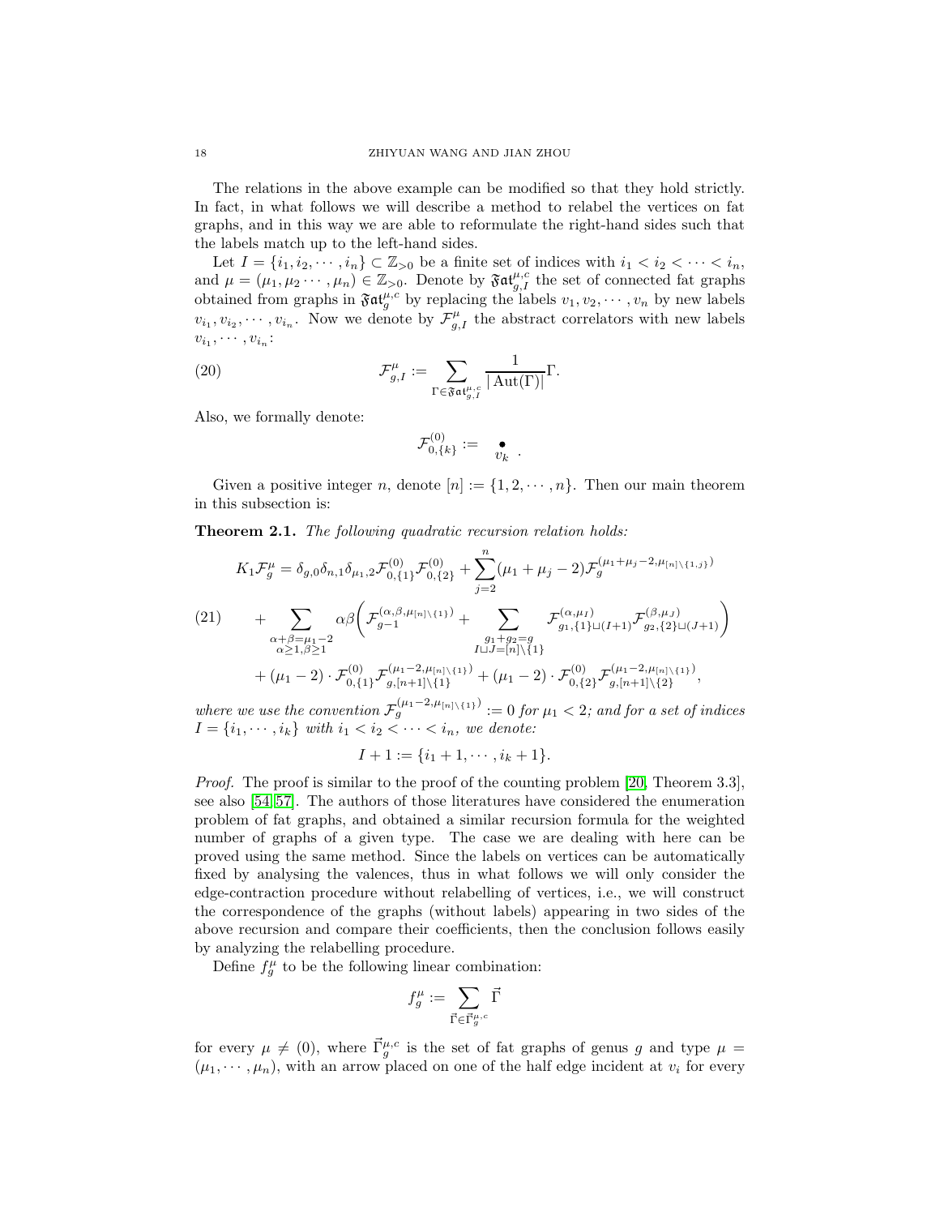The relations in the above example can be modified so that they hold strictly. In fact, in what follows we will describe a method to relabel the vertices on fat graphs, and in this way we are able to reformulate the right-hand sides such that the labels match up to the left-hand sides.

Let $I = \{i_1, i_2, \cdots, i_n\} \subset \mathbb{Z}_{>0}$ be a finite set of indices with $i_1 < i_2 < \cdots < i_n$, and $\mu = (\mu_1, \mu_2 \cdots, \mu_n) \in \mathbb{Z}_{>0}$. Denote by $\mathfrak{Fat}_{g,I}^{\mu,c}$ the set of connected fat graphs obtained from graphs in $\mathfrak{Fat}_g^{\mu,c}$ by replacing the labels $v_1, v_2, \cdots, v_n$ by new labels $v_{i_1}, v_{i_2}, \cdots, v_{i_n}$. Now we denote by $\mathcal{F}_{g,I}^{\mu}$ the abstract correlators with new labels $v_{i_1}, \cdots, v_{i_n}$:

$$\mathcal{F}_{g,I}^{\mu} := \sum_{\Gamma \in \mathfrak{Fat}_{g,I}^{\mu,c}} \frac{1}{|\operatorname{Aut}(\Gamma)|} \Gamma. \tag{20}$$

Also, we formally denote:

$$\mathcal{F}_{0,\{k\}}^{(0)} := \underset{v_k}{\bullet} .$$

Given a positive integer $n$, denote $[n] := \{1, 2, \cdots, n\}$. Then our main theorem in this subsection is:

**Theorem 2.1.** *The following quadratic recursion relation holds:*

$$\begin{aligned}
K_1 \mathcal{F}_g^{\mu} = {} & \delta_{g,0}\delta_{n,1}\delta_{\mu_1,2} \mathcal{F}_{0,\{1\}}^{(0)} \mathcal{F}_{0,\{2\}}^{(0)} + \sum_{j=2}^{n} (\mu_1 + \mu_j - 2) \mathcal{F}_g^{(\mu_1+\mu_j-2, \mu_{[n]\setminus\{1,j\}})} \\
& + \sum_{\substack{\alpha+\beta=\mu_1-2 \\ \alpha\geq 1, \beta\geq 1}} \alpha\beta \Big( \mathcal{F}_{g-1}^{(\alpha,\beta,\mu_{[n]\setminus\{1\}})} + \sum_{\substack{g_1+g_2=g \\ I\sqcup J=[n]\setminus\{1\}}} \mathcal{F}_{g_1,\{1\}\sqcup(I+1)}^{(\alpha,\mu_I)} \mathcal{F}_{g_2,\{2\}\sqcup(J+1)}^{(\beta,\mu_J)} \Big) \\
& + (\mu_1 - 2) \cdot \mathcal{F}_{0,\{1\}}^{(0)} \mathcal{F}_{g,[n+1]\setminus\{1\}}^{(\mu_1-2,\mu_{[n]\setminus\{1\}})} + (\mu_1 - 2) \cdot \mathcal{F}_{0,\{2\}}^{(0)} \mathcal{F}_{g,[n+1]\setminus\{2\}}^{(\mu_1-2,\mu_{[n]\setminus\{1\}})},
\end{aligned} \tag{21}$$

*where we use the convention $\mathcal{F}_g^{(\mu_1-2,\mu_{[n]\setminus\{1\}})} := 0$ for $\mu_1 < 2$; and for a set of indices $I = \{i_1, \cdots, i_k\}$ with $i_1 < i_2 < \cdots < i_n$, we denote:*

$$I + 1 := \{i_1 + 1, \cdots, i_k + 1\}.$$

*Proof.* The proof is similar to the proof of the counting problem [20, Theorem 3.3], see also [54, 57]. The authors of those literatures have considered the enumeration problem of fat graphs, and obtained a similar recursion formula for the weighted number of graphs of a given type. The case we are dealing with here can be proved using the same method. Since the labels on vertices can be automatically fixed by analysing the valences, thus in what follows we will only consider the edge-contraction procedure without relabelling of vertices, i.e., we will construct the correspondence of the graphs (without labels) appearing in two sides of the above recursion and compare their coefficients, then the conclusion follows easily by analyzing the relabelling procedure.

Define $f_g^{\mu}$ to be the following linear combination:

$$f_g^{\mu} := \sum_{\vec{\Gamma} \in \vec{\Gamma}_g^{\mu,c}} \vec{\Gamma}$$

for every $\mu \neq (0)$, where $\vec{\Gamma}_g^{\mu,c}$ is the set of fat graphs of genus $g$ and type $\mu = (\mu_1, \cdots, \mu_n)$, with an arrow placed on one of the half edge incident at $v_i$ for every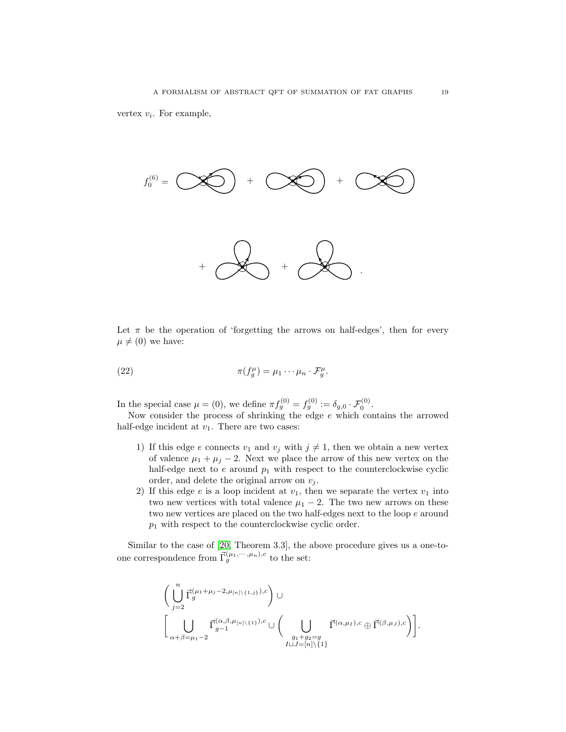vertex $v_i$. For example,

$$f_0^{(6)} = \quad + \quad + \quad + \quad + \quad .$$

Let $\pi$ be the operation of 'forgetting the arrows on half-edges', then for every $\mu \neq (0)$ we have:

$$\pi(f_g^{\mu}) = \mu_1 \cdots \mu_n \cdot \mathcal{F}_g^{\mu}. \tag{22}$$

In the special case $\mu = (0)$, we define $\pi f_g^{(0)} = f_g^{(0)} := \delta_{g,0} \cdot \mathcal{F}_0^{(0)}$.

Now consider the process of shrinking the edge $e$ which contains the arrowed half-edge incident at $v_1$. There are two cases:

1) If this edge $e$ connects $v_1$ and $v_j$ with $j \neq 1$, then we obtain a new vertex of valence $\mu_1 + \mu_j - 2$. Next we place the arrow of this new vertex on the half-edge next to $e$ around $p_1$ with respect to the counterclockwise cyclic order, and delete the original arrow on $v_j$.
2) If this edge $e$ is a loop incident at $v_1$, then we separate the vertex $v_1$ into two new vertices with total valence $\mu_1 - 2$. The two new arrows on these two new vertices are placed on the two half-edges next to the loop $e$ around $p_1$ with respect to the counterclockwise cyclic order.

Similar to the case of [20, Theorem 3.3], the above procedure gives us a one-to-one correspondence from $\vec{\Gamma}_g^{(\mu_1,\cdots,\mu_n),c}$ to the set:

$$\left( \bigcup_{j=2}^{n} \vec{\Gamma}_g^{(\mu_1+\mu_j-2,\mu_{[n]\setminus\{1,j\}}),c} \right) \cup \left[ \bigcup_{\alpha+\beta=\mu_1-2} \vec{\Gamma}_{g-1}^{(\alpha,\beta,\mu_{[n]\setminus\{1\}}),c} \cup \left( \bigcup_{\substack{g_1+g_2=g \\ I\sqcup J=[n]\setminus\{1\}}} \vec{\Gamma}^{(\alpha,\mu_I),c} \oplus \vec{\Gamma}^{(\beta,\mu_J),c} \right) \right].$$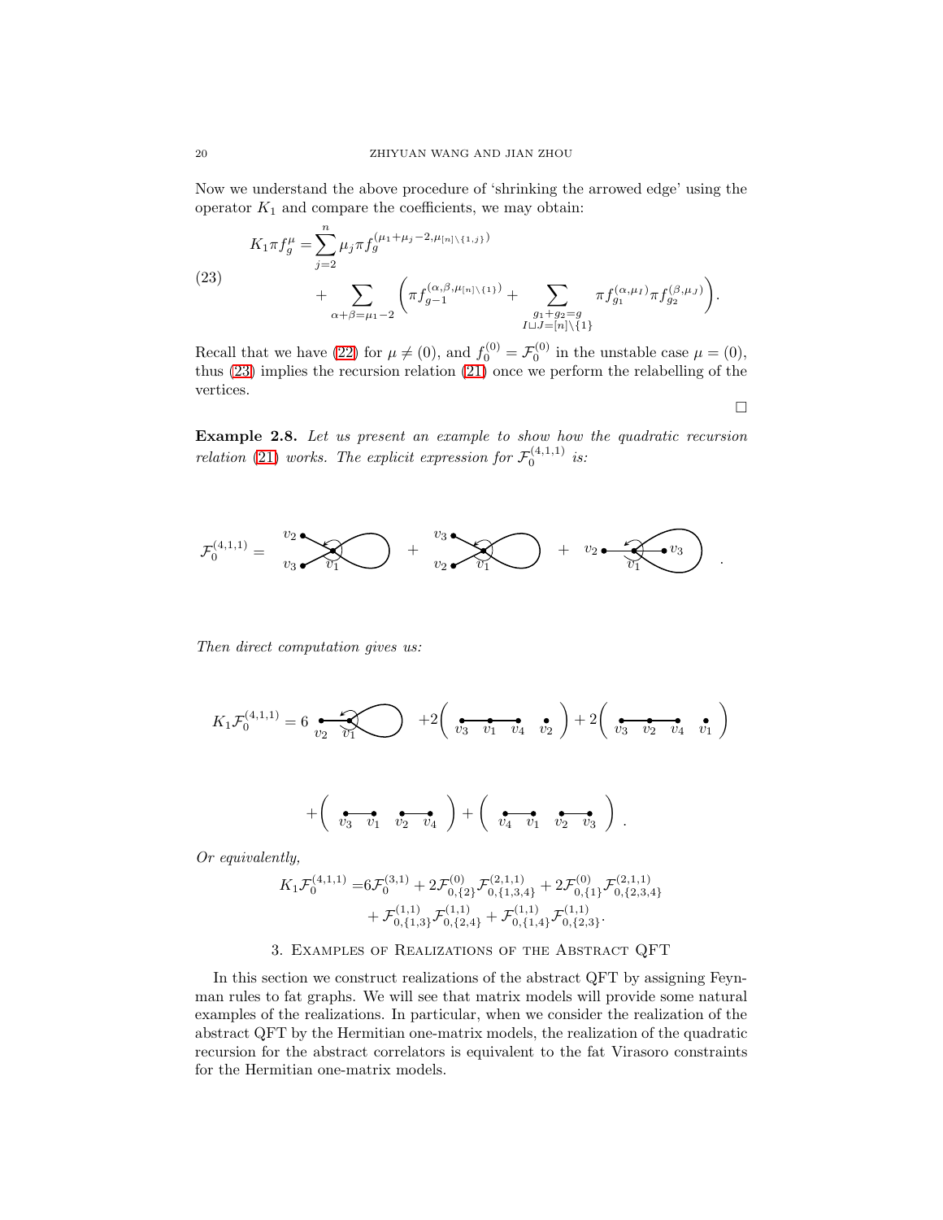Now we understand the above procedure of 'shrinking the arrowed edge' using the operator $K_1$ and compare the coefficients, we may obtain:

$$
\begin{aligned}
K_1 \pi f_g^{\mu} =& \sum_{j=2}^{n} \mu_j \pi f_g^{(\mu_1+\mu_j-2, \mu_{[n]\setminus\{1,j\}})} \\
&+ \sum_{\alpha+\beta=\mu_1-2} \Big( \pi f_{g-1}^{(\alpha,\beta,\mu_{[n]\setminus\{1\}})} + \sum_{\substack{g_1+g_2=g \\ I\sqcup J=[n]\setminus\{1\}}} \pi f_{g_1}^{(\alpha,\mu_I)} \pi f_{g_2}^{(\beta,\mu_J)} \Big).
\end{aligned}
\tag{23}
$$

Recall that we have (22) for $\mu \neq (0)$, and $f_0^{(0)} = \mathcal{F}_0^{(0)}$ in the unstable case $\mu = (0)$, thus (23) implies the recursion relation (21) once we perform the relabelling of the vertices.

□

**Example 2.8.** *Let us present an example to show how the quadratic recursion relation (21) works. The explicit expression for $\mathcal{F}_0^{(4,1,1)}$ is:*

$\mathcal{F}_0^{(4,1,1)} =$ [graph: $v_2, v_3$ attached to $v_1$ with loop] + [graph: $v_3, v_2$ attached to $v_1$ with loop] + [graph: $v_2$ — $v_1$ with loop containing $v_3$].

*Then direct computation gives us:*

$K_1\mathcal{F}_0^{(4,1,1)} = 6$ [graph: $v_2$ — $v_1$ with loop] $+2\big($ [$v_3$ — $v_1$ — $v_4$, $v_2$] $\big) + 2\big($ [$v_3$ — $v_2$ — $v_4$, $v_1$] $\big)$

$+\big($ [$v_3$ — $v_1$, $v_2$ — $v_4$] $\big) + \big($ [$v_4$ — $v_1$, $v_2$ — $v_3$] $\big)$.

*Or equivalently,*

$$
\begin{aligned}
K_1\mathcal{F}_0^{(4,1,1)} =& 6\mathcal{F}_0^{(3,1)} + 2\mathcal{F}_{0,\{2\}}^{(0)}\mathcal{F}_{0,\{1,3,4\}}^{(2,1,1)} + 2\mathcal{F}_{0,\{1\}}^{(0)}\mathcal{F}_{0,\{2,3,4\}}^{(2,1,1)} \\
&+ \mathcal{F}_{0,\{1,3\}}^{(1,1)}\mathcal{F}_{0,\{2,4\}}^{(1,1)} + \mathcal{F}_{0,\{1,4\}}^{(1,1)}\mathcal{F}_{0,\{2,3\}}^{(1,1)}.
\end{aligned}
$$

## 3. Examples of Realizations of the Abstract QFT

In this section we construct realizations of the abstract QFT by assigning Feynman rules to fat graphs. We will see that matrix models will provide some natural examples of the realizations. In particular, when we consider the realization of the abstract QFT by the Hermitian one-matrix models, the realization of the quadratic recursion for the abstract correlators is equivalent to the fat Virasoro constraints for the Hermitian one-matrix models.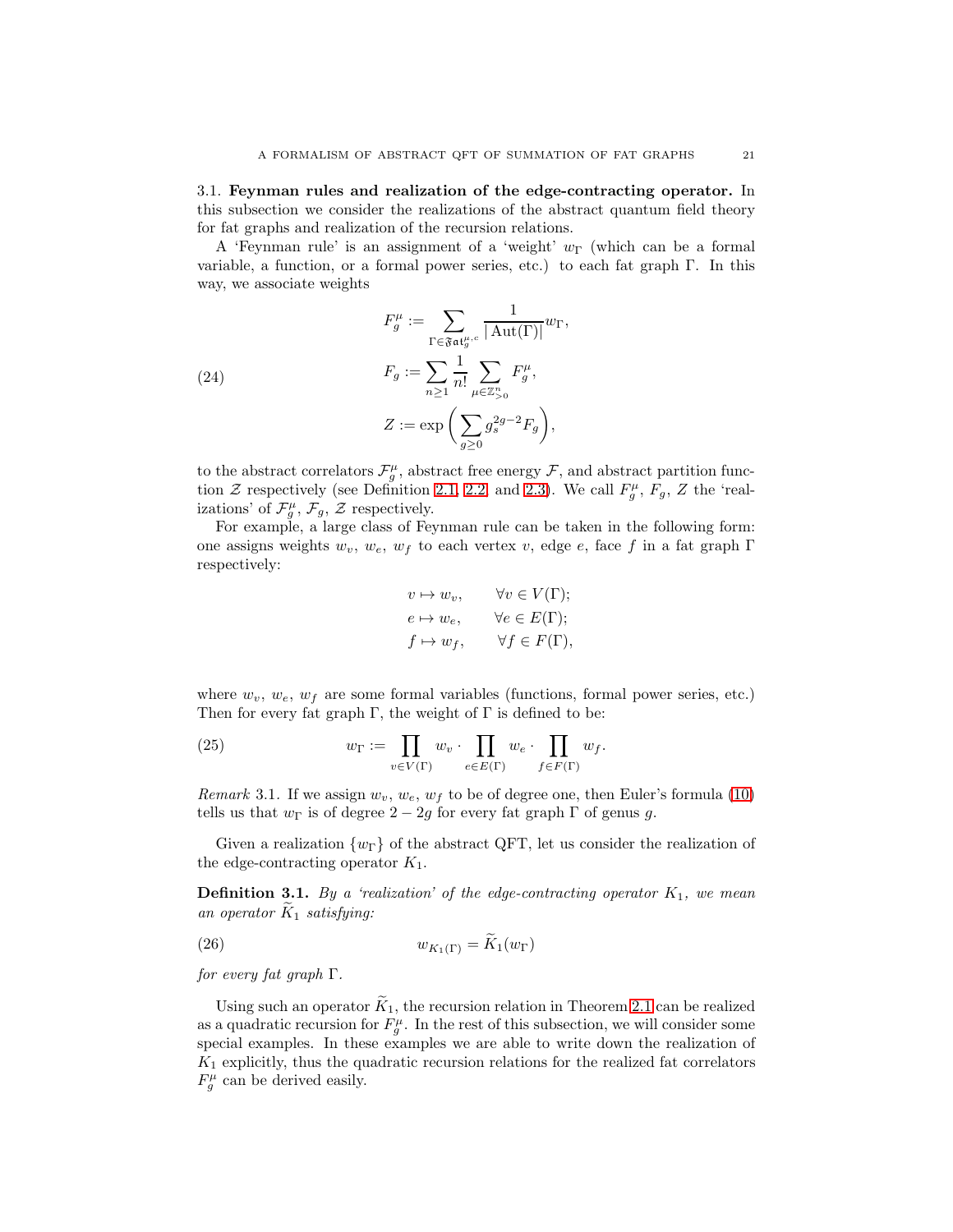3.1. **Feynman rules and realization of the edge-contracting operator.** In this subsection we consider the realizations of the abstract quantum field theory for fat graphs and realization of the recursion relations.

A 'Feynman rule' is an assignment of a 'weight' $w_\Gamma$ (which can be a formal variable, a function, or a formal power series, etc.) to each fat graph $\Gamma$. In this way, we associate weights

$$
\begin{aligned}
F_g^\mu &:= \sum_{\Gamma \in \mathfrak{Fat}_g^{\mu,c}} \frac{1}{|\operatorname{Aut}(\Gamma)|} w_\Gamma, \\
F_g &:= \sum_{n\geq 1} \frac{1}{n!} \sum_{\mu \in \mathbb{Z}_{>0}^n} F_g^\mu, \\
Z &:= \exp\bigg(\sum_{g\geq 0} g_s^{2g-2} F_g\bigg),
\end{aligned}
\tag{24}
$$

to the abstract correlators $\mathcal{F}_g^\mu$, abstract free energy $\mathcal{F}$, and abstract partition function $\mathcal{Z}$ respectively (see Definition 2.1, 2.2, and 2.3). We call $F_g^\mu$, $F_g$, $Z$ the 'realizations' of $\mathcal{F}_g^\mu$, $\mathcal{F}_g$, $\mathcal{Z}$ respectively.

For example, a large class of Feynman rule can be taken in the following form: one assigns weights $w_v$, $w_e$, $w_f$ to each vertex $v$, edge $e$, face $f$ in a fat graph $\Gamma$ respectively:

$$
\begin{aligned}
v &\mapsto w_v, \qquad \forall v \in V(\Gamma); \\
e &\mapsto w_e, \qquad \forall e \in E(\Gamma); \\
f &\mapsto w_f, \qquad \forall f \in F(\Gamma),
\end{aligned}
$$

where $w_v$, $w_e$, $w_f$ are some formal variables (functions, formal power series, etc.) Then for every fat graph $\Gamma$, the weight of $\Gamma$ is defined to be:

$$
w_\Gamma := \prod_{v\in V(\Gamma)} w_v \cdot \prod_{e \in E(\Gamma)} w_e \cdot \prod_{f\in F(\Gamma)} w_f. \tag{25}
$$

*Remark* 3.1. If we assign $w_v$, $w_e$, $w_f$ to be of degree one, then Euler's formula (10) tells us that $w_\Gamma$ is of degree $2-2g$ for every fat graph $\Gamma$ of genus $g$.

Given a realization $\{w_\Gamma\}$ of the abstract QFT, let us consider the realization of the edge-contracting operator $K_1$.

**Definition 3.1.** *By a 'realization' of the edge-contracting operator $K_1$, we mean an operator $\widetilde{K}_1$ satisfying:*

$$
w_{K_1(\Gamma)} = \widetilde{K}_1(w_\Gamma) \tag{26}
$$

*for every fat graph $\Gamma$.*

Using such an operator $\widetilde{K}_1$, the recursion relation in Theorem 2.1 can be realized as a quadratic recursion for $F_g^\mu$. In the rest of this subsection, we will consider some special examples. In these examples we are able to write down the realization of $K_1$ explicitly, thus the quadratic recursion relations for the realized fat correlators $F_g^\mu$ can be derived easily.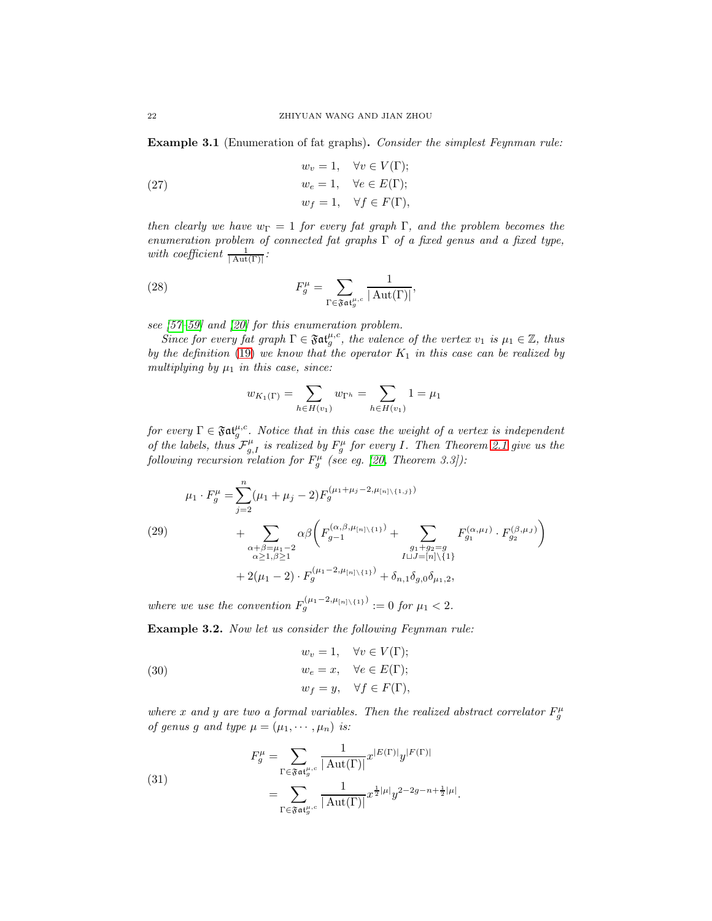**Example 3.1** (Enumeration of fat graphs)**.** *Consider the simplest Feynman rule:*

$$
\begin{aligned}
w_v &= 1, \quad \forall v \in V(\Gamma);\\
w_e &= 1, \quad \forall e \in E(\Gamma);\\
w_f &= 1, \quad \forall f \in F(\Gamma),
\end{aligned}
\tag{27}
$$

*then clearly we have $w_\Gamma = 1$ for every fat graph $\Gamma$, and the problem becomes the enumeration problem of connected fat graphs $\Gamma$ of a fixed genus and a fixed type, with coefficient $\frac{1}{|\operatorname{Aut}(\Gamma)|}$:*

$$
F_g^\mu = \sum_{\Gamma \in \mathfrak{Fat}_g^{\mu,c}} \frac{1}{|\operatorname{Aut}(\Gamma)|},
\tag{28}
$$

*see [57–59] and [20] for this enumeration problem.*

*Since for every fat graph $\Gamma \in \mathfrak{Fat}_g^{\mu,c}$, the valence of the vertex $v_1$ is $\mu_1 \in \mathbb{Z}$, thus by the definition (19) we know that the operator $K_1$ in this case can be realized by multiplying by $\mu_1$ in this case, since:*

$$
w_{K_1(\Gamma)} = \sum_{h \in H(v_1)} w_{\Gamma^h} = \sum_{h \in H(v_1)} 1 = \mu_1
$$

*for every $\Gamma \in \mathfrak{Fat}_g^{\mu,c}$. Notice that in this case the weight of a vertex is independent of the labels, thus $\mathcal{F}_{g,I}^\mu$ is realized by $F_g^\mu$ for every $I$. Then Theorem 2.1 give us the following recursion relation for $F_g^\mu$ (see eg. [20, Theorem 3.3]):*

$$
\begin{aligned}
\mu_1 \cdot F_g^\mu =& \sum_{j=2}^{n} (\mu_1 + \mu_j - 2) F_g^{(\mu_1+\mu_j-2, \mu_{[n]\setminus\{1,j\}})}\\
&+ \sum_{\substack{\alpha+\beta=\mu_1-2\\ \alpha\geq 1, \beta\geq 1}} \alpha\beta \bigg( F_{g-1}^{(\alpha,\beta,\mu_{[n]\setminus\{1\}})} + \sum_{\substack{g_1+g_2=g\\ I\sqcup J=[n]\setminus\{1\}}} F_{g_1}^{(\alpha,\mu_I)} \cdot F_{g_2}^{(\beta,\mu_J)} \bigg)\\
&+ 2(\mu_1 - 2) \cdot F_g^{(\mu_1-2,\mu_{[n]\setminus\{1\}})} + \delta_{n,1}\delta_{g,0}\delta_{\mu_1,2},
\end{aligned}
\tag{29}
$$

*where we use the convention $F_g^{(\mu_1-2,\mu_{[n]\setminus\{1\}})} := 0$ for $\mu_1 < 2$.*

**Example 3.2.** *Now let us consider the following Feynman rule:*

$$
\begin{aligned}
w_v &= 1, \quad \forall v \in V(\Gamma);\\
w_e &= x, \quad \forall e \in E(\Gamma);\\
w_f &= y, \quad \forall f \in F(\Gamma),
\end{aligned}
\tag{30}
$$

*where $x$ and $y$ are two a formal variables. Then the realized abstract correlator $F_g^\mu$ of genus $g$ and type $\mu = (\mu_1, \cdots, \mu_n)$ is:*

$$
\begin{aligned}
F_g^\mu &= \sum_{\Gamma \in \mathfrak{Fat}_g^{\mu,c}} \frac{1}{|\operatorname{Aut}(\Gamma)|} x^{|E(\Gamma)|} y^{|F(\Gamma)|}\\
&= \sum_{\Gamma \in \mathfrak{Fat}_g^{\mu,c}} \frac{1}{|\operatorname{Aut}(\Gamma)|} x^{\frac{1}{2}|\mu|} y^{2-2g-n+\frac{1}{2}|\mu|}.
\end{aligned}
\tag{31}
$$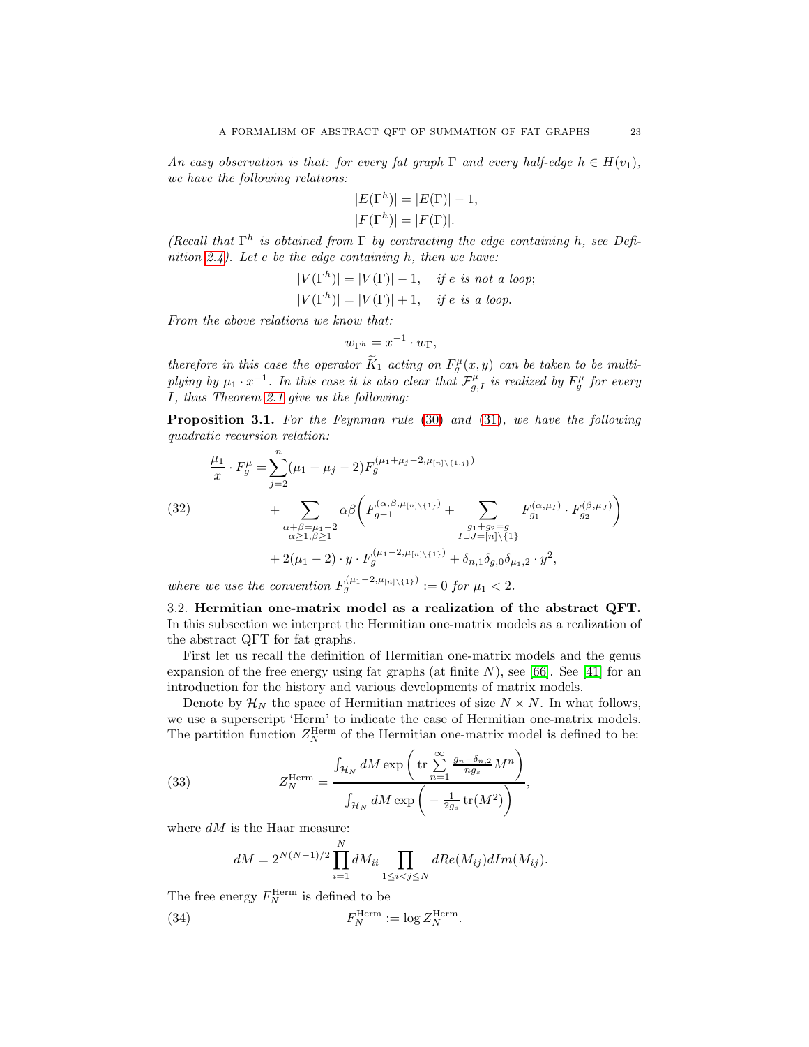*An easy observation is that: for every fat graph $\Gamma$ and every half-edge $h \in H(v_1)$, we have the following relations:*

$$|E(\Gamma^h)| = |E(\Gamma)| - 1,$$
$$|F(\Gamma^h)| = |F(\Gamma)|.$$

*(Recall that $\Gamma^h$ is obtained from $\Gamma$ by contracting the edge containing $h$, see Definition 2.4). Let $e$ be the edge containing $h$, then we have:*

$$|V(\Gamma^h)| = |V(\Gamma)| - 1, \quad \text{if } e \text{ is not a loop};$$
$$|V(\Gamma^h)| = |V(\Gamma)| + 1, \quad \text{if } e \text{ is a loop}.$$

*From the above relations we know that:*

$$w_{\Gamma^h} = x^{-1} \cdot w_\Gamma,$$

*therefore in this case the operator $\widetilde{K}_1$ acting on $F_g^\mu(x,y)$ can be taken to be multiplying by $\mu_1 \cdot x^{-1}$. In this case it is also clear that $\mathcal{F}_{g,I}^\mu$ is realized by $F_g^\mu$ for every $I$, thus Theorem 2.1 give us the following:*

**Proposition 3.1.** *For the Feynman rule (30) and (31), we have the following quadratic recursion relation:*

$$
\begin{aligned}
\frac{\mu_1}{x} \cdot F_g^\mu = & \sum_{j=2}^n (\mu_1 + \mu_j - 2) F_g^{(\mu_1+\mu_j-2, \mu_{[n]\setminus\{1,j\}})} \\
& + \sum_{\substack{\alpha+\beta=\mu_1-2 \\ \alpha\geq 1, \beta\geq 1}} \alpha\beta \Bigg( F_{g-1}^{(\alpha,\beta,\mu_{[n]\setminus\{1\}})} + \sum_{\substack{g_1+g_2=g \\ I\sqcup J=[n]\setminus\{1\}}} F_{g_1}^{(\alpha,\mu_I)} \cdot F_{g_2}^{(\beta,\mu_J)} \Bigg) \\
& + 2(\mu_1 - 2) \cdot y \cdot F_g^{(\mu_1-2,\mu_{[n]\setminus\{1\}})} + \delta_{n,1}\delta_{g,0}\delta_{\mu_1,2} \cdot y^2,
\end{aligned} \tag{32}
$$

*where we use the convention $F_g^{(\mu_1-2,\mu_{[n]\setminus\{1\}})} := 0$ for $\mu_1 < 2$.*

### 3.2. Hermitian one-matrix model as a realization of the abstract QFT.

In this subsection we interpret the Hermitian one-matrix models as a realization of the abstract QFT for fat graphs.

First let us recall the definition of Hermitian one-matrix models and the genus expansion of the free energy using fat graphs (at finite $N$), see [66]. See [41] for an introduction for the history and various developments of matrix models.

Denote by $\mathcal{H}_N$ the space of Hermitian matrices of size $N \times N$. In what follows, we use a superscript 'Herm' to indicate the case of Hermitian one-matrix models. The partition function $Z_N^{\text{Herm}}$ of the Hermitian one-matrix model is defined to be:

$$
Z_N^{\text{Herm}} = \frac{\int_{\mathcal{H}_N} dM \exp\left( \operatorname{tr} \sum_{n=1}^\infty \frac{g_n - \delta_{n,2}}{n g_s} M^n \right)}{\int_{\mathcal{H}_N} dM \exp\left( -\frac{1}{2g_s} \operatorname{tr}(M^2) \right)}, \tag{33}
$$

where $dM$ is the Haar measure:

$$dM = 2^{N(N-1)/2} \prod_{i=1}^N dM_{ii} \prod_{1\leq i<j\leq N} dRe(M_{ij}) dIm(M_{ij}).$$

The free energy $F_N^{\text{Herm}}$ is defined to be

$$F_N^{\text{Herm}} := \log Z_N^{\text{Herm}}. \tag{34}$$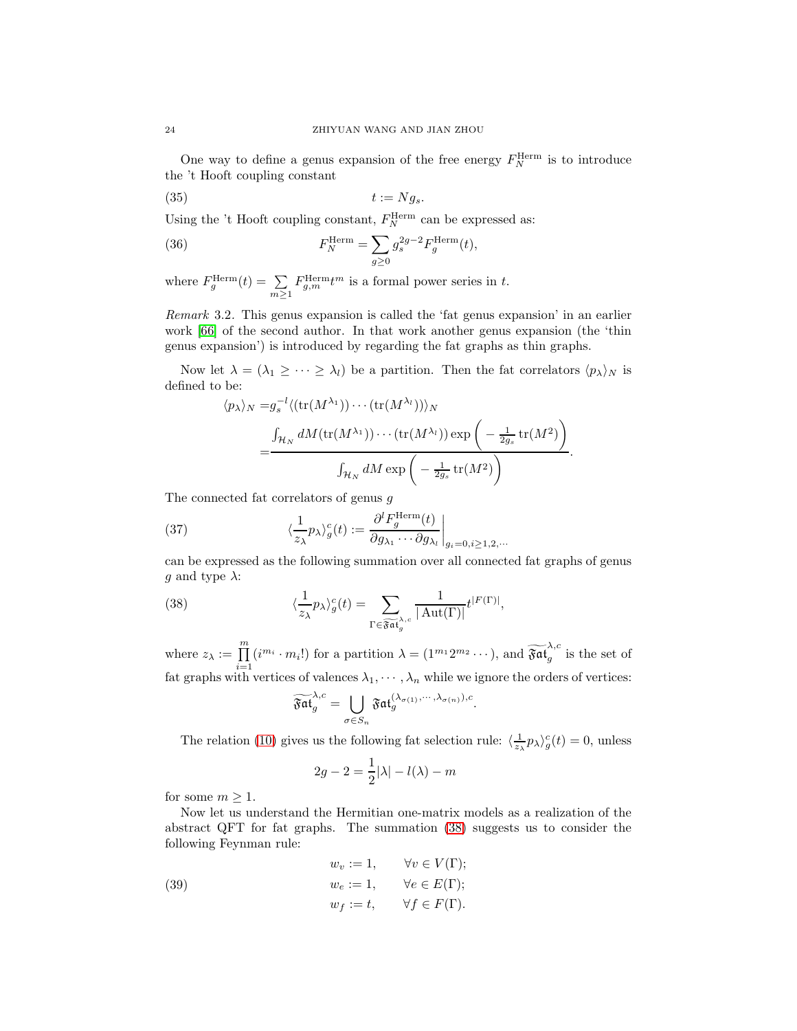One way to define a genus expansion of the free energy $F_N^{\text{Herm}}$ is to introduce the 't Hooft coupling constant

$$t := Ng_s. \tag{35}$$

Using the 't Hooft coupling constant, $F_N^{\text{Herm}}$ can be expressed as:

$$F_N^{\text{Herm}} = \sum_{g\geq 0} g_s^{2g-2} F_g^{\text{Herm}}(t), \tag{36}$$

where $F_g^{\text{Herm}}(t) = \sum_{m\geq 1} F_{g,m}^{\text{Herm}} t^m$ is a formal power series in $t$.

*Remark* 3.2. This genus expansion is called the 'fat genus expansion' in an earlier work [66] of the second author. In that work another genus expansion (the 'thin genus expansion') is introduced by regarding the fat graphs as thin graphs.

Now let $\lambda = (\lambda_1 \geq \cdots \geq \lambda_l)$ be a partition. Then the fat correlators $\langle p_\lambda \rangle_N$ is defined to be:

$$\begin{aligned}
\langle p_\lambda \rangle_N =& g_s^{-l} \langle (\operatorname{tr}(M^{\lambda_1})) \cdots (\operatorname{tr}(M^{\lambda_l})) \rangle_N \\
=& \frac{\int_{\mathcal{H}_N} dM (\operatorname{tr}(M^{\lambda_1})) \cdots (\operatorname{tr}(M^{\lambda_l})) \exp\left( -\frac{1}{2g_s} \operatorname{tr}(M^2)\right)}{\int_{\mathcal{H}_N} dM \exp\left( -\frac{1}{2g_s} \operatorname{tr}(M^2)\right)}.
\end{aligned}$$

The connected fat correlators of genus $g$

$$\langle \frac{1}{z_\lambda} p_\lambda \rangle_g^c(t) := \frac{\partial^l F_g^{\text{Herm}}(t)}{\partial g_{\lambda_1} \cdots \partial g_{\lambda_l}}\bigg|_{g_i=0, i\geq 1,2,\cdots} \tag{37}$$

can be expressed as the following summation over all connected fat graphs of genus $g$ and type $\lambda$:

$$\langle \frac{1}{z_\lambda} p_\lambda \rangle_g^c(t) = \sum_{\Gamma \in \widetilde{\mathfrak{Fat}}_g^{\lambda,c}} \frac{1}{|\operatorname{Aut}(\Gamma)|} t^{|F(\Gamma)|}, \tag{38}$$

where $z_\lambda := \prod_{i=1}^m (i^{m_i} \cdot m_i!)$ for a partition $\lambda = (1^{m_1} 2^{m_2} \cdots)$, and $\widetilde{\mathfrak{Fat}}_g^{\lambda,c}$ is the set of fat graphs with vertices of valences $\lambda_1, \cdots, \lambda_n$ while we ignore the orders of vertices:

$$\widetilde{\mathfrak{Fat}}_g^{\lambda,c} = \bigcup_{\sigma \in S_n} \mathfrak{Fat}_g^{(\lambda_{\sigma(1)}, \cdots, \lambda_{\sigma(n)}),c}.$$

The relation (10) gives us the following fat selection rule: $\langle \frac{1}{z_\lambda} p_\lambda \rangle_g^c(t) = 0$, unless

$$2g - 2 = \frac{1}{2}|\lambda| - l(\lambda) - m$$

for some $m \geq 1$.

Now let us understand the Hermitian one-matrix models as a realization of the abstract QFT for fat graphs. The summation (38) suggests us to consider the following Feynman rule:

$$\begin{aligned}
w_v &:= 1, \qquad \forall v \in V(\Gamma); \\
w_e &:= 1, \qquad \forall e \in E(\Gamma); \\
w_f &:= t, \qquad \forall f \in F(\Gamma).
\end{aligned} \tag{39}$$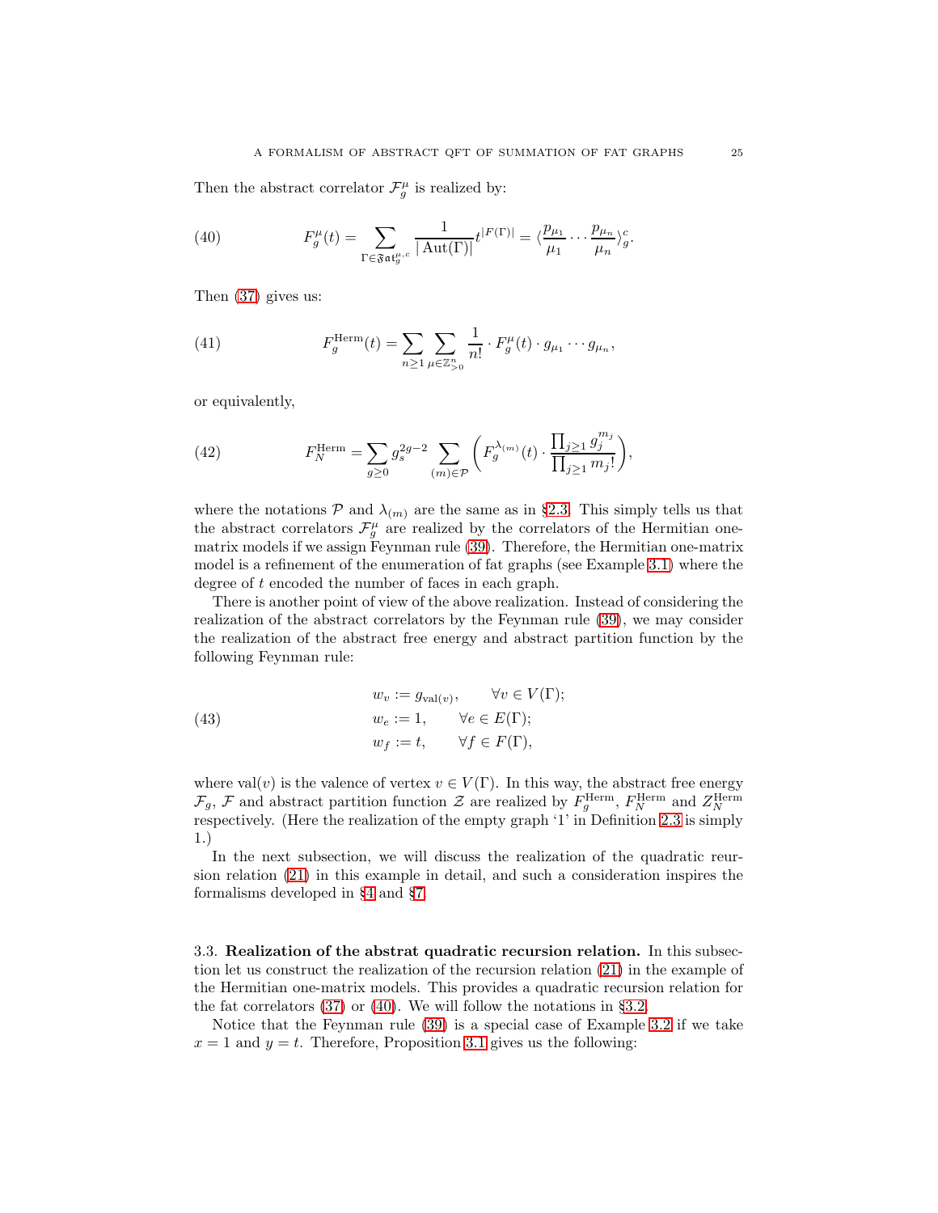Then the abstract correlator $\mathcal{F}_g^\mu$ is realized by:

$$F_g^\mu(t) = \sum_{\Gamma \in \mathfrak{Fat}_g^{\mu,c}} \frac{1}{|\operatorname{Aut}(\Gamma)|} t^{|F(\Gamma)|} = \langle \frac{p_{\mu_1}}{\mu_1} \cdots \frac{p_{\mu_n}}{\mu_n} \rangle_g^c. \tag{40}$$

Then (37) gives us:

$$F_g^{\mathrm{Herm}}(t) = \sum_{n \geq 1} \sum_{\mu \in \mathbb{Z}_{>0}^n} \frac{1}{n!} \cdot F_g^\mu(t) \cdot g_{\mu_1} \cdots g_{\mu_n}, \tag{41}$$

or equivalently,

$$F_N^{\mathrm{Herm}} = \sum_{g \geq 0} g_s^{2g-2} \sum_{(m) \in \mathcal{P}} \left( F_g^{\lambda_{(m)}}(t) \cdot \frac{\prod_{j \geq 1} g_j^{m_j}}{\prod_{j \geq 1} m_j!} \right), \tag{42}$$

where the notations $\mathcal{P}$ and $\lambda_{(m)}$ are the same as in §2.3. This simply tells us that the abstract correlators $\mathcal{F}_g^\mu$ are realized by the correlators of the Hermitian one-matrix models if we assign Feynman rule (39). Therefore, the Hermitian one-matrix model is a refinement of the enumeration of fat graphs (see Example 3.1) where the degree of $t$ encoded the number of faces in each graph.

There is another point of view of the above realization. Instead of considering the realization of the abstract correlators by the Feynman rule (39), we may consider the realization of the abstract free energy and abstract partition function by the following Feynman rule:

$$\begin{aligned} w_v &:= g_{\mathrm{val}(v)}, \qquad \forall v \in V(\Gamma); \\ w_e &:= 1, \qquad \forall e \in E(\Gamma); \\ w_f &:= t, \qquad \forall f \in F(\Gamma), \end{aligned} \tag{43}$$

where $\mathrm{val}(v)$ is the valence of vertex $v \in V(\Gamma)$. In this way, the abstract free energy $\mathcal{F}_g$, $\mathcal{F}$ and abstract partition function $\mathcal{Z}$ are realized by $F_g^{\mathrm{Herm}}$, $F_N^{\mathrm{Herm}}$ and $Z_N^{\mathrm{Herm}}$ respectively. (Here the realization of the empty graph '1' in Definition 2.3 is simply 1.)

In the next subsection, we will discuss the realization of the quadratic reursion relation (21) in this example in detail, and such a consideration inspires the formalisms developed in §4 and §7.

### 3.3. Realization of the abstrat quadratic recursion relation.

In this subsection let us construct the realization of the recursion relation (21) in the example of the Hermitian one-matrix models. This provides a quadratic recursion relation for the fat correlators (37) or (40). We will follow the notations in §3.2.

Notice that the Feynman rule (39) is a special case of Example 3.2 if we take $x = 1$ and $y = t$. Therefore, Proposition 3.1 gives us the following: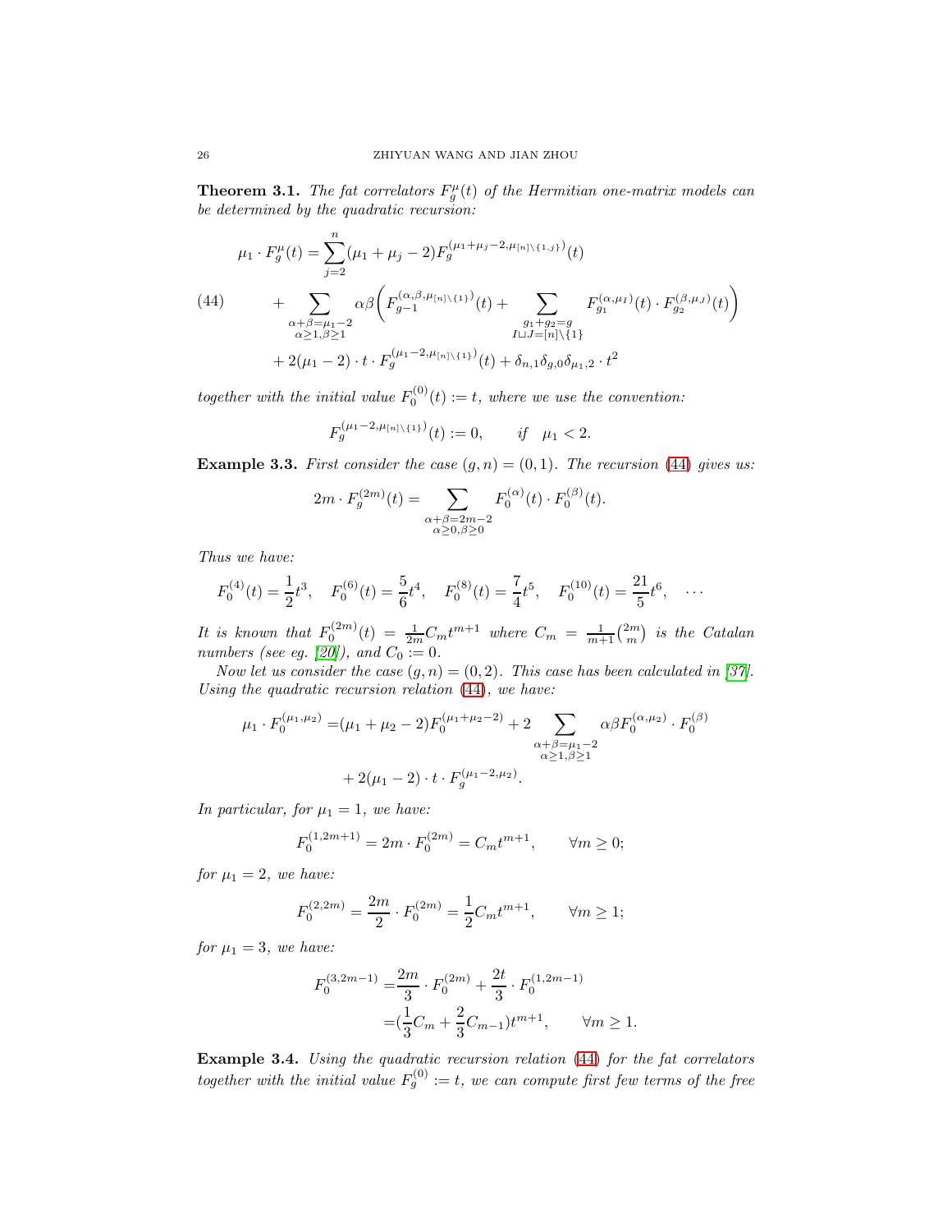**Theorem 3.1.** *The fat correlators $F_g^{\mu}(t)$ of the Hermitian one-matrix models can be determined by the quadratic recursion:*

$$
\begin{aligned}
\mu_1 \cdot F_g^{\mu}(t) = & \sum_{j=2}^{n} (\mu_1 + \mu_j - 2) F_g^{(\mu_1+\mu_j-2, \mu_{[n]\setminus\{1,j\}})}(t) \\
& + \sum_{\substack{\alpha+\beta=\mu_1-2 \\ \alpha\geq 1, \beta\geq 1}} \alpha\beta \bigg( F_{g-1}^{(\alpha,\beta,\mu_{[n]\setminus\{1\}})}(t) + \sum_{\substack{g_1+g_2=g \\ I\sqcup J=[n]\setminus\{1\}}} F_{g_1}^{(\alpha,\mu_I)}(t) \cdot F_{g_2}^{(\beta,\mu_J)}(t) \bigg) \\
& + 2(\mu_1 - 2) \cdot t \cdot F_g^{(\mu_1-2, \mu_{[n]\setminus\{1\}})}(t) + \delta_{n,1}\delta_{g,0}\delta_{\mu_1,2} \cdot t^2
\end{aligned} \tag{44}
$$

*together with the initial value $F_0^{(0)}(t) := t$, where we use the convention:*

$$
F_g^{(\mu_1-2,\mu_{[n]\setminus\{1\}})}(t) := 0, \qquad \textit{if} \quad \mu_1 < 2.
$$

**Example 3.3.** *First consider the case $(g, n) = (0, 1)$. The recursion (44) gives us:*

$$
2m \cdot F_g^{(2m)}(t) = \sum_{\substack{\alpha+\beta=2m-2 \\ \alpha\geq 0, \beta\geq 0}} F_0^{(\alpha)}(t) \cdot F_0^{(\beta)}(t).
$$

*Thus we have:*

$$
F_0^{(4)}(t) = \frac{1}{2}t^3, \quad F_0^{(6)}(t) = \frac{5}{6}t^4, \quad F_0^{(8)}(t) = \frac{7}{4}t^5, \quad F_0^{(10)}(t) = \frac{21}{5}t^6, \quad \cdots
$$

*It is known that $F_0^{(2m)}(t) = \frac{1}{2m}C_m t^{m+1}$ where $C_m = \frac{1}{m+1}\binom{2m}{m}$ is the Catalan numbers (see eg. [20]), and $C_0 := 0$.*

*Now let us consider the case $(g, n) = (0, 2)$. This case has been calculated in [37]. Using the quadratic recursion relation (44), we have:*

$$
\begin{aligned}
\mu_1 \cdot F_0^{(\mu_1,\mu_2)} = & (\mu_1 + \mu_2 - 2) F_0^{(\mu_1+\mu_2-2)} + 2 \sum_{\substack{\alpha+\beta=\mu_1-2 \\ \alpha\geq 1, \beta\geq 1}} \alpha\beta F_0^{(\alpha,\mu_2)} \cdot F_0^{(\beta)} \\
& + 2(\mu_1 - 2) \cdot t \cdot F_g^{(\mu_1-2,\mu_2)}.
\end{aligned}
$$

*In particular, for $\mu_1 = 1$, we have:*

$$
F_0^{(1,2m+1)} = 2m \cdot F_0^{(2m)} = C_m t^{m+1}, \qquad \forall m \geq 0;
$$

*for $\mu_1 = 2$, we have:*

$$
F_0^{(2,2m)} = \frac{2m}{2} \cdot F_0^{(2m)} = \frac{1}{2}C_m t^{m+1}, \qquad \forall m \geq 1;
$$

*for $\mu_1 = 3$, we have:*

$$
\begin{aligned}
F_0^{(3,2m-1)} = & \frac{2m}{3} \cdot F_0^{(2m)} + \frac{2t}{3} \cdot F_0^{(1,2m-1)} \\
= & (\frac{1}{3}C_m + \frac{2}{3}C_{m-1}) t^{m+1}, \qquad \forall m \geq 1.
\end{aligned}
$$

**Example 3.4.** *Using the quadratic recursion relation (44) for the fat correlators together with the initial value $F_g^{(0)} := t$, we can compute first few terms of the free*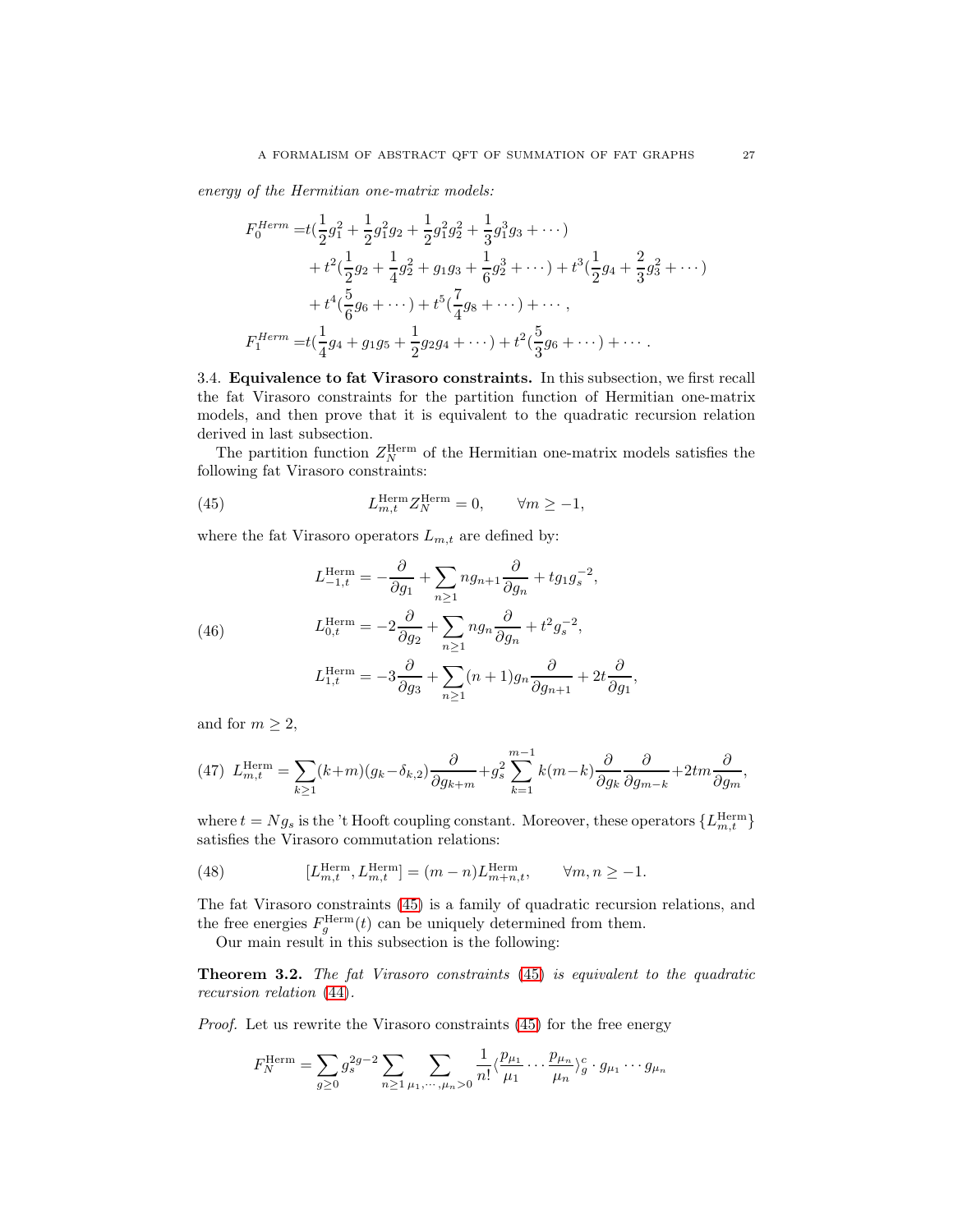*energy of the Hermitian one-matrix models:*

$$
\begin{aligned}
F_0^{Herm} =& t(\frac{1}{2}g_1^2 + \frac{1}{2}g_1^2 g_2 + \frac{1}{2}g_1^2 g_2^2 + \frac{1}{3}g_1^3 g_3 + \cdots) \\
&+ t^2(\frac{1}{2}g_2 + \frac{1}{4}g_2^2 + g_1 g_3 + \frac{1}{6}g_2^3 + \cdots) + t^3(\frac{1}{2}g_4 + \frac{2}{3}g_3^2 + \cdots) \\
&+ t^4(\frac{5}{6}g_6 + \cdots) + t^5(\frac{7}{4}g_8 + \cdots) + \cdots, \\
F_1^{Herm} =& t(\frac{1}{4}g_4 + g_1 g_5 + \frac{1}{2}g_2 g_4 + \cdots) + t^2(\frac{5}{3}g_6 + \cdots) + \cdots .
\end{aligned}
$$

3.4. **Equivalence to fat Virasoro constraints.** In this subsection, we first recall the fat Virasoro constraints for the partition function of Hermitian one-matrix models, and then prove that it is equivalent to the quadratic recursion relation derived in last subsection.

The partition function $Z_N^{\mathrm{Herm}}$ of the Hermitian one-matrix models satisfies the following fat Virasoro constraints:

$$
L_{m,t}^{\mathrm{Herm}} Z_N^{\mathrm{Herm}} = 0, \qquad \forall m \geq -1, \tag{45}
$$

where the fat Virasoro operators $L_{m,t}$ are defined by:

$$
\begin{aligned}
L_{-1,t}^{\mathrm{Herm}} &= -\frac{\partial}{\partial g_1} + \sum_{n\geq 1} n g_{n+1} \frac{\partial}{\partial g_n} + t g_1 g_s^{-2}, \\
L_{0,t}^{\mathrm{Herm}} &= -2\frac{\partial}{\partial g_2} + \sum_{n\geq 1} n g_n \frac{\partial}{\partial g_n} + t^2 g_s^{-2}, \\
L_{1,t}^{\mathrm{Herm}} &= -3\frac{\partial}{\partial g_3} + \sum_{n\geq 1} (n+1) g_n \frac{\partial}{\partial g_{n+1}} + 2t\frac{\partial}{\partial g_1},
\end{aligned} \tag{46}
$$

and for $m \geq 2$,

$$
L_{m,t}^{\mathrm{Herm}} = \sum_{k\geq 1}(k+m)(g_k - \delta_{k,2})\frac{\partial}{\partial g_{k+m}} + g_s^2 \sum_{k=1}^{m-1} k(m-k)\frac{\partial}{\partial g_k}\frac{\partial}{\partial g_{m-k}} + 2tm\frac{\partial}{\partial g_m}, \tag{47}
$$

where $t = N g_s$ is the 't Hooft coupling constant. Moreover, these operators $\{L_{m,t}^{\mathrm{Herm}}\}$ satisfies the Virasoro commutation relations:

$$
[L_{m,t}^{\mathrm{Herm}}, L_{m,t}^{\mathrm{Herm}}] = (m-n)L_{m+n,t}^{\mathrm{Herm}}, \qquad \forall m, n \geq -1. \tag{48}
$$

The fat Virasoro constraints (45) is a family of quadratic recursion relations, and the free energies $F_g^{\mathrm{Herm}}(t)$ can be uniquely determined from them.

Our main result in this subsection is the following:

**Theorem 3.2.** *The fat Virasoro constraints (45) is equivalent to the quadratic recursion relation (44).*

*Proof.* Let us rewrite the Virasoro constraints (45) for the free energy

$$
F_N^{\mathrm{Herm}} = \sum_{g\geq 0} g_s^{2g-2} \sum_{n\geq 1} \sum_{\mu_1,\cdots,\mu_n > 0} \frac{1}{n!} \langle \frac{p_{\mu_1}}{\mu_1} \cdots \frac{p_{\mu_n}}{\mu_n} \rangle_g^c \cdot g_{\mu_1} \cdots g_{\mu_n}
$$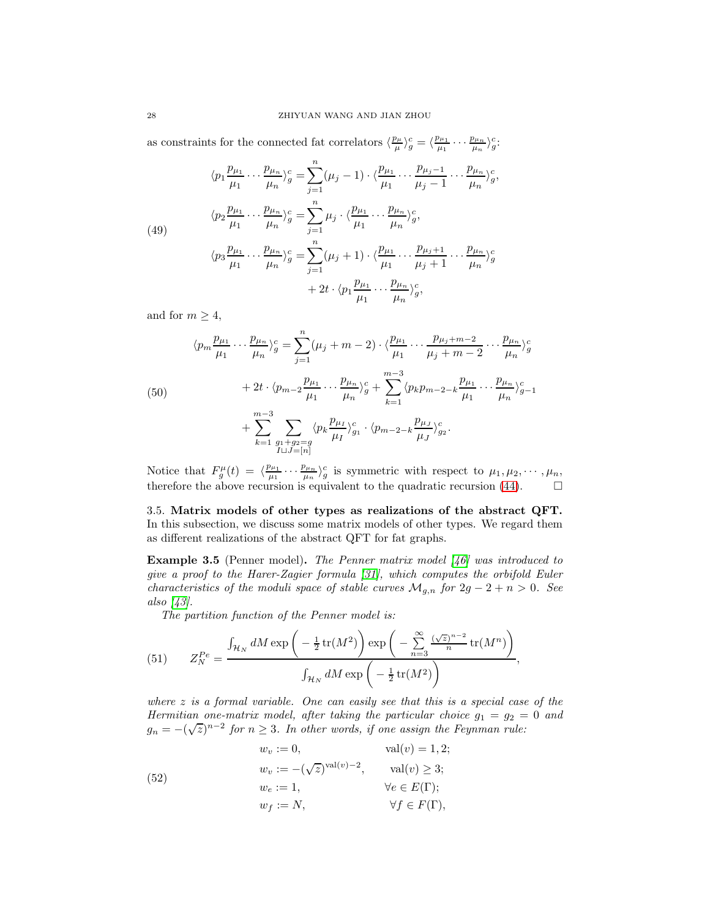as constraints for the connected fat correlators $\langle \frac{p_\mu}{\mu} \rangle_g^c = \langle \frac{p_{\mu_1}}{\mu_1} \cdots \frac{p_{\mu_n}}{\mu_n} \rangle_g^c$:

$$
\begin{aligned}
\langle p_1 \frac{p_{\mu_1}}{\mu_1} \cdots \frac{p_{\mu_n}}{\mu_n} \rangle_g^c &= \sum_{j=1}^n (\mu_j - 1) \cdot \langle \frac{p_{\mu_1}}{\mu_1} \cdots \frac{p_{\mu_j - 1}}{\mu_j - 1} \cdots \frac{p_{\mu_n}}{\mu_n} \rangle_g^c, \\
\langle p_2 \frac{p_{\mu_1}}{\mu_1} \cdots \frac{p_{\mu_n}}{\mu_n} \rangle_g^c &= \sum_{j=1}^n \mu_j \cdot \langle \frac{p_{\mu_1}}{\mu_1} \cdots \frac{p_{\mu_n}}{\mu_n} \rangle_g^c, \\
\langle p_3 \frac{p_{\mu_1}}{\mu_1} \cdots \frac{p_{\mu_n}}{\mu_n} \rangle_g^c &= \sum_{j=1}^n (\mu_j + 1) \cdot \langle \frac{p_{\mu_1}}{\mu_1} \cdots \frac{p_{\mu_j + 1}}{\mu_j + 1} \cdots \frac{p_{\mu_n}}{\mu_n} \rangle_g^c \\
&\quad + 2t \cdot \langle p_1 \frac{p_{\mu_1}}{\mu_1} \cdots \frac{p_{\mu_n}}{\mu_n} \rangle_g^c,
\end{aligned}
\tag{49}
$$

and for $m \geq 4$,

$$
\begin{aligned}
\langle p_m \frac{p_{\mu_1}}{\mu_1} \cdots \frac{p_{\mu_n}}{\mu_n} \rangle_g^c &= \sum_{j=1}^n (\mu_j + m - 2) \cdot \langle \frac{p_{\mu_1}}{\mu_1} \cdots \frac{p_{\mu_j + m - 2}}{\mu_j + m - 2} \cdots \frac{p_{\mu_n}}{\mu_n} \rangle_g^c \\
&\quad + 2t \cdot \langle p_{m-2} \frac{p_{\mu_1}}{\mu_1} \cdots \frac{p_{\mu_n}}{\mu_n} \rangle_g^c + \sum_{k=1}^{m-3} \langle p_k p_{m-2-k} \frac{p_{\mu_1}}{\mu_1} \cdots \frac{p_{\mu_n}}{\mu_n} \rangle_{g-1}^c \\
&\quad + \sum_{k=1}^{m-3} \sum_{\substack{g_1 + g_2 = g \\ I \sqcup J = [n]}} \langle p_k \frac{p_{\mu_I}}{\mu_I} \rangle_{g_1}^c \cdot \langle p_{m-2-k} \frac{p_{\mu_J}}{\mu_J} \rangle_{g_2}^c.
\end{aligned}
\tag{50}
$$

Notice that $F_g^\mu(t) = \langle \frac{p_{\mu_1}}{\mu_1} \cdots \frac{p_{\mu_n}}{\mu_n} \rangle_g^c$ is symmetric with respect to $\mu_1, \mu_2, \cdots, \mu_n$, therefore the above recursion is equivalent to the quadratic recursion (44). $\square$

### 3.5. Matrix models of other types as realizations of the abstract QFT.

In this subsection, we discuss some matrix models of other types. We regard them as different realizations of the abstract QFT for fat graphs.

**Example 3.5** (Penner model)**.** *The Penner matrix model [46] was introduced to give a proof to the Harer-Zagier formula [31], which computes the orbifold Euler characteristics of the moduli space of stable curves $\mathcal{M}_{g,n}$ for $2g - 2 + n > 0$. See also [43].*

*The partition function of the Penner model is:*

$$
Z_N^{Pe} = \frac{\int_{\mathcal{H}_N} dM \exp\bigg( -\frac{1}{2} \operatorname{tr}(M^2) \bigg) \exp\bigg( -\sum_{n=3}^{\infty} \frac{(\sqrt{z})^{n-2}}{n} \operatorname{tr}(M^n) \bigg)}{\int_{\mathcal{H}_N} dM \exp\bigg( -\frac{1}{2} \operatorname{tr}(M^2) \bigg)},
\tag{51}
$$

*where $z$ is a formal variable. One can easily see that this is a special case of the Hermitian one-matrix model, after taking the particular choice $g_1 = g_2 = 0$ and $g_n = -(\sqrt{z})^{n-2}$ for $n \geq 3$. In other words, if one assign the Feynman rule:*

$$
\begin{aligned}
w_v &:= 0, & \operatorname{val}(v) &= 1, 2; \\
w_v &:= -(\sqrt{z})^{\operatorname{val}(v) - 2}, & \operatorname{val}(v) &\geq 3; \\
w_e &:= 1, & \forall e &\in E(\Gamma); \\
w_f &:= N, & \forall f &\in F(\Gamma),
\end{aligned}
\tag{52}
$$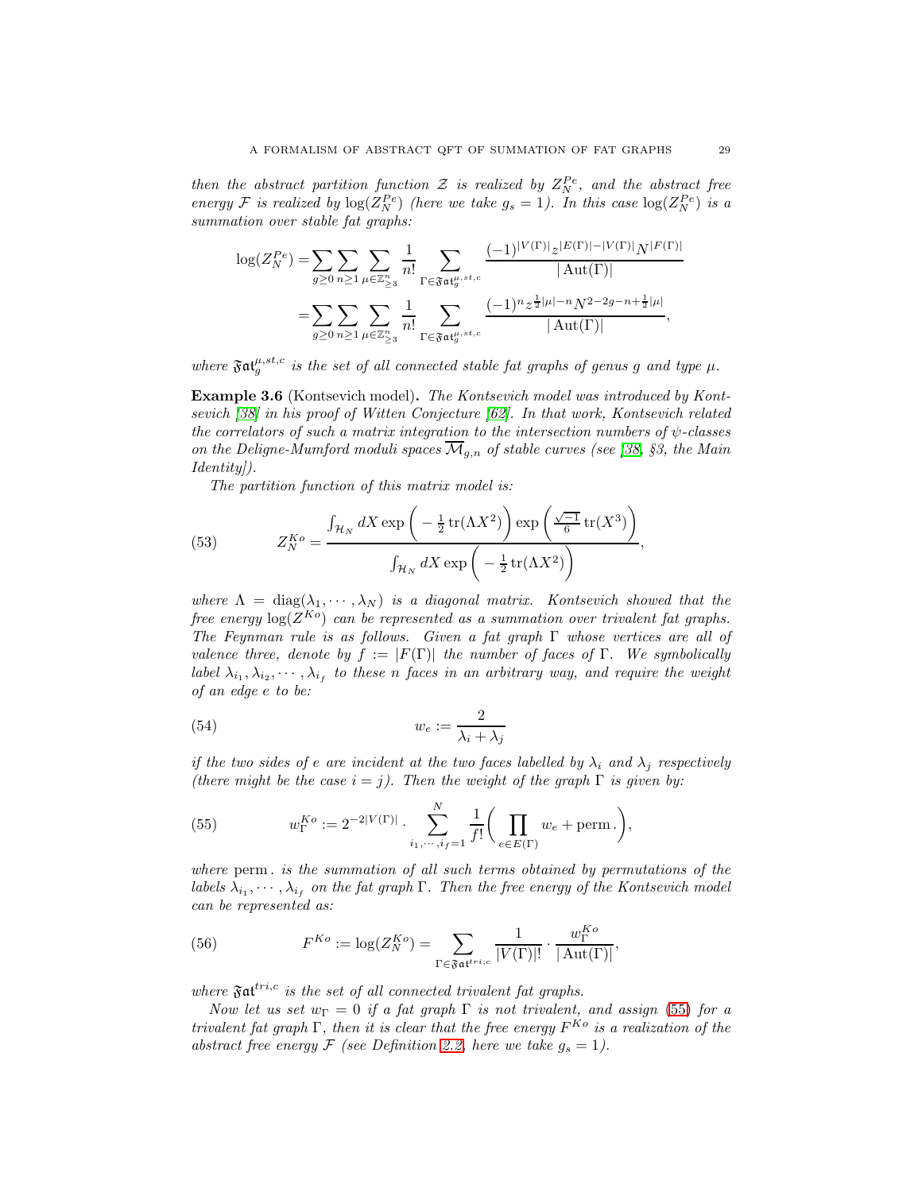*then the abstract partition function $\mathcal{Z}$ is realized by $Z_N^{Pe}$, and the abstract free energy $\mathcal{F}$ is realized by $\log(Z_N^{Pe})$ (here we take $g_s = 1$). In this case $\log(Z_N^{Pe})$ is a summation over stable fat graphs:*

$$
\begin{aligned}
\log(Z_N^{Pe}) =& \sum_{g\geq 0}\sum_{n\geq 1}\sum_{\mu\in\mathbb{Z}_{\geq 3}^n}\frac{1}{n!}\sum_{\Gamma\in\mathfrak{Fat}_g^{\mu,st,c}}\frac{(-1)^{|V(\Gamma)|}z^{|E(\Gamma)|-|V(\Gamma)|}N^{|F(\Gamma)|}}{|\operatorname{Aut}(\Gamma)|}\\
=& \sum_{g\geq 0}\sum_{n\geq 1}\sum_{\mu\in\mathbb{Z}_{\geq 3}^n}\frac{1}{n!}\sum_{\Gamma\in\mathfrak{Fat}_g^{\mu,st,c}}\frac{(-1)^n z^{\frac{1}{2}|\mu|-n}N^{2-2g-n+\frac{1}{2}|\mu|}}{|\operatorname{Aut}(\Gamma)|},
\end{aligned}
$$

*where $\mathfrak{Fat}_g^{\mu,st,c}$ is the set of all connected stable fat graphs of genus $g$ and type $\mu$.*

**Example 3.6** (Kontsevich model)**.** *The Kontsevich model was introduced by Kontsevich [38] in his proof of Witten Conjecture [62]. In that work, Kontsevich related the correlators of such a matrix integration to the intersection numbers of $\psi$-classes on the Deligne-Mumford moduli spaces $\overline{\mathcal{M}}_{g,n}$ of stable curves (see [38, §3, the Main Identity]).*

*The partition function of this matrix model is:*

$$
Z_N^{Ko} = \frac{\int_{\mathcal{H}_N} dX \exp\bigg(-\frac{1}{2}\operatorname{tr}(\Lambda X^2)\bigg)\exp\bigg(\frac{\sqrt{-1}}{6}\operatorname{tr}(X^3)\bigg)}{\int_{\mathcal{H}_N} dX \exp\bigg(-\frac{1}{2}\operatorname{tr}(\Lambda X^2)\bigg)}, \tag{53}
$$

*where $\Lambda = \operatorname{diag}(\lambda_1, \cdots, \lambda_N)$ is a diagonal matrix. Kontsevich showed that the free energy $\log(Z^{Ko})$ can be represented as a summation over trivalent fat graphs. The Feynman rule is as follows. Given a fat graph $\Gamma$ whose vertices are all of valence three, denote by $f := |F(\Gamma)|$ the number of faces of $\Gamma$. We symbolically label $\lambda_{i_1}, \lambda_{i_2}, \cdots, \lambda_{i_f}$ to these $n$ faces in an arbitrary way, and require the weight of an edge $e$ to be:*

$$
w_e := \frac{2}{\lambda_i + \lambda_j} \tag{54}
$$

*if the two sides of $e$ are incident at the two faces labelled by $\lambda_i$ and $\lambda_j$ respectively (there might be the case $i = j$). Then the weight of the graph $\Gamma$ is given by:*

$$
w_\Gamma^{Ko} := 2^{-2|V(\Gamma)|}\cdot\sum_{i_1,\cdots,i_f=1}^{N}\frac{1}{f!}\bigg(\prod_{e\in E(\Gamma)} w_e + \operatorname{perm.}\bigg), \tag{55}
$$

*where $\operatorname{perm.}$ is the summation of all such terms obtained by permutations of the labels $\lambda_{i_1}, \cdots, \lambda_{i_f}$ on the fat graph $\Gamma$. Then the free energy of the Kontsevich model can be represented as:*

$$
F^{Ko} := \log(Z_N^{Ko}) = \sum_{\Gamma\in\mathfrak{Fat}^{tri,c}}\frac{1}{|V(\Gamma)|!}\cdot\frac{w_\Gamma^{Ko}}{|\operatorname{Aut}(\Gamma)|}, \tag{56}
$$

*where $\mathfrak{Fat}^{tri,c}$ is the set of all connected trivalent fat graphs.*

*Now let us set $w_\Gamma = 0$ if a fat graph $\Gamma$ is not trivalent, and assign (55) for a trivalent fat graph $\Gamma$, then it is clear that the free energy $F^{Ko}$ is a realization of the abstract free energy $\mathcal{F}$ (see Definition 2.2, here we take $g_s = 1$).*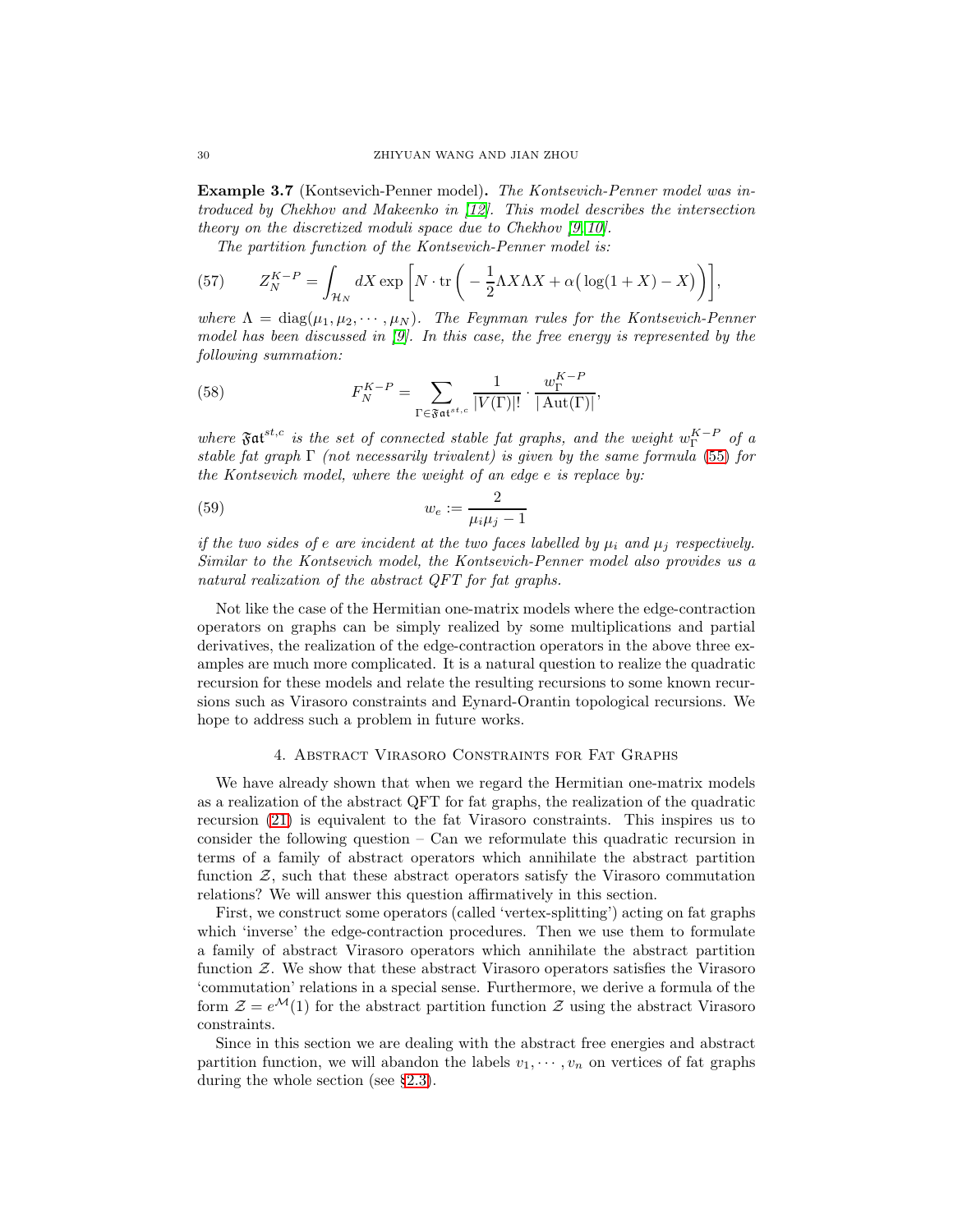**Example 3.7** (Kontsevich-Penner model)**.** *The Kontsevich-Penner model was introduced by Chekhov and Makeenko in [12]. This model describes the intersection theory on the discretized moduli space due to Chekhov [9, 10].*

*The partition function of the Kontsevich-Penner model is:*

$$Z_N^{K-P} = \int_{\mathcal{H}_N} dX \exp\Big[N \cdot \mathrm{tr}\Big(-\frac{1}{2}\Lambda X \Lambda X + \alpha\big(\log(1+X) - X\big)\Big)\Big], \tag{57}$$

*where $\Lambda = \mathrm{diag}(\mu_1, \mu_2, \cdots, \mu_N)$. The Feynman rules for the Kontsevich-Penner model has been discussed in [9]. In this case, the free energy is represented by the following summation:*

$$F_N^{K-P} = \sum_{\Gamma \in \mathfrak{Fat}^{st,c}} \frac{1}{|V(\Gamma)|!} \cdot \frac{w_\Gamma^{K-P}}{|\mathrm{Aut}(\Gamma)|}, \tag{58}$$

*where $\mathfrak{Fat}^{st,c}$ is the set of connected stable fat graphs, and the weight $w_\Gamma^{K-P}$ of a stable fat graph $\Gamma$ (not necessarily trivalent) is given by the same formula (55) for the Kontsevich model, where the weight of an edge $e$ is replace by:*

$$w_e := \frac{2}{\mu_i \mu_j - 1} \tag{59}$$

*if the two sides of $e$ are incident at the two faces labelled by $\mu_i$ and $\mu_j$ respectively. Similar to the Kontsevich model, the Kontsevich-Penner model also provides us a natural realization of the abstract QFT for fat graphs.*

Not like the case of the Hermitian one-matrix models where the edge-contraction operators on graphs can be simply realized by some multiplications and partial derivatives, the realization of the edge-contraction operators in the above three examples are much more complicated. It is a natural question to realize the quadratic recursion for these models and relate the resulting recursions to some known recursions such as Virasoro constraints and Eynard-Orantin topological recursions. We hope to address such a problem in future works.

## 4. Abstract Virasoro Constraints for Fat Graphs

We have already shown that when we regard the Hermitian one-matrix models as a realization of the abstract QFT for fat graphs, the realization of the quadratic recursion (21) is equivalent to the fat Virasoro constraints. This inspires us to consider the following question – Can we reformulate this quadratic recursion in terms of a family of abstract operators which annihilate the abstract partition function $\mathcal{Z}$, such that these abstract operators satisfy the Virasoro commutation relations? We will answer this question affirmatively in this section.

First, we construct some operators (called 'vertex-splitting') acting on fat graphs which 'inverse' the edge-contraction procedures. Then we use them to formulate a family of abstract Virasoro operators which annihilate the abstract partition function $\mathcal{Z}$. We show that these abstract Virasoro operators satisfies the Virasoro 'commutation' relations in a special sense. Furthermore, we derive a formula of the form $\mathcal{Z} = e^{\mathcal{M}}(1)$ for the abstract partition function $\mathcal{Z}$ using the abstract Virasoro constraints.

Since in this section we are dealing with the abstract free energies and abstract partition function, we will abandon the labels $v_1, \cdots, v_n$ on vertices of fat graphs during the whole section (see §2.3).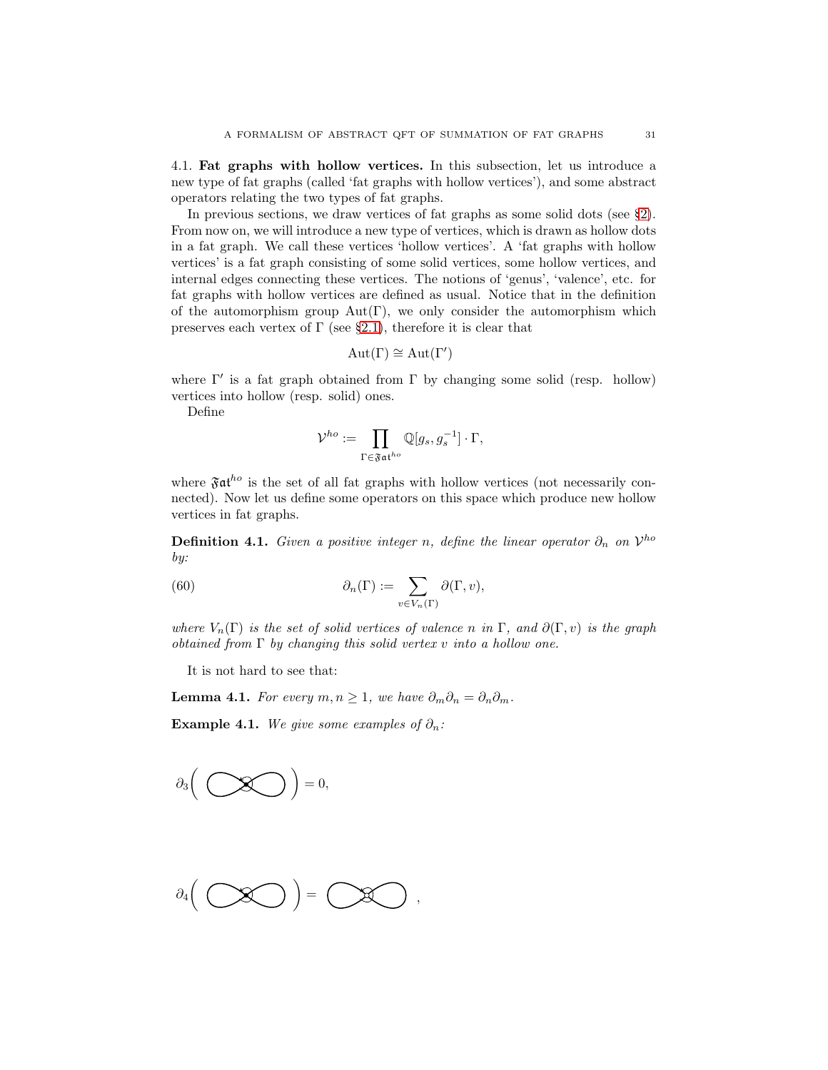4.1. **Fat graphs with hollow vertices.** In this subsection, let us introduce a new type of fat graphs (called 'fat graphs with hollow vertices'), and some abstract operators relating the two types of fat graphs.

In previous sections, we draw vertices of fat graphs as some solid dots (see §2). From now on, we will introduce a new type of vertices, which is drawn as hollow dots in a fat graph. We call these vertices 'hollow vertices'. A 'fat graphs with hollow vertices' is a fat graph consisting of some solid vertices, some hollow vertices, and internal edges connecting these vertices. The notions of 'genus', 'valence', etc. for fat graphs with hollow vertices are defined as usual. Notice that in the definition of the automorphism group $\mathrm{Aut}(\Gamma)$, we only consider the automorphism which preserves each vertex of $\Gamma$ (see §2.1), therefore it is clear that

$$\mathrm{Aut}(\Gamma) \cong \mathrm{Aut}(\Gamma')$$

where $\Gamma'$ is a fat graph obtained from $\Gamma$ by changing some solid (resp. hollow) vertices into hollow (resp. solid) ones.

Define

$$\mathcal{V}^{ho} := \prod_{\Gamma \in \mathfrak{Fat}^{ho}} \mathbb{Q}[g_s, g_s^{-1}] \cdot \Gamma,$$

where $\mathfrak{Fat}^{ho}$ is the set of all fat graphs with hollow vertices (not necessarily connected). Now let us define some operators on this space which produce new hollow vertices in fat graphs.

**Definition 4.1.** *Given a positive integer $n$, define the linear operator $\partial_n$ on $\mathcal{V}^{ho}$ by:*

$$\partial_n(\Gamma) := \sum_{v \in V_n(\Gamma)} \partial(\Gamma, v), \tag{60}$$

*where $V_n(\Gamma)$ is the set of solid vertices of valence $n$ in $\Gamma$, and $\partial(\Gamma, v)$ is the graph obtained from $\Gamma$ by changing this solid vertex $v$ into a hollow one.*

It is not hard to see that:

**Lemma 4.1.** *For every $m, n \geq 1$, we have $\partial_m \partial_n = \partial_n \partial_m$.*

**Example 4.1.** *We give some examples of $\partial_n$:*

$$\partial_3\Big( \bigcirc\!\!\!\bullet\!\!\!\bigcirc \Big) = 0,$$

$$\partial_4\Big( \bigcirc\!\!\!\bullet\!\!\!\bigcirc \Big) = \bigcirc\!\!\!\circ\!\!\!\bigcirc\ ,$$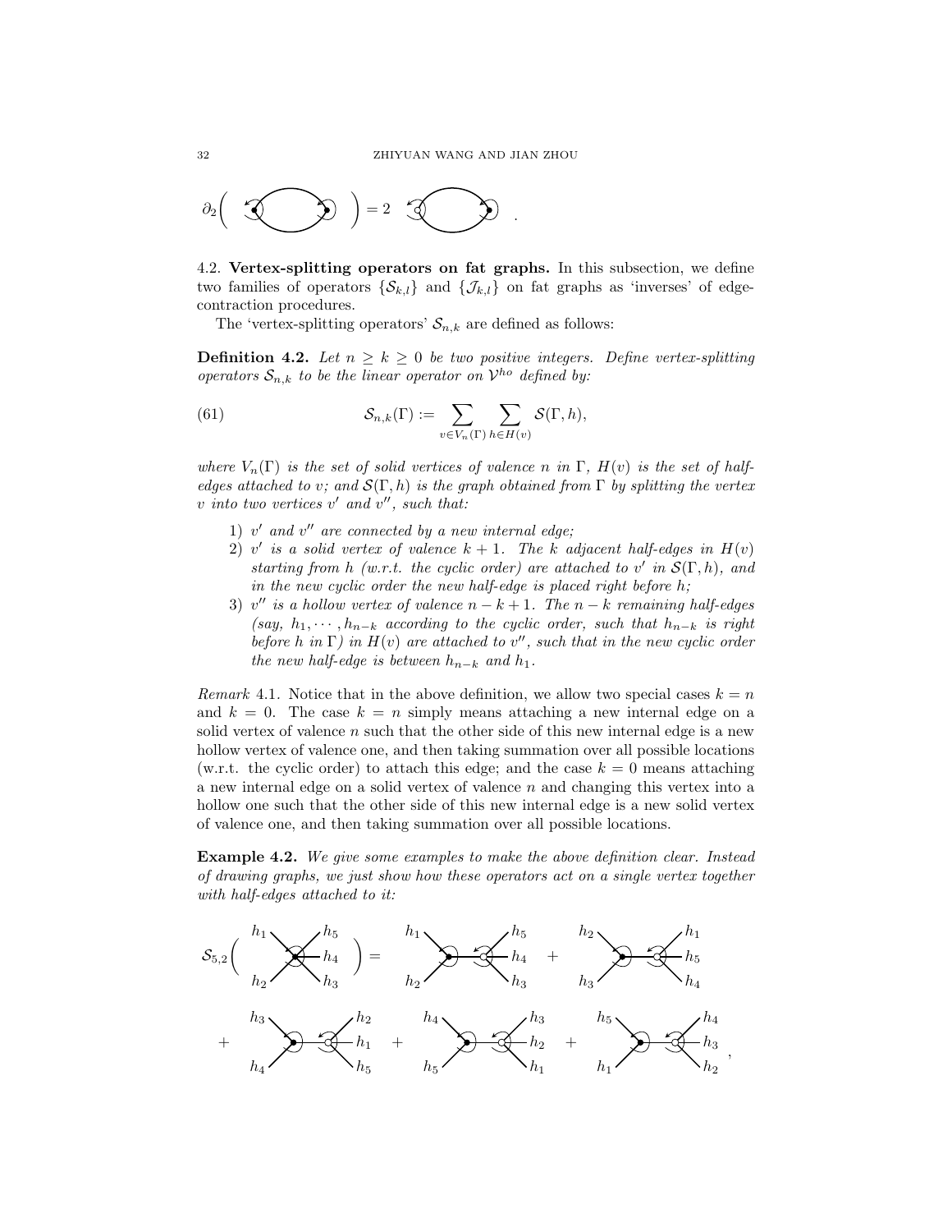$$\partial_2\Big( \quad \Big) = 2 \quad .$$

## 4.2. Vertex-splitting operators on fat graphs.

In this subsection, we define two families of operators $\{\mathcal{S}_{k,l}\}$ and $\{\mathcal{J}_{k,l}\}$ on fat graphs as 'inverses' of edge-contraction procedures.

The 'vertex-splitting operators' $\mathcal{S}_{n,k}$ are defined as follows:

**Definition 4.2.** *Let $n \geq k \geq 0$ be two positive integers. Define vertex-splitting operators $\mathcal{S}_{n,k}$ to be the linear operator on $\mathcal{V}^{ho}$ defined by:*

$$\mathcal{S}_{n,k}(\Gamma) := \sum_{v \in V_n(\Gamma)} \sum_{h \in H(v)} \mathcal{S}(\Gamma, h), \tag{61}$$

*where $V_n(\Gamma)$ is the set of solid vertices of valence $n$ in $\Gamma$, $H(v)$ is the set of half-edges attached to $v$; and $\mathcal{S}(\Gamma, h)$ is the graph obtained from $\Gamma$ by splitting the vertex $v$ into two vertices $v'$ and $v''$, such that:*

1) *$v'$ and $v''$ are connected by a new internal edge;*
2) *$v'$ is a solid vertex of valence $k+1$. The $k$ adjacent half-edges in $H(v)$ starting from $h$ (w.r.t. the cyclic order) are attached to $v'$ in $\mathcal{S}(\Gamma, h)$, and in the new cyclic order the new half-edge is placed right before $h$;*
3) *$v''$ is a hollow vertex of valence $n-k+1$. The $n-k$ remaining half-edges (say, $h_1, \cdots, h_{n-k}$ according to the cyclic order, such that $h_{n-k}$ is right before $h$ in $\Gamma$) in $H(v)$ are attached to $v''$, such that in the new cyclic order the new half-edge is between $h_{n-k}$ and $h_1$.*

*Remark* 4.1. Notice that in the above definition, we allow two special cases $k = n$ and $k = 0$. The case $k = n$ simply means attaching a new internal edge on a solid vertex of valence $n$ such that the other side of this new internal edge is a new hollow vertex of valence one, and then taking summation over all possible locations (w.r.t. the cyclic order) to attach this edge; and the case $k = 0$ means attaching a new internal edge on a solid vertex of valence $n$ and changing this vertex into a hollow one such that the other side of this new internal edge is a new solid vertex of valence one, and then taking summation over all possible locations.

**Example 4.2.** *We give some examples to make the above definition clear. Instead of drawing graphs, we just show how these operators act on a single vertex together with half-edges attached to it:*

$$\mathcal{S}_{5,2}\Big( \; h_1, h_2, h_3, h_4, h_5 \; \Big) = (h_1,h_2 \mid h_3,h_4,h_5) + (h_2,h_3 \mid h_4,h_5,h_1) + (h_3,h_4 \mid h_5,h_1,h_2) + (h_4,h_5 \mid h_1,h_2,h_3) + (h_5,h_1 \mid h_2,h_3,h_4),$$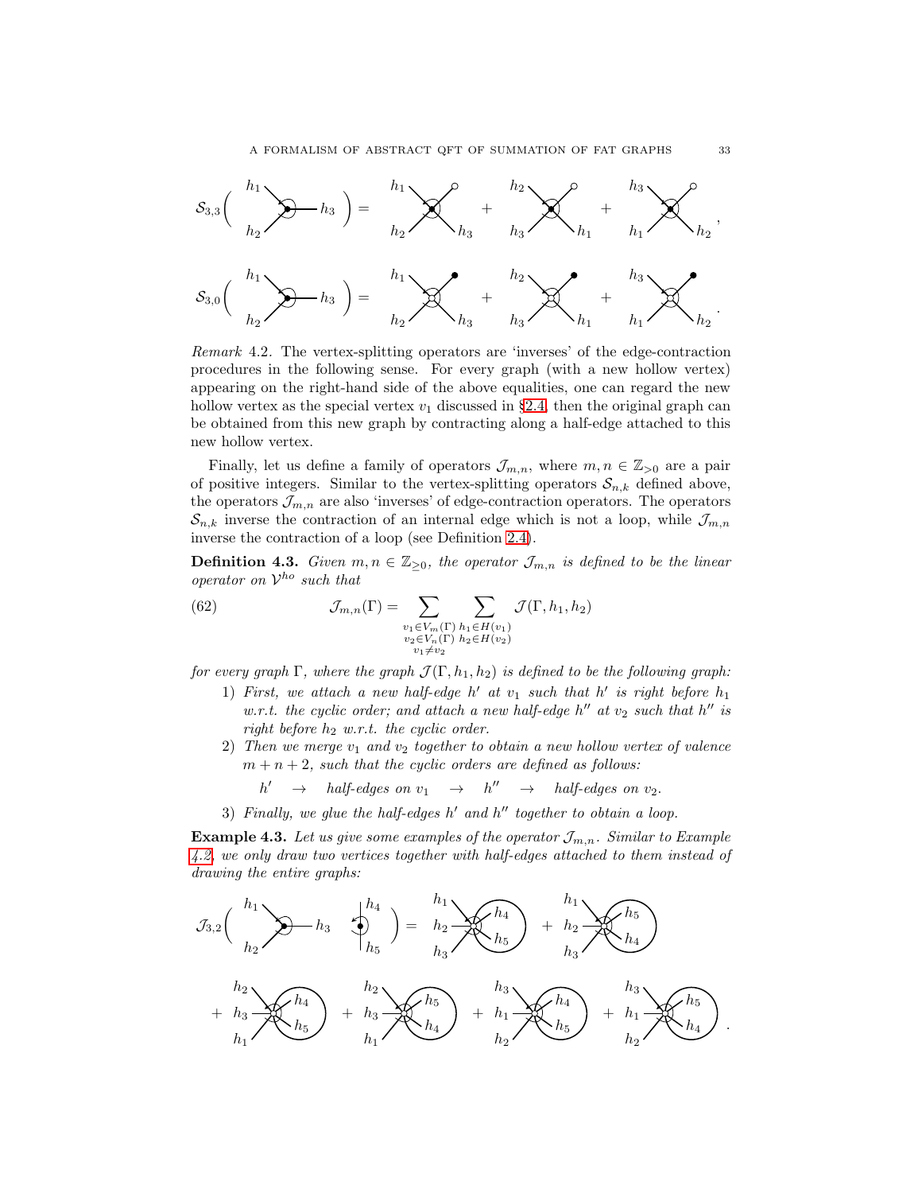$$\mathcal{S}_{3,3}\Big( \; \Big) = \; + \; + \; ,$$

$$\mathcal{S}_{3,0}\Big( \; \Big) = \; + \; + \; .$$

*Remark* 4.2. The vertex-splitting operators are 'inverses' of the edge-contraction procedures in the following sense. For every graph (with a new hollow vertex) appearing on the right-hand side of the above equalities, one can regard the new hollow vertex as the special vertex $v_1$ discussed in §2.4, then the original graph can be obtained from this new graph by contracting along a half-edge attached to this new hollow vertex.

Finally, let us define a family of operators $\mathcal{J}_{m,n}$, where $m, n \in \mathbb{Z}_{>0}$ are a pair of positive integers. Similar to the vertex-splitting operators $\mathcal{S}_{n,k}$ defined above, the operators $\mathcal{J}_{m,n}$ are also 'inverses' of edge-contraction operators. The operators $\mathcal{S}_{n,k}$ inverse the contraction of an internal edge which is not a loop, while $\mathcal{J}_{m,n}$ inverse the contraction of a loop (see Definition 2.4).

**Definition 4.3.** *Given $m, n \in \mathbb{Z}_{\geq 0}$, the operator $\mathcal{J}_{m,n}$ is defined to be the linear operator on $\mathcal{V}^{ho}$ such that*

$$\mathcal{J}_{m,n}(\Gamma) = \sum_{\substack{v_1 \in V_m(\Gamma) \\ v_2 \in V_n(\Gamma) \\ v_1 \neq v_2}} \sum_{\substack{h_1 \in H(v_1) \\ h_2 \in H(v_2)}} \mathcal{J}(\Gamma, h_1, h_2) \tag{62}$$

*for every graph $\Gamma$, where the graph $\mathcal{J}(\Gamma, h_1, h_2)$ is defined to be the following graph:*

1) *First, we attach a new half-edge $h'$ at $v_1$ such that $h'$ is right before $h_1$ w.r.t. the cyclic order; and attach a new half-edge $h''$ at $v_2$ such that $h''$ is right before $h_2$ w.r.t. the cyclic order.*
2) *Then we merge $v_1$ and $v_2$ together to obtain a new hollow vertex of valence $m + n + 2$, such that the cyclic orders are defined as follows:*

$$h' \quad \to \quad \text{half-edges on } v_1 \quad \to \quad h'' \quad \to \quad \text{half-edges on } v_2.$$

3) *Finally, we glue the half-edges $h'$ and $h''$ together to obtain a loop.*

**Example 4.3.** *Let us give some examples of the operator $\mathcal{J}_{m,n}$. Similar to Example 4.2, we only draw two vertices together with half-edges attached to them instead of drawing the entire graphs:*

$$\mathcal{J}_{3,2}\Big( \; \Big) = \; + \; + \; + \; + \; + \; .$$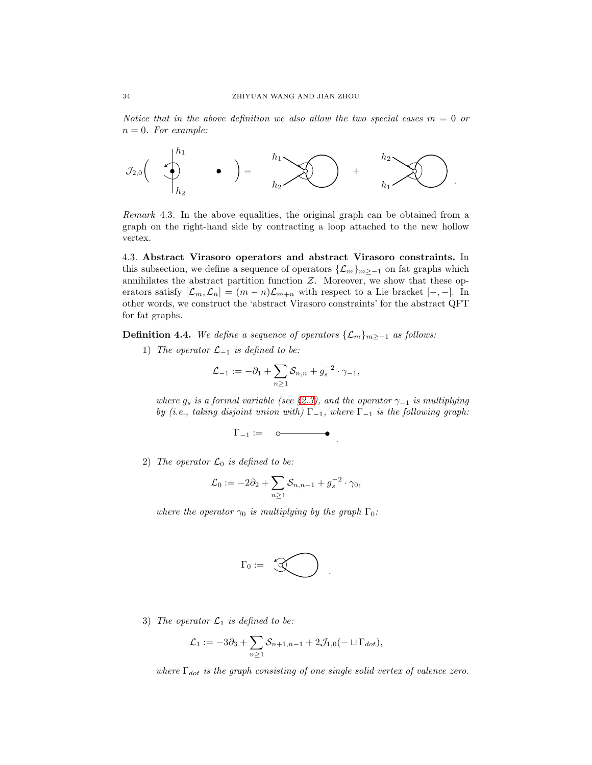*Notice that in the above definition we also allow the two special cases $m = 0$ or $n = 0$. For example:*

$$\mathcal{J}_{2,0}\Big( \quad \cdot \quad \bullet \quad \Big) = \quad + \quad .$$

*Remark* 4.3. In the above equalities, the original graph can be obtained from a graph on the right-hand side by contracting a loop attached to the new hollow vertex.

## 4.3. Abstract Virasoro operators and abstract Virasoro constraints.

In this subsection, we define a sequence of operators $\{\mathcal{L}_m\}_{m\geq -1}$ on fat graphs which annihilates the abstract partition function $\mathcal{Z}$. Moreover, we show that these operators satisfy $[\mathcal{L}_m, \mathcal{L}_n] = (m-n)\mathcal{L}_{m+n}$ with respect to a Lie bracket $[-,-]$. In other words, we construct the 'abstract Virasoro constraints' for the abstract QFT for fat graphs.

**Definition 4.4.** *We define a sequence of operators $\{\mathcal{L}_m\}_{m\geq -1}$ as follows:*

1) *The operator $\mathcal{L}_{-1}$ is defined to be:*

$$\mathcal{L}_{-1} := -\partial_1 + \sum_{n\geq 1} \mathcal{S}_{n,n} + g_s^{-2} \cdot \gamma_{-1},$$

*where $g_s$ is a formal variable (see §2.3), and the operator $\gamma_{-1}$ is multiplying by (i.e., taking disjoint union with) $\Gamma_{-1}$, where $\Gamma_{-1}$ is the following graph:*

$$\Gamma_{-1} := \quad .$$

2) *The operator $\mathcal{L}_0$ is defined to be:*

$$\mathcal{L}_0 := -2\partial_2 + \sum_{n\geq 1} \mathcal{S}_{n,n-1} + g_s^{-2} \cdot \gamma_0,$$

*where the operator $\gamma_0$ is multiplying by the graph $\Gamma_0$:*

$$\Gamma_0 := \quad .$$

3) *The operator $\mathcal{L}_1$ is defined to be:*

$$\mathcal{L}_1 := -3\partial_3 + \sum_{n\geq 1} \mathcal{S}_{n+1,n-1} + 2\mathcal{J}_{1,0}(- \sqcup \Gamma_{dot}),$$

*where $\Gamma_{dot}$ is the graph consisting of one single solid vertex of valence zero.*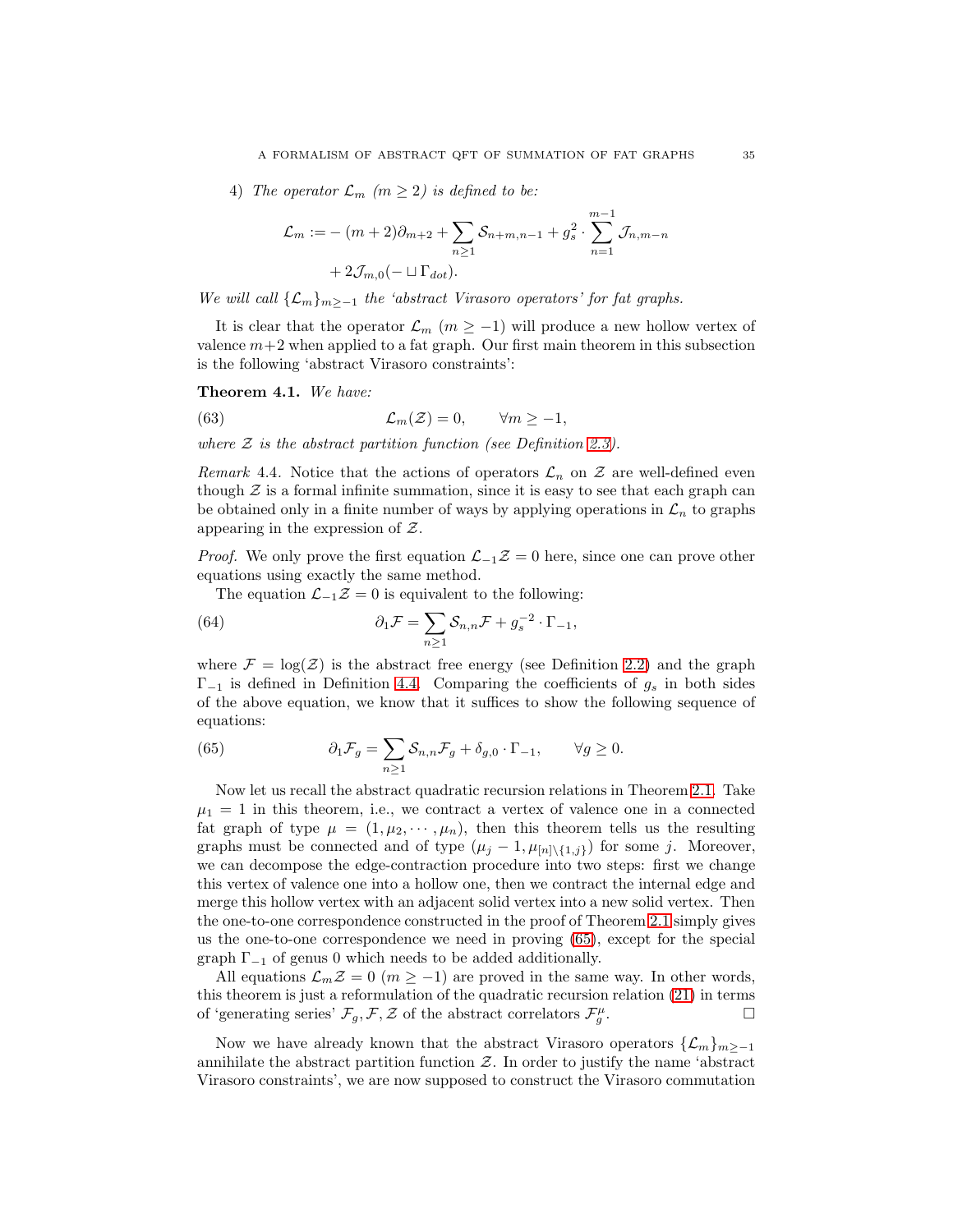4) *The operator* $\mathcal{L}_m$ $(m \geq 2)$ *is defined to be:*

$$
\begin{aligned}
\mathcal{L}_m := & -(m+2)\partial_{m+2} + \sum_{n\geq 1} \mathcal{S}_{n+m,n-1} + g_s^2 \cdot \sum_{n=1}^{m-1} \mathcal{J}_{n,m-n} \\
& + 2\mathcal{J}_{m,0}(- \sqcup \Gamma_{dot}).
\end{aligned}
$$

*We will call* $\{\mathcal{L}_m\}_{m\geq -1}$ *the 'abstract Virasoro operators' for fat graphs.*

It is clear that the operator $\mathcal{L}_m$ $(m \geq -1)$ will produce a new hollow vertex of valence $m+2$ when applied to a fat graph. Our first main theorem in this subsection is the following 'abstract Virasoro constraints':

**Theorem 4.1.** *We have:*

$$
\mathcal{L}_m(\mathcal{Z}) = 0, \qquad \forall m \geq -1, \tag{63}
$$

*where* $\mathcal{Z}$ *is the abstract partition function (see Definition 2.3).*

*Remark* 4.4. Notice that the actions of operators $\mathcal{L}_n$ on $\mathcal{Z}$ are well-defined even though $\mathcal{Z}$ is a formal infinite summation, since it is easy to see that each graph can be obtained only in a finite number of ways by applying operations in $\mathcal{L}_n$ to graphs appearing in the expression of $\mathcal{Z}$.

*Proof.* We only prove the first equation $\mathcal{L}_{-1}\mathcal{Z} = 0$ here, since one can prove other equations using exactly the same method.

The equation $\mathcal{L}_{-1}\mathcal{Z} = 0$ is equivalent to the following:

$$
\partial_1 \mathcal{F} = \sum_{n\geq 1} \mathcal{S}_{n,n}\mathcal{F} + g_s^{-2} \cdot \Gamma_{-1}, \tag{64}
$$

where $\mathcal{F} = \log(\mathcal{Z})$ is the abstract free energy (see Definition 2.2) and the graph $\Gamma_{-1}$ is defined in Definition 4.4. Comparing the coefficients of $g_s$ in both sides of the above equation, we know that it suffices to show the following sequence of equations:

$$
\partial_1 \mathcal{F}_g = \sum_{n\geq 1} \mathcal{S}_{n,n}\mathcal{F}_g + \delta_{g,0} \cdot \Gamma_{-1}, \qquad \forall g \geq 0. \tag{65}
$$

Now let us recall the abstract quadratic recursion relations in Theorem 2.1. Take $\mu_1 = 1$ in this theorem, i.e., we contract a vertex of valence one in a connected fat graph of type $\mu = (1, \mu_2, \cdots, \mu_n)$, then this theorem tells us the resulting graphs must be connected and of type $(\mu_j - 1, \mu_{[n]\setminus\{1,j\}})$ for some $j$. Moreover, we can decompose the edge-contraction procedure into two steps: first we change this vertex of valence one into a hollow one, then we contract the internal edge and merge this hollow vertex with an adjacent solid vertex into a new solid vertex. Then the one-to-one correspondence constructed in the proof of Theorem 2.1 simply gives us the one-to-one correspondence we need in proving (65), except for the special graph $\Gamma_{-1}$ of genus 0 which needs to be added additionally.

All equations $\mathcal{L}_m\mathcal{Z} = 0$ $(m \geq -1)$ are proved in the same way. In other words, this theorem is just a reformulation of the quadratic recursion relation (21) in terms of 'generating series' $\mathcal{F}_g, \mathcal{F}, \mathcal{Z}$ of the abstract correlators $\mathcal{F}_g^\mu$. $\square$

Now we have already known that the abstract Virasoro operators $\{\mathcal{L}_m\}_{m\geq -1}$ annihilate the abstract partition function $\mathcal{Z}$. In order to justify the name 'abstract Virasoro constraints', we are now supposed to construct the Virasoro commutation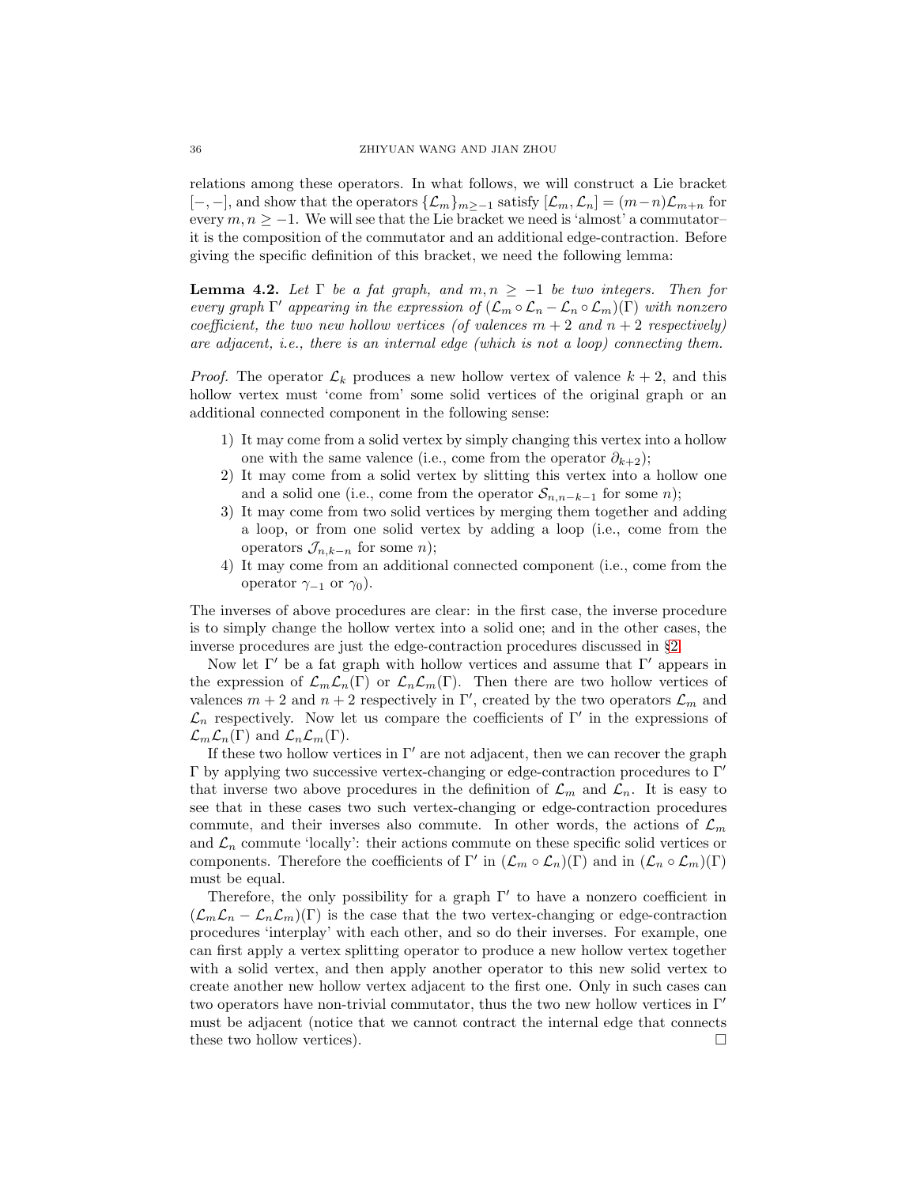relations among these operators. In what follows, we will construct a Lie bracket $[-,-]$, and show that the operators $\{\mathcal{L}_m\}_{m\geq -1}$ satisfy $[\mathcal{L}_m,\mathcal{L}_n]=(m-n)\mathcal{L}_{m+n}$ for every $m,n\geq -1$. We will see that the Lie bracket we need is 'almost' a commutator– it is the composition of the commutator and an additional edge-contraction. Before giving the specific definition of this bracket, we need the following lemma:

**Lemma 4.2.** *Let $\Gamma$ be a fat graph, and $m,n\geq -1$ be two integers. Then for every graph $\Gamma'$ appearing in the expression of $(\mathcal{L}_m\circ\mathcal{L}_n-\mathcal{L}_n\circ\mathcal{L}_m)(\Gamma)$ with nonzero coefficient, the two new hollow vertices (of valences $m+2$ and $n+2$ respectively) are adjacent, i.e., there is an internal edge (which is not a loop) connecting them.*

*Proof.* The operator $\mathcal{L}_k$ produces a new hollow vertex of valence $k+2$, and this hollow vertex must 'come from' some solid vertices of the original graph or an additional connected component in the following sense:

1) It may come from a solid vertex by simply changing this vertex into a hollow one with the same valence (i.e., come from the operator $\partial_{k+2}$);
2) It may come from a solid vertex by slitting this vertex into a hollow one and a solid one (i.e., come from the operator $\mathcal{S}_{n,n-k-1}$ for some $n$);
3) It may come from two solid vertices by merging them together and adding a loop, or from one solid vertex by adding a loop (i.e., come from the operators $\mathcal{J}_{n,k-n}$ for some $n$);
4) It may come from an additional connected component (i.e., come from the operator $\gamma_{-1}$ or $\gamma_0$).

The inverses of above procedures are clear: in the first case, the inverse procedure is to simply change the hollow vertex into a solid one; and in the other cases, the inverse procedures are just the edge-contraction procedures discussed in §2.

Now let $\Gamma'$ be a fat graph with hollow vertices and assume that $\Gamma'$ appears in the expression of $\mathcal{L}_m\mathcal{L}_n(\Gamma)$ or $\mathcal{L}_n\mathcal{L}_m(\Gamma)$. Then there are two hollow vertices of valences $m+2$ and $n+2$ respectively in $\Gamma'$, created by the two operators $\mathcal{L}_m$ and $\mathcal{L}_n$ respectively. Now let us compare the coefficients of $\Gamma'$ in the expressions of $\mathcal{L}_m\mathcal{L}_n(\Gamma)$ and $\mathcal{L}_n\mathcal{L}_m(\Gamma)$.

If these two hollow vertices in $\Gamma'$ are not adjacent, then we can recover the graph $\Gamma$ by applying two successive vertex-changing or edge-contraction procedures to $\Gamma'$ that inverse two above procedures in the definition of $\mathcal{L}_m$ and $\mathcal{L}_n$. It is easy to see that in these cases two such vertex-changing or edge-contraction procedures commute, and their inverses also commute. In other words, the actions of $\mathcal{L}_m$ and $\mathcal{L}_n$ commute 'locally': their actions commute on these specific solid vertices or components. Therefore the coefficients of $\Gamma'$ in $(\mathcal{L}_m\circ\mathcal{L}_n)(\Gamma)$ and in $(\mathcal{L}_n\circ\mathcal{L}_m)(\Gamma)$ must be equal.

Therefore, the only possibility for a graph $\Gamma'$ to have a nonzero coefficient in $(\mathcal{L}_m\mathcal{L}_n-\mathcal{L}_n\mathcal{L}_m)(\Gamma)$ is the case that the two vertex-changing or edge-contraction procedures 'interplay' with each other, and so do their inverses. For example, one can first apply a vertex splitting operator to produce a new hollow vertex together with a solid vertex, and then apply another operator to this new solid vertex to create another new hollow vertex adjacent to the first one. Only in such cases can two operators have non-trivial commutator, thus the two new hollow vertices in $\Gamma'$ must be adjacent (notice that we cannot contract the internal edge that connects these two hollow vertices). $\square$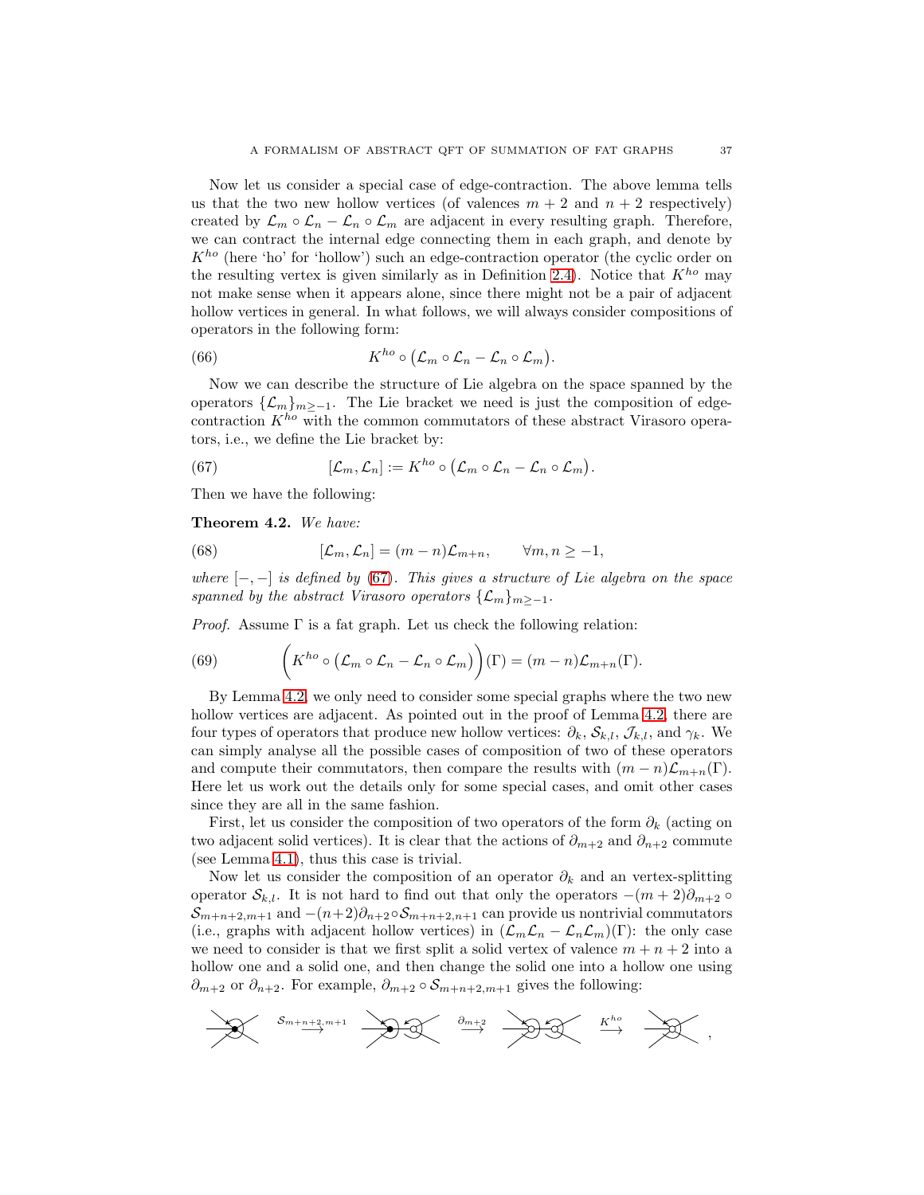Now let us consider a special case of edge-contraction. The above lemma tells us that the two new hollow vertices (of valences $m+2$ and $n+2$ respectively) created by $\mathcal{L}_m \circ \mathcal{L}_n - \mathcal{L}_n \circ \mathcal{L}_m$ are adjacent in every resulting graph. Therefore, we can contract the internal edge connecting them in each graph, and denote by $K^{ho}$ (here 'ho' for 'hollow') such an edge-contraction operator (the cyclic order on the resulting vertex is given similarly as in Definition 2.4). Notice that $K^{ho}$ may not make sense when it appears alone, since there might not be a pair of adjacent hollow vertices in general. In what follows, we will always consider compositions of operators in the following form:

$$K^{ho} \circ \big(\mathcal{L}_m \circ \mathcal{L}_n - \mathcal{L}_n \circ \mathcal{L}_m\big). \tag{66}$$

Now we can describe the structure of Lie algebra on the space spanned by the operators $\{\mathcal{L}_m\}_{m\geq -1}$. The Lie bracket we need is just the composition of edge-contraction $K^{ho}$ with the common commutators of these abstract Virasoro operators, i.e., we define the Lie bracket by:

$$[\mathcal{L}_m, \mathcal{L}_n] := K^{ho} \circ \big(\mathcal{L}_m \circ \mathcal{L}_n - \mathcal{L}_n \circ \mathcal{L}_m\big). \tag{67}$$

Then we have the following:

**Theorem 4.2.** *We have:*

$$[\mathcal{L}_m, \mathcal{L}_n] = (m-n)\mathcal{L}_{m+n}, \qquad \forall m, n \geq -1, \tag{68}$$

*where $[-,-]$ is defined by (67). This gives a structure of Lie algebra on the space spanned by the abstract Virasoro operators $\{\mathcal{L}_m\}_{m\geq -1}$.*

*Proof.* Assume $\Gamma$ is a fat graph. Let us check the following relation:

$$\Big(K^{ho} \circ \big(\mathcal{L}_m \circ \mathcal{L}_n - \mathcal{L}_n \circ \mathcal{L}_m\big)\Big)(\Gamma) = (m-n)\mathcal{L}_{m+n}(\Gamma). \tag{69}$$

By Lemma 4.2, we only need to consider some special graphs where the two new hollow vertices are adjacent. As pointed out in the proof of Lemma 4.2, there are four types of operators that produce new hollow vertices: $\partial_k$, $\mathcal{S}_{k,l}$, $\mathcal{J}_{k,l}$, and $\gamma_k$. We can simply analyse all the possible cases of composition of two of these operators and compute their commutators, then compare the results with $(m-n)\mathcal{L}_{m+n}(\Gamma)$. Here let us work out the details only for some special cases, and omit other cases since they are all in the same fashion.

First, let us consider the composition of two operators of the form $\partial_k$ (acting on two adjacent solid vertices). It is clear that the actions of $\partial_{m+2}$ and $\partial_{n+2}$ commute (see Lemma 4.1), thus this case is trivial.

Now let us consider the composition of an operator $\partial_k$ and an vertex-splitting operator $\mathcal{S}_{k,l}$. It is not hard to find out that only the operators $-(m+2)\partial_{m+2} \circ \mathcal{S}_{m+n+2,m+1}$ and $-(n+2)\partial_{n+2} \circ \mathcal{S}_{m+n+2,n+1}$ can provide us nontrivial commutators (i.e., graphs with adjacent hollow vertices) in $(\mathcal{L}_m\mathcal{L}_n - \mathcal{L}_n\mathcal{L}_m)(\Gamma)$: the only case we need to consider is that we first split a solid vertex of valence $m+n+2$ into a hollow one and a solid one, and then change the solid one into a hollow one using $\partial_{m+2}$ or $\partial_{n+2}$. For example, $\partial_{m+2} \circ \mathcal{S}_{m+n+2,m+1}$ gives the following:

$$\xrightarrow{\mathcal{S}_{m+n+2,m+1}} \quad \xrightarrow{\partial_{m+2}} \quad \xrightarrow{K^{ho}} \quad ,$$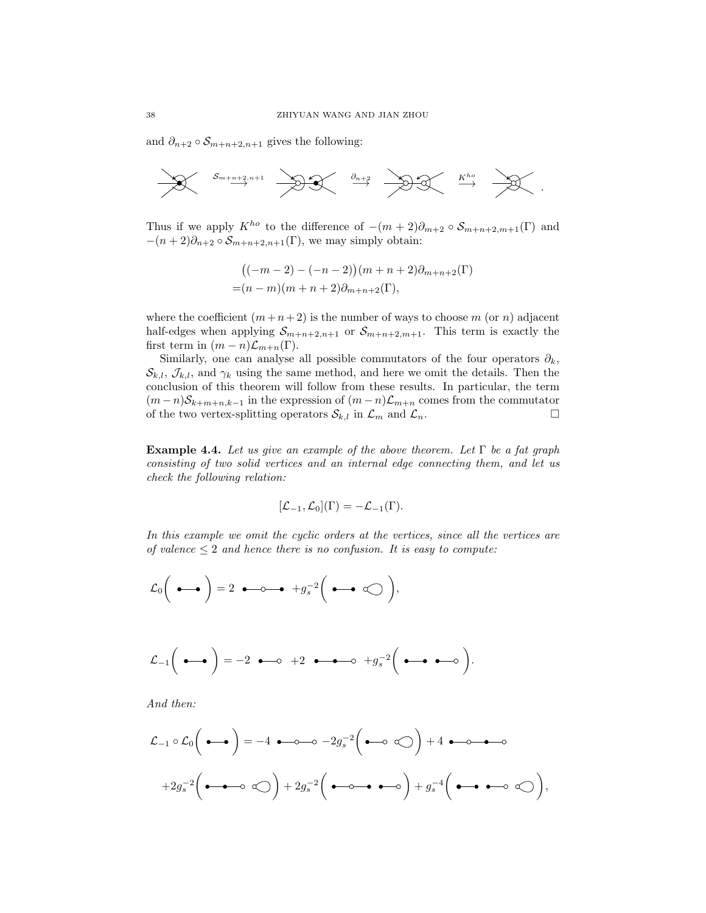and $\partial_{n+2} \circ \mathcal{S}_{m+n+2,n+1}$ gives the following:

$$\xrightarrow{\mathcal{S}_{m+n+2,n+1}} \quad \xrightarrow{\partial_{n+2}} \quad \xrightarrow{K^{ho}} \quad .$$

Thus if we apply $K^{ho}$ to the difference of $-(m+2)\partial_{m+2} \circ \mathcal{S}_{m+n+2,m+1}(\Gamma)$ and $-(n+2)\partial_{n+2} \circ \mathcal{S}_{m+n+2,n+1}(\Gamma)$, we may simply obtain:

$$\begin{aligned} &\big((-m-2)-(-n-2)\big)(m+n+2)\partial_{m+n+2}(\Gamma) \\ =&(n-m)(m+n+2)\partial_{m+n+2}(\Gamma), \end{aligned}$$

where the coefficient $(m+n+2)$ is the number of ways to choose $m$ (or $n$) adjacent half-edges when applying $\mathcal{S}_{m+n+2,n+1}$ or $\mathcal{S}_{m+n+2,m+1}$. This term is exactly the first term in $(m-n)\mathcal{L}_{m+n}(\Gamma)$.

Similarly, one can analyse all possible commutators of the four operators $\partial_k$, $\mathcal{S}_{k,l}$, $\mathcal{J}_{k,l}$, and $\gamma_k$ using the same method, and here we omit the details. Then the conclusion of this theorem will follow from these results. In particular, the term $(m-n)\mathcal{S}_{k+m+n,k-1}$ in the expression of $(m-n)\mathcal{L}_{m+n}$ comes from the commutator of the two vertex-splitting operators $\mathcal{S}_{k,l}$ in $\mathcal{L}_m$ and $\mathcal{L}_n$. $\square$

**Example 4.4.** *Let us give an example of the above theorem. Let $\Gamma$ be a fat graph consisting of two solid vertices and an internal edge connecting them, and let us check the following relation:*

$$[\mathcal{L}_{-1}, \mathcal{L}_0](\Gamma) = -\mathcal{L}_{-1}(\Gamma).$$

*In this example we omit the cyclic orders at the vertices, since all the vertices are of valence $\leq 2$ and hence there is no confusion. It is easy to compute:*

$$\mathcal{L}_0\Big( \bullet\!\!-\!\!\bullet \Big) = 2 \;\; \bullet\!\!-\!\!\circ\!\!-\!\!\bullet \;\; + g_s^{-2}\Big( \bullet\!\!-\!\!\bullet \;\; \circ\!\!\bigcirc \Big),$$

$$\mathcal{L}_{-1}\Big( \bullet\!\!-\!\!\bullet \Big) = -2 \;\; \bullet\!\!-\!\!\circ \;\; +2 \;\; \bullet\!\!-\!\!\bullet\!\!-\!\!\circ \;\; + g_s^{-2}\Big( \bullet\!\!-\!\!\bullet \;\; \bullet\!\!-\!\!\circ \Big).$$

*And then:*

$$\begin{aligned} \mathcal{L}_{-1}\circ\mathcal{L}_0\Big( \bullet\!\!-\!\!\bullet \Big) =& -4 \;\; \bullet\!\!-\!\!\circ\!\!-\!\!\circ \;\; -2g_s^{-2}\Big( \bullet\!\!-\!\!\circ \;\; \circ\!\!\bigcirc \Big) + 4 \;\; \bullet\!\!-\!\!\circ\!\!-\!\!\bullet\!\!-\!\!\circ \\ &+2g_s^{-2}\Big( \bullet\!\!-\!\!\bullet\!\!-\!\!\circ \;\; \circ\!\!\bigcirc \Big) + 2g_s^{-2}\Big( \bullet\!\!-\!\!\circ\!\!-\!\!\bullet \;\; \bullet\!\!-\!\!\circ \Big) + g_s^{-4}\Big( \bullet\!\!-\!\!\bullet \;\; \bullet\!\!-\!\!\circ \;\; \circ\!\!\bigcirc \Big), \end{aligned}$$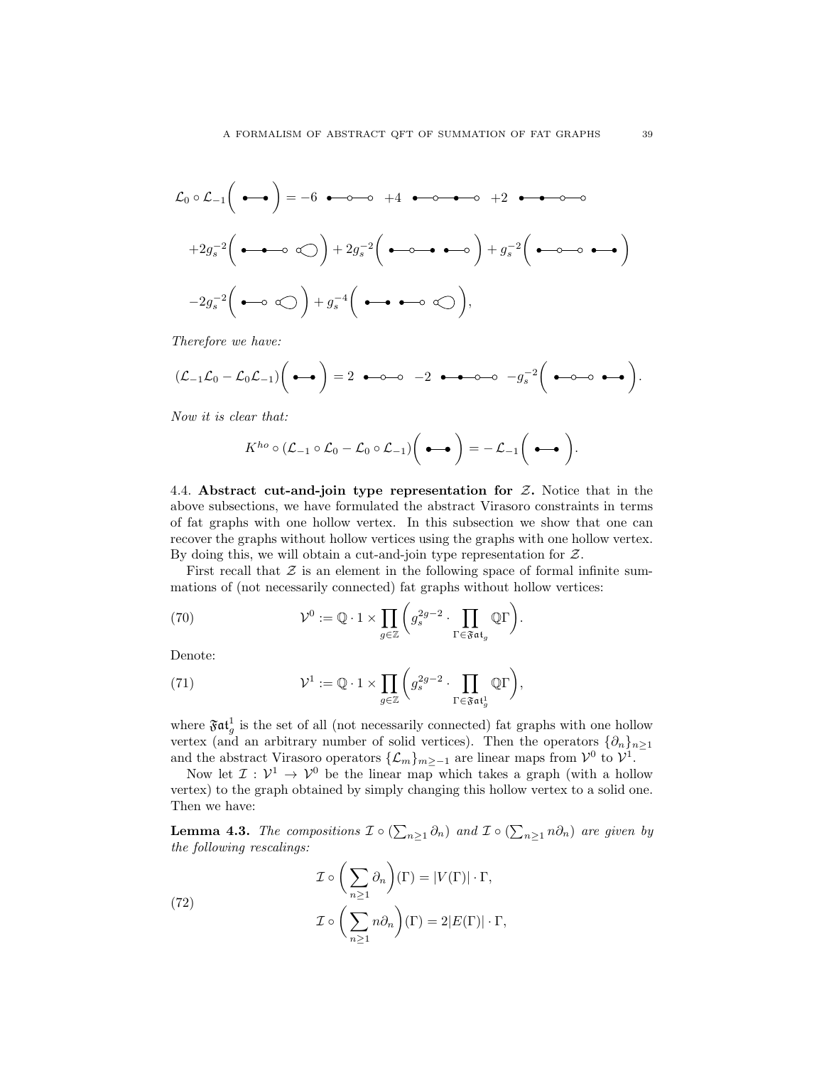$$\mathcal{L}_0 \circ \mathcal{L}_{-1}\Big( \bullet\!-\!\bullet \Big) = -6 \ \bullet\!-\!\circ\!-\!\circ \ +4 \ \bullet\!-\!\circ\!-\!\bullet\!-\!\circ \ +2 \ \bullet\!-\!\bullet\!-\!\circ\!-\!\circ$$

$$+2g_s^{-2}\Big( \bullet\!-\!\bullet\!-\!\circ \ \ \circ\!\!\bigcirc \Big) + 2g_s^{-2}\Big( \bullet\!-\!\circ\!-\!\bullet \ \ \bullet\!-\!\circ \Big) + g_s^{-2}\Big( \bullet\!-\!\circ\!-\!\circ \ \ \bullet\!-\!\bullet \Big)$$

$$-2g_s^{-2}\Big( \bullet\!-\!\circ \ \ \circ\!\!\bigcirc \Big) + g_s^{-4}\Big( \bullet\!-\!\bullet \ \ \bullet\!-\!\circ \ \ \circ\!\!\bigcirc \Big),$$

*Therefore we have:*

$$(\mathcal{L}_{-1}\mathcal{L}_0 - \mathcal{L}_0\mathcal{L}_{-1})\Big( \bullet\!-\!\bullet \Big) = 2 \ \bullet\!-\!\circ\!-\!\circ \ -2 \ \bullet\!-\!\bullet\!-\!\circ\!-\!\circ \ -g_s^{-2}\Big( \bullet\!-\!\circ\!-\!\circ \ \ \bullet\!-\!\bullet \Big).$$

*Now it is clear that:*

$$K^{ho} \circ (\mathcal{L}_{-1} \circ \mathcal{L}_0 - \mathcal{L}_0 \circ \mathcal{L}_{-1})\Big( \bullet\!-\!\bullet \Big) = -\mathcal{L}_{-1}\Big( \bullet\!-\!\bullet \Big).$$

4.4. **Abstract cut-and-join type representation for $\mathcal{Z}$.** Notice that in the above subsections, we have formulated the abstract Virasoro constraints in terms of fat graphs with one hollow vertex. In this subsection we show that one can recover the graphs without hollow vertices using the graphs with one hollow vertex. By doing this, we will obtain a cut-and-join type representation for $\mathcal{Z}$.

First recall that $\mathcal{Z}$ is an element in the following space of formal infinite summations of (not necessarily connected) fat graphs without hollow vertices:

$$\mathcal{V}^0 := \mathbb{Q} \cdot 1 \times \prod_{g \in \mathbb{Z}} \bigg( g_s^{2g-2} \cdot \prod_{\Gamma \in \mathfrak{Fat}_g} \mathbb{Q}\Gamma \bigg). \tag{70}$$

Denote:

$$\mathcal{V}^1 := \mathbb{Q} \cdot 1 \times \prod_{g \in \mathbb{Z}} \bigg( g_s^{2g-2} \cdot \prod_{\Gamma \in \mathfrak{Fat}_g^1} \mathbb{Q}\Gamma \bigg), \tag{71}$$

where $\mathfrak{Fat}_g^1$ is the set of all (not necessarily connected) fat graphs with one hollow vertex (and an arbitrary number of solid vertices). Then the operators $\{\partial_n\}_{n\geq 1}$ and the abstract Virasoro operators $\{\mathcal{L}_m\}_{m\geq -1}$ are linear maps from $\mathcal{V}^0$ to $\mathcal{V}^1$.

Now let $\mathcal{I} : \mathcal{V}^1 \to \mathcal{V}^0$ be the linear map which takes a graph (with a hollow vertex) to the graph obtained by simply changing this hollow vertex to a solid one. Then we have:

**Lemma 4.3.** *The compositions $\mathcal{I} \circ (\sum_{n\geq 1} \partial_n)$ and $\mathcal{I} \circ (\sum_{n\geq 1} n\partial_n)$ are given by the following rescalings:*

$$\begin{aligned} \mathcal{I} \circ \bigg( \sum_{n\geq 1} \partial_n \bigg)(\Gamma) &= |V(\Gamma)| \cdot \Gamma, \\ \mathcal{I} \circ \bigg( \sum_{n\geq 1} n\partial_n \bigg)(\Gamma) &= 2|E(\Gamma)| \cdot \Gamma, \end{aligned} \tag{72}$$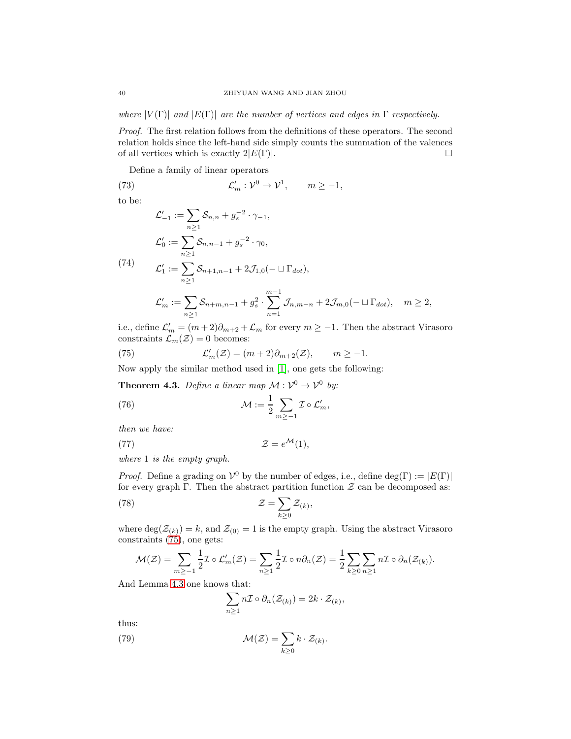*where $|V(\Gamma)|$ and $|E(\Gamma)|$ are the number of vertices and edges in $\Gamma$ respectively.*

*Proof.* The first relation follows from the definitions of these operators. The second relation holds since the left-hand side simply counts the summation of the valences of all vertices which is exactly $2|E(\Gamma)|$. $\square$

Define a family of linear operators

$$\mathcal{L}'_m : \mathcal{V}^0 \to \mathcal{V}^1, \qquad m \geq -1, \tag{73}$$

to be:

$$\begin{aligned}
&\mathcal{L}'_{-1} := \sum_{n\geq 1} \mathcal{S}_{n,n} + g_s^{-2} \cdot \gamma_{-1}, \\
&\mathcal{L}'_{0} := \sum_{n\geq 1} \mathcal{S}_{n,n-1} + g_s^{-2} \cdot \gamma_{0}, \\
&\mathcal{L}'_{1} := \sum_{n\geq 1} \mathcal{S}_{n+1,n-1} + 2\mathcal{J}_{1,0}(- \sqcup \Gamma_{dot}), \\
&\mathcal{L}'_{m} := \sum_{n\geq 1} \mathcal{S}_{n+m,n-1} + g_s^2 \cdot \sum_{n=1}^{m-1} \mathcal{J}_{n,m-n} + 2\mathcal{J}_{m,0}(- \sqcup \Gamma_{dot}), \quad m \geq 2,
\end{aligned} \tag{74}$$

i.e., define $\mathcal{L}'_m = (m+2)\partial_{m+2} + \mathcal{L}_m$ for every $m \geq -1$. Then the abstract Virasoro constraints $\mathcal{L}_m(\mathcal{Z}) = 0$ becomes:

$$\mathcal{L}'_m(\mathcal{Z}) = (m+2)\partial_{m+2}(\mathcal{Z}), \qquad m \geq -1. \tag{75}$$

Now apply the similar method used in [1], one gets the following:

**Theorem 4.3.** *Define a linear map $\mathcal{M} : \mathcal{V}^0 \to \mathcal{V}^0$ by:*

$$\mathcal{M} := \frac{1}{2} \sum_{m\geq -1} \mathcal{I} \circ \mathcal{L}'_m, \tag{76}$$

*then we have:*

$$\mathcal{Z} = e^{\mathcal{M}}(1), \tag{77}$$

*where 1 is the empty graph.*

*Proof.* Define a grading on $\mathcal{V}^0$ by the number of edges, i.e., define $\deg(\Gamma) := |E(\Gamma)|$ for every graph $\Gamma$. Then the abstract partition function $\mathcal{Z}$ can be decomposed as:

$$\mathcal{Z} = \sum_{k\geq 0} \mathcal{Z}_{(k)}, \tag{78}$$

where $\deg(\mathcal{Z}_{(k)}) = k$, and $\mathcal{Z}_{(0)} = 1$ is the empty graph. Using the abstract Virasoro constraints (75), one gets:

$$\mathcal{M}(\mathcal{Z}) = \sum_{m\geq -1} \frac{1}{2}\mathcal{I} \circ \mathcal{L}'_m(\mathcal{Z}) = \sum_{n\geq 1} \frac{1}{2}\mathcal{I} \circ n\partial_n(\mathcal{Z}) = \frac{1}{2} \sum_{k\geq 0} \sum_{n\geq 1} n\mathcal{I} \circ \partial_n(\mathcal{Z}_{(k)}).$$

And Lemma 4.3 one knows that:

$$\sum_{n\geq 1} n\mathcal{I} \circ \partial_n(\mathcal{Z}_{(k)}) = 2k \cdot \mathcal{Z}_{(k)},$$

thus:

$$\mathcal{M}(\mathcal{Z}) = \sum_{k\geq 0} k \cdot \mathcal{Z}_{(k)}. \tag{79}$$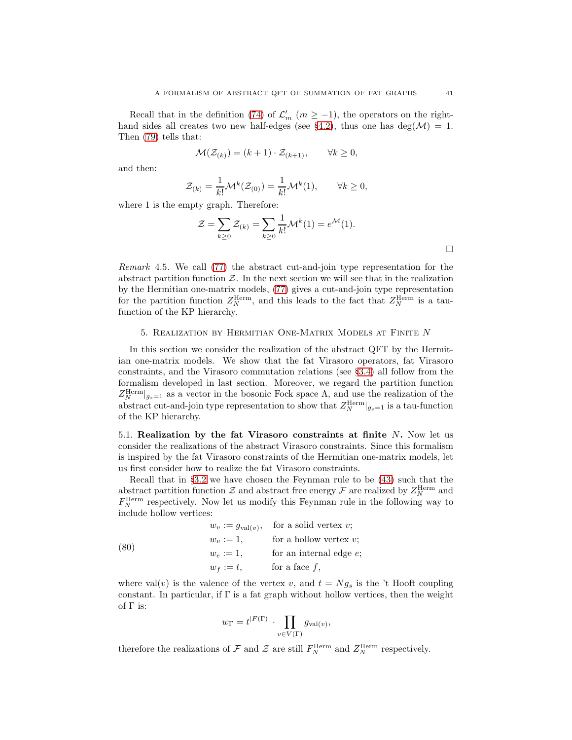Recall that in the definition (74) of $\mathcal{L}'_m$ ($m \geq -1$), the operators on the right-hand sides all creates two new half-edges (see §4.2), thus one has $\deg(\mathcal{M}) = 1$. Then (79) tells that:

$$\mathcal{M}(\mathcal{Z}_{(k)}) = (k+1) \cdot \mathcal{Z}_{(k+1)}, \qquad \forall k \geq 0,$$

and then:

$$\mathcal{Z}_{(k)} = \frac{1}{k!}\mathcal{M}^k(\mathcal{Z}_{(0)}) = \frac{1}{k!}\mathcal{M}^k(1), \qquad \forall k \geq 0,$$

where 1 is the empty graph. Therefore:

$$\mathcal{Z} = \sum_{k\geq 0} \mathcal{Z}_{(k)} = \sum_{k \geq 0} \frac{1}{k!}\mathcal{M}^k(1) = e^{\mathcal{M}}(1).$$

□

*Remark* 4.5. We call (77) the abstract cut-and-join type representation for the abstract partition function $\mathcal{Z}$. In the next section we will see that in the realization by the Hermitian one-matrix models, (77) gives a cut-and-join type representation for the partition function $Z_N^{\text{Herm}}$, and this leads to the fact that $Z_N^{\text{Herm}}$ is a tau-function of the KP hierarchy.

## 5. Realization by Hermitian One-Matrix Models at Finite $N$

In this section we consider the realization of the abstract QFT by the Hermitian one-matrix models. We show that the fat Virasoro operators, fat Virasoro constraints, and the Virasoro commutation relations (see §3.4) all follow from the formalism developed in last section. Moreover, we regard the partition function $Z_N^{\text{Herm}}|_{g_s=1}$ as a vector in the bosonic Fock space $\Lambda$, and use the realization of the abstract cut-and-join type representation to show that $Z_N^{\text{Herm}}|_{g_s=1}$ is a tau-function of the KP hierarchy.

5.1. **Realization by the fat Virasoro constraints at finite $N$.** Now let us consider the realizations of the abstract Virasoro constraints. Since this formalism is inspired by the fat Virasoro constraints of the Hermitian one-matrix models, let us first consider how to realize the fat Virasoro constraints.

Recall that in §3.2 we have chosen the Feynman rule to be (43) such that the abstract partition function $\mathcal{Z}$ and abstract free energy $\mathcal{F}$ are realized by $Z_N^{\text{Herm}}$ and $F_N^{\text{Herm}}$ respectively. Now let us modify this Feynman rule in the following way to include hollow vertices:

$$\begin{aligned}
w_v &:= g_{\text{val}(v)}, && \text{for a solid vertex } v;\\
w_v &:= 1, && \text{for a hollow vertex } v;\\
w_e &:= 1, && \text{for an internal edge } e;\\
w_f &:= t, && \text{for a face } f,
\end{aligned} \tag{80}$$

where $\text{val}(v)$ is the valence of the vertex $v$, and $t = Ng_s$ is the 't Hooft coupling constant. In particular, if $\Gamma$ is a fat graph without hollow vertices, then the weight of $\Gamma$ is:

$$w_\Gamma = t^{|F(\Gamma)|} \cdot \prod_{v \in V(\Gamma)} g_{\text{val}(v)},$$

therefore the realizations of $\mathcal{F}$ and $\mathcal{Z}$ are still $F_N^{\text{Herm}}$ and $Z_N^{\text{Herm}}$ respectively.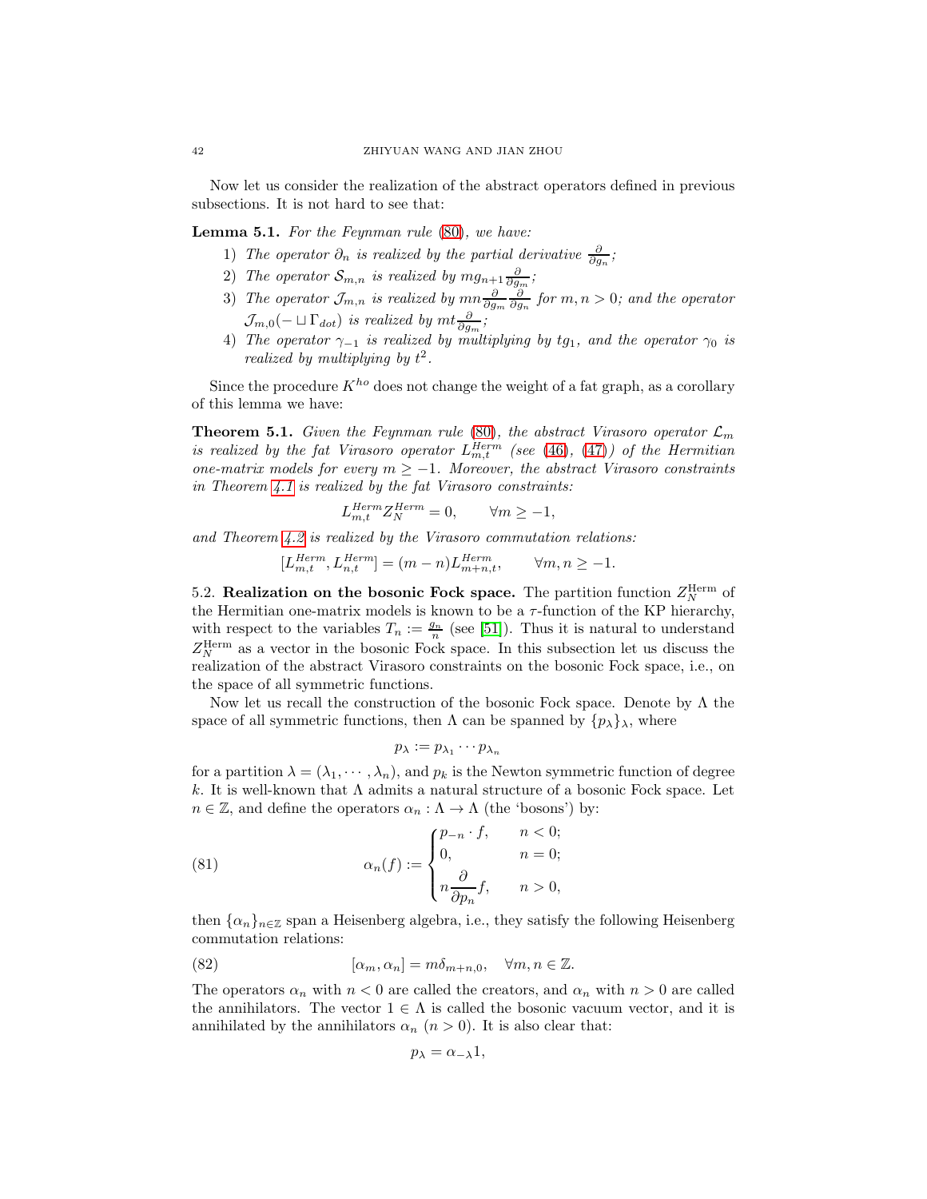Now let us consider the realization of the abstract operators defined in previous subsections. It is not hard to see that:

**Lemma 5.1.** *For the Feynman rule (80), we have:*

1) *The operator $\partial_n$ is realized by the partial derivative $\frac{\partial}{\partial g_n}$;*
2) *The operator $\mathcal{S}_{m,n}$ is realized by $mg_{n+1}\frac{\partial}{\partial g_m}$;*
3) *The operator $\mathcal{J}_{m,n}$ is realized by $mn\frac{\partial}{\partial g_m}\frac{\partial}{\partial g_n}$ for $m,n>0$; and the operator $\mathcal{J}_{m,0}(-\sqcup\Gamma_{dot})$ is realized by $mt\frac{\partial}{\partial g_m}$;*
4) *The operator $\gamma_{-1}$ is realized by multiplying by $tg_1$, and the operator $\gamma_0$ is realized by multiplying by $t^2$.*

Since the procedure $K^{ho}$ does not change the weight of a fat graph, as a corollary of this lemma we have:

**Theorem 5.1.** *Given the Feynman rule (80), the abstract Virasoro operator $\mathcal{L}_m$ is realized by the fat Virasoro operator $L^{Herm}_{m,t}$ (see (46), (47)) of the Hermitian one-matrix models for every $m\geq -1$. Moreover, the abstract Virasoro constraints in Theorem 4.1 is realized by the fat Virasoro constraints:*

$$L^{Herm}_{m,t}Z^{Herm}_N=0,\qquad \forall m\geq -1,$$

*and Theorem 4.2 is realized by the Virasoro commutation relations:*

$$[L^{Herm}_{m,t},L^{Herm}_{n,t}]=(m-n)L^{Herm}_{m+n,t},\qquad \forall m,n\geq -1.$$

5.2. **Realization on the bosonic Fock space.** The partition function $Z^{\text{Herm}}_N$ of the Hermitian one-matrix models is known to be a $\tau$-function of the KP hierarchy, with respect to the variables $T_n:=\frac{g_n}{n}$ (see [51]). Thus it is natural to understand $Z^{\text{Herm}}_N$ as a vector in the bosonic Fock space. In this subsection let us discuss the realization of the abstract Virasoro constraints on the bosonic Fock space, i.e., on the space of all symmetric functions.

Now let us recall the construction of the bosonic Fock space. Denote by $\Lambda$ the space of all symmetric functions, then $\Lambda$ can be spanned by $\{p_\lambda\}_\lambda$, where

$$p_\lambda:=p_{\lambda_1}\cdots p_{\lambda_n}$$

for a partition $\lambda=(\lambda_1,\cdots,\lambda_n)$, and $p_k$ is the Newton symmetric function of degree $k$. It is well-known that $\Lambda$ admits a natural structure of a bosonic Fock space. Let $n\in\mathbb{Z}$, and define the operators $\alpha_n:\Lambda\to\Lambda$ (the 'bosons') by:

$$\alpha_n(f):=\begin{cases}p_{-n}\cdot f, & n<0;\\ 0, & n=0;\\ n\dfrac{\partial}{\partial p_n}f, & n>0,\end{cases}\tag{81}$$

then $\{\alpha_n\}_{n\in\mathbb{Z}}$ span a Heisenberg algebra, i.e., they satisfy the following Heisenberg commutation relations:

$$[\alpha_m,\alpha_n]=m\delta_{m+n,0},\quad \forall m,n\in\mathbb{Z}.\tag{82}$$

The operators $\alpha_n$ with $n<0$ are called the creators, and $\alpha_n$ with $n>0$ are called the annihilators. The vector $1\in\Lambda$ is called the bosonic vacuum vector, and it is annihilated by the annihilators $\alpha_n$ ($n>0$). It is also clear that:

$$p_\lambda=\alpha_{-\lambda}1,$$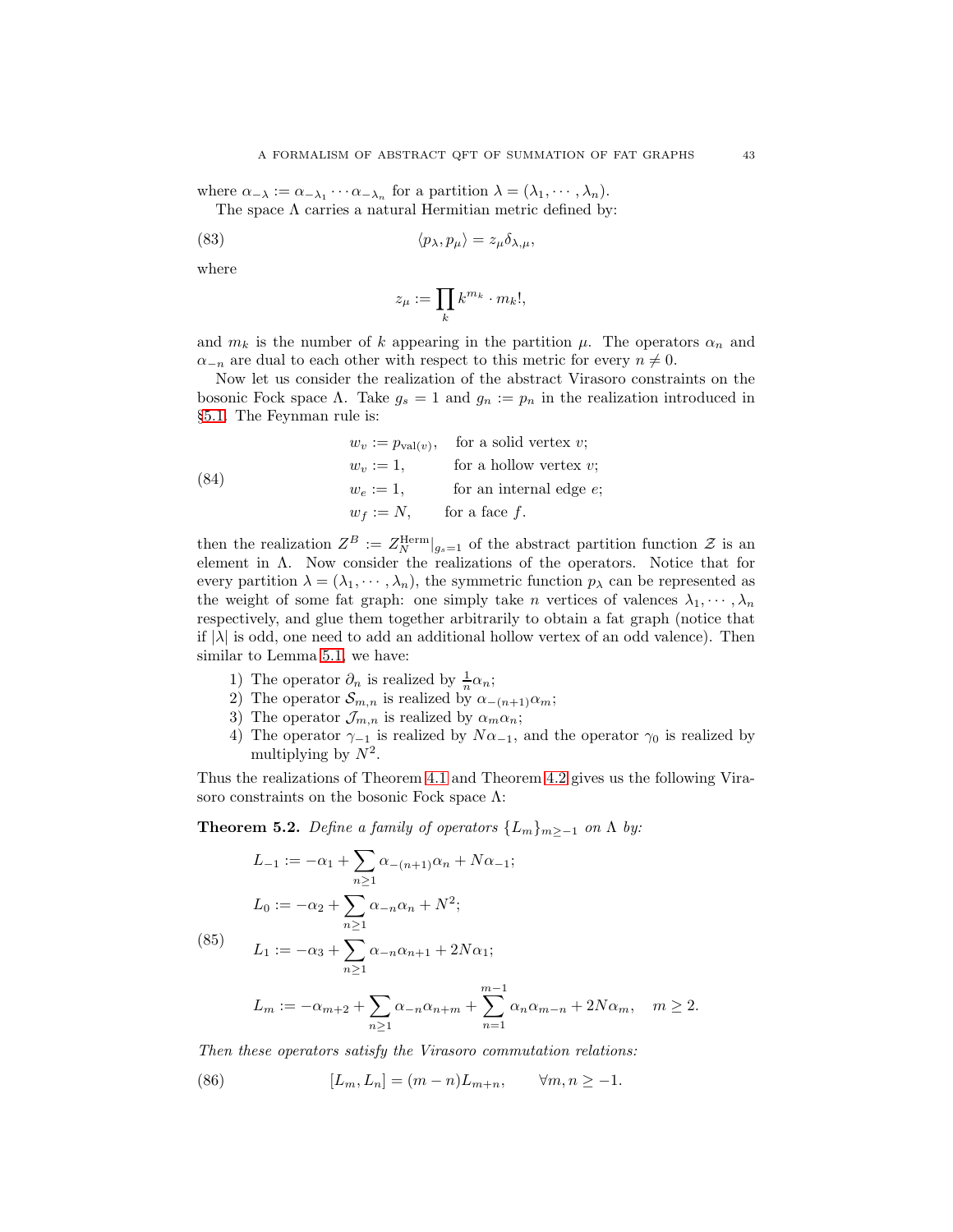where $\alpha_{-\lambda} := \alpha_{-\lambda_1} \cdots \alpha_{-\lambda_n}$ for a partition $\lambda = (\lambda_1, \cdots, \lambda_n)$.

The space $\Lambda$ carries a natural Hermitian metric defined by:

$$\langle p_\lambda, p_\mu \rangle = z_\mu \delta_{\lambda,\mu}, \tag{83}$$

where

$$z_\mu := \prod_k k^{m_k} \cdot m_k!,$$

and $m_k$ is the number of $k$ appearing in the partition $\mu$. The operators $\alpha_n$ and $\alpha_{-n}$ are dual to each other with respect to this metric for every $n \neq 0$.

Now let us consider the realization of the abstract Virasoro constraints on the bosonic Fock space $\Lambda$. Take $g_s = 1$ and $g_n := p_n$ in the realization introduced in §5.1. The Feynman rule is:

$$\begin{aligned}
&w_v := p_{\mathrm{val}(v)}, \quad \text{for a solid vertex } v;\\
&w_v := 1, \quad \text{for a hollow vertex } v;\\
&w_e := 1, \quad \text{for an internal edge } e;\\
&w_f := N, \quad \text{for a face } f.
\end{aligned} \tag{84}$$

then the realization $Z^B := Z_N^{\mathrm{Herm}}|_{g_s=1}$ of the abstract partition function $\mathcal{Z}$ is an element in $\Lambda$. Now consider the realizations of the operators. Notice that for every partition $\lambda = (\lambda_1, \cdots, \lambda_n)$, the symmetric function $p_\lambda$ can be represented as the weight of some fat graph: one simply take $n$ vertices of valences $\lambda_1, \cdots, \lambda_n$ respectively, and glue them together arbitrarily to obtain a fat graph (notice that if $|\lambda|$ is odd, one need to add an additional hollow vertex of an odd valence). Then similar to Lemma 5.1, we have:

1) The operator $\partial_n$ is realized by $\frac{1}{n}\alpha_n$;
2) The operator $\mathcal{S}_{m,n}$ is realized by $\alpha_{-(n+1)}\alpha_m$;
3) The operator $\mathcal{J}_{m,n}$ is realized by $\alpha_m \alpha_n$;
4) The operator $\gamma_{-1}$ is realized by $N\alpha_{-1}$, and the operator $\gamma_0$ is realized by multiplying by $N^2$.

Thus the realizations of Theorem 4.1 and Theorem 4.2 gives us the following Virasoro constraints on the bosonic Fock space $\Lambda$:

**Theorem 5.2.** *Define a family of operators $\{L_m\}_{m\geq -1}$ on $\Lambda$ by:*

$$\begin{aligned}
&L_{-1} := -\alpha_1 + \sum_{n\geq 1} \alpha_{-(n+1)}\alpha_n + N\alpha_{-1};\\
&L_0 := -\alpha_2 + \sum_{n\geq 1} \alpha_{-n}\alpha_n + N^2;\\
&L_1 := -\alpha_3 + \sum_{n\geq 1} \alpha_{-n}\alpha_{n+1} + 2N\alpha_1;\\
&L_m := -\alpha_{m+2} + \sum_{n\geq 1} \alpha_{-n}\alpha_{n+m} + \sum_{n=1}^{m-1} \alpha_n \alpha_{m-n} + 2N\alpha_m, \quad m \geq 2.
\end{aligned} \tag{85}$$

*Then these operators satisfy the Virasoro commutation relations:*

$$[L_m, L_n] = (m-n)L_{m+n}, \qquad \forall m, n \geq -1. \tag{86}$$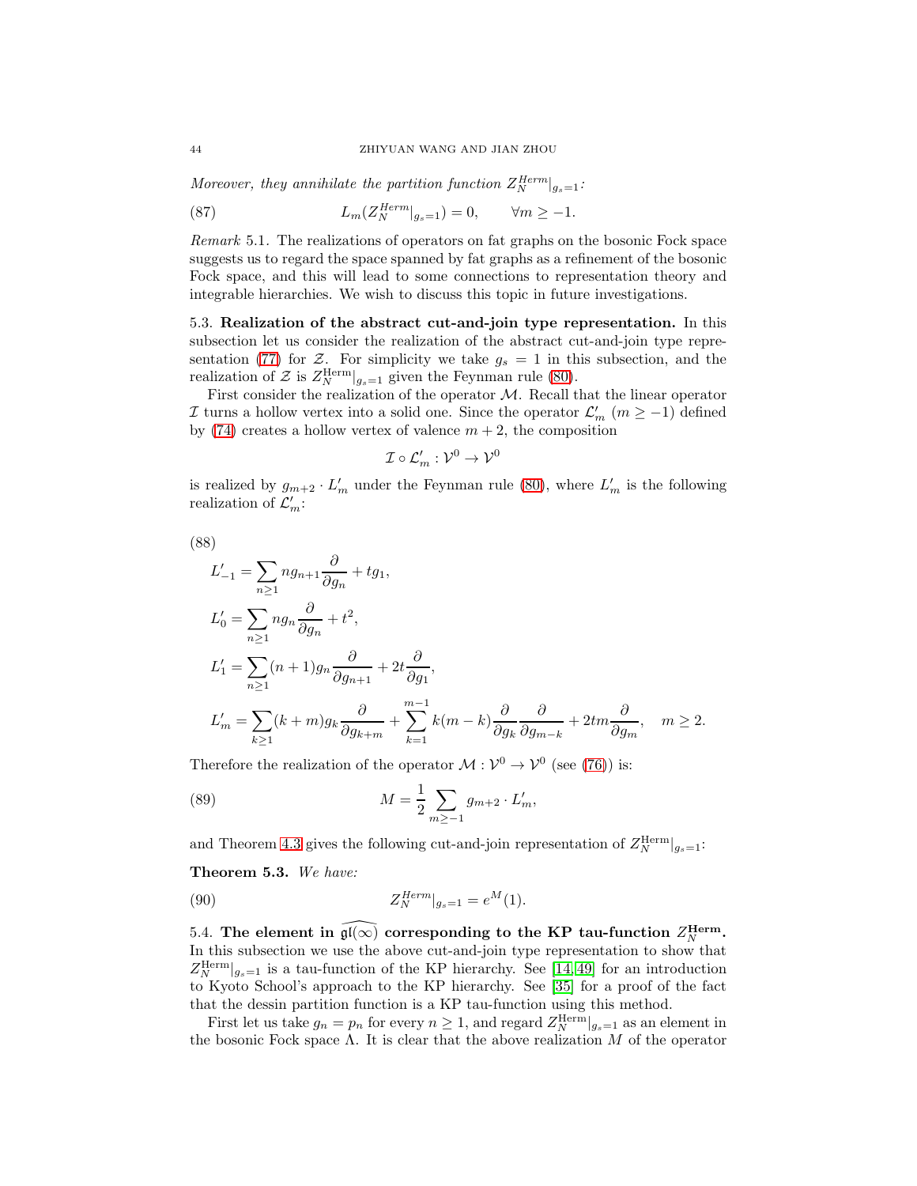*Moreover, they annihilate the partition function* $Z_N^{Herm}|_{g_s=1}$*:*

$$L_m(Z_N^{Herm}|_{g_s=1}) = 0, \qquad \forall m \geq -1. \tag{87}$$

*Remark* 5.1. The realizations of operators on fat graphs on the bosonic Fock space suggests us to regard the space spanned by fat graphs as a refinement of the bosonic Fock space, and this will lead to some connections to representation theory and integrable hierarchies. We wish to discuss this topic in future investigations.

5.3. **Realization of the abstract cut-and-join type representation.** In this subsection let us consider the realization of the abstract cut-and-join type representation (77) for $\mathcal{Z}$. For simplicity we take $g_s = 1$ in this subsection, and the realization of $\mathcal{Z}$ is $Z_N^{\mathrm{Herm}}|_{g_s=1}$ given the Feynman rule (80).

First consider the realization of the operator $\mathcal{M}$. Recall that the linear operator $\mathcal{I}$ turns a hollow vertex into a solid one. Since the operator $\mathcal{L}'_m$ ($m \geq -1$) defined by (74) creates a hollow vertex of valence $m+2$, the composition

$$\mathcal{I} \circ \mathcal{L}'_m : \mathcal{V}^0 \to \mathcal{V}^0$$

is realized by $g_{m+2} \cdot L'_m$ under the Feynman rule (80), where $L'_m$ is the following realization of $\mathcal{L}'_m$:

(88)

$$\begin{aligned}
L'_{-1} &= \sum_{n\geq 1} n g_{n+1} \frac{\partial}{\partial g_n} + t g_1, \\
L'_0 &= \sum_{n\geq 1} n g_n \frac{\partial}{\partial g_n} + t^2, \\
L'_1 &= \sum_{n\geq 1} (n+1) g_n \frac{\partial}{\partial g_{n+1}} + 2t \frac{\partial}{\partial g_1}, \\
L'_m &= \sum_{k\geq 1} (k+m) g_k \frac{\partial}{\partial g_{k+m}} + \sum_{k=1}^{m-1} k(m-k) \frac{\partial}{\partial g_k} \frac{\partial}{\partial g_{m-k}} + 2tm \frac{\partial}{\partial g_m}, \quad m \geq 2.
\end{aligned}$$

Therefore the realization of the operator $\mathcal{M} : \mathcal{V}^0 \to \mathcal{V}^0$ (see (76)) is:

$$M = \frac{1}{2} \sum_{m\geq -1} g_{m+2} \cdot L'_m, \tag{89}$$

and Theorem 4.3 gives the following cut-and-join representation of $Z_N^{\mathrm{Herm}}|_{g_s=1}$:

**Theorem 5.3.** *We have:*

$$Z_N^{Herm}|_{g_s=1} = e^M(1). \tag{90}$$

5.4. **The element in $\widehat{\mathfrak{gl}(\infty)}$ corresponding to the KP tau-function $Z_N^{\mathbf{Herm}}$.** In this subsection we use the above cut-and-join type representation to show that $Z_N^{\mathrm{Herm}}|_{g_s=1}$ is a tau-function of the KP hierarchy. See [14, 49] for an introduction to Kyoto School's approach to the KP hierarchy. See [35] for a proof of the fact that the dessin partition function is a KP tau-function using this method.

First let us take $g_n = p_n$ for every $n \geq 1$, and regard $Z_N^{\mathrm{Herm}}|_{g_s=1}$ as an element in the bosonic Fock space $\Lambda$. It is clear that the above realization $M$ of the operator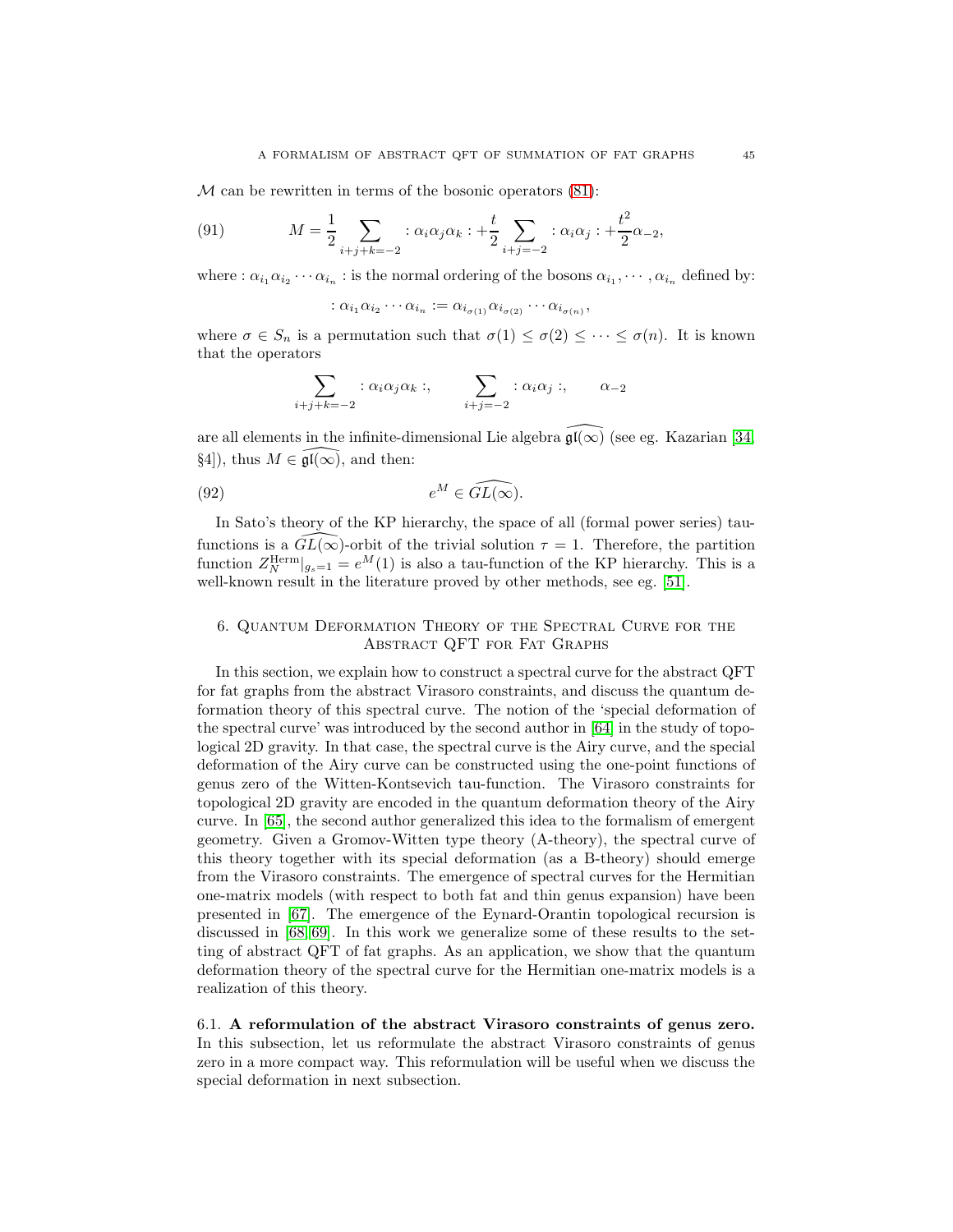$\mathcal{M}$ can be rewritten in terms of the bosonic operators (81):

$$M = \frac{1}{2}\sum_{i+j+k=-2} :\alpha_i\alpha_j\alpha_k: + \frac{t}{2}\sum_{i+j=-2} :\alpha_i\alpha_j: + \frac{t^2}{2}\alpha_{-2}, \tag{91}$$

where $:\alpha_{i_1}\alpha_{i_2}\cdots\alpha_{i_n}:$ is the normal ordering of the bosons $\alpha_{i_1},\cdots,\alpha_{i_n}$ defined by:

$$:\alpha_{i_1}\alpha_{i_2}\cdots\alpha_{i_n}: := \alpha_{i_{\sigma(1)}}\alpha_{i_{\sigma(2)}}\cdots\alpha_{i_{\sigma(n)}},$$

where $\sigma\in S_n$ is a permutation such that $\sigma(1)\leq\sigma(2)\leq\cdots\leq\sigma(n)$. It is known that the operators

$$\sum_{i+j+k=-2} :\alpha_i\alpha_j\alpha_k:, \qquad \sum_{i+j=-2} :\alpha_i\alpha_j:, \qquad \alpha_{-2}$$

are all elements in the infinite-dimensional Lie algebra $\widehat{\mathfrak{gl}(\infty)}$ (see eg. Kazarian [34, §4]), thus $M\in\widehat{\mathfrak{gl}(\infty)}$, and then:

$$e^M \in \widehat{GL(\infty)}. \tag{92}$$

In Sato's theory of the KP hierarchy, the space of all (formal power series) tau-functions is a $\widehat{GL(\infty)}$-orbit of the trivial solution $\tau = 1$. Therefore, the partition function $Z_N^{\mathrm{Herm}}|_{g_s=1} = e^M(1)$ is also a tau-function of the KP hierarchy. This is a well-known result in the literature proved by other methods, see eg. [51].

## 6. Quantum Deformation Theory of the Spectral Curve for the Abstract QFT for Fat Graphs

In this section, we explain how to construct a spectral curve for the abstract QFT for fat graphs from the abstract Virasoro constraints, and discuss the quantum deformation theory of this spectral curve. The notion of the 'special deformation of the spectral curve' was introduced by the second author in [64] in the study of topological 2D gravity. In that case, the spectral curve is the Airy curve, and the special deformation of the Airy curve can be constructed using the one-point functions of genus zero of the Witten-Kontsevich tau-function. The Virasoro constraints for topological 2D gravity are encoded in the quantum deformation theory of the Airy curve. In [65], the second author generalized this idea to the formalism of emergent geometry. Given a Gromov-Witten type theory (A-theory), the spectral curve of this theory together with its special deformation (as a B-theory) should emerge from the Virasoro constraints. The emergence of spectral curves for the Hermitian one-matrix models (with respect to both fat and thin genus expansion) have been presented in [67]. The emergence of the Eynard-Orantin topological recursion is discussed in [68, 69]. In this work we generalize some of these results to the setting of abstract QFT of fat graphs. As an application, we show that the quantum deformation theory of the spectral curve for the Hermitian one-matrix models is a realization of this theory.

**6.1. A reformulation of the abstract Virasoro constraints of genus zero.** In this subsection, let us reformulate the abstract Virasoro constraints of genus zero in a more compact way. This reformulation will be useful when we discuss the special deformation in next subsection.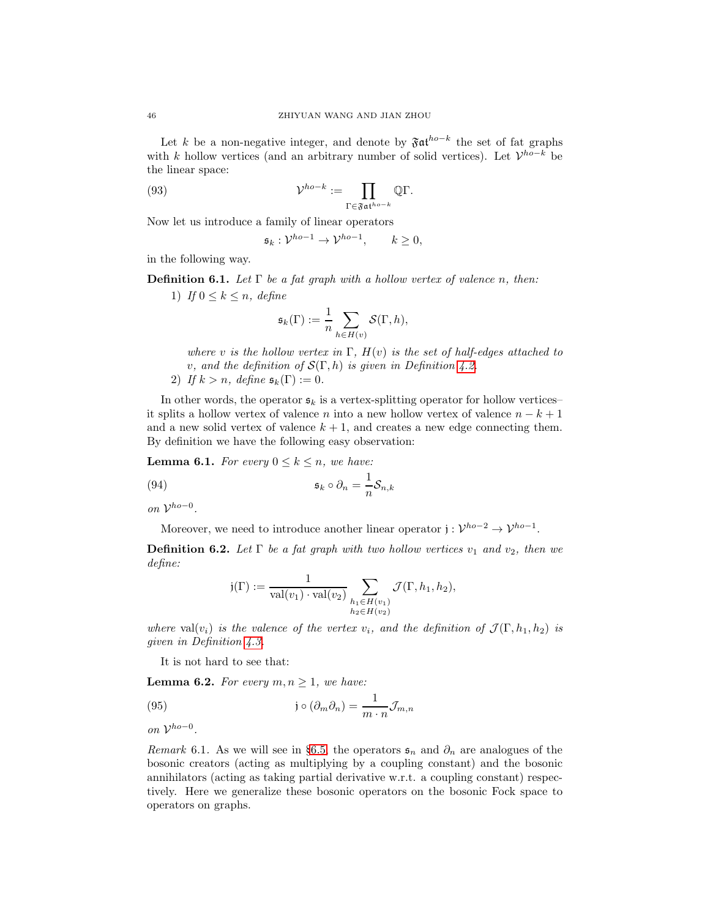Let $k$ be a non-negative integer, and denote by $\mathfrak{Fat}^{ho-k}$ the set of fat graphs with $k$ hollow vertices (and an arbitrary number of solid vertices). Let $\mathcal{V}^{ho-k}$ be the linear space:

$$\mathcal{V}^{ho-k} := \prod_{\Gamma \in \mathfrak{Fat}^{ho-k}} \mathbb{Q}\Gamma. \tag{93}$$

Now let us introduce a family of linear operators

$$\mathfrak{s}_k : \mathcal{V}^{ho-1} \to \mathcal{V}^{ho-1}, \qquad k \geq 0,$$

in the following way.

**Definition 6.1.** *Let $\Gamma$ be a fat graph with a hollow vertex of valence $n$, then:*

1) *If $0 \leq k \leq n$, define*
$$\mathfrak{s}_k(\Gamma) := \frac{1}{n} \sum_{h \in H(v)} \mathcal{S}(\Gamma, h),$$
*where $v$ is the hollow vertex in $\Gamma$, $H(v)$ is the set of half-edges attached to $v$, and the definition of $\mathcal{S}(\Gamma, h)$ is given in Definition 4.2.*

2) *If $k > n$, define $\mathfrak{s}_k(\Gamma) := 0$.*

In other words, the operator $\mathfrak{s}_k$ is a vertex-splitting operator for hollow vertices– it splits a hollow vertex of valence $n$ into a new hollow vertex of valence $n - k + 1$ and a new solid vertex of valence $k + 1$, and creates a new edge connecting them. By definition we have the following easy observation:

**Lemma 6.1.** *For every $0 \leq k \leq n$, we have:*

$$\mathfrak{s}_k \circ \partial_n = \frac{1}{n} \mathcal{S}_{n,k} \tag{94}$$

*on $\mathcal{V}^{ho-0}$.*

Moreover, we need to introduce another linear operator $\mathfrak{j} : \mathcal{V}^{ho-2} \to \mathcal{V}^{ho-1}$.

**Definition 6.2.** *Let $\Gamma$ be a fat graph with two hollow vertices $v_1$ and $v_2$, then we define:*

$$\mathfrak{j}(\Gamma) := \frac{1}{\mathrm{val}(v_1) \cdot \mathrm{val}(v_2)} \sum_{\substack{h_1 \in H(v_1) \\ h_2 \in H(v_2)}} \mathcal{J}(\Gamma, h_1, h_2),$$

*where $\mathrm{val}(v_i)$ is the valence of the vertex $v_i$, and the definition of $\mathcal{J}(\Gamma, h_1, h_2)$ is given in Definition 4.3.*

It is not hard to see that:

**Lemma 6.2.** *For every $m, n \geq 1$, we have:*

$$\mathfrak{j} \circ (\partial_m \partial_n) = \frac{1}{m \cdot n} \mathcal{J}_{m,n} \tag{95}$$

*on $\mathcal{V}^{ho-0}$.*

*Remark* 6.1. As we will see in §6.5, the operators $\mathfrak{s}_n$ and $\partial_n$ are analogues of the bosonic creators (acting as multiplying by a coupling constant) and the bosonic annihilators (acting as taking partial derivative w.r.t. a coupling constant) respectively. Here we generalize these bosonic operators on the bosonic Fock space to operators on graphs.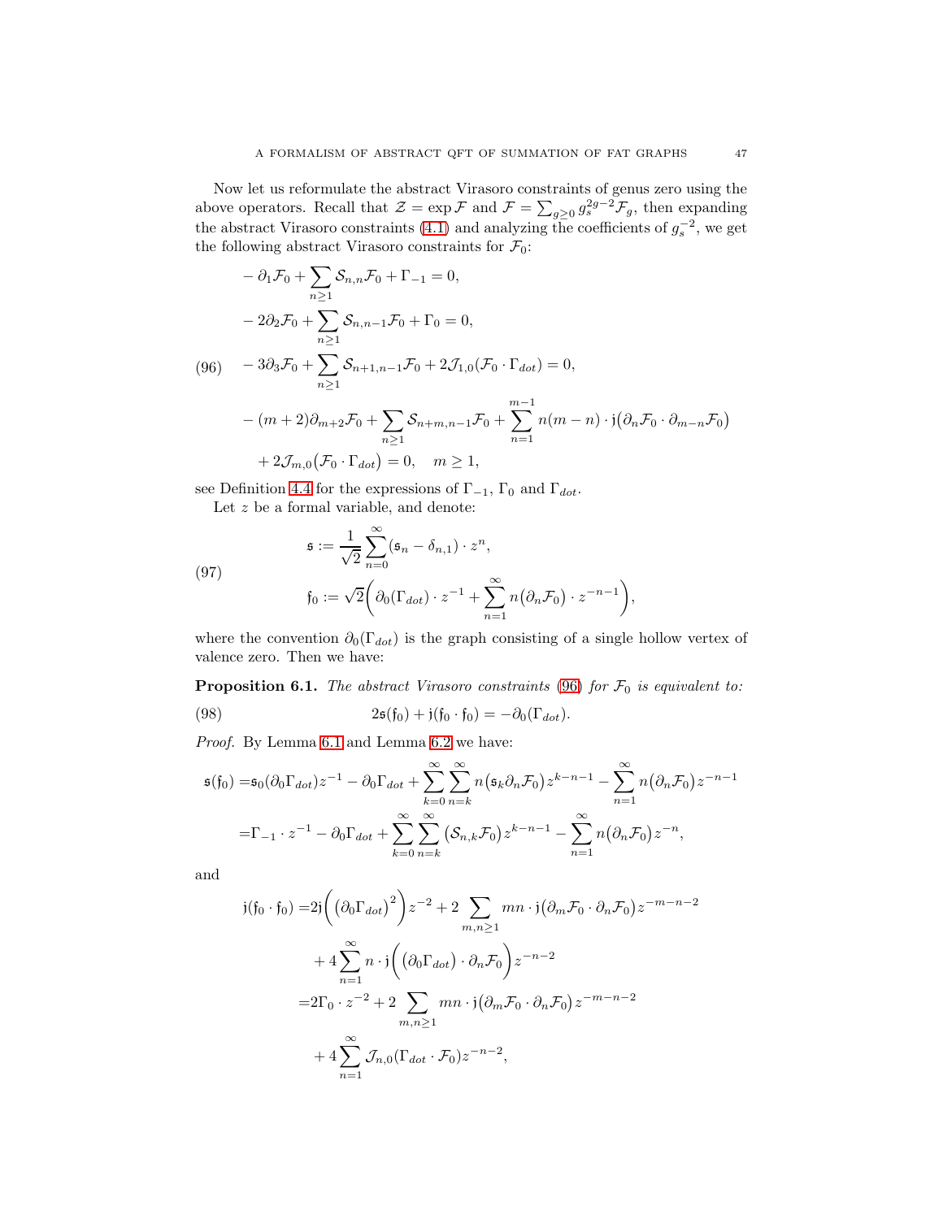Now let us reformulate the abstract Virasoro constraints of genus zero using the above operators. Recall that $\mathcal{Z} = \exp \mathcal{F}$ and $\mathcal{F} = \sum_{g\geq 0} g_s^{2g-2}\mathcal{F}_g$, then expanding the abstract Virasoro constraints (4.1) and analyzing the coefficients of $g_s^{-2}$, we get the following abstract Virasoro constraints for $\mathcal{F}_0$:

$$
\begin{aligned}
&-\partial_1\mathcal{F}_0 + \sum_{n\geq 1}\mathcal{S}_{n,n}\mathcal{F}_0 + \Gamma_{-1} = 0,\\
&-2\partial_2\mathcal{F}_0 + \sum_{n\geq 1}\mathcal{S}_{n,n-1}\mathcal{F}_0 + \Gamma_0 = 0,\\
&-3\partial_3\mathcal{F}_0 + \sum_{n\geq 1}\mathcal{S}_{n+1,n-1}\mathcal{F}_0 + 2\mathcal{J}_{1,0}(\mathcal{F}_0\cdot\Gamma_{dot}) = 0,\\
&-(m+2)\partial_{m+2}\mathcal{F}_0 + \sum_{n\geq 1}\mathcal{S}_{n+m,n-1}\mathcal{F}_0 + \sum_{n=1}^{m-1} n(m-n)\cdot\mathfrak{j}\big(\partial_n\mathcal{F}_0\cdot\partial_{m-n}\mathcal{F}_0\big)\\
&\quad + 2\mathcal{J}_{m,0}\big(\mathcal{F}_0\cdot\Gamma_{dot}\big) = 0, \quad m\geq 1,
\end{aligned}
\tag{96}
$$

see Definition 4.4 for the expressions of $\Gamma_{-1}$, $\Gamma_0$ and $\Gamma_{dot}$.

Let $z$ be a formal variable, and denote:

$$
\begin{aligned}
&\mathfrak{s} := \frac{1}{\sqrt{2}}\sum_{n=0}^{\infty}(\mathfrak{s}_n - \delta_{n,1})\cdot z^n,\\
&\mathfrak{f}_0 := \sqrt{2}\Big(\partial_0(\Gamma_{dot})\cdot z^{-1} + \sum_{n=1}^{\infty} n\big(\partial_n\mathcal{F}_0\big)\cdot z^{-n-1}\Big),
\end{aligned}
\tag{97}
$$

where the convention $\partial_0(\Gamma_{dot})$ is the graph consisting of a single hollow vertex of valence zero. Then we have:

**Proposition 6.1.** *The abstract Virasoro constraints* (96) *for* $\mathcal{F}_0$ *is equivalent to:*

$$
2\mathfrak{s}(\mathfrak{f}_0) + \mathfrak{j}(\mathfrak{f}_0\cdot\mathfrak{f}_0) = -\partial_0(\Gamma_{dot}).
\tag{98}
$$

*Proof.* By Lemma 6.1 and Lemma 6.2 we have:

$$
\begin{aligned}
\mathfrak{s}(\mathfrak{f}_0) =& \mathfrak{s}_0(\partial_0\Gamma_{dot})z^{-1} - \partial_0\Gamma_{dot} + \sum_{k=0}^{\infty}\sum_{n=k}^{\infty} n\big(\mathfrak{s}_k\partial_n\mathcal{F}_0\big)z^{k-n-1} - \sum_{n=1}^{\infty} n\big(\partial_n\mathcal{F}_0\big)z^{-n-1}\\
=& \Gamma_{-1}\cdot z^{-1} - \partial_0\Gamma_{dot} + \sum_{k=0}^{\infty}\sum_{n=k}^{\infty}\big(\mathcal{S}_{n,k}\mathcal{F}_0\big)z^{k-n-1} - \sum_{n=1}^{\infty} n\big(\partial_n\mathcal{F}_0\big)z^{-n},
\end{aligned}
$$

and

$$
\begin{aligned}
\mathfrak{j}(\mathfrak{f}_0\cdot\mathfrak{f}_0) =& 2\mathfrak{j}\Big(\big(\partial_0\Gamma_{dot}\big)^2\Big)z^{-2} + 2\sum_{m,n\geq 1} mn\cdot\mathfrak{j}\big(\partial_m\mathcal{F}_0\cdot\partial_n\mathcal{F}_0\big)z^{-m-n-2}\\
&+ 4\sum_{n=1}^{\infty} n\cdot\mathfrak{j}\Big(\big(\partial_0\Gamma_{dot}\big)\cdot\partial_n\mathcal{F}_0\Big)z^{-n-2}\\
=& 2\Gamma_0\cdot z^{-2} + 2\sum_{m,n\geq 1} mn\cdot\mathfrak{j}\big(\partial_m\mathcal{F}_0\cdot\partial_n\mathcal{F}_0\big)z^{-m-n-2}\\
&+ 4\sum_{n=1}^{\infty}\mathcal{J}_{n,0}(\Gamma_{dot}\cdot\mathcal{F}_0)z^{-n-2},
\end{aligned}
$$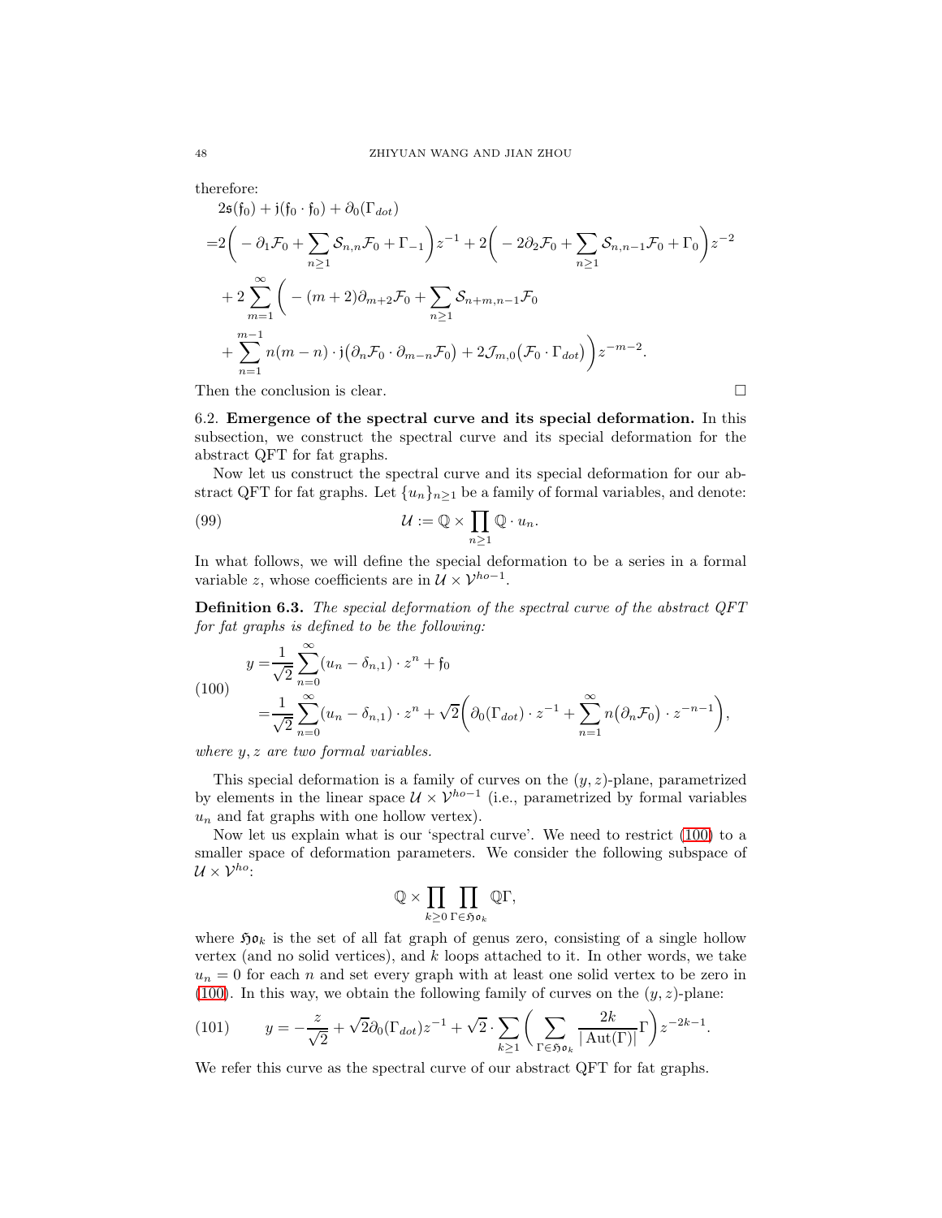therefore:

$$
\begin{aligned}
&2\mathfrak{s}(\mathfrak{f}_0)+\mathfrak{j}(\mathfrak{f}_0\cdot\mathfrak{f}_0)+\partial_0(\Gamma_{dot})\\
=&2\bigg(-\partial_1\mathcal{F}_0+\sum_{n\geq 1}\mathcal{S}_{n,n}\mathcal{F}_0+\Gamma_{-1}\bigg)z^{-1}+2\bigg(-2\partial_2\mathcal{F}_0+\sum_{n\geq 1}\mathcal{S}_{n,n-1}\mathcal{F}_0+\Gamma_0\bigg)z^{-2}\\
&+2\sum_{m=1}^{\infty}\bigg(-(m+2)\partial_{m+2}\mathcal{F}_0+\sum_{n\geq 1}\mathcal{S}_{n+m,n-1}\mathcal{F}_0\\
&+\sum_{n=1}^{m-1}n(m-n)\cdot\mathfrak{j}\big(\partial_n\mathcal{F}_0\cdot\partial_{m-n}\mathcal{F}_0\big)+2\mathcal{J}_{m,0}\big(\mathcal{F}_0\cdot\Gamma_{dot}\big)\bigg)z^{-m-2}.
\end{aligned}
$$

Then the conclusion is clear. $\square$

6.2. **Emergence of the spectral curve and its special deformation.** In this subsection, we construct the spectral curve and its special deformation for the abstract QFT for fat graphs.

Now let us construct the spectral curve and its special deformation for our abstract QFT for fat graphs. Let $\{u_n\}_{n\geq 1}$ be a family of formal variables, and denote:

$$
\mathcal{U}:=\mathbb{Q}\times\prod_{n\geq 1}\mathbb{Q}\cdot u_n. \tag{99}
$$

In what follows, we will define the special deformation to be a series in a formal variable $z$, whose coefficients are in $\mathcal{U}\times\mathcal{V}^{ho-1}$.

**Definition 6.3.** *The special deformation of the spectral curve of the abstract QFT for fat graphs is defined to be the following:*

$$
\begin{aligned}
y=&\frac{1}{\sqrt{2}}\sum_{n=0}^{\infty}(u_n-\delta_{n,1})\cdot z^n+\mathfrak{f}_0\\
=&\frac{1}{\sqrt{2}}\sum_{n=0}^{\infty}(u_n-\delta_{n,1})\cdot z^n+\sqrt{2}\bigg(\partial_0(\Gamma_{dot})\cdot z^{-1}+\sum_{n=1}^{\infty}n\big(\partial_n\mathcal{F}_0\big)\cdot z^{-n-1}\bigg),
\end{aligned} \tag{100}
$$

*where $y,z$ are two formal variables.*

This special deformation is a family of curves on the $(y,z)$-plane, parametrized by elements in the linear space $\mathcal{U}\times\mathcal{V}^{ho-1}$ (i.e., parametrized by formal variables $u_n$ and fat graphs with one hollow vertex).

Now let us explain what is our 'spectral curve'. We need to restrict (100) to a smaller space of deformation parameters. We consider the following subspace of $\mathcal{U}\times\mathcal{V}^{ho}$:

$$
\mathbb{Q}\times\prod_{k\geq 0}\prod_{\Gamma\in\mathfrak{Ho}_k}\mathbb{Q}\Gamma,
$$

where $\mathfrak{Ho}_k$ is the set of all fat graph of genus zero, consisting of a single hollow vertex (and no solid vertices), and $k$ loops attached to it. In other words, we take $u_n=0$ for each $n$ and set every graph with at least one solid vertex to be zero in (100). In this way, we obtain the following family of curves on the $(y,z)$-plane:

$$
y=-\frac{z}{\sqrt{2}}+\sqrt{2}\partial_0(\Gamma_{dot})z^{-1}+\sqrt{2}\cdot\sum_{k\geq 1}\bigg(\sum_{\Gamma\in\mathfrak{Ho}_k}\frac{2k}{|\operatorname{Aut}(\Gamma)|}\Gamma\bigg)z^{-2k-1}. \tag{101}
$$

We refer this curve as the spectral curve of our abstract QFT for fat graphs.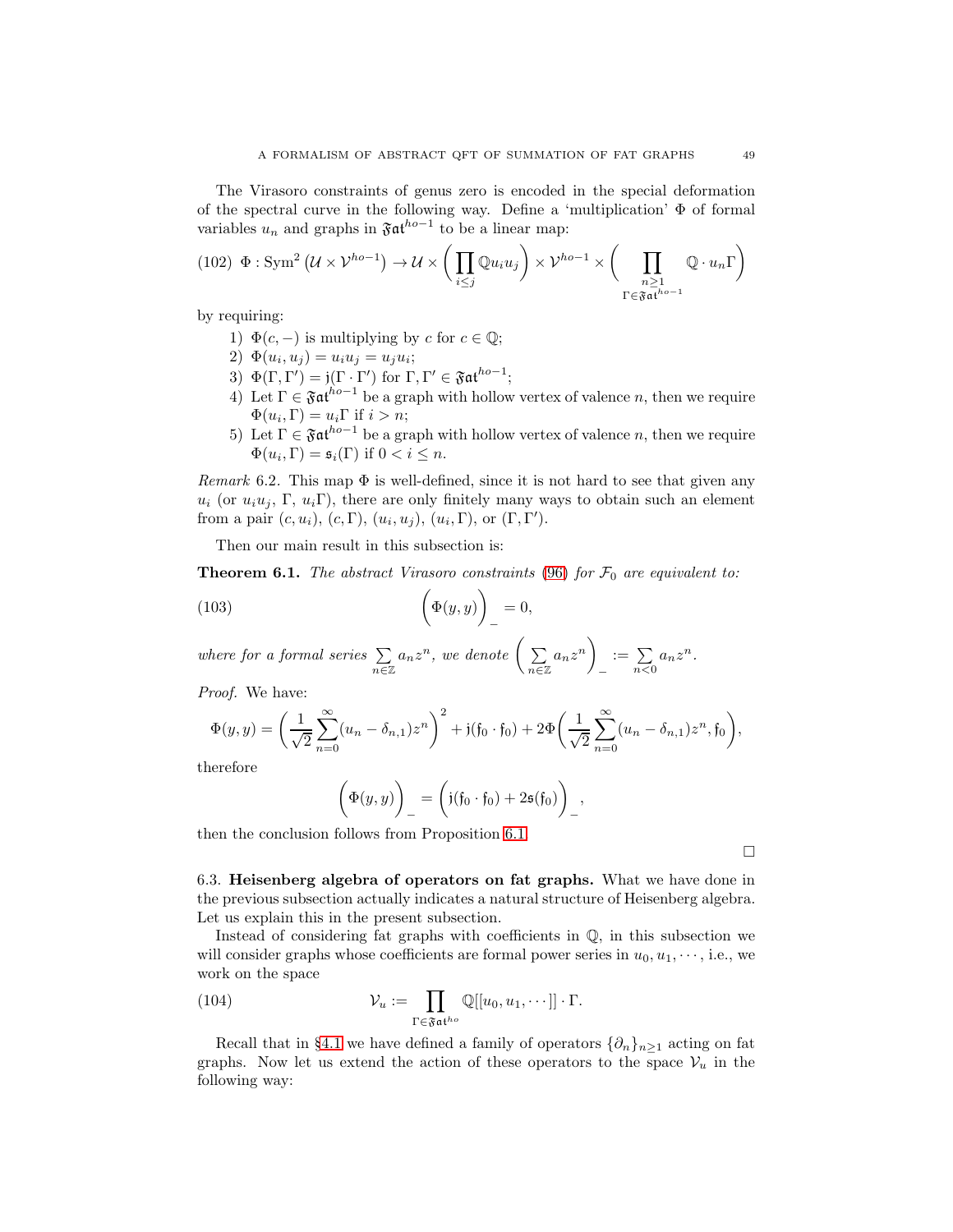The Virasoro constraints of genus zero is encoded in the special deformation of the spectral curve in the following way. Define a 'multiplication' $\Phi$ of formal variables $u_n$ and graphs in $\mathfrak{Fat}^{ho-1}$ to be a linear map:

$$\Phi : \mathrm{Sym}^2\left(\mathcal{U} \times \mathcal{V}^{ho-1}\right) \to \mathcal{U} \times \left(\prod_{i \leq j} \mathbb{Q} u_i u_j\right) \times \mathcal{V}^{ho-1} \times \left(\prod_{\substack{n \geq 1 \\ \Gamma \in \mathfrak{Fat}^{ho-1}}} \mathbb{Q} \cdot u_n \Gamma\right) \tag{102}$$

by requiring:

1) $\Phi(c, -)$ is multiplying by $c$ for $c \in \mathbb{Q}$;
2) $\Phi(u_i, u_j) = u_i u_j = u_j u_i$;
3) $\Phi(\Gamma, \Gamma') = \mathfrak{j}(\Gamma \cdot \Gamma')$ for $\Gamma, \Gamma' \in \mathfrak{Fat}^{ho-1}$;
4) Let $\Gamma \in \mathfrak{Fat}^{ho-1}$ be a graph with hollow vertex of valence $n$, then we require $\Phi(u_i, \Gamma) = u_i \Gamma$ if $i > n$;
5) Let $\Gamma \in \mathfrak{Fat}^{ho-1}$ be a graph with hollow vertex of valence $n$, then we require $\Phi(u_i, \Gamma) = \mathfrak{s}_i(\Gamma)$ if $0 < i \leq n$.

*Remark* 6.2. This map $\Phi$ is well-defined, since it is not hard to see that given any $u_i$ (or $u_i u_j$, $\Gamma$, $u_i \Gamma$), there are only finitely many ways to obtain such an element from a pair $(c, u_i)$, $(c, \Gamma)$, $(u_i, u_j)$, $(u_i, \Gamma)$, or $(\Gamma, \Gamma')$.

Then our main result in this subsection is:

**Theorem 6.1.** *The abstract Virasoro constraints* (96) *for* $\mathcal{F}_0$ *are equivalent to:*

$$\bigg(\Phi(y, y)\bigg)_- = 0, \tag{103}$$

*where for a formal series* $\sum_{n \in \mathbb{Z}} a_n z^n$, *we denote* $\left(\sum_{n \in \mathbb{Z}} a_n z^n\right)_- := \sum_{n < 0} a_n z^n$.

*Proof.* We have:

$$\Phi(y, y) = \left(\frac{1}{\sqrt{2}} \sum_{n=0}^{\infty} (u_n - \delta_{n,1}) z^n\right)^2 + \mathfrak{j}(\mathfrak{f}_0 \cdot \mathfrak{f}_0) + 2\Phi\bigg(\frac{1}{\sqrt{2}} \sum_{n=0}^{\infty} (u_n - \delta_{n,1}) z^n, \mathfrak{f}_0\bigg),$$

therefore

$$\bigg(\Phi(y, y)\bigg)_- = \bigg(\mathfrak{j}(\mathfrak{f}_0 \cdot \mathfrak{f}_0) + 2\mathfrak{s}(\mathfrak{f}_0)\bigg)_-,$$

then the conclusion follows from Proposition 6.1. $\square$

### 6.3. Heisenberg algebra of operators on fat graphs.

What we have done in the previous subsection actually indicates a natural structure of Heisenberg algebra. Let us explain this in the present subsection.

Instead of considering fat graphs with coefficients in $\mathbb{Q}$, in this subsection we will consider graphs whose coefficients are formal power series in $u_0, u_1, \cdots$, i.e., we work on the space

$$\mathcal{V}_u := \prod_{\Gamma \in \mathfrak{Fat}^{ho}} \mathbb{Q}[[u_0, u_1, \cdots]] \cdot \Gamma. \tag{104}$$

Recall that in §4.1 we have defined a family of operators $\{\partial_n\}_{n \geq 1}$ acting on fat graphs. Now let us extend the action of these operators to the space $\mathcal{V}_u$ in the following way: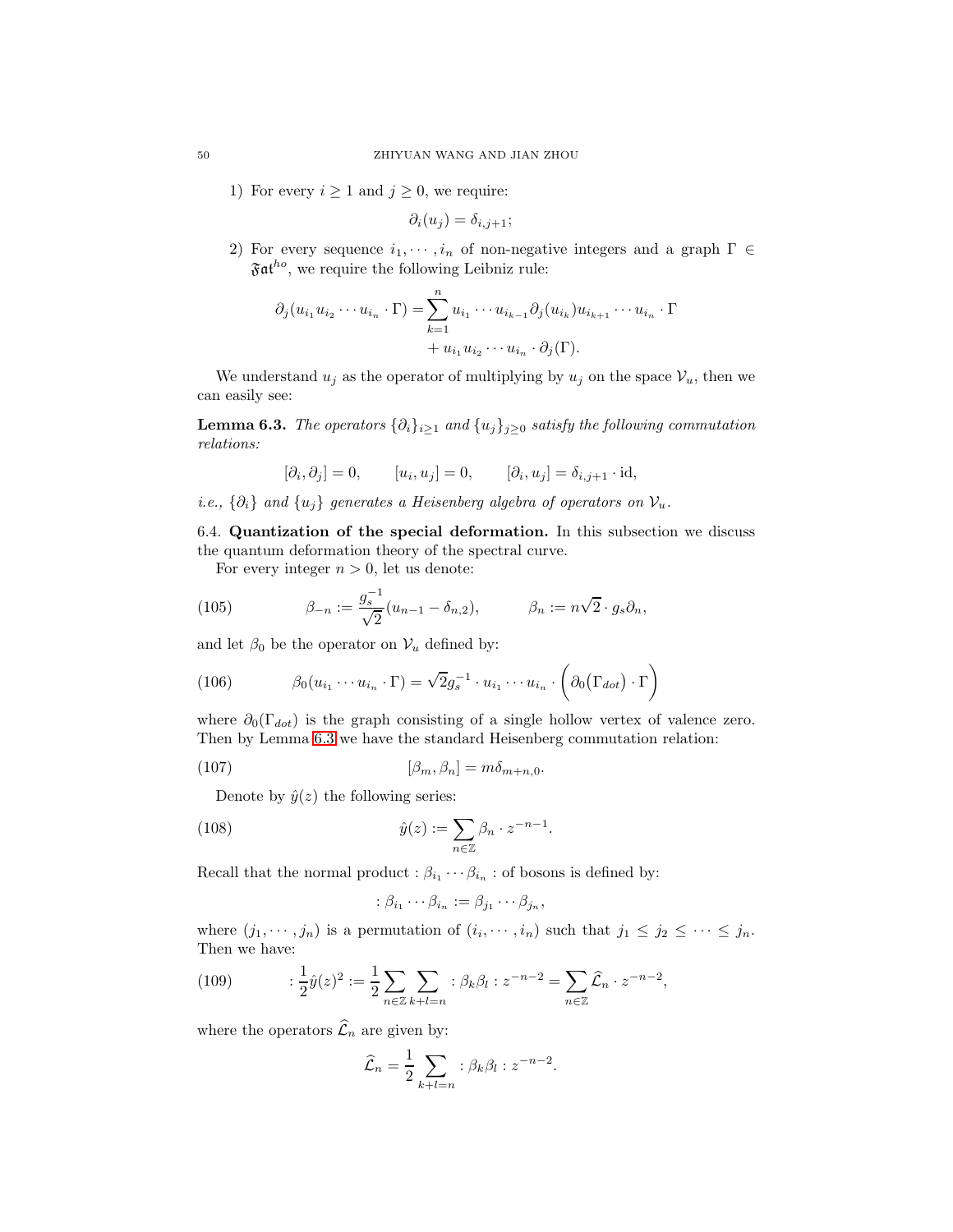1) For every $i \geq 1$ and $j \geq 0$, we require:

$$\partial_i(u_j) = \delta_{i,j+1};$$

2) For every sequence $i_1, \cdots, i_n$ of non-negative integers and a graph $\Gamma \in \mathfrak{Fat}^{ho}$, we require the following Leibniz rule:

$$\begin{aligned}\partial_j(u_{i_1} u_{i_2} \cdots u_{i_n} \cdot \Gamma) =& \sum_{k=1}^{n} u_{i_1} \cdots u_{i_{k-1}} \partial_j(u_{i_k}) u_{i_{k+1}} \cdots u_{i_n} \cdot \Gamma \\ &+ u_{i_1} u_{i_2} \cdots u_{i_n} \cdot \partial_j(\Gamma).\end{aligned}$$

We understand $u_j$ as the operator of multiplying by $u_j$ on the space $\mathcal{V}_u$, then we can easily see:

**Lemma 6.3.** *The operators $\{\partial_i\}_{i\geq 1}$ and $\{u_j\}_{j\geq 0}$ satisfy the following commutation relations:*

$$[\partial_i, \partial_j] = 0, \qquad [u_i, u_j] = 0, \qquad [\partial_i, u_j] = \delta_{i,j+1} \cdot \mathrm{id},$$

*i.e., $\{\partial_i\}$ and $\{u_j\}$ generates a Heisenberg algebra of operators on $\mathcal{V}_u$.*

6.4. **Quantization of the special deformation.** In this subsection we discuss the quantum deformation theory of the spectral curve.

For every integer $n > 0$, let us denote:

$$\beta_{-n} := \frac{g_s^{-1}}{\sqrt{2}}(u_{n-1} - \delta_{n,2}), \qquad \beta_n := n\sqrt{2} \cdot g_s \partial_n, \tag{105}$$

and let $\beta_0$ be the operator on $\mathcal{V}_u$ defined by:

$$\beta_0(u_{i_1} \cdots u_{i_n} \cdot \Gamma) = \sqrt{2} g_s^{-1} \cdot u_{i_1} \cdots u_{i_n} \cdot \Big(\partial_0\big(\Gamma_{dot}\big) \cdot \Gamma\Big) \tag{106}$$

where $\partial_0(\Gamma_{dot})$ is the graph consisting of a single hollow vertex of valence zero. Then by Lemma 6.3 we have the standard Heisenberg commutation relation:

$$[\beta_m, \beta_n] = m\delta_{m+n,0}. \tag{107}$$

Denote by $\hat{y}(z)$ the following series:

$$\hat{y}(z) := \sum_{n\in\mathbb{Z}} \beta_n \cdot z^{-n-1}. \tag{108}$$

Recall that the normal product $:\beta_{i_1} \cdots \beta_{i_n}:$ of bosons is defined by:

$$:\beta_{i_1} \cdots \beta_{i_n} := \beta_{j_1} \cdots \beta_{j_n},$$

where $(j_1, \cdots, j_n)$ is a permutation of $(i_1, \cdots, i_n)$ such that $j_1 \leq j_2 \leq \cdots \leq j_n$. Then we have:

$$:\frac{1}{2}\hat{y}(z)^2 := \frac{1}{2}\sum_{n\in\mathbb{Z}} \sum_{k+l=n} :\beta_k \beta_l : z^{-n-2} = \sum_{n\in\mathbb{Z}} \widehat{\mathcal{L}}_n \cdot z^{-n-2}, \tag{109}$$

where the operators $\widehat{\mathcal{L}}_n$ are given by:

$$\widehat{\mathcal{L}}_n = \frac{1}{2}\sum_{k+l=n} :\beta_k \beta_l : z^{-n-2}.$$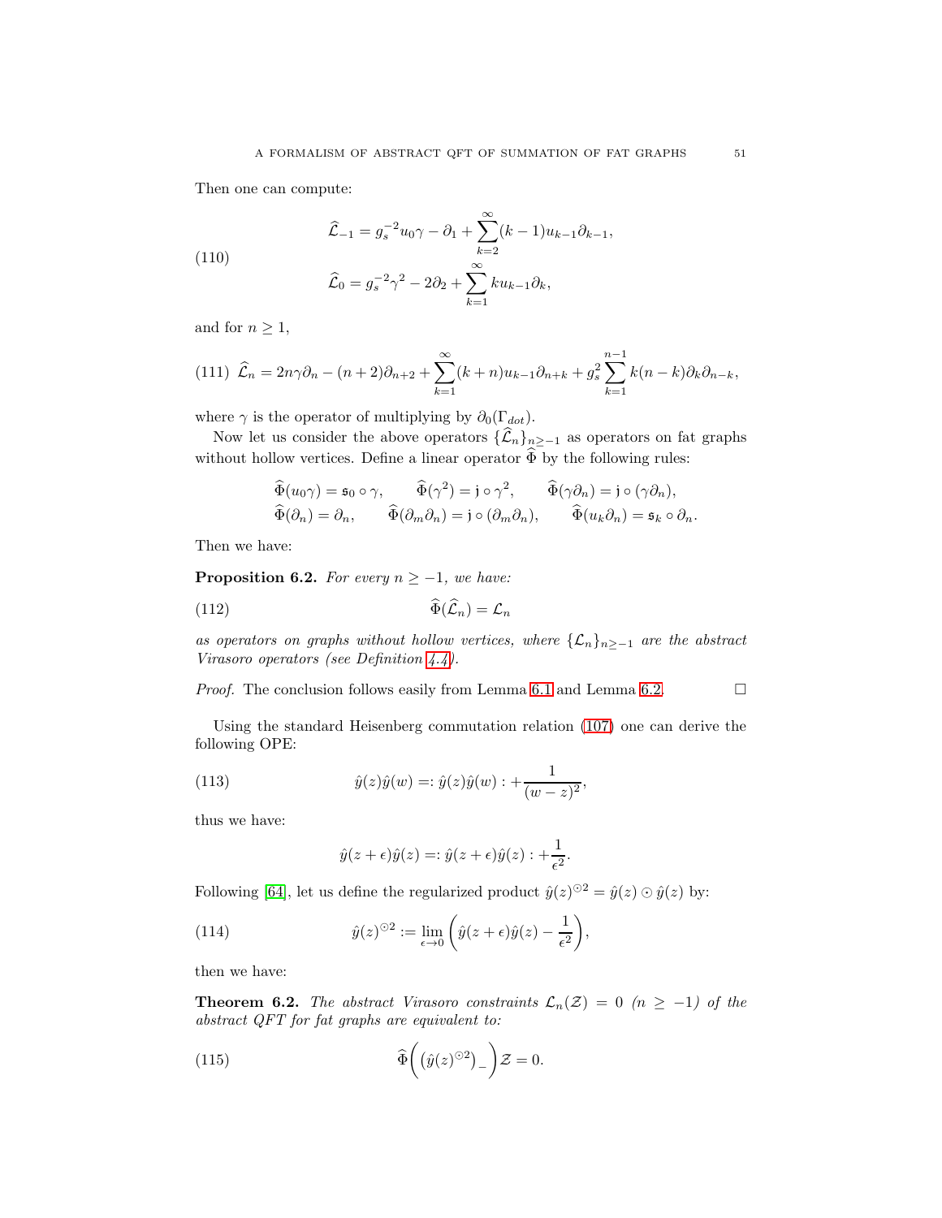Then one can compute:

$$
\begin{aligned}
\widehat{\mathcal{L}}_{-1} &= g_s^{-2} u_0 \gamma - \partial_1 + \sum_{k=2}^{\infty} (k-1) u_{k-1} \partial_{k-1}, \\
\widehat{\mathcal{L}}_0 &= g_s^{-2} \gamma^2 - 2\partial_2 + \sum_{k=1}^{\infty} k u_{k-1} \partial_k,
\end{aligned} \tag{110}
$$

and for $n \geq 1$,

$$
\widehat{\mathcal{L}}_n = 2n\gamma\partial_n - (n+2)\partial_{n+2} + \sum_{k=1}^{\infty} (k+n) u_{k-1} \partial_{n+k} + g_s^2 \sum_{k=1}^{n-1} k(n-k) \partial_k \partial_{n-k}, \tag{111}
$$

where $\gamma$ is the operator of multiplying by $\partial_0(\Gamma_{dot})$.

Now let us consider the above operators $\{\widehat{\mathcal{L}}_n\}_{n\geq -1}$ as operators on fat graphs without hollow vertices. Define a linear operator $\widehat{\Phi}$ by the following rules:

$$
\begin{aligned}
&\widehat{\Phi}(u_0\gamma) = \mathfrak{s}_0 \circ \gamma, \qquad \widehat{\Phi}(\gamma^2) = \mathfrak{j} \circ \gamma^2, \qquad \widehat{\Phi}(\gamma\partial_n) = \mathfrak{j} \circ (\gamma\partial_n), \\
&\widehat{\Phi}(\partial_n) = \partial_n, \qquad \widehat{\Phi}(\partial_m\partial_n) = \mathfrak{j} \circ (\partial_m\partial_n), \qquad \widehat{\Phi}(u_k\partial_n) = \mathfrak{s}_k \circ \partial_n.
\end{aligned}
$$

Then we have:

**Proposition 6.2.** *For every $n \geq -1$, we have:*

$$
\widehat{\Phi}(\widehat{\mathcal{L}}_n) = \mathcal{L}_n \tag{112}
$$

*as operators on graphs without hollow vertices, where $\{\mathcal{L}_n\}_{n\geq -1}$ are the abstract Virasoro operators (see Definition 4.4).*

*Proof.* The conclusion follows easily from Lemma 6.1 and Lemma 6.2. □

Using the standard Heisenberg commutation relation (107) one can derive the following OPE:

$$
\hat{y}(z)\hat{y}(w) =: \hat{y}(z)\hat{y}(w) : + \frac{1}{(w-z)^2}, \tag{113}
$$

thus we have:

$$
\hat{y}(z+\epsilon)\hat{y}(z) =: \hat{y}(z+\epsilon)\hat{y}(z) : + \frac{1}{\epsilon^2}.
$$

Following [64], let us define the regularized product $\hat{y}(z)^{\odot 2} = \hat{y}(z) \odot \hat{y}(z)$ by:

$$
\hat{y}(z)^{\odot 2} := \lim_{\epsilon \to 0} \left( \hat{y}(z+\epsilon)\hat{y}(z) - \frac{1}{\epsilon^2} \right), \tag{114}
$$

then we have:

**Theorem 6.2.** *The abstract Virasoro constraints $\mathcal{L}_n(\mathcal{Z}) = 0$ ($n \geq -1$) of the abstract QFT for fat graphs are equivalent to:*

$$
\widehat{\Phi}\Big( \big(\hat{y}(z)^{\odot 2}\big)_- \Big) \mathcal{Z} = 0. \tag{115}
$$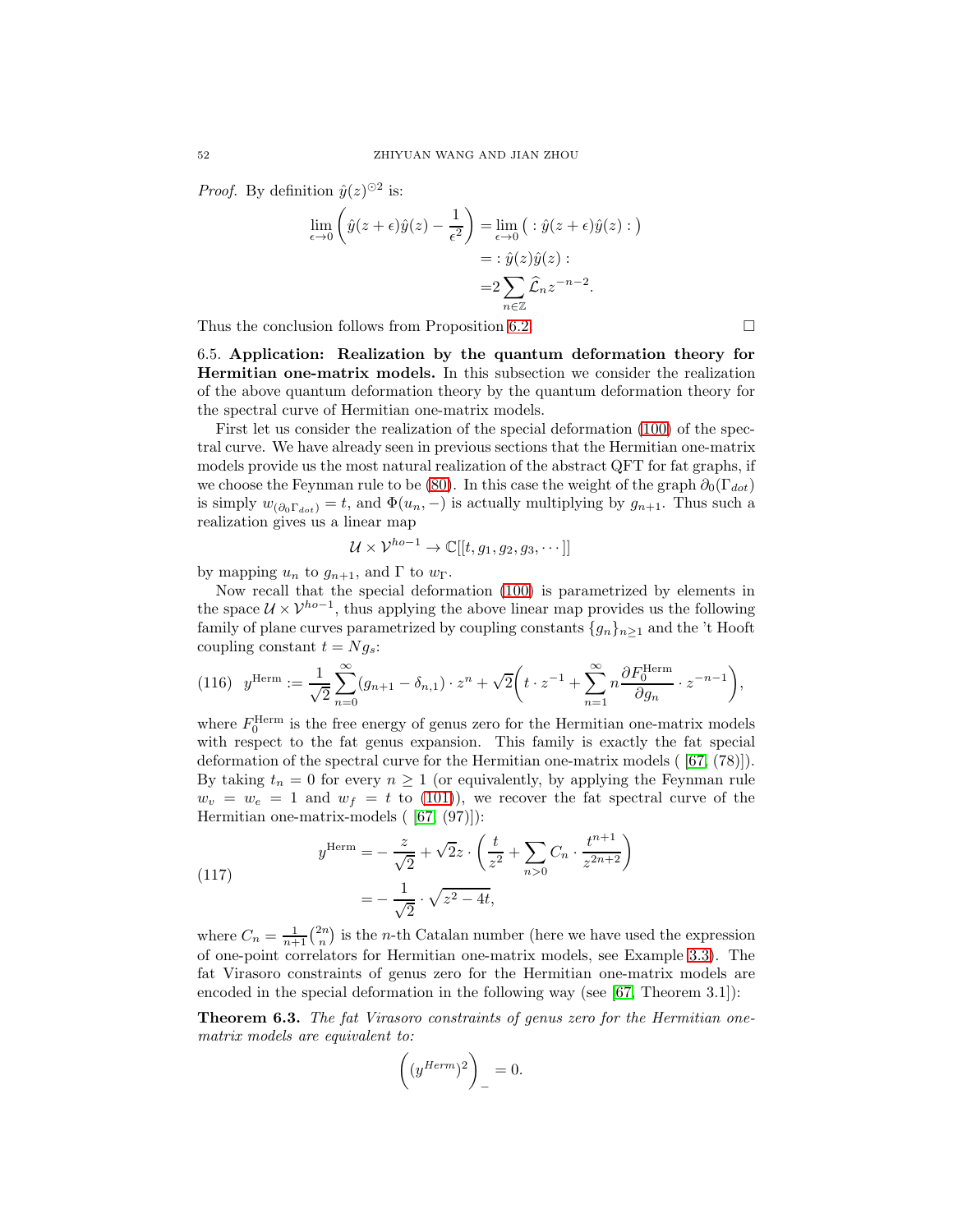*Proof.* By definition $\hat{y}(z)^{\odot 2}$ is:

$$\begin{aligned}
\lim_{\epsilon\to 0}\left(\hat{y}(z+\epsilon)\hat{y}(z)-\frac{1}{\epsilon^2}\right) &= \lim_{\epsilon\to 0}\big(:\hat{y}(z+\epsilon)\hat{y}(z):\big)\\
&= :\hat{y}(z)\hat{y}(z):\\
&= 2\sum_{n\in\mathbb{Z}}\widehat{\mathcal{L}}_n z^{-n-2}.
\end{aligned}$$

Thus the conclusion follows from Proposition 6.2. $\square$

6.5. **Application: Realization by the quantum deformation theory for Hermitian one-matrix models.** In this subsection we consider the realization of the above quantum deformation theory by the quantum deformation theory for the spectral curve of Hermitian one-matrix models.

First let us consider the realization of the special deformation (100) of the spectral curve. We have already seen in previous sections that the Hermitian one-matrix models provide us the most natural realization of the abstract QFT for fat graphs, if we choose the Feynman rule to be (80). In this case the weight of the graph $\partial_0(\Gamma_{dot})$ is simply $w_{(\partial_0\Gamma_{dot})}=t$, and $\Phi(u_n,-)$ is actually multiplying by $g_{n+1}$. Thus such a realization gives us a linear map

$$\mathcal{U}\times\mathcal{V}^{ho-1}\to\mathbb{C}[[t,g_1,g_2,g_3,\cdots]]$$

by mapping $u_n$ to $g_{n+1}$, and $\Gamma$ to $w_\Gamma$.

Now recall that the special deformation (100) is parametrized by elements in the space $\mathcal{U}\times\mathcal{V}^{ho-1}$, thus applying the above linear map provides us the following family of plane curves parametrized by coupling constants $\{g_n\}_{n\geq 1}$ and the 't Hooft coupling constant $t=Ng_s$:

$$y^{\mathrm{Herm}}:=\frac{1}{\sqrt{2}}\sum_{n=0}^{\infty}(g_{n+1}-\delta_{n,1})\cdot z^n+\sqrt{2}\bigg(t\cdot z^{-1}+\sum_{n=1}^{\infty}n\frac{\partial F_0^{\mathrm{Herm}}}{\partial g_n}\cdot z^{-n-1}\bigg), \tag{116}$$

where $F_0^{\mathrm{Herm}}$ is the free energy of genus zero for the Hermitian one-matrix models with respect to the fat genus expansion. This family is exactly the fat special deformation of the spectral curve for the Hermitian one-matrix models ( [67, (78)]). By taking $t_n=0$ for every $n\geq 1$ (or equivalently, by applying the Feynman rule $w_v=w_e=1$ and $w_f=t$ to (101)), we recover the fat spectral curve of the Hermitian one-matrix-models ( [67, (97)]):

$$\begin{aligned}
y^{\mathrm{Herm}} &= -\frac{z}{\sqrt{2}}+\sqrt{2}z\cdot\left(\frac{t}{z^2}+\sum_{n>0}C_n\cdot\frac{t^{n+1}}{z^{2n+2}}\right)\\
&= -\frac{1}{\sqrt{2}}\cdot\sqrt{z^2-4t},
\end{aligned}\tag{117}$$

where $C_n=\frac{1}{n+1}\binom{2n}{n}$ is the $n$-th Catalan number (here we have used the expression of one-point correlators for Hermitian one-matrix models, see Example 3.3). The fat Virasoro constraints of genus zero for the Hermitian one-matrix models are encoded in the special deformation in the following way (see [67, Theorem 3.1]):

**Theorem 6.3.** *The fat Virasoro constraints of genus zero for the Hermitian one-matrix models are equivalent to:*

$$\Big((y^{Herm})^2\Big)_- = 0.$$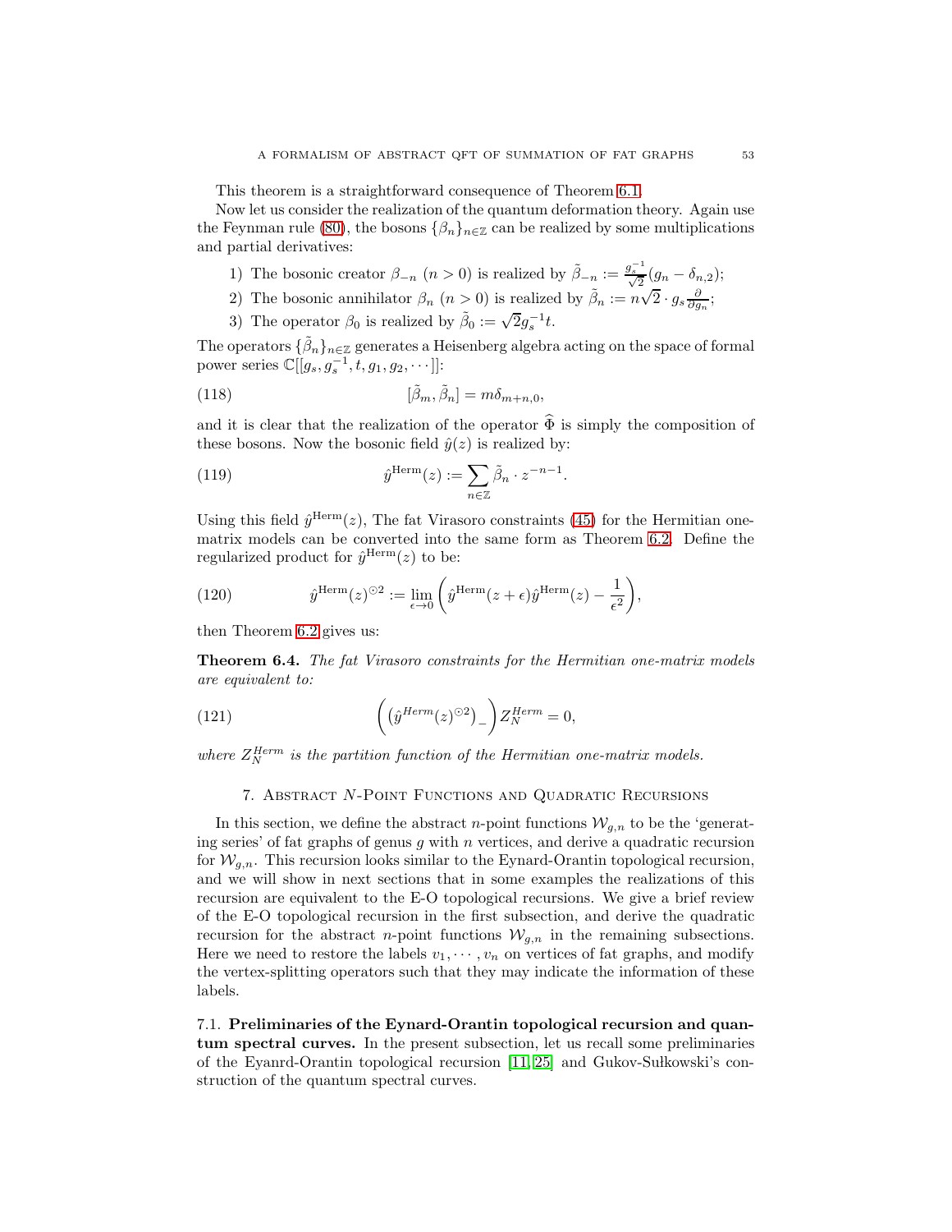This theorem is a straightforward consequence of Theorem 6.1.

Now let us consider the realization of the quantum deformation theory. Again use the Feynman rule (80), the bosons $\{\beta_n\}_{n\in\mathbb{Z}}$ can be realized by some multiplications and partial derivatives:

1) The bosonic creator $\beta_{-n}$ $(n>0)$ is realized by $\tilde{\beta}_{-n} := \frac{g_s^{-1}}{\sqrt{2}}(g_n - \delta_{n,2})$;
2) The bosonic annihilator $\beta_n$ $(n>0)$ is realized by $\tilde{\beta}_n := n\sqrt{2}\cdot g_s\frac{\partial}{\partial g_n}$;
3) The operator $\beta_0$ is realized by $\tilde{\beta}_0 := \sqrt{2}g_s^{-1}t$.

The operators $\{\tilde{\beta}_n\}_{n\in\mathbb{Z}}$ generates a Heisenberg algebra acting on the space of formal power series $\mathbb{C}[[g_s, g_s^{-1}, t, g_1, g_2, \cdots]]$:

$$[\tilde{\beta}_m, \tilde{\beta}_n] = m\delta_{m+n,0}, \tag{118}$$

and it is clear that the realization of the operator $\widehat{\Phi}$ is simply the composition of these bosons. Now the bosonic field $\hat{y}(z)$ is realized by:

$$\hat{y}^{\mathrm{Herm}}(z) := \sum_{n\in\mathbb{Z}} \tilde{\beta}_n \cdot z^{-n-1}. \tag{119}$$

Using this field $\hat{y}^{\mathrm{Herm}}(z)$, The fat Virasoro constraints (45) for the Hermitian one-matrix models can be converted into the same form as Theorem 6.2. Define the regularized product for $\hat{y}^{\mathrm{Herm}}(z)$ to be:

$$\hat{y}^{\mathrm{Herm}}(z)^{\odot 2} := \lim_{\epsilon\to 0}\left(\hat{y}^{\mathrm{Herm}}(z+\epsilon)\hat{y}^{\mathrm{Herm}}(z) - \frac{1}{\epsilon^2}\right), \tag{120}$$

then Theorem 6.2 gives us:

**Theorem 6.4.** *The fat Virasoro constraints for the Hermitian one-matrix models are equivalent to:*

$$\left(\left(\hat{y}^{Herm}(z)^{\odot 2}\right)_-\right) Z_N^{Herm} = 0, \tag{121}$$

*where $Z_N^{Herm}$ is the partition function of the Hermitian one-matrix models.*

## 7. Abstract $N$-Point Functions and Quadratic Recursions

In this section, we define the abstract $n$-point functions $\mathcal{W}_{g,n}$ to be the 'generating series' of fat graphs of genus $g$ with $n$ vertices, and derive a quadratic recursion for $\mathcal{W}_{g,n}$. This recursion looks similar to the Eynard-Orantin topological recursion, and we will show in next sections that in some examples the realizations of this recursion are equivalent to the E-O topological recursions. We give a brief review of the E-O topological recursion in the first subsection, and derive the quadratic recursion for the abstract $n$-point functions $\mathcal{W}_{g,n}$ in the remaining subsections. Here we need to restore the labels $v_1, \cdots, v_n$ on vertices of fat graphs, and modify the vertex-splitting operators such that they may indicate the information of these labels.

### 7.1. Preliminaries of the Eynard-Orantin topological recursion and quantum spectral curves.

In the present subsection, let us recall some preliminaries of the Eyanrd-Orantin topological recursion [11, 25] and Gukov-Sułkowski's construction of the quantum spectral curves.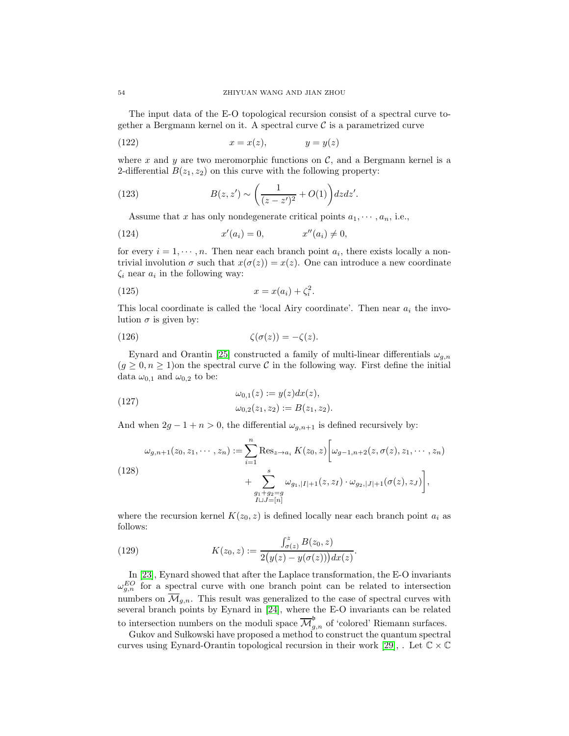The input data of the E-O topological recursion consist of a spectral curve together a Bergmann kernel on it. A spectral curve $\mathcal{C}$ is a parametrized curve

$$x = x(z), \qquad y = y(z) \tag{122}$$

where $x$ and $y$ are two meromorphic functions on $\mathcal{C}$, and a Bergmann kernel is a 2-differential $B(z_1, z_2)$ on this curve with the following property:

$$B(z, z') \sim \left( \frac{1}{(z-z')^2} + O(1) \right) dz dz'. \tag{123}$$

Assume that $x$ has only nondegenerate critical points $a_1, \cdots, a_n$, i.e.,

$$x'(a_i) = 0, \qquad x''(a_i) \neq 0, \tag{124}$$

for every $i = 1, \cdots, n$. Then near each branch point $a_i$, there exists locally a nontrivial involution $\sigma$ such that $x(\sigma(z)) = x(z)$. One can introduce a new coordinate $\zeta_i$ near $a_i$ in the following way:

$$x = x(a_i) + \zeta_i^2. \tag{125}$$

This local coordinate is called the 'local Airy coordinate'. Then near $a_i$ the involution $\sigma$ is given by:

$$\zeta(\sigma(z)) = -\zeta(z). \tag{126}$$

Eynard and Orantin [25] constructed a family of multi-linear differentials $\omega_{g,n}$ ($g \geq 0, n \geq 1$)on the spectral curve $\mathcal{C}$ in the following way. First define the initial data $\omega_{0,1}$ and $\omega_{0,2}$ to be:

$$\begin{aligned} \omega_{0,1}(z) &:= y(z) dx(z), \\ \omega_{0,2}(z_1, z_2) &:= B(z_1, z_2). \end{aligned} \tag{127}$$

And when $2g - 1 + n > 0$, the differential $\omega_{g,n+1}$ is defined recursively by:

$$\begin{aligned} \omega_{g,n+1}(z_0, z_1, \cdots, z_n) := \sum_{i=1}^{n} \operatorname{Res}_{z \to a_i} K(z_0, z) \bigg[ &\omega_{g-1,n+2}(z, \sigma(z), z_1, \cdots, z_n) \\ &+ \sum_{\substack{g_1+g_2=g \\ I \sqcup J = [n]}}^{s} \omega_{g_1,|I|+1}(z, z_I) \cdot \omega_{g_2,|J|+1}(\sigma(z), z_J) \bigg], \end{aligned} \tag{128}$$

where the recursion kernel $K(z_0, z)$ is defined locally near each branch point $a_i$ as follows:

$$K(z_0, z) := \frac{\int_{\sigma(z)}^{z} B(z_0, z)}{2\big(y(z) - y(\sigma(z))\big) dx(z)}. \tag{129}$$

In [23], Eynard showed that after the Laplace transformation, the E-O invariants $\omega_{g,n}^{EO}$ for a spectral curve with one branch point can be related to intersection numbers on $\overline{\mathcal{M}}_{g,n}$. This result was generalized to the case of spectral curves with several branch points by Eynard in [24], where the E-O invariants can be related to intersection numbers on the moduli space $\overline{\mathcal{M}}_{g,n}^{\mathfrak{b}}$ of 'colored' Riemann surfaces.

Gukov and Sułkowski have proposed a method to construct the quantum spectral curves using Eynard-Orantin topological recursion in their work [29], . Let $\mathbb{C} \times \mathbb{C}$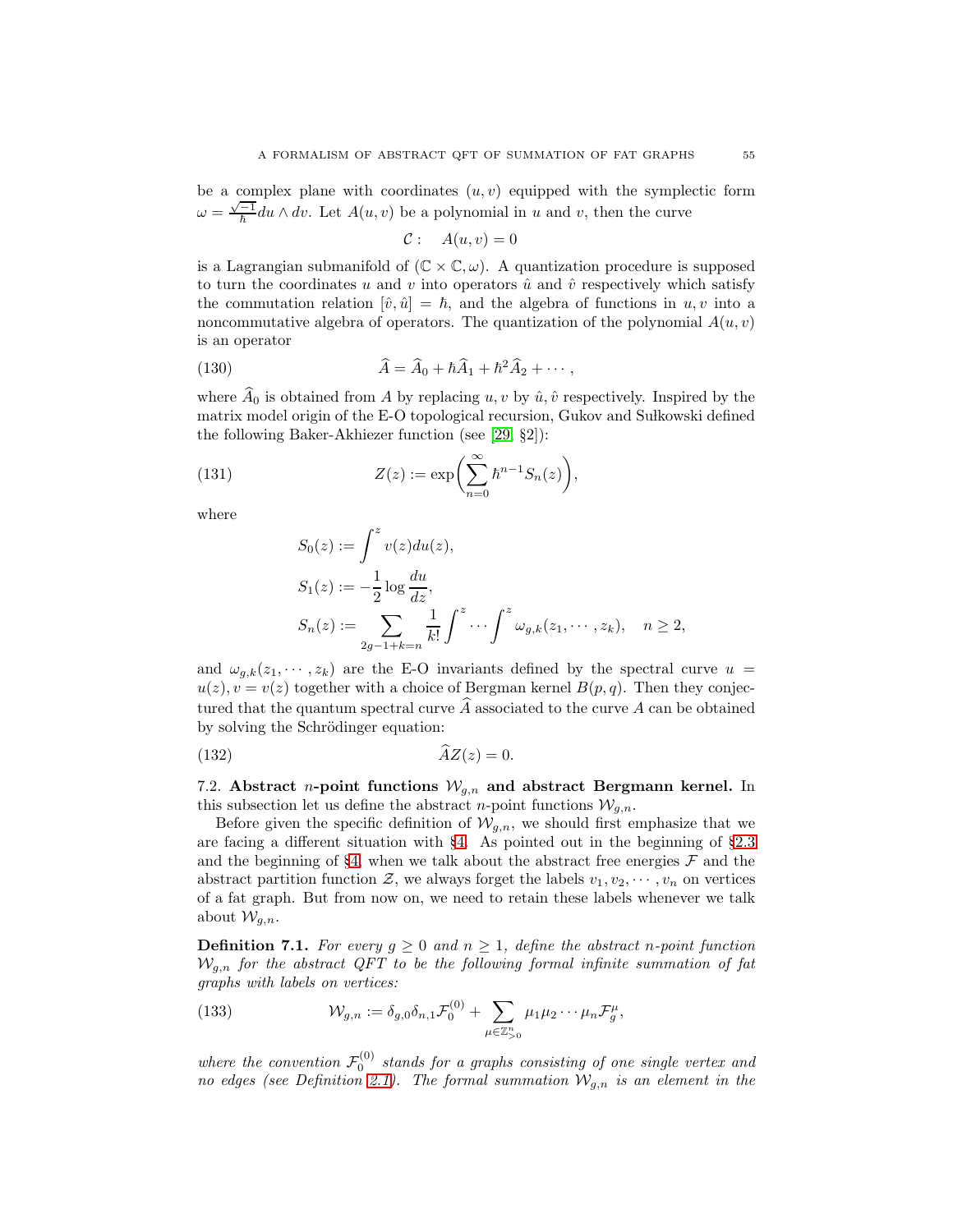be a complex plane with coordinates $(u, v)$ equipped with the symplectic form $\omega = \frac{\sqrt{-1}}{\hbar} du \wedge dv$. Let $A(u, v)$ be a polynomial in $u$ and $v$, then the curve

$$\mathcal{C}: \quad A(u, v) = 0$$

is a Lagrangian submanifold of $(\mathbb{C} \times \mathbb{C}, \omega)$. A quantization procedure is supposed to turn the coordinates $u$ and $v$ into operators $\hat{u}$ and $\hat{v}$ respectively which satisfy the commutation relation $[\hat{v}, \hat{u}] = \hbar$, and the algebra of functions in $u, v$ into a noncommutative algebra of operators. The quantization of the polynomial $A(u, v)$ is an operator

$$\widehat{A} = \widehat{A}_0 + \hbar \widehat{A}_1 + \hbar^2 \widehat{A}_2 + \cdots, \tag{130}$$

where $\widehat{A}_0$ is obtained from $A$ by replacing $u, v$ by $\hat{u}, \hat{v}$ respectively. Inspired by the matrix model origin of the E-O topological recursion, Gukov and Sułkowski defined the following Baker-Akhiezer function (see [29, §2]):

$$Z(z) := \exp\bigg( \sum_{n=0}^{\infty} \hbar^{n-1} S_n(z) \bigg), \tag{131}$$

where

$$\begin{aligned}
S_0(z) &:= \int^z v(z) du(z), \\
S_1(z) &:= -\frac{1}{2} \log \frac{du}{dz}, \\
S_n(z) &:= \sum_{2g-1+k=n} \frac{1}{k!} \int^z \cdots \int^z \omega_{g,k}(z_1, \cdots, z_k), \quad n \geq 2,
\end{aligned}$$

and $\omega_{g,k}(z_1, \cdots, z_k)$ are the E-O invariants defined by the spectral curve $u = u(z), v = v(z)$ together with a choice of Bergman kernel $B(p, q)$. Then they conjectured that the quantum spectral curve $\widehat{A}$ associated to the curve $A$ can be obtained by solving the Schrödinger equation:

$$\widehat{A} Z(z) = 0. \tag{132}$$

## 7.2. Abstract $n$-point functions $\mathcal{W}_{g,n}$ and abstract Bergmann kernel.

In this subsection let us define the abstract $n$-point functions $\mathcal{W}_{g,n}$.

Before given the specific definition of $\mathcal{W}_{g,n}$, we should first emphasize that we are facing a different situation with §4. As pointed out in the beginning of §2.3 and the beginning of §4, when we talk about the abstract free energies $\mathcal{F}$ and the abstract partition function $\mathcal{Z}$, we always forget the labels $v_1, v_2, \cdots, v_n$ on vertices of a fat graph. But from now on, we need to retain these labels whenever we talk about $\mathcal{W}_{g,n}$.

**Definition 7.1.** *For every $g \geq 0$ and $n \geq 1$, define the abstract $n$-point function $\mathcal{W}_{g,n}$ for the abstract QFT to be the following formal infinite summation of fat graphs with labels on vertices:*

$$\mathcal{W}_{g,n} := \delta_{g,0}\delta_{n,1}\mathcal{F}_0^{(0)} + \sum_{\mu \in \mathbb{Z}_{>0}^n} \mu_1 \mu_2 \cdots \mu_n \mathcal{F}_g^{\mu}, \tag{133}$$

*where the convention $\mathcal{F}_0^{(0)}$ stands for a graphs consisting of one single vertex and no edges (see Definition 2.1). The formal summation $\mathcal{W}_{g,n}$ is an element in the*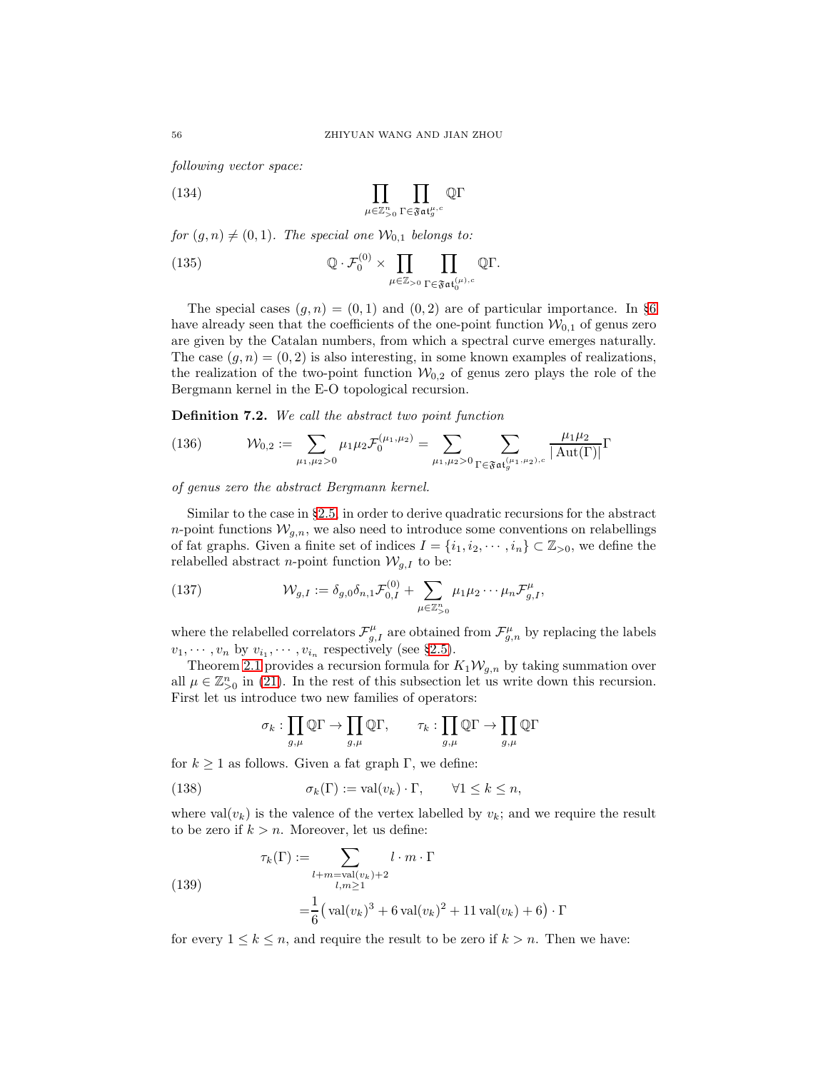*following vector space:*

$$\prod_{\mu\in\mathbb{Z}^n_{>0}} \prod_{\Gamma\in\mathfrak{Fat}_g^{\mu,c}} \mathbb{Q}\Gamma \tag{134}$$

*for* $(g,n)\neq(0,1)$. *The special one* $\mathcal{W}_{0,1}$ *belongs to:*

$$\mathbb{Q}\cdot\mathcal{F}_0^{(0)} \times \prod_{\mu\in\mathbb{Z}_{>0}} \prod_{\Gamma\in\mathfrak{Fat}_0^{(\mu),c}} \mathbb{Q}\Gamma. \tag{135}$$

The special cases $(g,n)=(0,1)$ and $(0,2)$ are of particular importance. In §6 have already seen that the coefficients of the one-point function $\mathcal{W}_{0,1}$ of genus zero are given by the Catalan numbers, from which a spectral curve emerges naturally. The case $(g,n)=(0,2)$ is also interesting, in some known examples of realizations, the realization of the two-point function $\mathcal{W}_{0,2}$ of genus zero plays the role of the Bergmann kernel in the E-O topological recursion.

**Definition 7.2.** *We call the abstract two point function*

$$\mathcal{W}_{0,2} := \sum_{\mu_1,\mu_2>0} \mu_1\mu_2\mathcal{F}_0^{(\mu_1,\mu_2)} = \sum_{\mu_1,\mu_2>0}\sum_{\Gamma\in\mathfrak{Fat}_g^{(\mu_1,\mu_2),c}} \frac{\mu_1\mu_2}{|\operatorname{Aut}(\Gamma)|}\Gamma \tag{136}$$

*of genus zero the abstract Bergmann kernel.*

Similar to the case in §2.5, in order to derive quadratic recursions for the abstract $n$-point functions $\mathcal{W}_{g,n}$, we also need to introduce some conventions on relabellings of fat graphs. Given a finite set of indices $I=\{i_1,i_2,\cdots,i_n\}\subset\mathbb{Z}_{>0}$, we define the relabelled abstract $n$-point function $\mathcal{W}_{g,I}$ to be:

$$\mathcal{W}_{g,I} := \delta_{g,0}\delta_{n,1}\mathcal{F}_{0,I}^{(0)} + \sum_{\mu\in\mathbb{Z}^n_{>0}} \mu_1\mu_2\cdots\mu_n\mathcal{F}^\mu_{g,I}, \tag{137}$$

where the relabelled correlators $\mathcal{F}^\mu_{g,I}$ are obtained from $\mathcal{F}^\mu_{g,n}$ by replacing the labels $v_1,\cdots,v_n$ by $v_{i_1},\cdots,v_{i_n}$ respectively (see §2.5).

Theorem 2.1 provides a recursion formula for $K_1\mathcal{W}_{g,n}$ by taking summation over all $\mu\in\mathbb{Z}^n_{>0}$ in (21). In the rest of this subsection let us write down this recursion. First let us introduce two new families of operators:

$$\sigma_k:\prod_{g,\mu}\mathbb{Q}\Gamma\to\prod_{g,\mu}\mathbb{Q}\Gamma,\qquad \tau_k:\prod_{g,\mu}\mathbb{Q}\Gamma\to\prod_{g,\mu}\mathbb{Q}\Gamma$$

for $k\geq1$ as follows. Given a fat graph $\Gamma$, we define:

$$\sigma_k(\Gamma) := \operatorname{val}(v_k)\cdot\Gamma, \qquad \forall 1\leq k\leq n, \tag{138}$$

where $\operatorname{val}(v_k)$ is the valence of the vertex labelled by $v_k$; and we require the result to be zero if $k>n$. Moreover, let us define:

$$\begin{aligned}\tau_k(\Gamma) :=& \sum_{\substack{l+m=\operatorname{val}(v_k)+2\\ l,m\geq1}} l\cdot m\cdot\Gamma\\ =&\frac{1}{6}\big(\operatorname{val}(v_k)^3+6\operatorname{val}(v_k)^2+11\operatorname{val}(v_k)+6\big)\cdot\Gamma\end{aligned} \tag{139}$$

for every $1\leq k\leq n$, and require the result to be zero if $k>n$. Then we have: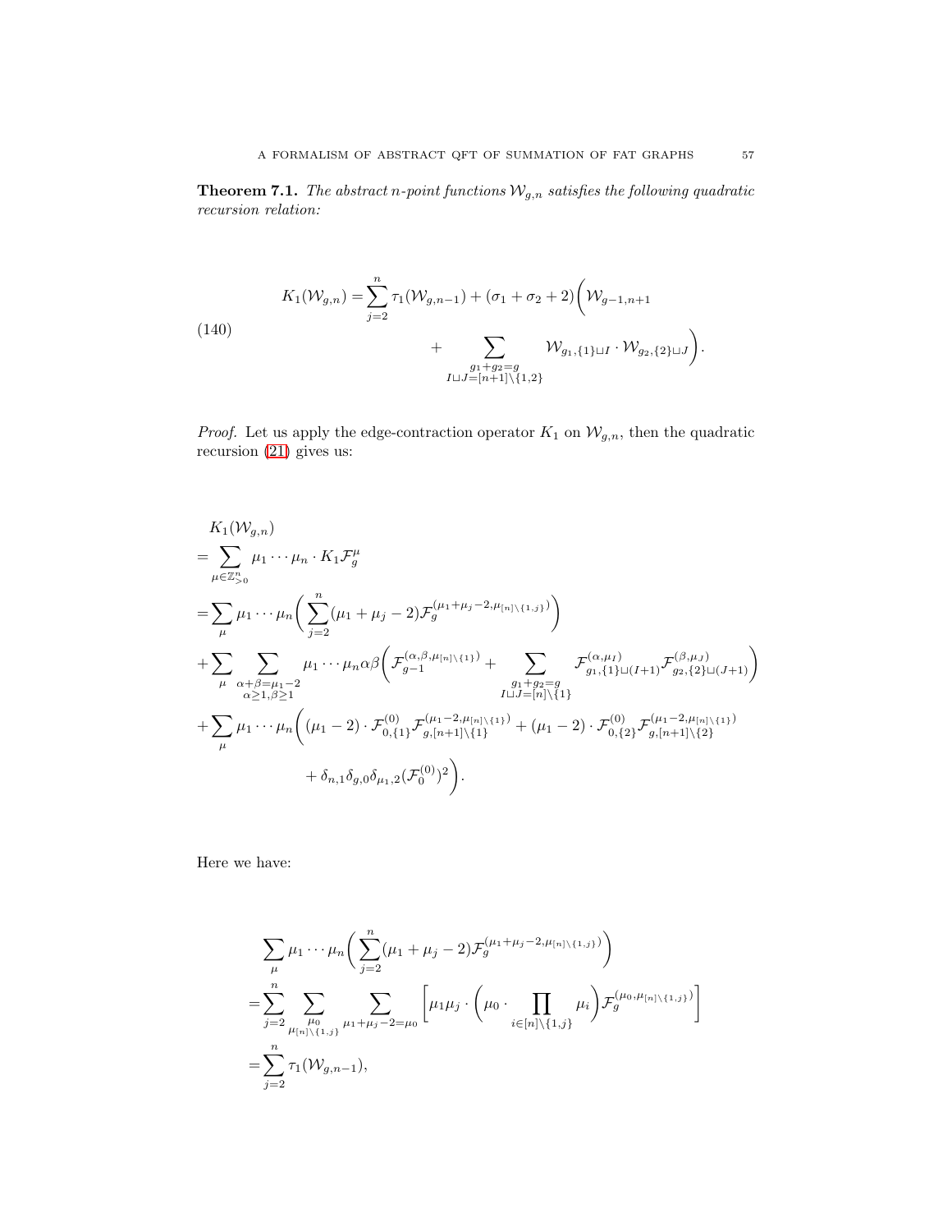**Theorem 7.1.** *The abstract n-point functions $\mathcal{W}_{g,n}$ satisfies the following quadratic recursion relation:*

$$
\begin{aligned}
K_1(\mathcal{W}_{g,n}) = & \sum_{j=2}^{n} \tau_1(\mathcal{W}_{g,n-1}) + (\sigma_1+\sigma_2+2)\bigg( \mathcal{W}_{g-1,n+1} \\
& + \sum_{\substack{g_1+g_2=g \\ I \sqcup J=[n+1]\backslash\{1,2\}}} \mathcal{W}_{g_1,\{1\}\sqcup I} \cdot \mathcal{W}_{g_2,\{2\}\sqcup J} \bigg).
\end{aligned}
\tag{140}
$$

*Proof.* Let us apply the edge-contraction operator $K_1$ on $\mathcal{W}_{g,n}$, then the quadratic recursion (21) gives us:

$$
\begin{aligned}
& K_1(\mathcal{W}_{g,n}) \\
= & \sum_{\mu \in \mathbb{Z}_{>0}^n} \mu_1 \cdots \mu_n \cdot K_1 \mathcal{F}_g^{\mu} \\
= & \sum_{\mu} \mu_1 \cdots \mu_n \bigg( \sum_{j=2}^{n} (\mu_1+\mu_j-2) \mathcal{F}_g^{(\mu_1+\mu_j-2, \mu_{[n]\backslash\{1,j\}})} \bigg) \\
& + \sum_{\mu} \sum_{\substack{\alpha+\beta=\mu_1-2 \\ \alpha\geq 1, \beta\geq 1}} \mu_1 \cdots \mu_n \alpha\beta \bigg( \mathcal{F}_{g-1}^{(\alpha,\beta,\mu_{[n]\backslash\{1\}})} + \sum_{\substack{g_1+g_2=g \\ I\sqcup J=[n]\backslash\{1\}}} \mathcal{F}_{g_1,\{1\}\sqcup(I+1)}^{(\alpha,\mu_I)} \mathcal{F}_{g_2,\{2\}\sqcup(J+1)}^{(\beta,\mu_J)} \bigg) \\
& + \sum_{\mu} \mu_1 \cdots \mu_n \bigg( (\mu_1-2) \cdot \mathcal{F}_{0,\{1\}}^{(0)} \mathcal{F}_{g,[n+1]\backslash\{1\}}^{(\mu_1-2,\mu_{[n]\backslash\{1\}})} + (\mu_1-2) \cdot \mathcal{F}_{0,\{2\}}^{(0)} \mathcal{F}_{g,[n+1]\backslash\{2\}}^{(\mu_1-2,\mu_{[n]\backslash\{1\}})} \\
& \qquad + \delta_{n,1}\delta_{g,0}\delta_{\mu_1,2} (\mathcal{F}_0^{(0)})^2 \bigg).
\end{aligned}
$$

Here we have:

$$
\begin{aligned}
& \sum_{\mu} \mu_1 \cdots \mu_n \bigg( \sum_{j=2}^{n} (\mu_1+\mu_j-2) \mathcal{F}_g^{(\mu_1+\mu_j-2, \mu_{[n]\backslash\{1,j\}})} \bigg) \\
= & \sum_{j=2}^{n} \sum_{\substack{\mu_0 \\ \mu_{[n]\backslash\{1,j\}}}} \sum_{\mu_1+\mu_j-2=\mu_0} \bigg[ \mu_1\mu_j \cdot \bigg( \mu_0 \cdot \prod_{i\in[n]\backslash\{1,j\}} \mu_i \bigg) \mathcal{F}_g^{(\mu_0,\mu_{[n]\backslash\{1,j\}})} \bigg] \\
= & \sum_{j=2}^{n} \tau_1(\mathcal{W}_{g,n-1}),
\end{aligned}
$$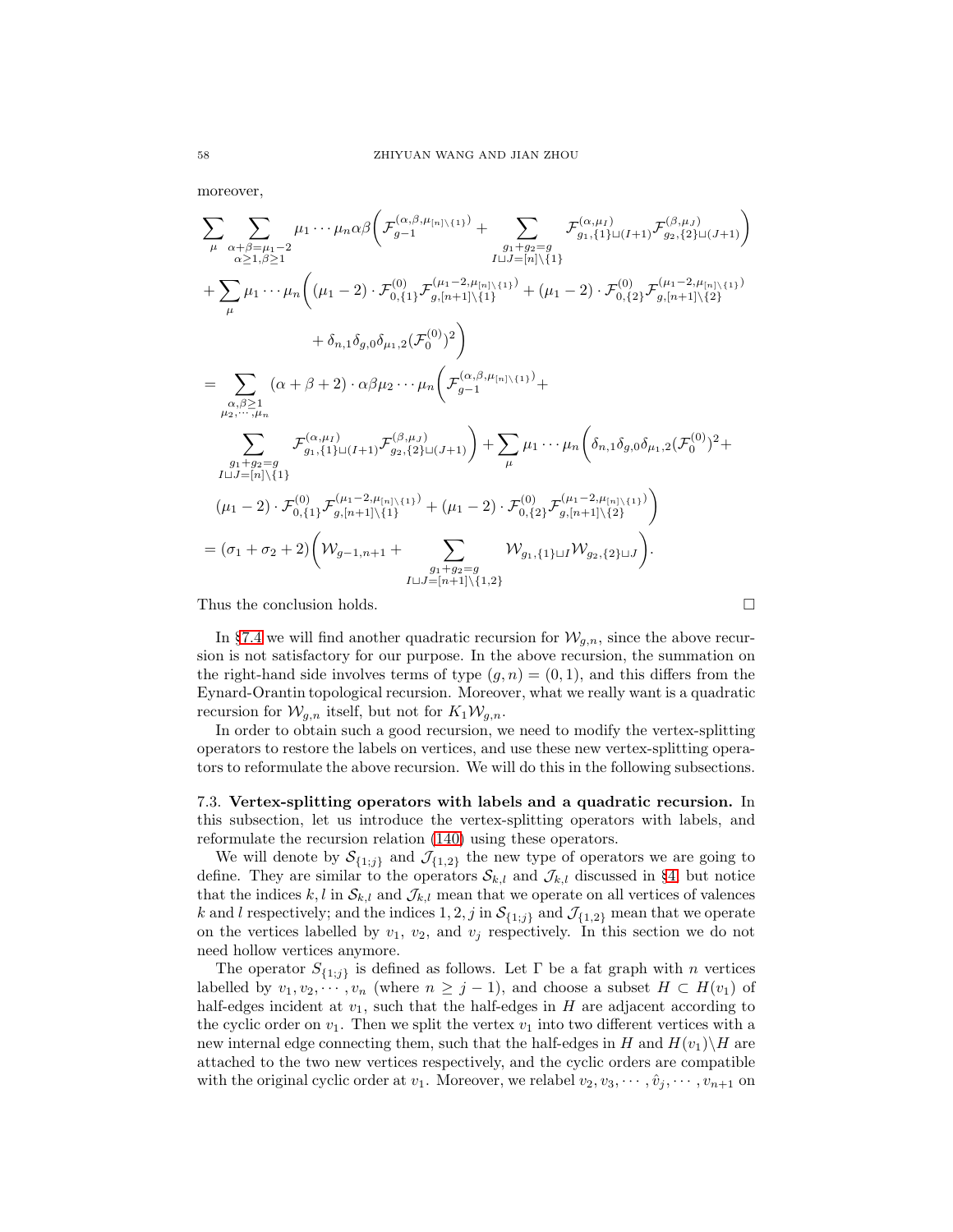moreover,

$$
\begin{aligned}
&\sum_{\mu} \sum_{\substack{\alpha+\beta=\mu_1-2\\ \alpha\geq 1,\beta\geq 1}} \mu_1\cdots\mu_n \alpha\beta\bigg( \mathcal{F}_{g-1}^{(\alpha,\beta,\mu_{[n]\backslash\{1\}})} + \sum_{\substack{g_1+g_2=g\\ I\sqcup J=[n]\backslash\{1\}}} \mathcal{F}_{g_1,\{1\}\sqcup(I+1)}^{(\alpha,\mu_I)} \mathcal{F}_{g_2,\{2\}\sqcup(J+1)}^{(\beta,\mu_J)}\bigg)\\
&+\sum_{\mu}\mu_1\cdots\mu_n\bigg( (\mu_1-2)\cdot \mathcal{F}_{0,\{1\}}^{(0)}\mathcal{F}_{g,[n+1]\backslash\{1\}}^{(\mu_1-2,\mu_{[n]\backslash\{1\}})} + (\mu_1-2)\cdot \mathcal{F}_{0,\{2\}}^{(0)}\mathcal{F}_{g,[n+1]\backslash\{2\}}^{(\mu_1-2,\mu_{[n]\backslash\{1\}})}\\
&\qquad\qquad + \delta_{n,1}\delta_{g,0}\delta_{\mu_1,2}(\mathcal{F}_0^{(0)})^2\bigg)\\
&=\sum_{\substack{\alpha,\beta\geq 1\\ \mu_2,\cdots,\mu_n}} (\alpha+\beta+2)\cdot\alpha\beta\mu_2\cdots\mu_n\bigg( \mathcal{F}_{g-1}^{(\alpha,\beta,\mu_{[n]\backslash\{1\}})}+\\
&\qquad\sum_{\substack{g_1+g_2=g\\ I\sqcup J=[n]\backslash\{1\}}} \mathcal{F}_{g_1,\{1\}\sqcup(I+1)}^{(\alpha,\mu_I)} \mathcal{F}_{g_2,\{2\}\sqcup(J+1)}^{(\beta,\mu_J)}\bigg) + \sum_{\mu}\mu_1\cdots\mu_n\bigg(\delta_{n,1}\delta_{g,0}\delta_{\mu_1,2}(\mathcal{F}_0^{(0)})^2+\\
&\qquad(\mu_1-2)\cdot \mathcal{F}_{0,\{1\}}^{(0)}\mathcal{F}_{g,[n+1]\backslash\{1\}}^{(\mu_1-2,\mu_{[n]\backslash\{1\}})} + (\mu_1-2)\cdot \mathcal{F}_{0,\{2\}}^{(0)}\mathcal{F}_{g,[n+1]\backslash\{2\}}^{(\mu_1-2,\mu_{[n]\backslash\{1\}})}\bigg)\\
&=(\sigma_1+\sigma_2+2)\bigg(\mathcal{W}_{g-1,n+1} + \sum_{\substack{g_1+g_2=g\\ I\sqcup J=[n+1]\backslash\{1,2\}}} \mathcal{W}_{g_1,\{1\}\sqcup I}\mathcal{W}_{g_2,\{2\}\sqcup J}\bigg).
\end{aligned}
$$

Thus the conclusion holds. □

In §7.4 we will find another quadratic recursion for $\mathcal{W}_{g,n}$, since the above recursion is not satisfactory for our purpose. In the above recursion, the summation on the right-hand side involves terms of type $(g,n)=(0,1)$, and this differs from the Eynard-Orantin topological recursion. Moreover, what we really want is a quadratic recursion for $\mathcal{W}_{g,n}$ itself, but not for $K_1\mathcal{W}_{g,n}$.

In order to obtain such a good recursion, we need to modify the vertex-splitting operators to restore the labels on vertices, and use these new vertex-splitting operators to reformulate the above recursion. We will do this in the following subsections.

## 7.3. Vertex-splitting operators with labels and a quadratic recursion.

In this subsection, let us introduce the vertex-splitting operators with labels, and reformulate the recursion relation (140) using these operators.

We will denote by $\mathcal{S}_{\{1;j\}}$ and $\mathcal{J}_{\{1,2\}}$ the new type of operators we are going to define. They are similar to the operators $\mathcal{S}_{k,l}$ and $\mathcal{J}_{k,l}$ discussed in §4, but notice that the indices $k,l$ in $\mathcal{S}_{k,l}$ and $\mathcal{J}_{k,l}$ mean that we operate on all vertices of valences $k$ and $l$ respectively; and the indices $1,2,j$ in $\mathcal{S}_{\{1;j\}}$ and $\mathcal{J}_{\{1,2\}}$ mean that we operate on the vertices labelled by $v_1$, $v_2$, and $v_j$ respectively. In this section we do not need hollow vertices anymore.

The operator $S_{\{1;j\}}$ is defined as follows. Let $\Gamma$ be a fat graph with $n$ vertices labelled by $v_1,v_2,\cdots,v_n$ (where $n\geq j-1$), and choose a subset $H\subset H(v_1)$ of half-edges incident at $v_1$, such that the half-edges in $H$ are adjacent according to the cyclic order on $v_1$. Then we split the vertex $v_1$ into two different vertices with a new internal edge connecting them, such that the half-edges in $H$ and $H(v_1)\backslash H$ are attached to the two new vertices respectively, and the cyclic orders are compatible with the original cyclic order at $v_1$. Moreover, we relabel $v_2,v_3,\cdots,\hat{v}_j,\cdots,v_{n+1}$ on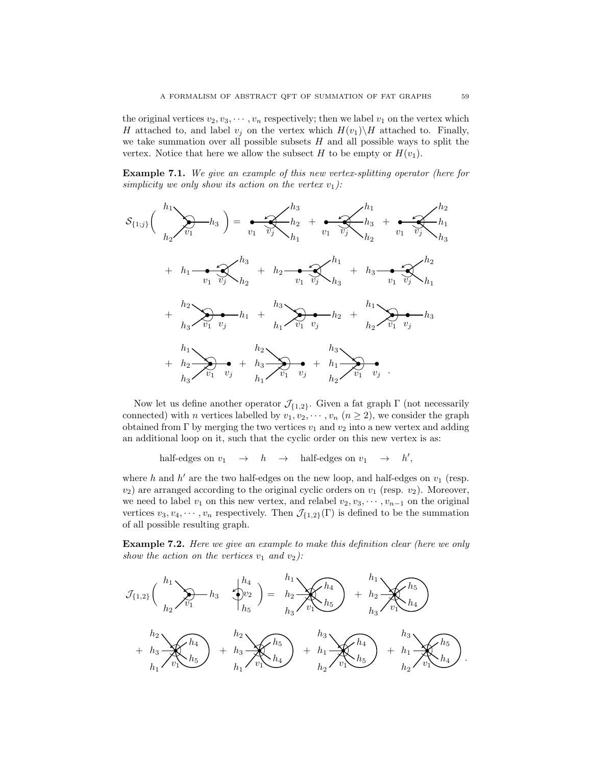the original vertices $v_2, v_3, \cdots, v_n$ respectively; then we label $v_1$ on the vertex which $H$ attached to, and label $v_j$ on the vertex which $H(v_1)\backslash H$ attached to. Finally, we take summation over all possible subsets $H$ and all possible ways to split the vertex. Notice that here we allow the subsect $H$ to be empty or $H(v_1)$.

**Example 7.1.** *We give an example of this new vertex-splitting operator (here for simplicity we only show its action on the vertex $v_1$):*

$$\mathcal{S}_{\{1;j\}}\Big( \cdots \Big) = \cdots$$

Now let us define another operator $\mathcal{J}_{\{1,2\}}$. Given a fat graph $\Gamma$ (not necessarily connected) with $n$ vertices labelled by $v_1, v_2, \cdots, v_n$ ($n \geq 2$), we consider the graph obtained from $\Gamma$ by merging the two vertices $v_1$ and $v_2$ into a new vertex and adding an additional loop on it, such that the cyclic order on this new vertex is as:

$$\text{half-edges on } v_1 \quad \to \quad h \quad \to \quad \text{half-edges on } v_1 \quad \to \quad h',$$

where $h$ and $h'$ are the two half-edges on the new loop, and half-edges on $v_1$ (resp. $v_2$) are arranged according to the original cyclic orders on $v_1$ (resp. $v_2$). Moreover, we need to label $v_1$ on this new vertex, and relabel $v_2, v_3, \cdots, v_{n-1}$ on the original vertices $v_3, v_4, \cdots, v_n$ respectively. Then $\mathcal{J}_{\{1,2\}}(\Gamma)$ is defined to be the summation of all possible resulting graph.

**Example 7.2.** *Here we give an example to make this definition clear (here we only show the action on the vertices $v_1$ and $v_2$):*

$$\mathcal{J}_{\{1,2\}}\Big( \cdots \Big) = \cdots$$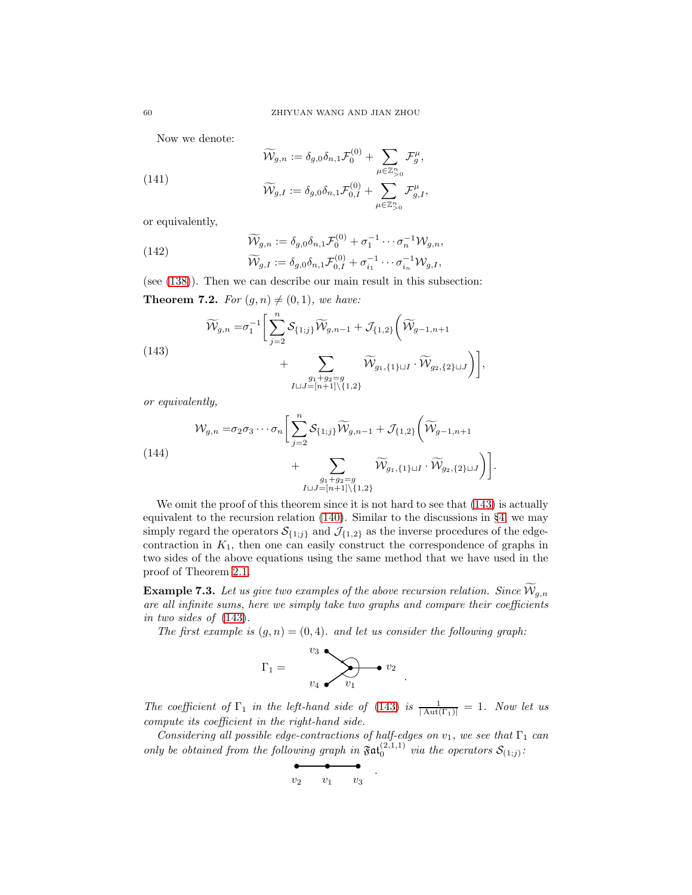Now we denote:

$$
\widetilde{\mathcal{W}}_{g,n} := \delta_{g,0}\delta_{n,1}\mathcal{F}_0^{(0)} + \sum_{\mu\in\mathbb{Z}_{>0}^n} \mathcal{F}_g^{\mu},
$$

$$
\widetilde{\mathcal{W}}_{g,I} := \delta_{g,0}\delta_{n,1}\mathcal{F}_{0,I}^{(0)} + \sum_{\mu\in\mathbb{Z}_{>0}^n} \mathcal{F}_{g,I}^{\mu}, \tag{141}
$$

or equivalently,

$$
\widetilde{\mathcal{W}}_{g,n} := \delta_{g,0}\delta_{n,1}\mathcal{F}_0^{(0)} + \sigma_1^{-1}\cdots\sigma_n^{-1}\mathcal{W}_{g,n},
$$

$$
\widetilde{\mathcal{W}}_{g,I} := \delta_{g,0}\delta_{n,1}\mathcal{F}_{0,I}^{(0)} + \sigma_{i_1}^{-1}\cdots\sigma_{i_n}^{-1}\mathcal{W}_{g,I}, \tag{142}
$$

(see (138)). Then we can describe our main result in this subsection:

**Theorem 7.2.** *For $(g,n)\neq(0,1)$, we have:*

$$
\widetilde{\mathcal{W}}_{g,n} = \sigma_1^{-1}\bigg[\sum_{j=2}^n \mathcal{S}_{\{1;j\}}\widetilde{\mathcal{W}}_{g,n-1} + \mathcal{J}_{\{1,2\}}\bigg(\widetilde{\mathcal{W}}_{g-1,n+1} + \sum_{\substack{g_1+g_2=g\\ I\sqcup J=[n+1]\backslash\{1,2\}}} \widetilde{\mathcal{W}}_{g_1,\{1\}\sqcup I}\cdot\widetilde{\mathcal{W}}_{g_2,\{2\}\sqcup J}\bigg)\bigg], \tag{143}
$$

*or equivalently,*

$$
\mathcal{W}_{g,n} = \sigma_2\sigma_3\cdots\sigma_n\bigg[\sum_{j=2}^n \mathcal{S}_{\{1;j\}}\widetilde{\mathcal{W}}_{g,n-1} + \mathcal{J}_{\{1,2\}}\bigg(\widetilde{\mathcal{W}}_{g-1,n+1} + \sum_{\substack{g_1+g_2=g\\ I\sqcup J=[n+1]\backslash\{1,2\}}} \widetilde{\mathcal{W}}_{g_1,\{1\}\sqcup I}\cdot\widetilde{\mathcal{W}}_{g_2,\{2\}\sqcup J}\bigg)\bigg]. \tag{144}
$$

We omit the proof of this theorem since it is not hard to see that (143) is actually equivalent to the recursion relation (140). Similar to the discussions in §4, we may simply regard the operators $\mathcal{S}_{\{1;j\}}$ and $\mathcal{J}_{\{1,2\}}$ as the inverse procedures of the edge-contraction in $K_1$, then one can easily construct the correspondence of graphs in two sides of the above equations using the same method that we have used in the proof of Theorem 2.1.

**Example 7.3.** *Let us give two examples of the above recursion relation. Since $\widetilde{\mathcal{W}}_{g,n}$ are all infinite sums, here we simply take two graphs and compare their coefficients in two sides of (143).*

*The first example is $(g,n)=(0,4)$. and let us consider the following graph:*

$$
\Gamma_1 = 
$$

*The coefficient of $\Gamma_1$ in the left-hand side of (143) is $\frac{1}{|\operatorname{Aut}(\Gamma_1)|}=1$. Now let us compute its coefficient in the right-hand side.*

*Considering all possible edge-contractions of half-edges on $v_1$, we see that $\Gamma_1$ can only be obtained from the following graph in $\mathfrak{Fat}_0^{(2,1,1)}$ via the operators $\mathcal{S}_{(1;j)}$:*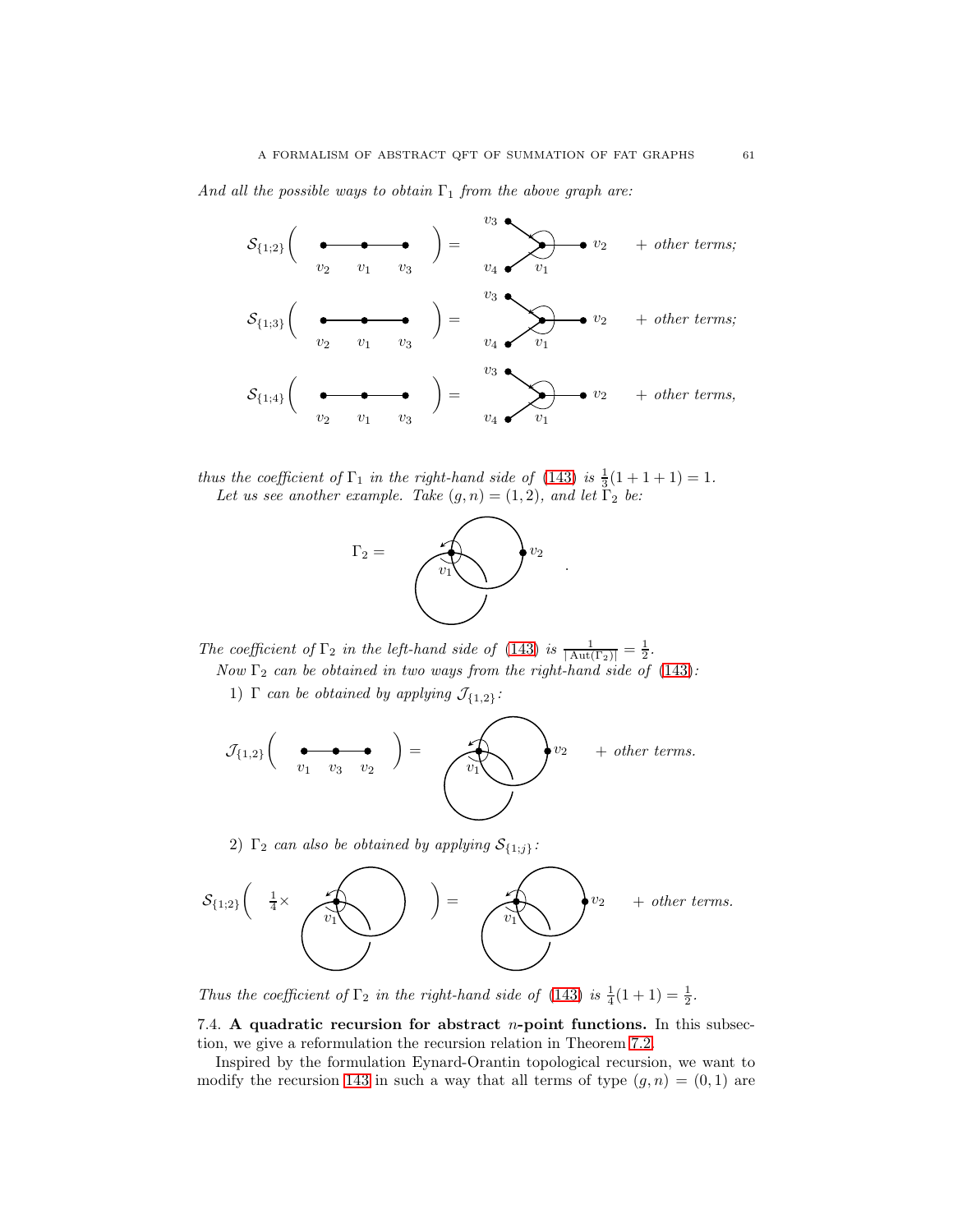*And all the possible ways to obtain $\Gamma_1$ from the above graph are:*

$$\mathcal{S}_{\{1;2\}}\Big( \quad \Big) = \quad + \text{ other terms;}$$

$$\mathcal{S}_{\{1;3\}}\Big( \quad \Big) = \quad + \text{ other terms;}$$

$$\mathcal{S}_{\{1;4\}}\Big( \quad \Big) = \quad + \text{ other terms,}$$

*thus the coefficient of $\Gamma_1$ in the right-hand side of (143) is $\frac{1}{3}(1+1+1) = 1$.*

*Let us see another example. Take $(g,n) = (1,2)$, and let $\Gamma_2$ be:*

$$\Gamma_2 = \quad .$$

*The coefficient of $\Gamma_2$ in the left-hand side of (143) is $\frac{1}{|\operatorname{Aut}(\Gamma_2)|} = \frac{1}{2}$.*

*Now $\Gamma_2$ can be obtained in two ways from the right-hand side of (143):*

1) *$\Gamma$ can be obtained by applying $\mathcal{J}_{\{1,2\}}$:*

$$\mathcal{J}_{\{1,2\}}\Big( \quad \Big) = \quad + \text{ other terms.}$$

2) *$\Gamma_2$ can also be obtained by applying $\mathcal{S}_{\{1;j\}}$:*

$$\mathcal{S}_{\{1;2\}}\Big( \tfrac{1}{4}\times \quad \Big) = \quad + \text{ other terms.}$$

*Thus the coefficient of $\Gamma_2$ in the right-hand side of (143) is $\frac{1}{4}(1+1) = \frac{1}{2}$.*

7.4. **A quadratic recursion for abstract $n$-point functions.** In this subsection, we give a reformulation the recursion relation in Theorem 7.2.

Inspired by the formulation Eynard-Orantin topological recursion, we want to modify the recursion 143 in such a way that all terms of type $(g,n) = (0,1)$ are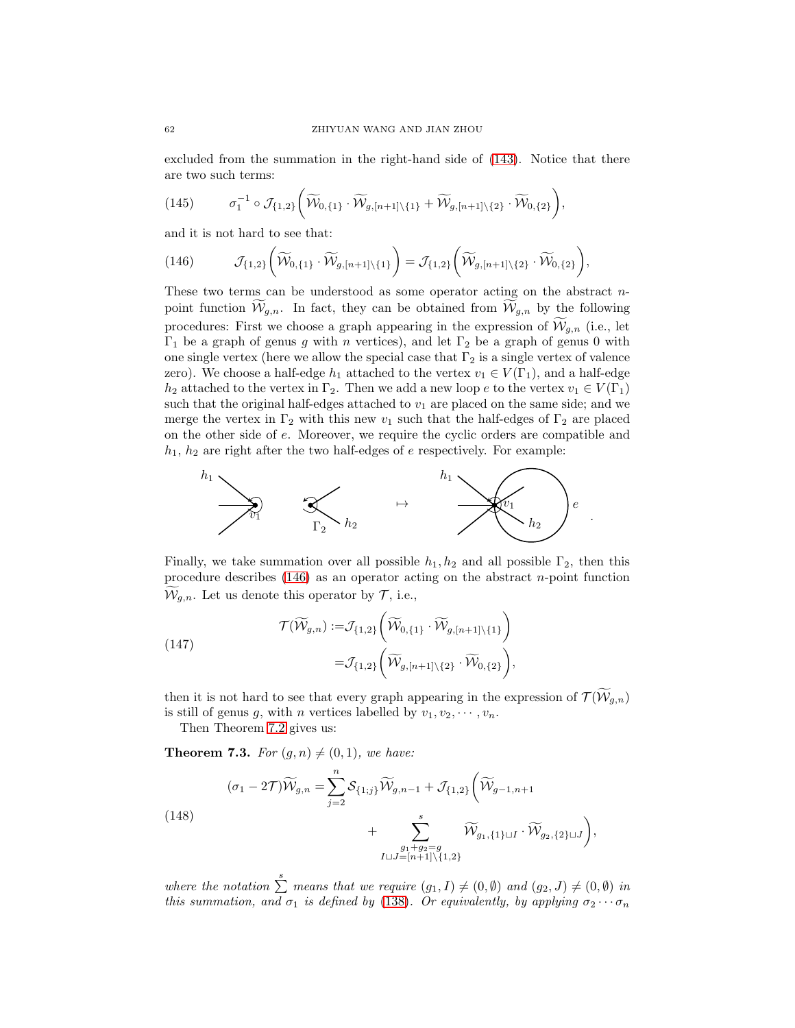excluded from the summation in the right-hand side of (143). Notice that there are two such terms:

$$\sigma_1^{-1} \circ \mathcal{J}_{\{1,2\}}\bigg(\widetilde{\mathcal{W}}_{0,\{1\}} \cdot \widetilde{\mathcal{W}}_{g,[n+1]\backslash\{1\}} + \widetilde{\mathcal{W}}_{g,[n+1]\backslash\{2\}} \cdot \widetilde{\mathcal{W}}_{0,\{2\}}\bigg), \tag{145}$$

and it is not hard to see that:

$$\mathcal{J}_{\{1,2\}}\bigg(\widetilde{\mathcal{W}}_{0,\{1\}} \cdot \widetilde{\mathcal{W}}_{g,[n+1]\backslash\{1\}}\bigg) = \mathcal{J}_{\{1,2\}}\bigg(\widetilde{\mathcal{W}}_{g,[n+1]\backslash\{2\}} \cdot \widetilde{\mathcal{W}}_{0,\{2\}}\bigg), \tag{146}$$

These two terms can be understood as some operator acting on the abstract $n$-point function $\widetilde{\mathcal{W}}_{g,n}$. In fact, they can be obtained from $\widetilde{\mathcal{W}}_{g,n}$ by the following procedures: First we choose a graph appearing in the expression of $\widetilde{\mathcal{W}}_{g,n}$ (i.e., let $\Gamma_1$ be a graph of genus $g$ with $n$ vertices), and let $\Gamma_2$ be a graph of genus 0 with one single vertex (here we allow the special case that $\Gamma_2$ is a single vertex of valence zero). We choose a half-edge $h_1$ attached to the vertex $v_1 \in V(\Gamma_1)$, and a half-edge $h_2$ attached to the vertex in $\Gamma_2$. Then we add a new loop $e$ to the vertex $v_1 \in V(\Gamma_1)$ such that the original half-edges attached to $v_1$ are placed on the same side; and we merge the vertex in $\Gamma_2$ with this new $v_1$ such that the half-edges of $\Gamma_2$ are placed on the other side of $e$. Moreover, we require the cyclic orders are compatible and $h_1$, $h_2$ are right after the two half-edges of $e$ respectively. For example:

Finally, we take summation over all possible $h_1, h_2$ and all possible $\Gamma_2$, then this procedure describes (146) as an operator acting on the abstract $n$-point function $\widetilde{\mathcal{W}}_{g,n}$. Let us denote this operator by $\mathcal{T}$, i.e.,

$$\begin{aligned}\mathcal{T}(\widetilde{\mathcal{W}}_{g,n}) :=& \mathcal{J}_{\{1,2\}}\bigg(\widetilde{\mathcal{W}}_{0,\{1\}} \cdot \widetilde{\mathcal{W}}_{g,[n+1]\backslash\{1\}}\bigg) \\ =& \mathcal{J}_{\{1,2\}}\bigg(\widetilde{\mathcal{W}}_{g,[n+1]\backslash\{2\}} \cdot \widetilde{\mathcal{W}}_{0,\{2\}}\bigg),\end{aligned} \tag{147}$$

then it is not hard to see that every graph appearing in the expression of $\mathcal{T}(\widetilde{\mathcal{W}}_{g,n})$ is still of genus $g$, with $n$ vertices labelled by $v_1, v_2, \cdots, v_n$.

Then Theorem 7.2 gives us:

**Theorem 7.3.** *For $(g,n) \neq (0,1)$, we have:*

$$\begin{aligned}(\sigma_1 - 2\mathcal{T})\widetilde{\mathcal{W}}_{g,n} =& \sum_{j=2}^{n} \mathcal{S}_{\{1;j\}}\widetilde{\mathcal{W}}_{g,n-1} + \mathcal{J}_{\{1,2\}}\bigg(\widetilde{\mathcal{W}}_{g-1,n+1} \\ &+ \sum_{\substack{g_1+g_2=g \\ I\sqcup J=[n+1]\backslash\{1,2\}}}^{s} \widetilde{\mathcal{W}}_{g_1,\{1\}\sqcup I} \cdot \widetilde{\mathcal{W}}_{g_2,\{2\}\sqcup J}\bigg),\end{aligned} \tag{148}$$

*where the notation $\sum^{s}$ means that we require $(g_1, I) \neq (0, \emptyset)$ and $(g_2, J) \neq (0, \emptyset)$ in this summation, and $\sigma_1$ is defined by (138). Or equivalently, by applying $\sigma_2 \cdots \sigma_n$*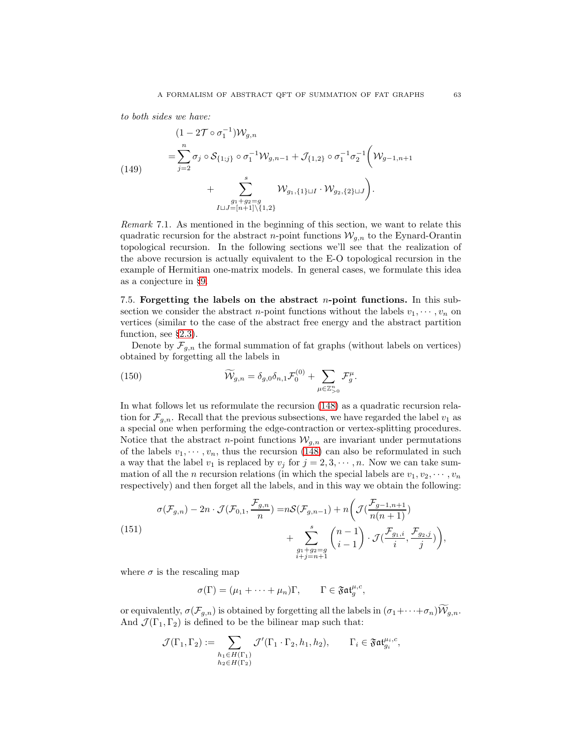*to both sides we have:*

$$
\begin{aligned}
&(1-2\mathcal{T}\circ\sigma_1^{-1})\mathcal{W}_{g,n}\\
=&\sum_{j=2}^{n}\sigma_j\circ\mathcal{S}_{\{1;j\}}\circ\sigma_1^{-1}\mathcal{W}_{g,n-1}+\mathcal{J}_{\{1,2\}}\circ\sigma_1^{-1}\sigma_2^{-1}\bigg(\mathcal{W}_{g-1,n+1}\\
&\qquad+\sum_{\substack{g_1+g_2=g\\ I\sqcup J=[n+1]\backslash\{1,2\}}}^{s}\mathcal{W}_{g_1,\{1\}\sqcup I}\cdot\mathcal{W}_{g_2,\{2\}\sqcup J}\bigg).
\end{aligned}
\tag{149}
$$

*Remark* 7.1. As mentioned in the beginning of this section, we want to relate this quadratic recursion for the abstract $n$-point functions $\mathcal{W}_{g,n}$ to the Eynard-Orantin topological recursion. In the following sections we'll see that the realization of the above recursion is actually equivalent to the E-O topological recursion in the example of Hermitian one-matrix models. In general cases, we formulate this idea as a conjecture in §9.

7.5. **Forgetting the labels on the abstract $n$-point functions.** In this subsection we consider the abstract $n$-point functions without the labels $v_1,\cdots,v_n$ on vertices (similar to the case of the abstract free energy and the abstract partition function, see §2.3).

Denote by $\mathcal{F}_{g,n}$ the formal summation of fat graphs (without labels on vertices) obtained by forgetting all the labels in

$$
\widetilde{\mathcal{W}}_{g,n}=\delta_{g,0}\delta_{n,1}\mathcal{F}_0^{(0)}+\sum_{\mu\in\mathbb{Z}_{>0}^n}\mathcal{F}_g^{\mu}.
\tag{150}
$$

In what follows let us reformulate the recursion (148) as a quadratic recursion relation for $\mathcal{F}_{g,n}$. Recall that the previous subsections, we have regarded the label $v_1$ as a special one when performing the edge-contraction or vertex-splitting procedures. Notice that the abstract $n$-point functions $\mathcal{W}_{g,n}$ are invariant under permutations of the labels $v_1,\cdots,v_n$, thus the recursion (148) can also be reformulated in such a way that the label $v_1$ is replaced by $v_j$ for $j=2,3,\cdots,n$. Now we can take summation of all the $n$ recursion relations (in which the special labels are $v_1,v_2,\cdots,v_n$ respectively) and then forget all the labels, and in this way we obtain the following:

$$
\begin{aligned}
\sigma(\mathcal{F}_{g,n})-2n\cdot\mathcal{J}(\mathcal{F}_{0,1},\frac{\mathcal{F}_{g,n}}{n})=&n\mathcal{S}(\mathcal{F}_{g,n-1})+n\bigg(\mathcal{J}(\frac{\mathcal{F}_{g-1,n+1}}{n(n+1)})\\
&+\sum_{\substack{g_1+g_2=g\\ i+j=n+1}}^{s}\binom{n-1}{i-1}\cdot\mathcal{J}(\frac{\mathcal{F}_{g_1,i}}{i},\frac{\mathcal{F}_{g_2,j}}{j})\bigg),
\end{aligned}
\tag{151}
$$

where $\sigma$ is the rescaling map

$$
\sigma(\Gamma)=(\mu_1+\cdots+\mu_n)\Gamma,\qquad \Gamma\in\mathfrak{Fat}_g^{\mu,c},
$$

or equivalently, $\sigma(\mathcal{F}_{g,n})$ is obtained by forgetting all the labels in $(\sigma_1+\cdots+\sigma_n)\widetilde{\mathcal{W}}_{g,n}$. And $\mathcal{J}(\Gamma_1,\Gamma_2)$ is defined to be the bilinear map such that:

$$
\mathcal{J}(\Gamma_1,\Gamma_2):=\sum_{\substack{h_1\in H(\Gamma_1)\\ h_2\in H(\Gamma_2)}}\mathcal{J}'(\Gamma_1\cdot\Gamma_2,h_1,h_2),\qquad \Gamma_i\in\mathfrak{Fat}_{g_i}^{\mu_i,c},
$$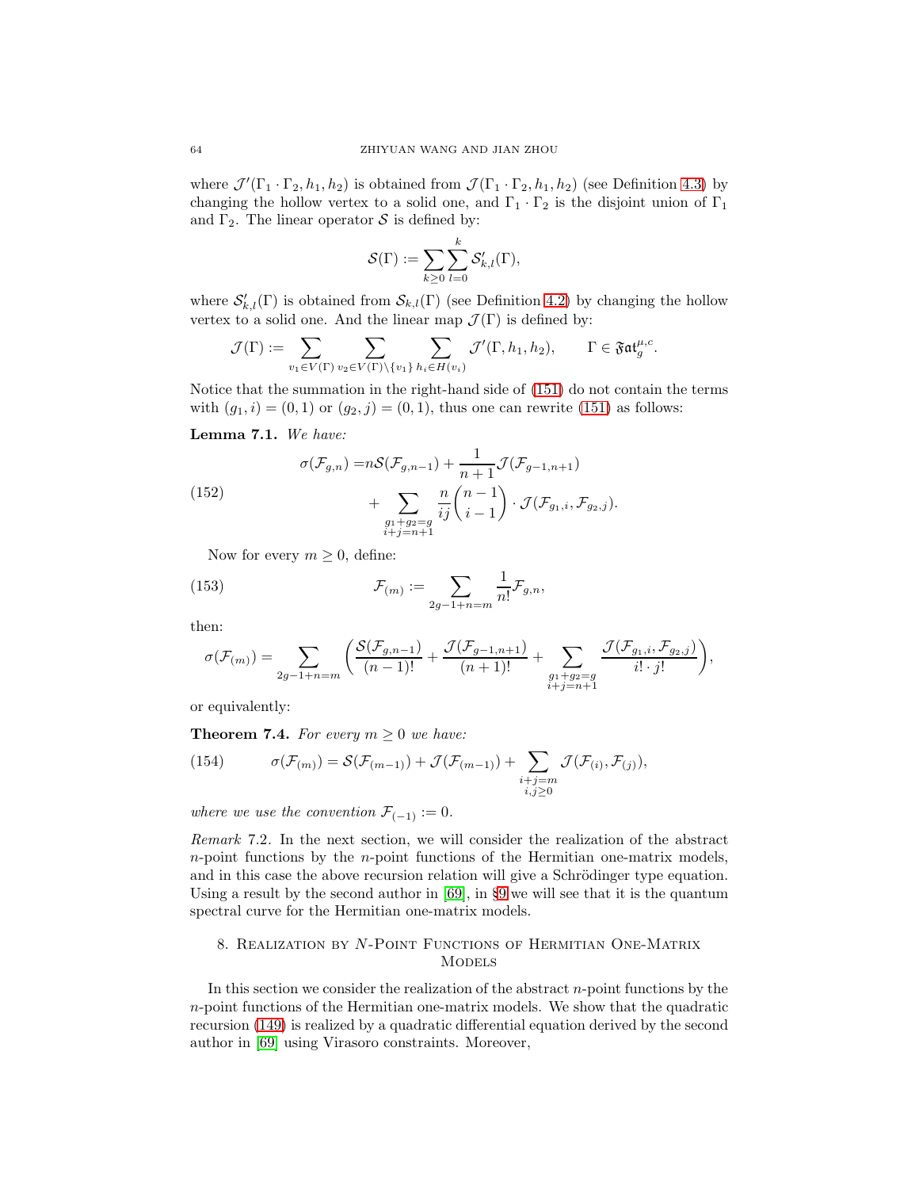where $\mathcal{J}'(\Gamma_1 \cdot \Gamma_2, h_1, h_2)$ is obtained from $\mathcal{J}(\Gamma_1 \cdot \Gamma_2, h_1, h_2)$ (see Definition 4.3) by changing the hollow vertex to a solid one, and $\Gamma_1 \cdot \Gamma_2$ is the disjoint union of $\Gamma_1$ and $\Gamma_2$. The linear operator $\mathcal{S}$ is defined by:

$$\mathcal{S}(\Gamma) := \sum_{k \geq 0} \sum_{l=0}^{k} \mathcal{S}'_{k,l}(\Gamma),$$

where $\mathcal{S}'_{k,l}(\Gamma)$ is obtained from $\mathcal{S}_{k,l}(\Gamma)$ (see Definition 4.2) by changing the hollow vertex to a solid one. And the linear map $\mathcal{J}(\Gamma)$ is defined by:

$$\mathcal{J}(\Gamma) := \sum_{v_1 \in V(\Gamma)} \sum_{v_2 \in V(\Gamma) \setminus \{v_1\}} \sum_{h_i \in H(v_i)} \mathcal{J}'(\Gamma, h_1, h_2), \qquad \Gamma \in \mathfrak{Fat}_g^{\mu,c}.$$

Notice that the summation in the right-hand side of (151) do not contain the terms with $(g_1, i) = (0, 1)$ or $(g_2, j) = (0, 1)$, thus one can rewrite (151) as follows:

**Lemma 7.1.** *We have:*

$$\begin{aligned}
\sigma(\mathcal{F}_{g,n}) =& n\mathcal{S}(\mathcal{F}_{g,n-1}) + \frac{1}{n+1}\mathcal{J}(\mathcal{F}_{g-1,n+1}) \\
&+ \sum_{\substack{g_1+g_2=g \\ i+j=n+1}} \frac{n}{ij}\binom{n-1}{i-1} \cdot \mathcal{J}(\mathcal{F}_{g_1,i}, \mathcal{F}_{g_2,j}).
\end{aligned} \tag{152}$$

Now for every $m \geq 0$, define:

$$\mathcal{F}_{(m)} := \sum_{2g-1+n=m} \frac{1}{n!}\mathcal{F}_{g,n}, \tag{153}$$

then:

$$\sigma(\mathcal{F}_{(m)}) = \sum_{2g-1+n=m} \left( \frac{\mathcal{S}(\mathcal{F}_{g,n-1})}{(n-1)!} + \frac{\mathcal{J}(\mathcal{F}_{g-1,n+1})}{(n+1)!} + \sum_{\substack{g_1+g_2=g \\ i+j=n+1}} \frac{\mathcal{J}(\mathcal{F}_{g_1,i}, \mathcal{F}_{g_2,j})}{i! \cdot j!} \right),$$

or equivalently:

**Theorem 7.4.** *For every $m \geq 0$ we have:*

$$\sigma(\mathcal{F}_{(m)}) = \mathcal{S}(\mathcal{F}_{(m-1)}) + \mathcal{J}(\mathcal{F}_{(m-1)}) + \sum_{\substack{i+j=m \\ i,j \geq 0}} \mathcal{J}(\mathcal{F}_{(i)}, \mathcal{F}_{(j)}), \tag{154}$$

*where we use the convention $\mathcal{F}_{(-1)} := 0$.*

*Remark* 7.2. In the next section, we will consider the realization of the abstract $n$-point functions by the $n$-point functions of the Hermitian one-matrix models, and in this case the above recursion relation will give a Schrödinger type equation. Using a result by the second author in [69], in §9 we will see that it is the quantum spectral curve for the Hermitian one-matrix models.

## 8. Realization by $N$-Point Functions of Hermitian One-Matrix Models

In this section we consider the realization of the abstract $n$-point functions by the $n$-point functions of the Hermitian one-matrix models. We show that the quadratic recursion (149) is realized by a quadratic differential equation derived by the second author in [69] using Virasoro constraints. Moreover,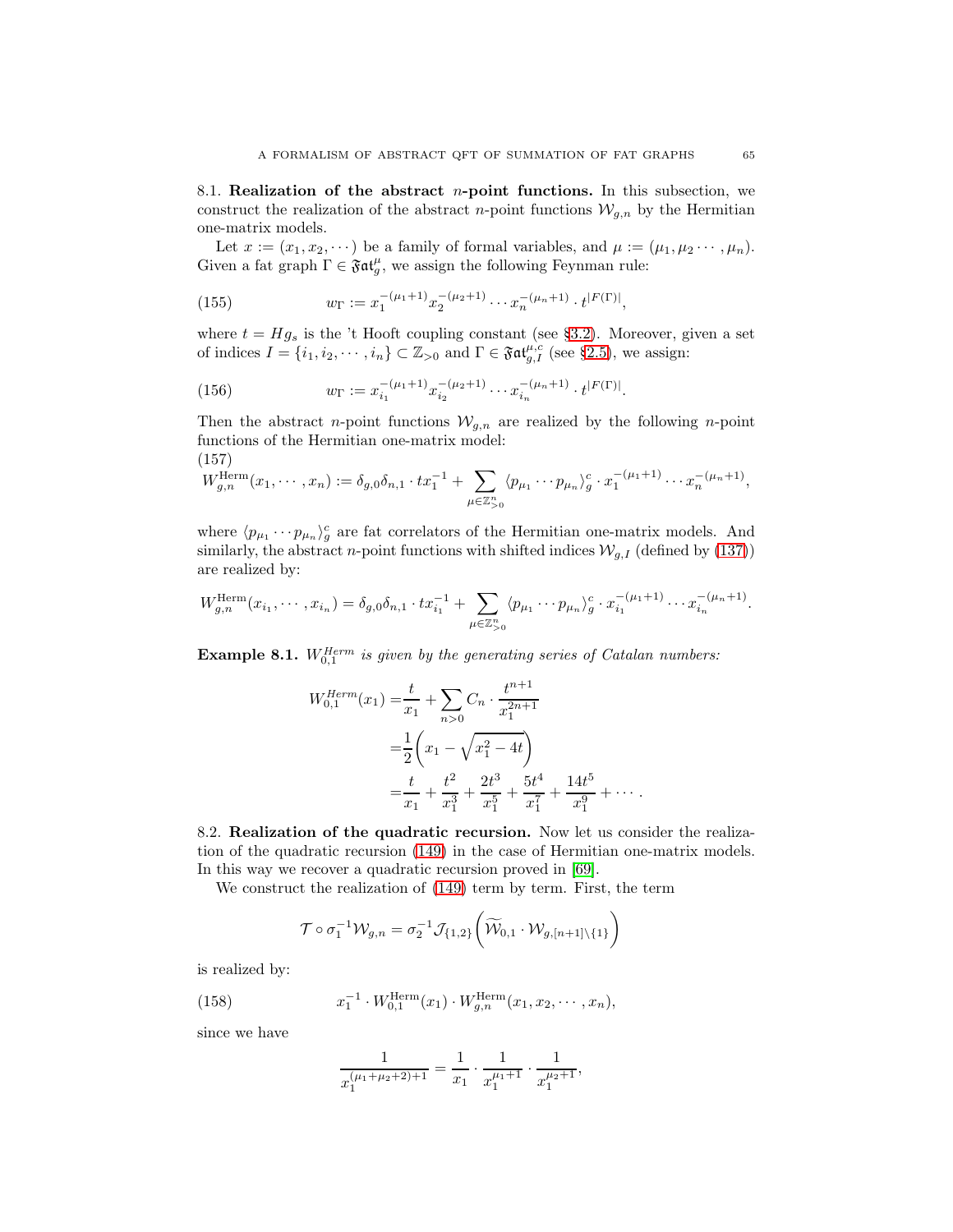8.1. **Realization of the abstract $n$-point functions.** In this subsection, we construct the realization of the abstract $n$-point functions $\mathcal{W}_{g,n}$ by the Hermitian one-matrix models.

Let $x := (x_1, x_2, \cdots)$ be a family of formal variables, and $\mu := (\mu_1, \mu_2 \cdots, \mu_n)$. Given a fat graph $\Gamma \in \mathfrak{Fat}_g^{\mu}$, we assign the following Feynman rule:

$$w_\Gamma := x_1^{-(\mu_1+1)} x_2^{-(\mu_2+1)} \cdots x_n^{-(\mu_n+1)} \cdot t^{|F(\Gamma)|}, \tag{155}$$

where $t = Hg_s$ is the 't Hooft coupling constant (see §3.2). Moreover, given a set of indices $I = \{i_1, i_2, \cdots, i_n\} \subset \mathbb{Z}_{>0}$ and $\Gamma \in \mathfrak{Fat}_{g,I}^{\mu,c}$ (see §2.5), we assign:

$$w_\Gamma := x_{i_1}^{-(\mu_1+1)} x_{i_2}^{-(\mu_2+1)} \cdots x_{i_n}^{-(\mu_n+1)} \cdot t^{|F(\Gamma)|}. \tag{156}$$

Then the abstract $n$-point functions $\mathcal{W}_{g,n}$ are realized by the following $n$-point functions of the Hermitian one-matrix model:

(157)
$$W_{g,n}^{\mathrm{Herm}}(x_1, \cdots, x_n) := \delta_{g,0}\delta_{n,1} \cdot t x_1^{-1} + \sum_{\mu \in \mathbb{Z}_{>0}^n} \langle p_{\mu_1} \cdots p_{\mu_n} \rangle_g^c \cdot x_1^{-(\mu_1+1)} \cdots x_n^{-(\mu_n+1)},$$

where $\langle p_{\mu_1} \cdots p_{\mu_n} \rangle_g^c$ are fat correlators of the Hermitian one-matrix models. And similarly, the abstract $n$-point functions with shifted indices $\mathcal{W}_{g,I}$ (defined by (137)) are realized by:

$$W_{g,n}^{\mathrm{Herm}}(x_{i_1}, \cdots, x_{i_n}) = \delta_{g,0}\delta_{n,1} \cdot t x_{i_1}^{-1} + \sum_{\mu \in \mathbb{Z}_{>0}^n} \langle p_{\mu_1} \cdots p_{\mu_n} \rangle_g^c \cdot x_{i_1}^{-(\mu_1+1)} \cdots x_{i_n}^{-(\mu_n+1)}.$$

**Example 8.1.** *$W_{0,1}^{Herm}$ is given by the generating series of Catalan numbers:*

$$\begin{aligned}
W_{0,1}^{Herm}(x_1) =& \frac{t}{x_1} + \sum_{n>0} C_n \cdot \frac{t^{n+1}}{x_1^{2n+1}} \\
=& \frac{1}{2}\left(x_1 - \sqrt{x_1^2 - 4t}\right) \\
=& \frac{t}{x_1} + \frac{t^2}{x_1^3} + \frac{2t^3}{x_1^5} + \frac{5t^4}{x_1^7} + \frac{14t^5}{x_1^9} + \cdots.
\end{aligned}$$

8.2. **Realization of the quadratic recursion.** Now let us consider the realization of the quadratic recursion (149) in the case of Hermitian one-matrix models. In this way we recover a quadratic recursion proved in [69].

We construct the realization of (149) term by term. First, the term

$$\mathcal{T} \circ \sigma_1^{-1} \mathcal{W}_{g,n} = \sigma_2^{-1} \mathcal{J}_{\{1,2\}} \Big( \widetilde{\mathcal{W}}_{0,1} \cdot \mathcal{W}_{g,[n+1]\setminus\{1\}} \Big)$$

is realized by:

$$x_1^{-1} \cdot W_{0,1}^{\mathrm{Herm}}(x_1) \cdot W_{g,n}^{\mathrm{Herm}}(x_1, x_2, \cdots, x_n), \tag{158}$$

since we have

$$\frac{1}{x_1^{(\mu_1+\mu_2+2)+1}} = \frac{1}{x_1} \cdot \frac{1}{x_1^{\mu_1+1}} \cdot \frac{1}{x_1^{\mu_2+1}},$$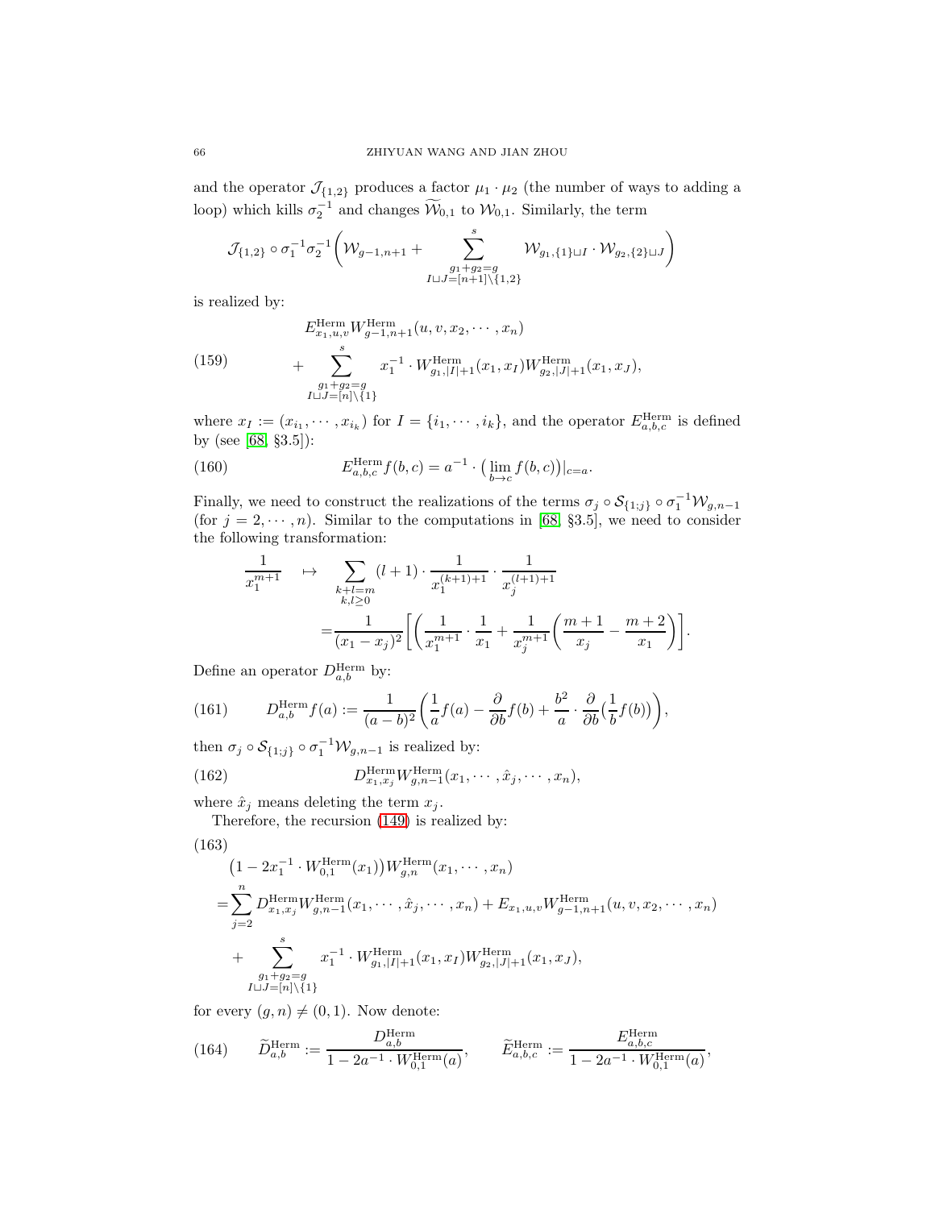and the operator $\mathcal{J}_{\{1,2\}}$ produces a factor $\mu_1 \cdot \mu_2$ (the number of ways to adding a loop) which kills $\sigma_2^{-1}$ and changes $\widetilde{\mathcal{W}}_{0,1}$ to $\mathcal{W}_{0,1}$. Similarly, the term

$$\mathcal{J}_{\{1,2\}} \circ \sigma_1^{-1}\sigma_2^{-1}\bigg(\mathcal{W}_{g-1,n+1} + \sum_{\substack{g_1+g_2=g \\ I\sqcup J=[n+1]\backslash\{1,2\}}}^{s} \mathcal{W}_{g_1,\{1\}\sqcup I}\cdot \mathcal{W}_{g_2,\{2\}\sqcup J}\bigg)$$

is realized by:

$$\begin{aligned} &E^{\mathrm{Herm}}_{x_1,u,v} W^{\mathrm{Herm}}_{g-1,n+1}(u,v,x_2,\cdots,x_n) \\ &+ \sum_{\substack{g_1+g_2=g \\ I\sqcup J=[n]\backslash\{1\}}}^{s} x_1^{-1}\cdot W^{\mathrm{Herm}}_{g_1,|I|+1}(x_1,x_I) W^{\mathrm{Herm}}_{g_2,|J|+1}(x_1,x_J), \end{aligned} \tag{159}$$

where $x_I := (x_{i_1},\cdots,x_{i_k})$ for $I=\{i_1,\cdots,i_k\}$, and the operator $E^{\mathrm{Herm}}_{a,b,c}$ is defined by (see [68, §3.5]):

$$E^{\mathrm{Herm}}_{a,b,c} f(b,c) = a^{-1}\cdot \big(\lim_{b\to c} f(b,c)\big)|_{c=a}. \tag{160}$$

Finally, we need to construct the realizations of the terms $\sigma_j \circ \mathcal{S}_{\{1;j\}}\circ \sigma_1^{-1}\mathcal{W}_{g,n-1}$ (for $j=2,\cdots,n$). Similar to the computations in [68, §3.5], we need to consider the following transformation:

$$\begin{aligned} \frac{1}{x_1^{m+1}} \quad \mapsto \quad & \sum_{\substack{k+l=m \\ k,l\geq 0}} (l+1)\cdot \frac{1}{x_1^{(k+1)+1}}\cdot \frac{1}{x_j^{(l+1)+1}} \\ &= \frac{1}{(x_1-x_j)^2}\bigg[\bigg(\frac{1}{x_1^{m+1}}\cdot\frac{1}{x_1} + \frac{1}{x_j^{m+1}}\bigg(\frac{m+1}{x_j}-\frac{m+2}{x_1}\bigg)\bigg]. \end{aligned}$$

Define an operator $D^{\mathrm{Herm}}_{a,b}$ by:

$$D^{\mathrm{Herm}}_{a,b} f(a) := \frac{1}{(a-b)^2}\bigg(\frac{1}{a}f(a) - \frac{\partial}{\partial b}f(b) + \frac{b^2}{a}\cdot\frac{\partial}{\partial b}\big(\frac{1}{b}f(b)\big)\bigg), \tag{161}$$

then $\sigma_j\circ \mathcal{S}_{\{1;j\}}\circ\sigma_1^{-1}\mathcal{W}_{g,n-1}$ is realized by:

$$D^{\mathrm{Herm}}_{x_1,x_j} W^{\mathrm{Herm}}_{g,n-1}(x_1,\cdots,\hat{x}_j,\cdots,x_n), \tag{162}$$

where $\hat{x}_j$ means deleting the term $x_j$.

Therefore, the recursion (149) is realized by:

$$\begin{aligned} &\big(1-2x_1^{-1}\cdot W^{\mathrm{Herm}}_{0,1}(x_1)\big) W^{\mathrm{Herm}}_{g,n}(x_1,\cdots,x_n) \\ =& \sum_{j=2}^{n} D^{\mathrm{Herm}}_{x_1,x_j} W^{\mathrm{Herm}}_{g,n-1}(x_1,\cdots,\hat{x}_j,\cdots,x_n) + E_{x_1,u,v} W^{\mathrm{Herm}}_{g-1,n+1}(u,v,x_2,\cdots,x_n) \\ &+ \sum_{\substack{g_1+g_2=g \\ I\sqcup J=[n]\backslash\{1\}}}^{s} x_1^{-1}\cdot W^{\mathrm{Herm}}_{g_1,|I|+1}(x_1,x_I) W^{\mathrm{Herm}}_{g_2,|J|+1}(x_1,x_J), \end{aligned} \tag{163}$$

for every $(g,n)\neq(0,1)$. Now denote:

$$\widetilde{D}^{\mathrm{Herm}}_{a,b} := \frac{D^{\mathrm{Herm}}_{a,b}}{1-2a^{-1}\cdot W^{\mathrm{Herm}}_{0,1}(a)}, \qquad \widetilde{E}^{\mathrm{Herm}}_{a,b,c} := \frac{E^{\mathrm{Herm}}_{a,b,c}}{1-2a^{-1}\cdot W^{\mathrm{Herm}}_{0,1}(a)}, \tag{164}$$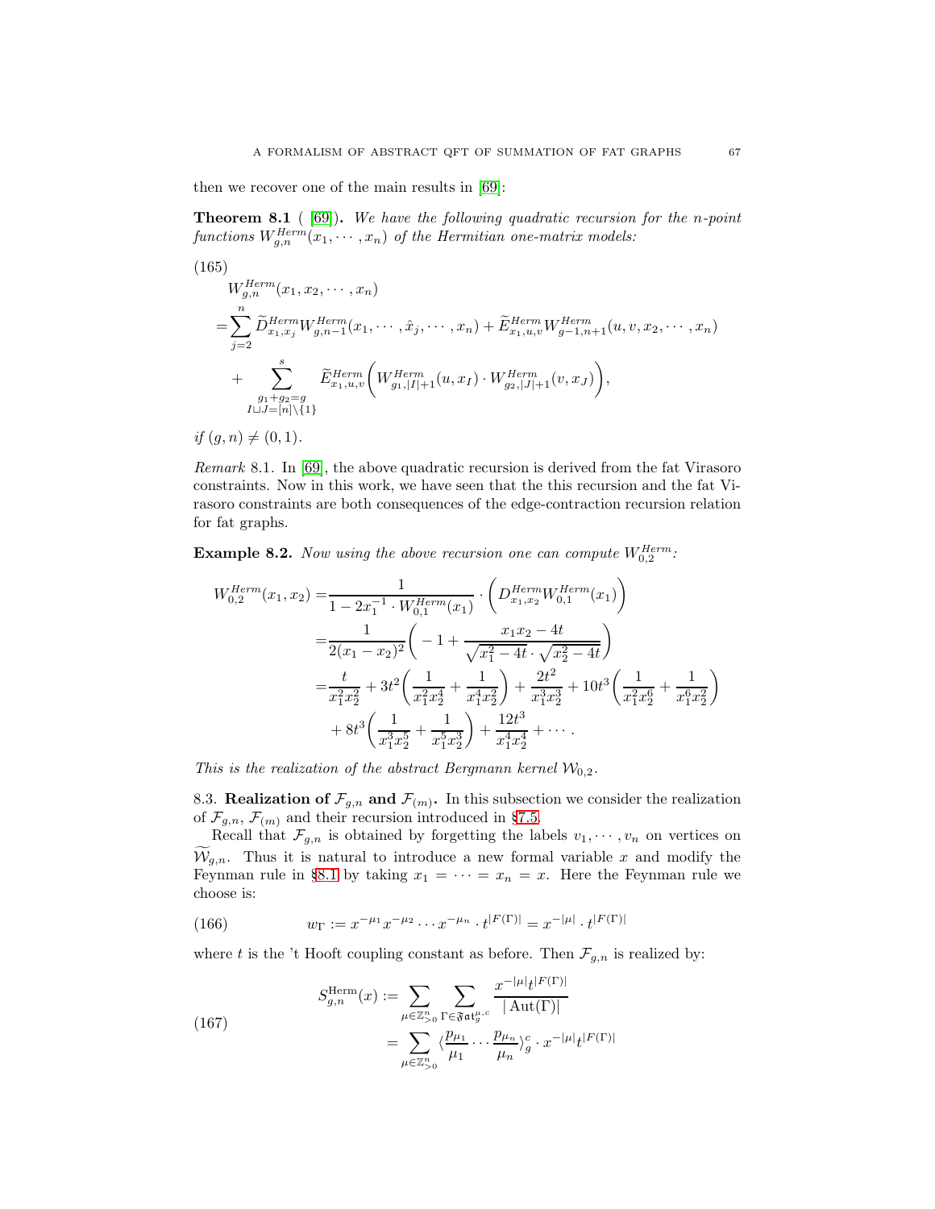then we recover one of the main results in [69]:

**Theorem 8.1** ( [69]). *We have the following quadratic recursion for the n-point functions $W_{g,n}^{Herm}(x_1, \cdots, x_n)$ of the Hermitian one-matrix models:*

(165)
$$
\begin{aligned}
&W_{g,n}^{Herm}(x_1, x_2, \cdots, x_n)\\
=&\sum_{j=2}^{n} \widetilde{D}_{x_1,x_j}^{Herm} W_{g,n-1}^{Herm}(x_1, \cdots, \hat{x}_j, \cdots, x_n) + \widetilde{E}_{x_1,u,v}^{Herm} W_{g-1,n+1}^{Herm}(u, v, x_2, \cdots, x_n)\\
&+ \sum_{\substack{g_1+g_2=g\\ I\sqcup J=[n]\backslash\{1\}}}^{s} \widetilde{E}_{x_1,u,v}^{Herm}\bigg(W_{g_1,|I|+1}^{Herm}(u, x_I)\cdot W_{g_2,|J|+1}^{Herm}(v, x_J)\bigg),
\end{aligned}
$$

*if $(g, n) \neq (0, 1)$.*

*Remark* 8.1. In [69], the above quadratic recursion is derived from the fat Virasoro constraints. Now in this work, we have seen that the this recursion and the fat Virasoro constraints are both consequences of the edge-contraction recursion relation for fat graphs.

**Example 8.2.** *Now using the above recursion one can compute $W_{0,2}^{Herm}$:*

$$
\begin{aligned}
W_{0,2}^{Herm}(x_1, x_2) =&\frac{1}{1 - 2x_1^{-1}\cdot W_{0,1}^{Herm}(x_1)} \cdot \bigg(D_{x_1,x_2}^{Herm} W_{0,1}^{Herm}(x_1)\bigg)\\
=&\frac{1}{2(x_1 - x_2)^2}\bigg(-1 + \frac{x_1x_2 - 4t}{\sqrt{x_1^2 - 4t}\cdot\sqrt{x_2^2 - 4t}}\bigg)\\
=&\frac{t}{x_1^2x_2^2} + 3t^2\bigg(\frac{1}{x_1^2x_2^4} + \frac{1}{x_1^4x_2^2}\bigg) + \frac{2t^2}{x_1^3x_2^3} + 10t^3\bigg(\frac{1}{x_1^2x_2^6} + \frac{1}{x_1^6x_2^2}\bigg)\\
&+ 8t^3\bigg(\frac{1}{x_1^3x_2^5} + \frac{1}{x_1^5x_2^3}\bigg) + \frac{12t^3}{x_1^4x_2^4} + \cdots.
\end{aligned}
$$

*This is the realization of the abstract Bergmann kernel $\mathcal{W}_{0,2}$.*

8.3. **Realization of $\mathcal{F}_{g,n}$ and $\mathcal{F}_{(m)}$.** In this subsection we consider the realization of $\mathcal{F}_{g,n}$, $\mathcal{F}_{(m)}$ and their recursion introduced in §7.5.

Recall that $\mathcal{F}_{g,n}$ is obtained by forgetting the labels $v_1, \cdots, v_n$ on vertices on $\widetilde{\mathcal{W}}_{g,n}$. Thus it is natural to introduce a new formal variable $x$ and modify the Feynman rule in §8.1 by taking $x_1 = \cdots = x_n = x$. Here the Feynman rule we choose is:

(166)
$$w_\Gamma := x^{-\mu_1}x^{-\mu_2}\cdots x^{-\mu_n}\cdot t^{|F(\Gamma)|} = x^{-|\mu|}\cdot t^{|F(\Gamma)|}$$

where $t$ is the 't Hooft coupling constant as before. Then $\mathcal{F}_{g,n}$ is realized by:

(167)
$$
\begin{aligned}
S_{g,n}^{\mathrm{Herm}}(x) :=& \sum_{\mu\in\mathbb{Z}_{>0}^n}\sum_{\Gamma\in\mathfrak{Fat}_g^{\mu,c}} \frac{x^{-|\mu|}t^{|F(\Gamma)|}}{|\operatorname{Aut}(\Gamma)|}\\
=& \sum_{\mu\in\mathbb{Z}_{>0}^n}\langle\frac{p_{\mu_1}}{\mu_1}\cdots\frac{p_{\mu_n}}{\mu_n}\rangle_g^c\cdot x^{-|\mu|}t^{|F(\Gamma)|}
\end{aligned}
$$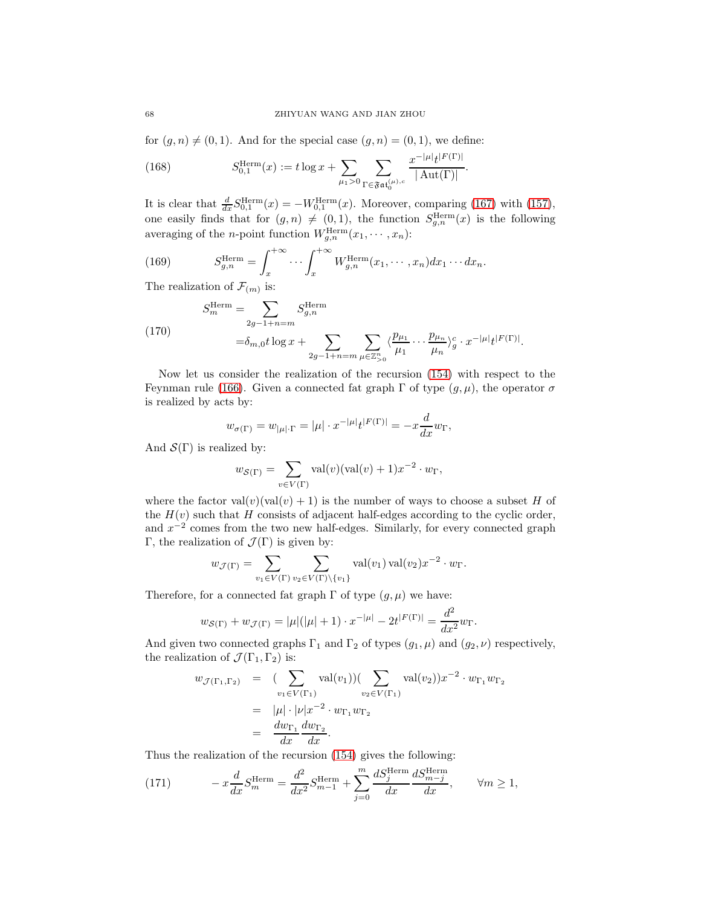for $(g,n) \neq (0,1)$. And for the special case $(g,n)=(0,1)$, we define:

$$S_{0,1}^{\mathrm{Herm}}(x) := t\log x + \sum_{\mu_1>0}\sum_{\Gamma\in\mathfrak{Fat}_0^{(\mu),c}} \frac{x^{-|\mu|}t^{|F(\Gamma)|}}{|\operatorname{Aut}(\Gamma)|}. \tag{168}$$

It is clear that $\frac{d}{dx}S_{0,1}^{\mathrm{Herm}}(x) = -W_{0,1}^{\mathrm{Herm}}(x)$. Moreover, comparing (167) with (157), one easily finds that for $(g,n)\neq(0,1)$, the function $S_{g,n}^{\mathrm{Herm}}(x)$ is the following averaging of the $n$-point function $W_{g,n}^{\mathrm{Herm}}(x_1,\cdots,x_n)$:

$$S_{g,n}^{\mathrm{Herm}} = \int_x^{+\infty}\cdots\int_x^{+\infty} W_{g,n}^{\mathrm{Herm}}(x_1,\cdots,x_n)dx_1\cdots dx_n. \tag{169}$$

The realization of $\mathcal{F}_{(m)}$ is:

$$\begin{aligned} S_m^{\mathrm{Herm}} =& \sum_{2g-1+n=m} S_{g,n}^{\mathrm{Herm}} \\ =&\delta_{m,0}t\log x + \sum_{2g-1+n=m}\sum_{\mu\in\mathbb{Z}_{>0}^n} \langle\frac{p_{\mu_1}}{\mu_1}\cdots\frac{p_{\mu_n}}{\mu_n}\rangle_g^c \cdot x^{-|\mu|}t^{|F(\Gamma)|}. \end{aligned} \tag{170}$$

Now let us consider the realization of the recursion (154) with respect to the Feynman rule (166). Given a connected fat graph $\Gamma$ of type $(g,\mu)$, the operator $\sigma$ is realized by acts by:

$$w_{\sigma(\Gamma)} = w_{|\mu|\cdot\Gamma} = |\mu|\cdot x^{-|\mu|}t^{|F(\Gamma)|} = -x\frac{d}{dx}w_\Gamma,$$

And $\mathcal{S}(\Gamma)$ is realized by:

$$w_{\mathcal{S}(\Gamma)} = \sum_{v\in V(\Gamma)} \mathrm{val}(v)(\mathrm{val}(v)+1)x^{-2}\cdot w_\Gamma,$$

where the factor $\mathrm{val}(v)(\mathrm{val}(v)+1)$ is the number of ways to choose a subset $H$ of the $H(v)$ such that $H$ consists of adjacent half-edges according to the cyclic order, and $x^{-2}$ comes from the two new half-edges. Similarly, for every connected graph $\Gamma$, the realization of $\mathcal{J}(\Gamma)$ is given by:

$$w_{\mathcal{J}(\Gamma)} = \sum_{v_1\in V(\Gamma)}\sum_{v_2\in V(\Gamma)\backslash\{v_1\}} \mathrm{val}(v_1)\,\mathrm{val}(v_2)x^{-2}\cdot w_\Gamma.$$

Therefore, for a connected fat graph $\Gamma$ of type $(g,\mu)$ we have:

$$w_{\mathcal{S}(\Gamma)} + w_{\mathcal{J}(\Gamma)} = |\mu|(|\mu|+1)\cdot x^{-|\mu|}-2t^{|F(\Gamma)|} = \frac{d^2}{dx^2}w_\Gamma.$$

And given two connected graphs $\Gamma_1$ and $\Gamma_2$ of types $(g_1,\mu)$ and $(g_2,\nu)$ respectively, the realization of $\mathcal{J}(\Gamma_1,\Gamma_2)$ is:

$$\begin{aligned} w_{\mathcal{J}(\Gamma_1,\Gamma_2)} &= \Big(\sum_{v_1\in V(\Gamma_1)}\mathrm{val}(v_1)\Big)\Big(\sum_{v_2\in V(\Gamma_1)}\mathrm{val}(v_2)\Big)x^{-2}\cdot w_{\Gamma_1}w_{\Gamma_2} \\ &= |\mu|\cdot|\nu|x^{-2}\cdot w_{\Gamma_1}w_{\Gamma_2} \\ &= \frac{dw_{\Gamma_1}}{dx}\frac{dw_{\Gamma_2}}{dx}. \end{aligned}$$

Thus the realization of the recursion (154) gives the following:

$$-x\frac{d}{dx}S_m^{\mathrm{Herm}} = \frac{d^2}{dx^2}S_{m-1}^{\mathrm{Herm}} + \sum_{j=0}^m \frac{dS_j^{\mathrm{Herm}}}{dx}\frac{dS_{m-j}^{\mathrm{Herm}}}{dx}, \qquad \forall m\geq 1, \tag{171}$$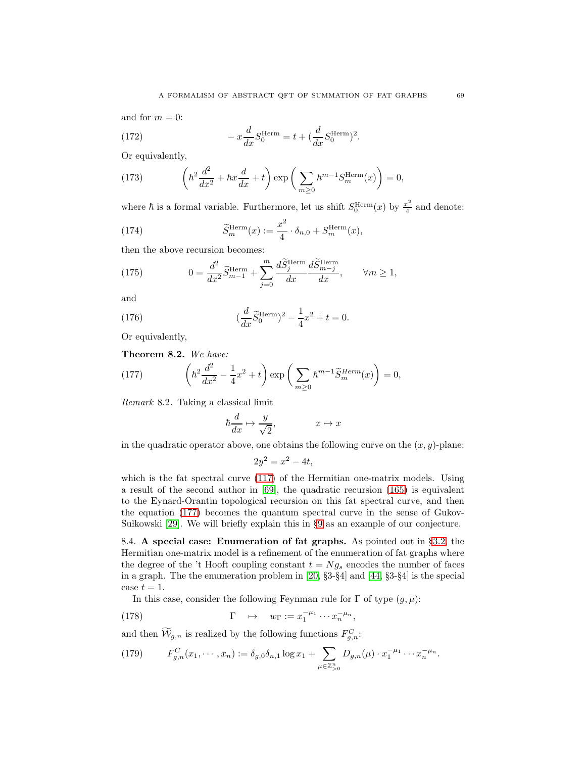and for $m = 0$:

$$-x\frac{d}{dx}S_0^{\mathrm{Herm}} = t + (\frac{d}{dx}S_0^{\mathrm{Herm}})^2. \tag{172}$$

Or equivalently,

$$\left(\hbar^2\frac{d^2}{dx^2} + \hbar x\frac{d}{dx} + t\right)\exp\left(\sum_{m\geq 0}\hbar^{m-1}S_m^{\mathrm{Herm}}(x)\right) = 0, \tag{173}$$

where $\hbar$ is a formal variable. Furthermore, let us shift $S_0^{\mathrm{Herm}}(x)$ by $\frac{x^2}{4}$ and denote:

$$\widetilde{S}_m^{\mathrm{Herm}}(x) := \frac{x^2}{4}\cdot\delta_{n,0} + S_m^{\mathrm{Herm}}(x), \tag{174}$$

then the above recursion becomes:

$$0 = \frac{d^2}{dx^2}\widetilde{S}_{m-1}^{\mathrm{Herm}} + \sum_{j=0}^{m}\frac{d\widetilde{S}_j^{\mathrm{Herm}}}{dx}\frac{d\widetilde{S}_{m-j}^{\mathrm{Herm}}}{dx}, \qquad \forall m\geq 1, \tag{175}$$

and

$$(\frac{d}{dx}\widetilde{S}_0^{\mathrm{Herm}})^2 - \frac{1}{4}x^2 + t = 0. \tag{176}$$

Or equivalently,

**Theorem 8.2.** *We have:*

$$\left(\hbar^2\frac{d^2}{dx^2} - \frac{1}{4}x^2 + t\right)\exp\left(\sum_{m\geq 0}\hbar^{m-1}\widetilde{S}_m^{Herm}(x)\right) = 0, \tag{177}$$

*Remark* 8.2. Taking a classical limit

$$\hbar\frac{d}{dx}\mapsto\frac{y}{\sqrt{2}}, \qquad x\mapsto x$$

in the quadratic operator above, one obtains the following curve on the $(x,y)$-plane:

$$2y^2 = x^2 - 4t,$$

which is the fat spectral curve (117) of the Hermitian one-matrix models. Using a result of the second author in [69], the quadratic recursion (165) is equivalent to the Eynard-Orantin topological recursion on this fat spectral curve, and then the equation (177) becomes the quantum spectral curve in the sense of Gukov-Sułkowski [29]. We will briefly explain this in §9 as an example of our conjecture.

8.4. **A special case: Enumeration of fat graphs.** As pointed out in §3.2, the Hermitian one-matrix model is a refinement of the enumeration of fat graphs where the degree of the 't Hooft coupling constant $t = Ng_s$ encodes the number of faces in a graph. The the enumeration problem in [20, §3-§4] and [44, §3-§4] is the special case $t = 1$.

In this case, consider the following Feynman rule for $\Gamma$ of type $(g,\mu)$:

$$\Gamma \quad\mapsto\quad w_\Gamma := x_1^{-\mu_1}\cdots x_n^{-\mu_n}, \tag{178}$$

and then $\widetilde{\mathcal{W}}_{g,n}$ is realized by the following functions $F_{g,n}^C$:

$$F_{g,n}^C(x_1,\cdots,x_n) := \delta_{g,0}\delta_{n,1}\log x_1 + \sum_{\mu\in\mathbb{Z}_{>0}^n} D_{g,n}(\mu)\cdot x_1^{-\mu_1}\cdots x_n^{-\mu_n}. \tag{179}$$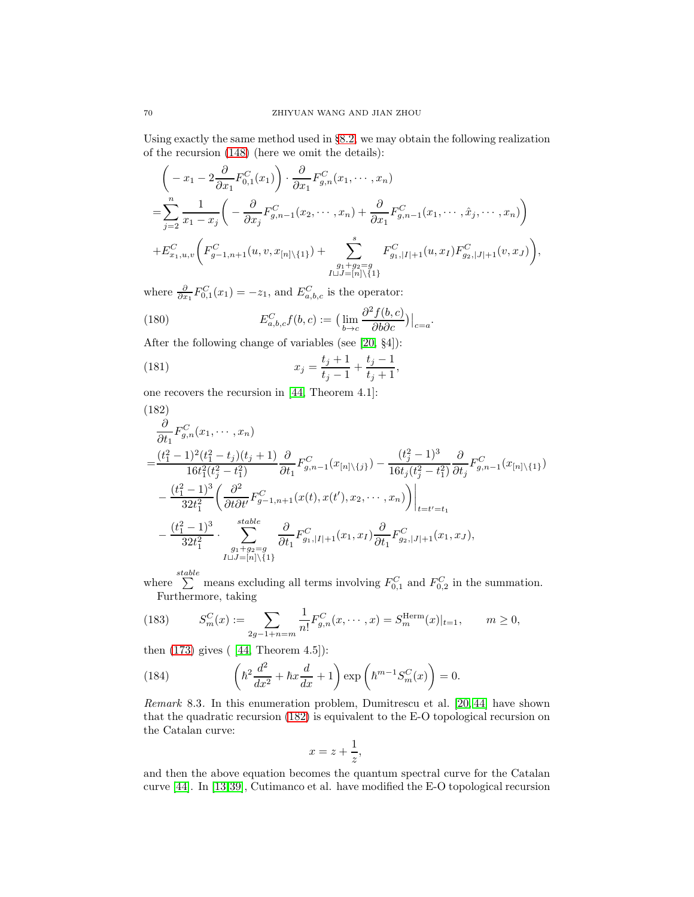Using exactly the same method used in §8.2, we may obtain the following realization of the recursion (148) (here we omit the details):

$$
\begin{aligned}
&\Big(-x_1-2\frac{\partial}{\partial x_1}F^C_{0,1}(x_1)\Big)\cdot\frac{\partial}{\partial x_1}F^C_{g,n}(x_1,\cdots,x_n)\\
=&\sum_{j=2}^n\frac{1}{x_1-x_j}\bigg(-\frac{\partial}{\partial x_j}F^C_{g,n-1}(x_2,\cdots,x_n)+\frac{\partial}{\partial x_1}F^C_{g,n-1}(x_1,\cdots,\hat{x}_j,\cdots,x_n)\bigg)\\
&+E^C_{x_1,u,v}\bigg(F^C_{g-1,n+1}(u,v,x_{[n]\backslash\{1\}})+\sum^{s}_{\substack{g_1+g_2=g\\ I\sqcup J=[n]\backslash\{1\}}}F^C_{g_1,|I|+1}(u,x_I)F^C_{g_2,|J|+1}(v,x_J)\bigg),
\end{aligned}
$$

where $\frac{\partial}{\partial x_1}F^C_{0,1}(x_1)=-z_1$, and $E^C_{a,b,c}$ is the operator:

$$
E^C_{a,b,c}f(b,c):=\big(\lim_{b\to c}\frac{\partial^2 f(b,c)}{\partial b\partial c}\big)\big|_{c=a}. \tag{180}
$$

After the following change of variables (see [20, §4]):

$$
x_j=\frac{t_j+1}{t_j-1}+\frac{t_j-1}{t_j+1}, \tag{181}
$$

one recovers the recursion in [44, Theorem 4.1]:

$$
\begin{aligned}
&\frac{\partial}{\partial t_1}F^C_{g,n}(x_1,\cdots,x_n)\\
=&\frac{(t_1^2-1)^2(t_1^2-t_j)(t_j+1)}{16t_1^2(t_j^2-t_1^2)}\frac{\partial}{\partial t_1}F^C_{g,n-1}(x_{[n]\backslash\{j\}})-\frac{(t_j^2-1)^3}{16t_j(t_j^2-t_1^2)}\frac{\partial}{\partial t_j}F^C_{g,n-1}(x_{[n]\backslash\{1\}})\\
&-\frac{(t_1^2-1)^3}{32t_1^2}\bigg(\frac{\partial^2}{\partial t\partial t'}F^C_{g-1,n+1}(x(t),x(t'),x_2,\cdots,x_n)\bigg)\bigg|_{t=t'=t_1}\\
&-\frac{(t_1^2-1)^3}{32t_1^2}\cdot\sum^{stable}_{\substack{g_1+g_2=g\\ I\sqcup J=[n]\backslash\{1\}}}\frac{\partial}{\partial t_1}F^C_{g_1,|I|+1}(x_1,x_I)\frac{\partial}{\partial t_1}F^C_{g_2,|J|+1}(x_1,x_J),
\end{aligned}
\tag{182}
$$

where $\sum\limits^{stable}$ means excluding all terms involving $F^C_{0,1}$ and $F^C_{0,2}$ in the summation.

Furthermore, taking

$$
S^C_m(x):=\sum_{2g-1+n=m}\frac{1}{n!}F^C_{g,n}(x,\cdots,x)=S^{\mathrm{Herm}}_m(x)|_{t=1},\qquad m\geq 0, \tag{183}
$$

then (173) gives ( [44, Theorem 4.5]):

$$
\bigg(\hbar^2\frac{d^2}{dx^2}+\hbar x\frac{d}{dx}+1\bigg)\exp\Big(\hbar^{m-1}S^C_m(x)\Big)=0. \tag{184}
$$

*Remark* 8.3. In this enumeration problem, Dumitrescu et al. [20,44] have shown that the quadratic recursion (182) is equivalent to the E-O topological recursion on the Catalan curve:

$$
x=z+\frac{1}{z},
$$

and then the above equation becomes the quantum spectral curve for the Catalan curve [44]. In [13,39], Cutimanco et al. have modified the E-O topological recursion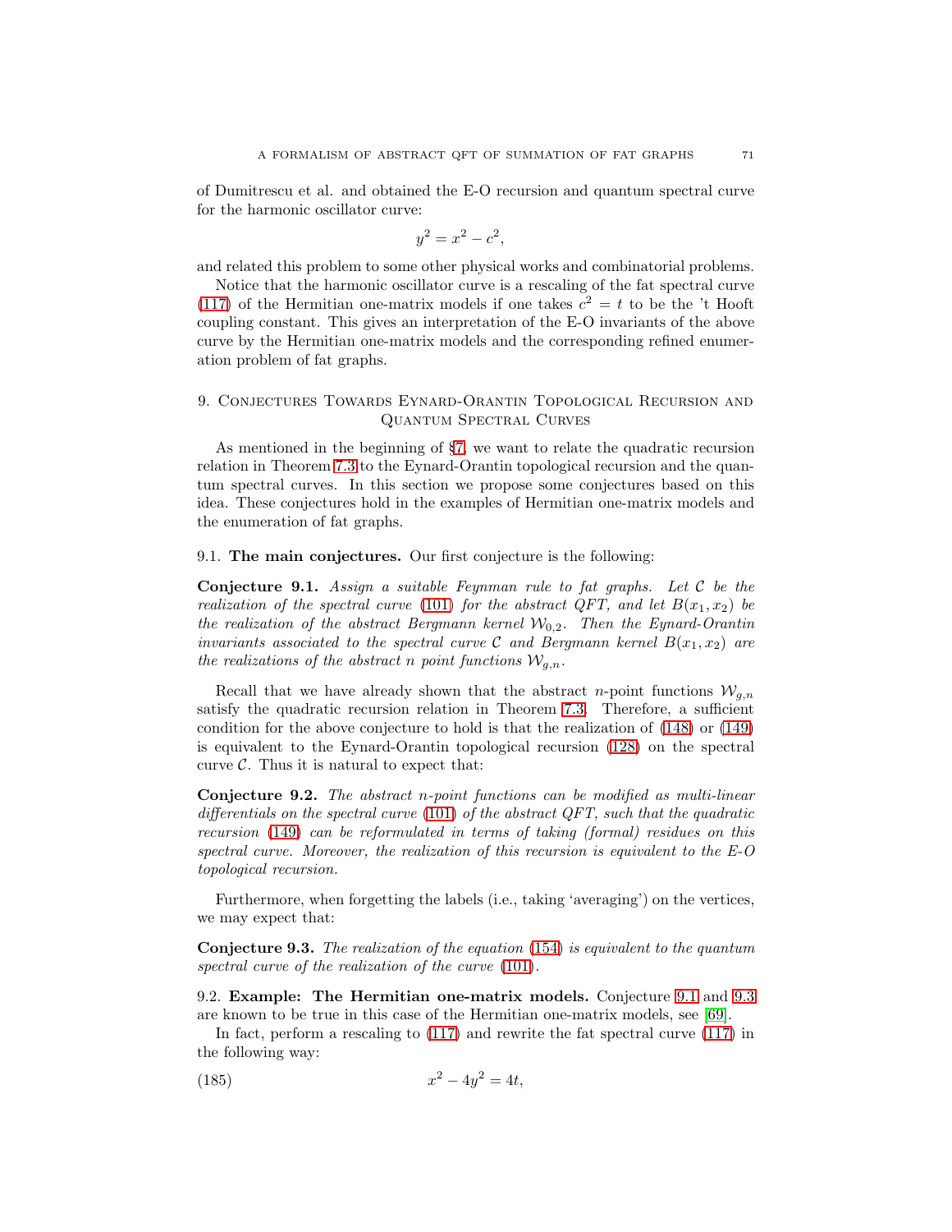of Dumitrescu et al. and obtained the E-O recursion and quantum spectral curve for the harmonic oscillator curve:

$$y^2 = x^2 - c^2,$$

and related this problem to some other physical works and combinatorial problems.

Notice that the harmonic oscillator curve is a rescaling of the fat spectral curve (117) of the Hermitian one-matrix models if one takes $c^2 = t$ to be the 't Hooft coupling constant. This gives an interpretation of the E-O invariants of the above curve by the Hermitian one-matrix models and the corresponding refined enumeration problem of fat graphs.

## 9. Conjectures Towards Eynard-Orantin Topological Recursion and Quantum Spectral Curves

As mentioned in the beginning of §7, we want to relate the quadratic recursion relation in Theorem 7.3 to the Eynard-Orantin topological recursion and the quantum spectral curves. In this section we propose some conjectures based on this idea. These conjectures hold in the examples of Hermitian one-matrix models and the enumeration of fat graphs.

### 9.1. The main conjectures.

Our first conjecture is the following:

**Conjecture 9.1.** *Assign a suitable Feynman rule to fat graphs. Let $\mathcal{C}$ be the realization of the spectral curve (101) for the abstract QFT, and let $B(x_1, x_2)$ be the realization of the abstract Bergmann kernel $\mathcal{W}_{0,2}$. Then the Eynard-Orantin invariants associated to the spectral curve $\mathcal{C}$ and Bergmann kernel $B(x_1, x_2)$ are the realizations of the abstract $n$ point functions $\mathcal{W}_{g,n}$.*

Recall that we have already shown that the abstract $n$-point functions $\mathcal{W}_{g,n}$ satisfy the quadratic recursion relation in Theorem 7.3. Therefore, a sufficient condition for the above conjecture to hold is that the realization of (148) or (149) is equivalent to the Eynard-Orantin topological recursion (128) on the spectral curve $\mathcal{C}$. Thus it is natural to expect that:

**Conjecture 9.2.** *The abstract $n$-point functions can be modified as multi-linear differentials on the spectral curve (101) of the abstract QFT, such that the quadratic recursion (149) can be reformulated in terms of taking (formal) residues on this spectral curve. Moreover, the realization of this recursion is equivalent to the E-O topological recursion.*

Furthermore, when forgetting the labels (i.e., taking 'averaging') on the vertices, we may expect that:

**Conjecture 9.3.** *The realization of the equation (154) is equivalent to the quantum spectral curve of the realization of the curve (101).*

### 9.2. Example: The Hermitian one-matrix models.

Conjecture 9.1 and 9.3 are known to be true in this case of the Hermitian one-matrix models, see [69].

In fact, perform a rescaling to (117) and rewrite the fat spectral curve (117) in the following way:

$$x^2 - 4y^2 = 4t, \tag{185}$$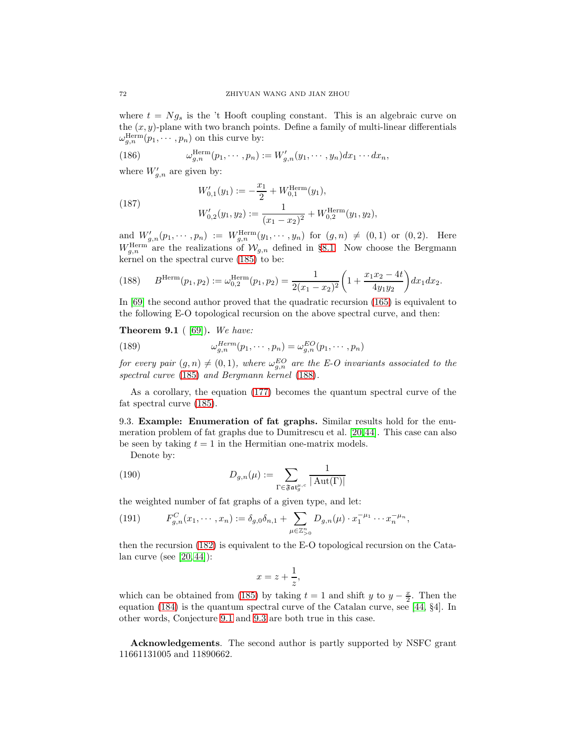where $t = Ng_s$ is the 't Hooft coupling constant. This is an algebraic curve on the $(x, y)$-plane with two branch points. Define a family of multi-linear differentials $\omega_{g,n}^{\text{Herm}}(p_1, \cdots, p_n)$ on this curve by:

$$\omega_{g,n}^{\text{Herm}}(p_1, \cdots, p_n) := W'_{g,n}(y_1, \cdots, y_n) dx_1 \cdots dx_n, \tag{186}$$

where $W'_{g,n}$ are given by:

$$\begin{aligned} W'_{0,1}(y_1) &:= -\frac{x_1}{2} + W_{0,1}^{\text{Herm}}(y_1), \\ W'_{0,2}(y_1, y_2) &:= \frac{1}{(x_1 - x_2)^2} + W_{0,2}^{\text{Herm}}(y_1, y_2), \end{aligned} \tag{187}$$

and $W'_{g,n}(p_1, \cdots, p_n) := W_{g,n}^{\text{Herm}}(y_1, \cdots, y_n)$ for $(g, n) \neq (0, 1)$ or $(0, 2)$. Here $W_{g,n}^{\text{Herm}}$ are the realizations of $\mathcal{W}_{g,n}$ defined in §8.1. Now choose the Bergmann kernel on the spectral curve (185) to be:

$$B^{\text{Herm}}(p_1, p_2) := \omega_{0,2}^{\text{Herm}}(p_1, p_2) = \frac{1}{2(x_1 - x_2)^2} \left( 1 + \frac{x_1 x_2 - 4t}{4 y_1 y_2} \right) dx_1 dx_2. \tag{188}$$

In [69] the second author proved that the quadratic recursion (165) is equivalent to the following E-O topological recursion on the above spectral curve, and then:

**Theorem 9.1** ( [69]). *We have:*

$$\omega_{g,n}^{Herm}(p_1, \cdots, p_n) = \omega_{g,n}^{EO}(p_1, \cdots, p_n) \tag{189}$$

*for every pair $(g, n) \neq (0, 1)$, where $\omega_{g,n}^{EO}$ are the E-O invariants associated to the spectral curve (185) and Bergmann kernel (188).*

As a corollary, the equation (177) becomes the quantum spectral curve of the fat spectral curve (185).

9.3. **Example: Enumeration of fat graphs.** Similar results hold for the enumeration problem of fat graphs due to Dumitrescu et al. [20,44]. This case can also be seen by taking $t = 1$ in the Hermitian one-matrix models.

Denote by:

$$D_{g,n}(\mu) := \sum_{\Gamma \in \mathfrak{Fat}_g^{\mu,c}} \frac{1}{|\operatorname{Aut}(\Gamma)|} \tag{190}$$

the weighted number of fat graphs of a given type, and let:

$$F_{g,n}^C(x_1, \cdots, x_n) := \delta_{g,0}\delta_{n,1} + \sum_{\mu \in \mathbb{Z}_{>0}^n} D_{g,n}(\mu) \cdot x_1^{-\mu_1} \cdots x_n^{-\mu_n}, \tag{191}$$

then the recursion (182) is equivalent to the E-O topological recursion on the Catalan curve (see [20,44]):

$$x = z + \frac{1}{z},$$

which can be obtained from (185) by taking $t = 1$ and shift $y$ to $y - \frac{x}{2}$. Then the equation (184) is the quantum spectral curve of the Catalan curve, see [44, §4]. In other words, Conjecture 9.1 and 9.3 are both true in this case.

**Acknowledgements**. The second author is partly supported by NSFC grant 11661131005 and 11890662.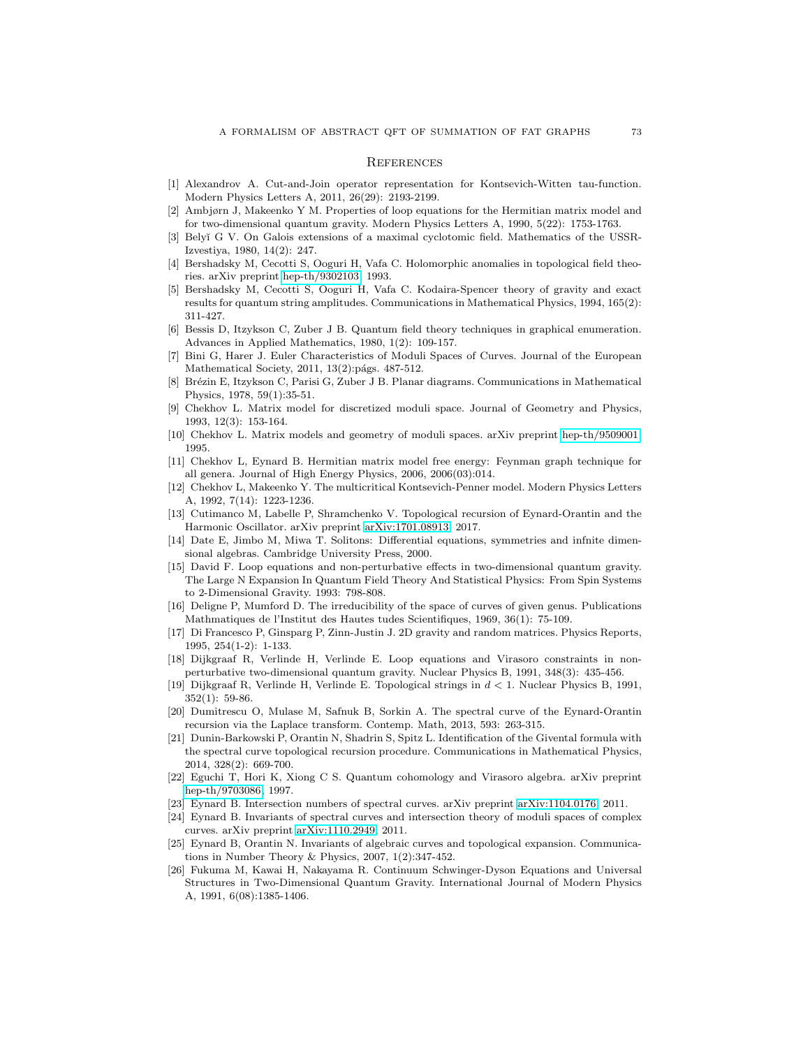## References

[1] Alexandrov A. Cut-and-Join operator representation for Kontsevich-Witten tau-function. Modern Physics Letters A, 2011, 26(29): 2193-2199.

[2] Ambjørn J, Makeenko Y M. Properties of loop equations for the Hermitian matrix model and for two-dimensional quantum gravity. Modern Physics Letters A, 1990, 5(22): 1753-1763.

[3] Belyĭ G V. On Galois extensions of a maximal cyclotomic field. Mathematics of the USSR-Izvestiya, 1980, 14(2): 247.

[4] Bershadsky M, Cecotti S, Ooguri H, Vafa C. Holomorphic anomalies in topological field theories. arXiv preprint hep-th/9302103, 1993.

[5] Bershadsky M, Cecotti S, Ooguri H, Vafa C. Kodaira-Spencer theory of gravity and exact results for quantum string amplitudes. Communications in Mathematical Physics, 1994, 165(2): 311-427.

[6] Bessis D, Itzykson C, Zuber J B. Quantum field theory techniques in graphical enumeration. Advances in Applied Mathematics, 1980, 1(2): 109-157.

[7] Bini G, Harer J. Euler Characteristics of Moduli Spaces of Curves. Journal of the European Mathematical Society, 2011, 13(2):págs. 487-512.

[8] Brézin E, Itzykson C, Parisi G, Zuber J B. Planar diagrams. Communications in Mathematical Physics, 1978, 59(1):35-51.

[9] Chekhov L. Matrix model for discretized moduli space. Journal of Geometry and Physics, 1993, 12(3): 153-164.

[10] Chekhov L. Matrix models and geometry of moduli spaces. arXiv preprint hep-th/9509001, 1995.

[11] Chekhov L, Eynard B. Hermitian matrix model free energy: Feynman graph technique for all genera. Journal of High Energy Physics, 2006, 2006(03):014.

[12] Chekhov L, Makeenko Y. The multicritical Kontsevich-Penner model. Modern Physics Letters A, 1992, 7(14): 1223-1236.

[13] Cutimanco M, Labelle P, Shramchenko V. Topological recursion of Eynard-Orantin and the Harmonic Oscillator. arXiv preprint arXiv:1701.08913, 2017.

[14] Date E, Jimbo M, Miwa T. Solitons: Differential equations, symmetries and infnite dimensional algebras. Cambridge University Press, 2000.

[15] David F. Loop equations and non-perturbative effects in two-dimensional quantum gravity. The Large N Expansion In Quantum Field Theory And Statistical Physics: From Spin Systems to 2-Dimensional Gravity. 1993: 798-808.

[16] Deligne P, Mumford D. The irreducibility of the space of curves of given genus. Publications Mathmatiques de l'Institut des Hautes tudes Scientifiques, 1969, 36(1): 75-109.

[17] Di Francesco P, Ginsparg P, Zinn-Justin J. 2D gravity and random matrices. Physics Reports, 1995, 254(1-2): 1-133.

[18] Dijkgraaf R, Verlinde H, Verlinde E. Loop equations and Virasoro constraints in non-perturbative two-dimensional quantum gravity. Nuclear Physics B, 1991, 348(3): 435-456.

[19] Dijkgraaf R, Verlinde H, Verlinde E. Topological strings in $d < 1$. Nuclear Physics B, 1991, 352(1): 59-86.

[20] Dumitrescu O, Mulase M, Safnuk B, Sorkin A. The spectral curve of the Eynard-Orantin recursion via the Laplace transform. Contemp. Math, 2013, 593: 263-315.

[21] Dunin-Barkowski P, Orantin N, Shadrin S, Spitz L. Identification of the Givental formula with the spectral curve topological recursion procedure. Communications in Mathematical Physics, 2014, 328(2): 669-700.

[22] Eguchi T, Hori K, Xiong C S. Quantum cohomology and Virasoro algebra. arXiv preprint hep-th/9703086, 1997.

[23] Eynard B. Intersection numbers of spectral curves. arXiv preprint arXiv:1104.0176, 2011.

[24] Eynard B. Invariants of spectral curves and intersection theory of moduli spaces of complex curves. arXiv preprint arXiv:1110.2949, 2011.

[25] Eynard B, Orantin N. Invariants of algebraic curves and topological expansion. Communications in Number Theory & Physics, 2007, 1(2):347-452.

[26] Fukuma M, Kawai H, Nakayama R. Continuum Schwinger-Dyson Equations and Universal Structures in Two-Dimensional Quantum Gravity. International Journal of Modern Physics A, 1991, 6(08):1385-1406.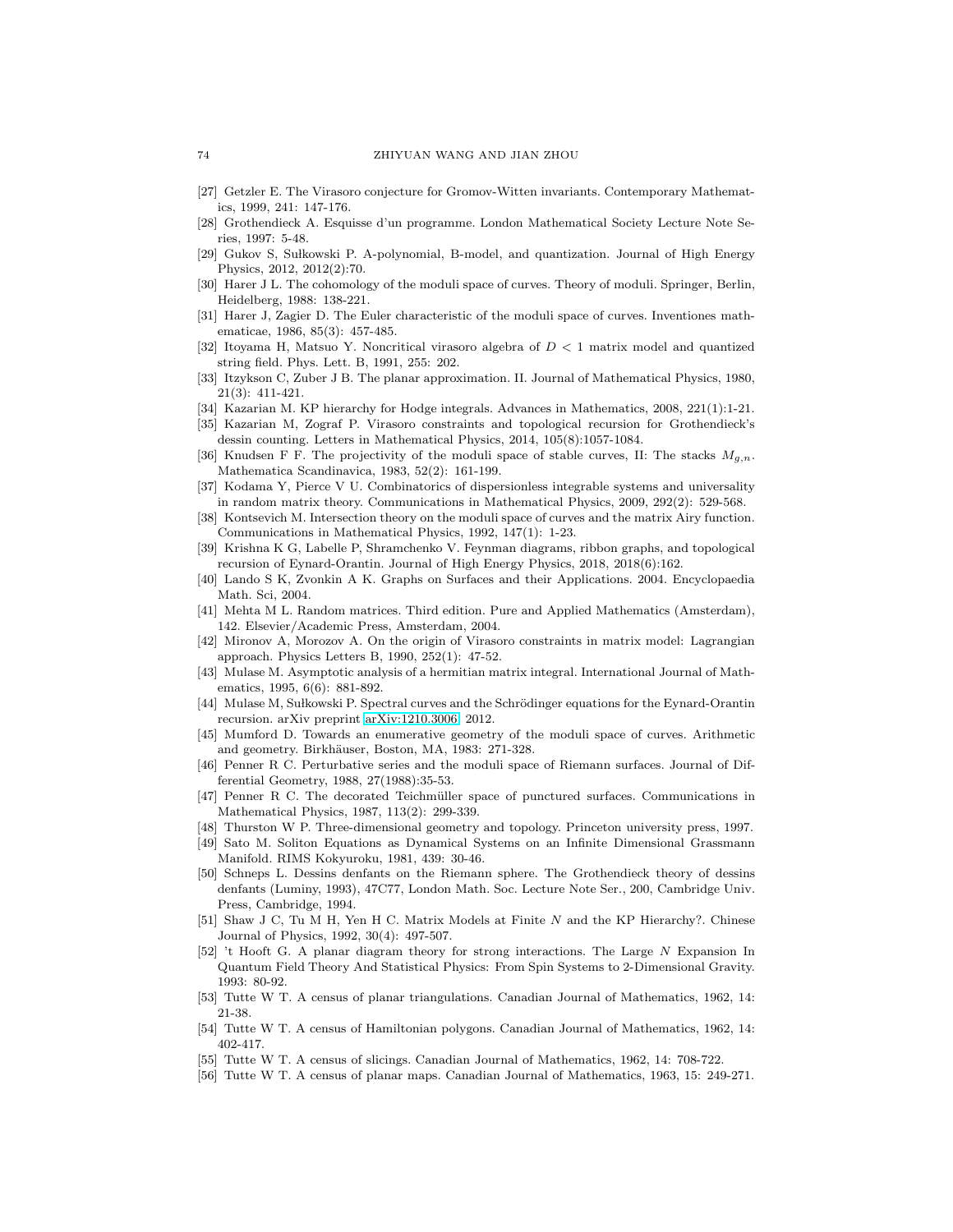[27] Getzler E. The Virasoro conjecture for Gromov-Witten invariants. Contemporary Mathematics, 1999, 241: 147-176.

[28] Grothendieck A. Esquisse d'un programme. London Mathematical Society Lecture Note Series, 1997: 5-48.

[29] Gukov S, Sułkowski P. A-polynomial, B-model, and quantization. Journal of High Energy Physics, 2012, 2012(2):70.

[30] Harer J L. The cohomology of the moduli space of curves. Theory of moduli. Springer, Berlin, Heidelberg, 1988: 138-221.

[31] Harer J, Zagier D. The Euler characteristic of the moduli space of curves. Inventiones mathematicae, 1986, 85(3): 457-485.

[32] Itoyama H, Matsuo Y. Noncritical virasoro algebra of $D < 1$ matrix model and quantized string field. Phys. Lett. B, 1991, 255: 202.

[33] Itzykson C, Zuber J B. The planar approximation. II. Journal of Mathematical Physics, 1980, 21(3): 411-421.

[34] Kazarian M. KP hierarchy for Hodge integrals. Advances in Mathematics, 2008, 221(1):1-21.

[35] Kazarian M, Zograf P. Virasoro constraints and topological recursion for Grothendieck's dessin counting. Letters in Mathematical Physics, 2014, 105(8):1057-1084.

[36] Knudsen F F. The projectivity of the moduli space of stable curves, II: The stacks $M_{g,n}$. Mathematica Scandinavica, 1983, 52(2): 161-199.

[37] Kodama Y, Pierce V U. Combinatorics of dispersionless integrable systems and universality in random matrix theory. Communications in Mathematical Physics, 2009, 292(2): 529-568.

[38] Kontsevich M. Intersection theory on the moduli space of curves and the matrix Airy function. Communications in Mathematical Physics, 1992, 147(1): 1-23.

[39] Krishna K G, Labelle P, Shramchenko V. Feynman diagrams, ribbon graphs, and topological recursion of Eynard-Orantin. Journal of High Energy Physics, 2018, 2018(6):162.

[40] Lando S K, Zvonkin A K. Graphs on Surfaces and their Applications. 2004. Encyclopaedia Math. Sci, 2004.

[41] Mehta M L. Random matrices. Third edition. Pure and Applied Mathematics (Amsterdam), 142. Elsevier/Academic Press, Amsterdam, 2004.

[42] Mironov A, Morozov A. On the origin of Virasoro constraints in matrix model: Lagrangian approach. Physics Letters B, 1990, 252(1): 47-52.

[43] Mulase M. Asymptotic analysis of a hermitian matrix integral. International Journal of Mathematics, 1995, 6(6): 881-892.

[44] Mulase M, Sułkowski P. Spectral curves and the Schrödinger equations for the Eynard-Orantin recursion. arXiv preprint arXiv:1210.3006, 2012.

[45] Mumford D. Towards an enumerative geometry of the moduli space of curves. Arithmetic and geometry. Birkhäuser, Boston, MA, 1983: 271-328.

[46] Penner R C. Perturbative series and the moduli space of Riemann surfaces. Journal of Differential Geometry, 1988, 27(1988):35-53.

[47] Penner R C. The decorated Teichmüller space of punctured surfaces. Communications in Mathematical Physics, 1987, 113(2): 299-339.

[48] Thurston W P. Three-dimensional geometry and topology. Princeton university press, 1997.

[49] Sato M. Soliton Equations as Dynamical Systems on an Infinite Dimensional Grassmann Manifold. RIMS Kokyuroku, 1981, 439: 30-46.

[50] Schneps L. Dessins denfants on the Riemann sphere. The Grothendieck theory of dessins denfants (Luminy, 1993), 47C77, London Math. Soc. Lecture Note Ser., 200, Cambridge Univ. Press, Cambridge, 1994.

[51] Shaw J C, Tu M H, Yen H C. Matrix Models at Finite $N$ and the KP Hierarchy?. Chinese Journal of Physics, 1992, 30(4): 497-507.

[52] 't Hooft G. A planar diagram theory for strong interactions. The Large $N$ Expansion In Quantum Field Theory And Statistical Physics: From Spin Systems to 2-Dimensional Gravity. 1993: 80-92.

[53] Tutte W T. A census of planar triangulations. Canadian Journal of Mathematics, 1962, 14: 21-38.

[54] Tutte W T. A census of Hamiltonian polygons. Canadian Journal of Mathematics, 1962, 14: 402-417.

[55] Tutte W T. A census of slicings. Canadian Journal of Mathematics, 1962, 14: 708-722.

[56] Tutte W T. A census of planar maps. Canadian Journal of Mathematics, 1963, 15: 249-271.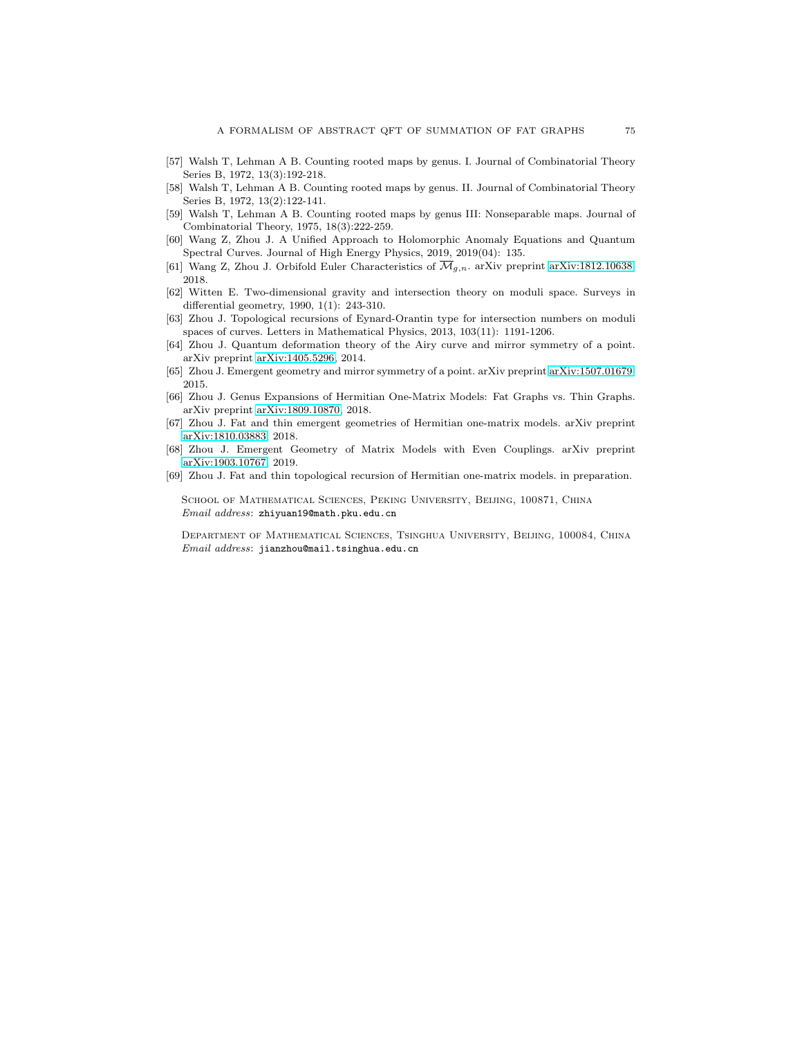[57] Walsh T, Lehman A B. Counting rooted maps by genus. I. Journal of Combinatorial Theory Series B, 1972, 13(3):192-218.

[58] Walsh T, Lehman A B. Counting rooted maps by genus. II. Journal of Combinatorial Theory Series B, 1972, 13(2):122-141.

[59] Walsh T, Lehman A B. Counting rooted maps by genus III: Nonseparable maps. Journal of Combinatorial Theory, 1975, 18(3):222-259.

[60] Wang Z, Zhou J. A Unified Approach to Holomorphic Anomaly Equations and Quantum Spectral Curves. Journal of High Energy Physics, 2019, 2019(04): 135.

[61] Wang Z, Zhou J. Orbifold Euler Characteristics of $\overline{\mathcal{M}}_{g,n}$. arXiv preprint arXiv:1812.10638, 2018.

[62] Witten E. Two-dimensional gravity and intersection theory on moduli space. Surveys in differential geometry, 1990, 1(1): 243-310.

[63] Zhou J. Topological recursions of Eynard-Orantin type for intersection numbers on moduli spaces of curves. Letters in Mathematical Physics, 2013, 103(11): 1191-1206.

[64] Zhou J. Quantum deformation theory of the Airy curve and mirror symmetry of a point. arXiv preprint arXiv:1405.5296, 2014.

[65] Zhou J. Emergent geometry and mirror symmetry of a point. arXiv preprint arXiv:1507.01679, 2015.

[66] Zhou J. Genus Expansions of Hermitian One-Matrix Models: Fat Graphs vs. Thin Graphs. arXiv preprint arXiv:1809.10870, 2018.

[67] Zhou J. Fat and thin emergent geometries of Hermitian one-matrix models. arXiv preprint arXiv:1810.03883, 2018.

[68] Zhou J. Emergent Geometry of Matrix Models with Even Couplings. arXiv preprint arXiv:1903.10767, 2019.

[69] Zhou J. Fat and thin topological recursion of Hermitian one-matrix models. in preparation.

School of Mathematical Sciences, Peking University, Beijing, 100871, China
*Email address*: zhiyuan19@math.pku.edu.cn

Department of Mathematical Sciences, Tsinghua University, Beijing, 100084, China
*Email address*: jianzhou@mail.tsinghua.edu.cn